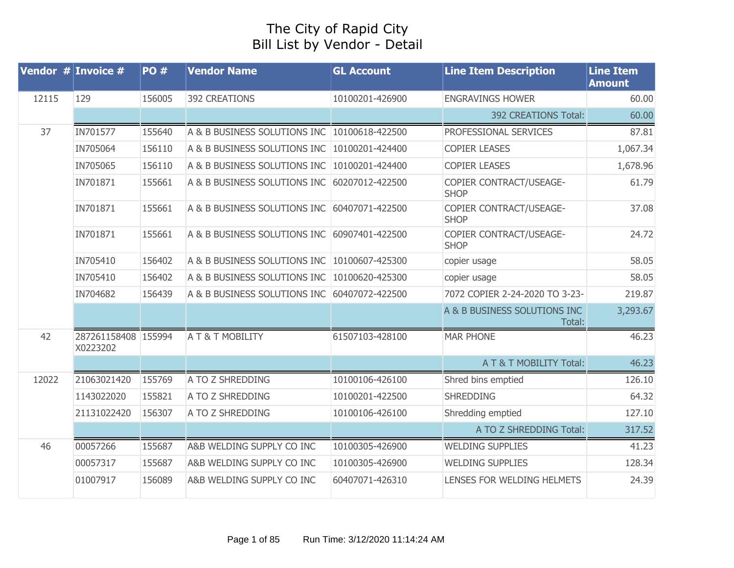# The City of Rapid City
## Bill List by Vendor - Detail

| Vendor # | Invoice # | PO # | Vendor Name | GL Account | Line Item Description | Line Item Amount |
|---|---|---|---|---|---|---|
| 12115 | 129 | 156005 | 392 CREATIONS | 10100201-426900 | ENGRAVINGS HOWER | 60.00 |
| | | | | | 392 CREATIONS Total: | 60.00 |
| 37 | IN701577 | 155640 | A & B BUSINESS SOLUTIONS INC | 10100618-422500 | PROFESSIONAL SERVICES | 87.81 |
| | IN705064 | 156110 | A & B BUSINESS SOLUTIONS INC | 10100201-424400 | COPIER LEASES | 1,067.34 |
| | IN705065 | 156110 | A & B BUSINESS SOLUTIONS INC | 10100201-424400 | COPIER LEASES | 1,678.96 |
| | IN701871 | 155661 | A & B BUSINESS SOLUTIONS INC | 60207012-422500 | COPIER CONTRACT/USEAGE-SHOP | 61.79 |
| | IN701871 | 155661 | A & B BUSINESS SOLUTIONS INC | 60407071-422500 | COPIER CONTRACT/USEAGE-SHOP | 37.08 |
| | IN701871 | 155661 | A & B BUSINESS SOLUTIONS INC | 60907401-422500 | COPIER CONTRACT/USEAGE-SHOP | 24.72 |
| | IN705410 | 156402 | A & B BUSINESS SOLUTIONS INC | 10100607-425300 | copier usage | 58.05 |
| | IN705410 | 156402 | A & B BUSINESS SOLUTIONS INC | 10100620-425300 | copier usage | 58.05 |
| | IN704682 | 156439 | A & B BUSINESS SOLUTIONS INC | 60407072-422500 | 7072 COPIER 2-24-2020 TO 3-23- | 219.87 |
| | | | | | A & B BUSINESS SOLUTIONS INC Total: | 3,293.67 |
| 42 | 287261158408 X0223202 | 155994 | A T & T MOBILITY | 61507103-428100 | MAR PHONE | 46.23 |
| | | | | | A T & T MOBILITY Total: | 46.23 |
| 12022 | 21063021420 | 155769 | A TO Z SHREDDING | 10100106-426100 | Shred bins emptied | 126.10 |
| | 1143022020 | 155821 | A TO Z SHREDDING | 10100201-422500 | SHREDDING | 64.32 |
| | 21131022420 | 156307 | A TO Z SHREDDING | 10100106-426100 | Shredding emptied | 127.10 |
| | | | | | A TO Z SHREDDING Total: | 317.52 |
| 46 | 00057266 | 155687 | A&B WELDING SUPPLY CO INC | 10100305-426900 | WELDING SUPPLIES | 41.23 |
| | 00057317 | 155687 | A&B WELDING SUPPLY CO INC | 10100305-426900 | WELDING SUPPLIES | 128.34 |
| | 01007917 | 156089 | A&B WELDING SUPPLY CO INC | 60407071-426310 | LENSES FOR WELDING HELMETS | 24.39 |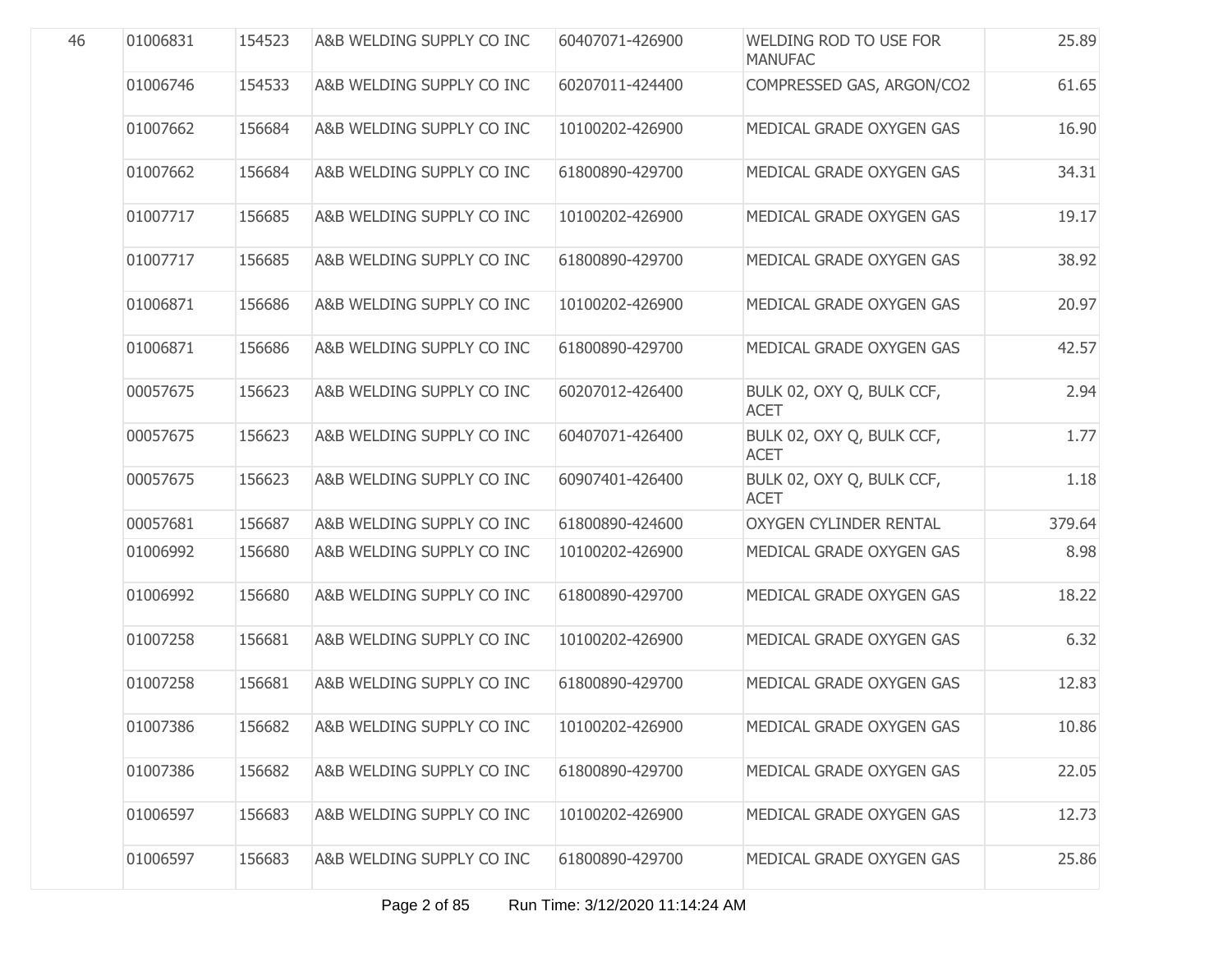| | | | | | | |
|---|---|---|---|---|---|---|
| 46 | 01006831 | 154523 | A&B WELDING SUPPLY CO INC | 60407071-426900 | WELDING ROD TO USE FOR MANUFAC | 25.89 |
| | 01006746 | 154533 | A&B WELDING SUPPLY CO INC | 60207011-424400 | COMPRESSED GAS, ARGON/CO2 | 61.65 |
| | 01007662 | 156684 | A&B WELDING SUPPLY CO INC | 10100202-426900 | MEDICAL GRADE OXYGEN GAS | 16.90 |
| | 01007662 | 156684 | A&B WELDING SUPPLY CO INC | 61800890-429700 | MEDICAL GRADE OXYGEN GAS | 34.31 |
| | 01007717 | 156685 | A&B WELDING SUPPLY CO INC | 10100202-426900 | MEDICAL GRADE OXYGEN GAS | 19.17 |
| | 01007717 | 156685 | A&B WELDING SUPPLY CO INC | 61800890-429700 | MEDICAL GRADE OXYGEN GAS | 38.92 |
| | 01006871 | 156686 | A&B WELDING SUPPLY CO INC | 10100202-426900 | MEDICAL GRADE OXYGEN GAS | 20.97 |
| | 01006871 | 156686 | A&B WELDING SUPPLY CO INC | 61800890-429700 | MEDICAL GRADE OXYGEN GAS | 42.57 |
| | 00057675 | 156623 | A&B WELDING SUPPLY CO INC | 60207012-426400 | BULK 02, OXY Q, BULK CCF, ACET | 2.94 |
| | 00057675 | 156623 | A&B WELDING SUPPLY CO INC | 60407071-426400 | BULK 02, OXY Q, BULK CCF, ACET | 1.77 |
| | 00057675 | 156623 | A&B WELDING SUPPLY CO INC | 60907401-426400 | BULK 02, OXY Q, BULK CCF, ACET | 1.18 |
| | 00057681 | 156687 | A&B WELDING SUPPLY CO INC | 61800890-424600 | OXYGEN CYLINDER RENTAL | 379.64 |
| | 01006992 | 156680 | A&B WELDING SUPPLY CO INC | 10100202-426900 | MEDICAL GRADE OXYGEN GAS | 8.98 |
| | 01006992 | 156680 | A&B WELDING SUPPLY CO INC | 61800890-429700 | MEDICAL GRADE OXYGEN GAS | 18.22 |
| | 01007258 | 156681 | A&B WELDING SUPPLY CO INC | 10100202-426900 | MEDICAL GRADE OXYGEN GAS | 6.32 |
| | 01007258 | 156681 | A&B WELDING SUPPLY CO INC | 61800890-429700 | MEDICAL GRADE OXYGEN GAS | 12.83 |
| | 01007386 | 156682 | A&B WELDING SUPPLY CO INC | 10100202-426900 | MEDICAL GRADE OXYGEN GAS | 10.86 |
| | 01007386 | 156682 | A&B WELDING SUPPLY CO INC | 61800890-429700 | MEDICAL GRADE OXYGEN GAS | 22.05 |
| | 01006597 | 156683 | A&B WELDING SUPPLY CO INC | 10100202-426900 | MEDICAL GRADE OXYGEN GAS | 12.73 |
| | 01006597 | 156683 | A&B WELDING SUPPLY CO INC | 61800890-429700 | MEDICAL GRADE OXYGEN GAS | 25.86 |

Run Time: 3/12/2020 11:14:24 AM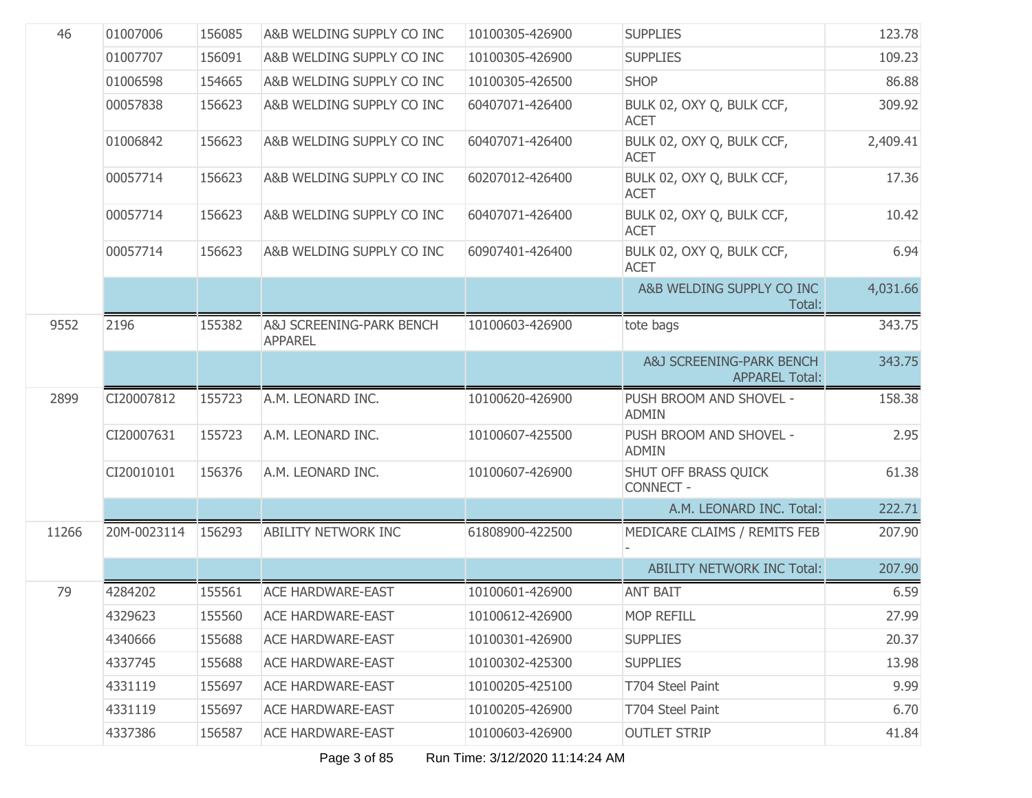| | | | | | | |
|---|---|---|---|---|---|---|
| 46 | 01007006 | 156085 | A&B WELDING SUPPLY CO INC | 10100305-426900 | SUPPLIES | 123.78 |
| | 01007707 | 156091 | A&B WELDING SUPPLY CO INC | 10100305-426900 | SUPPLIES | 109.23 |
| | 01006598 | 154665 | A&B WELDING SUPPLY CO INC | 10100305-426500 | SHOP | 86.88 |
| | 00057838 | 156623 | A&B WELDING SUPPLY CO INC | 60407071-426400 | BULK 02, OXY Q, BULK CCF, ACET | 309.92 |
| | 01006842 | 156623 | A&B WELDING SUPPLY CO INC | 60407071-426400 | BULK 02, OXY Q, BULK CCF, ACET | 2,409.41 |
| | 00057714 | 156623 | A&B WELDING SUPPLY CO INC | 60207012-426400 | BULK 02, OXY Q, BULK CCF, ACET | 17.36 |
| | 00057714 | 156623 | A&B WELDING SUPPLY CO INC | 60407071-426400 | BULK 02, OXY Q, BULK CCF, ACET | 10.42 |
| | 00057714 | 156623 | A&B WELDING SUPPLY CO INC | 60907401-426400 | BULK 02, OXY Q, BULK CCF, ACET | 6.94 |
| | | | | | A&B WELDING SUPPLY CO INC Total: | 4,031.66 |
| 9552 | 2196 | 155382 | A&J SCREENING-PARK BENCH APPAREL | 10100603-426900 | tote bags | 343.75 |
| | | | | | A&J SCREENING-PARK BENCH APPAREL Total: | 343.75 |
| 2899 | CI20007812 | 155723 | A.M. LEONARD INC. | 10100620-426900 | PUSH BROOM AND SHOVEL - ADMIN | 158.38 |
| | CI20007631 | 155723 | A.M. LEONARD INC. | 10100607-425500 | PUSH BROOM AND SHOVEL - ADMIN | 2.95 |
| | CI20010101 | 156376 | A.M. LEONARD INC. | 10100607-426900 | SHUT OFF BRASS QUICK CONNECT - | 61.38 |
| | | | | | A.M. LEONARD INC. Total: | 222.71 |
| 11266 | 20M-0023114 | 156293 | ABILITY NETWORK INC | 61808900-422500 | MEDICARE CLAIMS / REMITS FEB - | 207.90 |
| | | | | | ABILITY NETWORK INC Total: | 207.90 |
| 79 | 4284202 | 155561 | ACE HARDWARE-EAST | 10100601-426900 | ANT BAIT | 6.59 |
| | 4329623 | 155560 | ACE HARDWARE-EAST | 10100612-426900 | MOP REFILL | 27.99 |
| | 4340666 | 155688 | ACE HARDWARE-EAST | 10100301-426900 | SUPPLIES | 20.37 |
| | 4337745 | 155688 | ACE HARDWARE-EAST | 10100302-425300 | SUPPLIES | 13.98 |
| | 4331119 | 155697 | ACE HARDWARE-EAST | 10100205-425100 | T704 Steel Paint | 9.99 |
| | 4331119 | 155697 | ACE HARDWARE-EAST | 10100205-426900 | T704 Steel Paint | 6.70 |
| | 4337386 | 156587 | ACE HARDWARE-EAST | 10100603-426900 | OUTLET STRIP | 41.84 |

Run Time: 3/12/2020 11:14:24 AM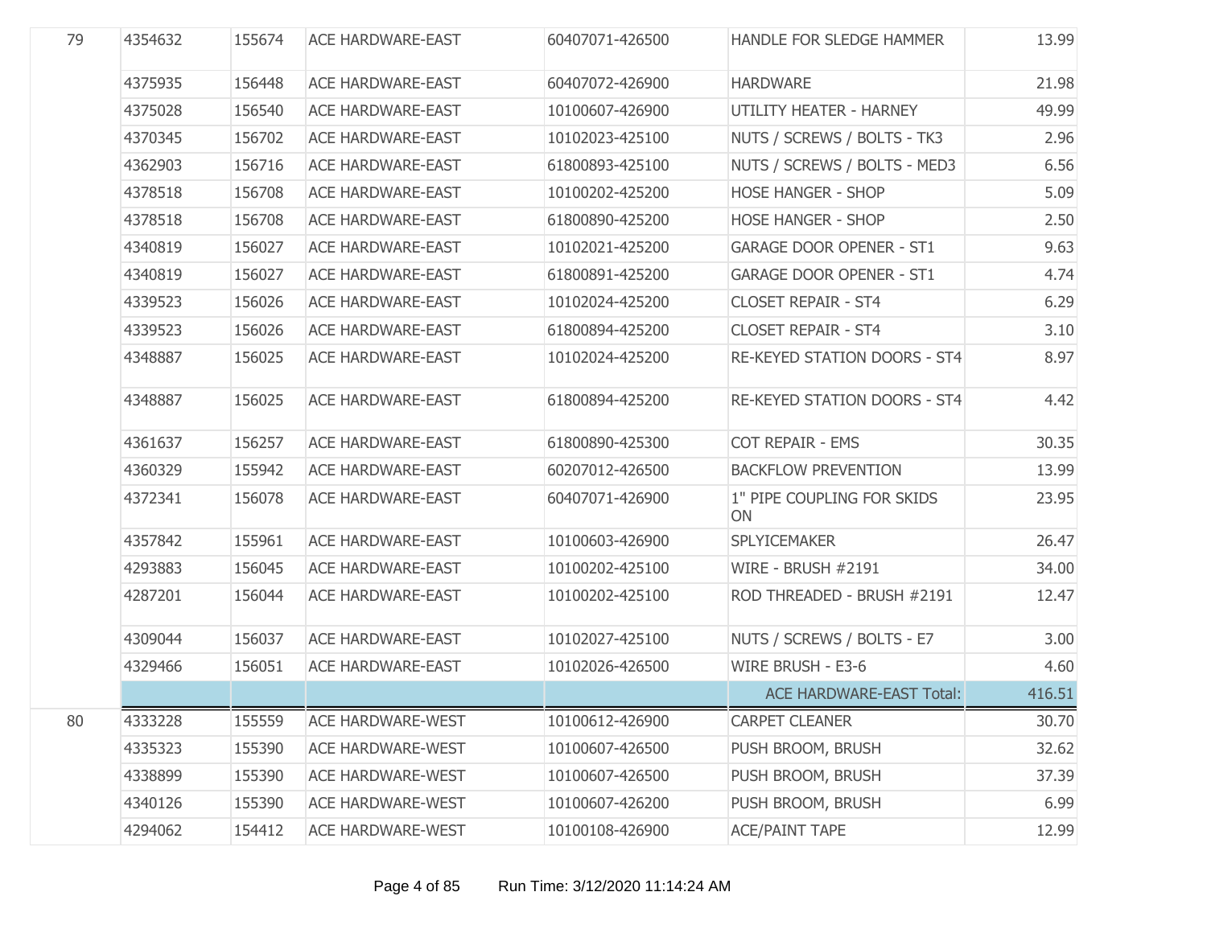| | | | | | | |
|---|---|---|---|---|---|---|
| 79 | 4354632 | 155674 | ACE HARDWARE-EAST | 60407071-426500 | HANDLE FOR SLEDGE HAMMER | 13.99 |
| | 4375935 | 156448 | ACE HARDWARE-EAST | 60407072-426900 | HARDWARE | 21.98 |
| | 4375028 | 156540 | ACE HARDWARE-EAST | 10100607-426900 | UTILITY HEATER - HARNEY | 49.99 |
| | 4370345 | 156702 | ACE HARDWARE-EAST | 10102023-425100 | NUTS / SCREWS / BOLTS - TK3 | 2.96 |
| | 4362903 | 156716 | ACE HARDWARE-EAST | 61800893-425100 | NUTS / SCREWS / BOLTS - MED3 | 6.56 |
| | 4378518 | 156708 | ACE HARDWARE-EAST | 10100202-425200 | HOSE HANGER - SHOP | 5.09 |
| | 4378518 | 156708 | ACE HARDWARE-EAST | 61800890-425200 | HOSE HANGER - SHOP | 2.50 |
| | 4340819 | 156027 | ACE HARDWARE-EAST | 10102021-425200 | GARAGE DOOR OPENER - ST1 | 9.63 |
| | 4340819 | 156027 | ACE HARDWARE-EAST | 61800891-425200 | GARAGE DOOR OPENER - ST1 | 4.74 |
| | 4339523 | 156026 | ACE HARDWARE-EAST | 10102024-425200 | CLOSET REPAIR - ST4 | 6.29 |
| | 4339523 | 156026 | ACE HARDWARE-EAST | 61800894-425200 | CLOSET REPAIR - ST4 | 3.10 |
| | 4348887 | 156025 | ACE HARDWARE-EAST | 10102024-425200 | RE-KEYED STATION DOORS - ST4 | 8.97 |
| | 4348887 | 156025 | ACE HARDWARE-EAST | 61800894-425200 | RE-KEYED STATION DOORS - ST4 | 4.42 |
| | 4361637 | 156257 | ACE HARDWARE-EAST | 61800890-425300 | COT REPAIR - EMS | 30.35 |
| | 4360329 | 155942 | ACE HARDWARE-EAST | 60207012-426500 | BACKFLOW PREVENTION | 13.99 |
| | 4372341 | 156078 | ACE HARDWARE-EAST | 60407071-426900 | 1" PIPE COUPLING FOR SKIDS ON | 23.95 |
| | 4357842 | 155961 | ACE HARDWARE-EAST | 10100603-426900 | SPLYICEMAKER | 26.47 |
| | 4293883 | 156045 | ACE HARDWARE-EAST | 10100202-425100 | WIRE - BRUSH #2191 | 34.00 |
| | 4287201 | 156044 | ACE HARDWARE-EAST | 10100202-425100 | ROD THREADED - BRUSH #2191 | 12.47 |
| | 4309044 | 156037 | ACE HARDWARE-EAST | 10102027-425100 | NUTS / SCREWS / BOLTS - E7 | 3.00 |
| | 4329466 | 156051 | ACE HARDWARE-EAST | 10102026-426500 | WIRE BRUSH - E3-6 | 4.60 |
| | | | | | ACE HARDWARE-EAST Total: | 416.51 |
| 80 | 4333228 | 155559 | ACE HARDWARE-WEST | 10100612-426900 | CARPET CLEANER | 30.70 |
| | 4335323 | 155390 | ACE HARDWARE-WEST | 10100607-426500 | PUSH BROOM, BRUSH | 32.62 |
| | 4338899 | 155390 | ACE HARDWARE-WEST | 10100607-426500 | PUSH BROOM, BRUSH | 37.39 |
| | 4340126 | 155390 | ACE HARDWARE-WEST | 10100607-426200 | PUSH BROOM, BRUSH | 6.99 |
| | 4294062 | 154412 | ACE HARDWARE-WEST | 10100108-426900 | ACE/PAINT TAPE | 12.99 |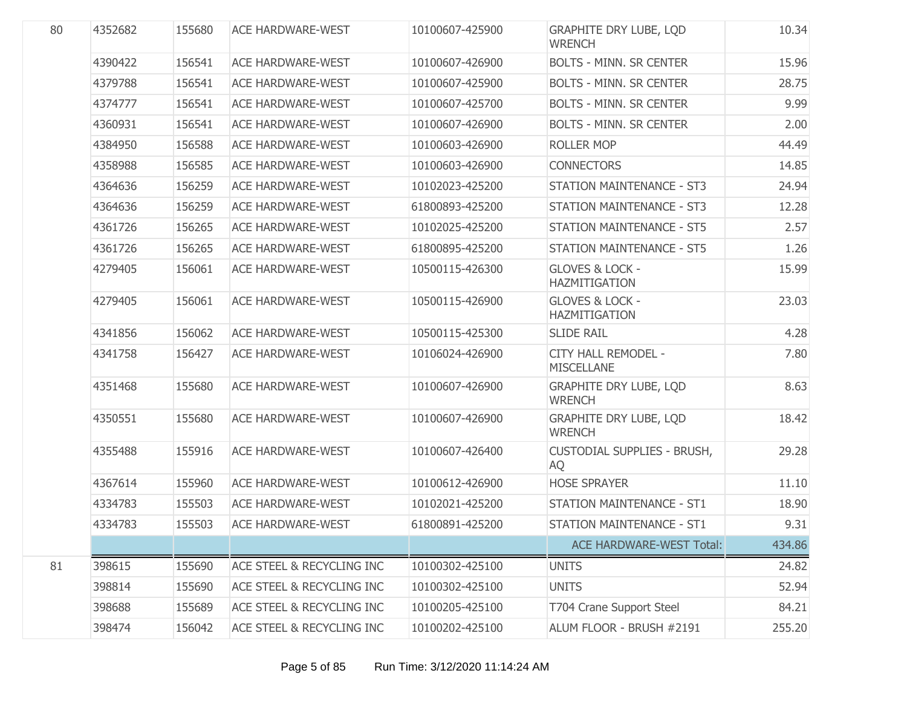| | | | | | | |
|---|---|---|---|---|---|---|
| 80 | 4352682 | 155680 | ACE HARDWARE-WEST | 10100607-425900 | GRAPHITE DRY LUBE, LQD WRENCH | 10.34 |
| | 4390422 | 156541 | ACE HARDWARE-WEST | 10100607-426900 | BOLTS - MINN. SR CENTER | 15.96 |
| | 4379788 | 156541 | ACE HARDWARE-WEST | 10100607-425900 | BOLTS - MINN. SR CENTER | 28.75 |
| | 4374777 | 156541 | ACE HARDWARE-WEST | 10100607-425700 | BOLTS - MINN. SR CENTER | 9.99 |
| | 4360931 | 156541 | ACE HARDWARE-WEST | 10100607-426900 | BOLTS - MINN. SR CENTER | 2.00 |
| | 4384950 | 156588 | ACE HARDWARE-WEST | 10100603-426900 | ROLLER MOP | 44.49 |
| | 4358988 | 156585 | ACE HARDWARE-WEST | 10100603-426900 | CONNECTORS | 14.85 |
| | 4364636 | 156259 | ACE HARDWARE-WEST | 10102023-425200 | STATION MAINTENANCE - ST3 | 24.94 |
| | 4364636 | 156259 | ACE HARDWARE-WEST | 61800893-425200 | STATION MAINTENANCE - ST3 | 12.28 |
| | 4361726 | 156265 | ACE HARDWARE-WEST | 10102025-425200 | STATION MAINTENANCE - ST5 | 2.57 |
| | 4361726 | 156265 | ACE HARDWARE-WEST | 61800895-425200 | STATION MAINTENANCE - ST5 | 1.26 |
| | 4279405 | 156061 | ACE HARDWARE-WEST | 10500115-426300 | GLOVES & LOCK - HAZMITIGATION | 15.99 |
| | 4279405 | 156061 | ACE HARDWARE-WEST | 10500115-426900 | GLOVES & LOCK - HAZMITIGATION | 23.03 |
| | 4341856 | 156062 | ACE HARDWARE-WEST | 10500115-425300 | SLIDE RAIL | 4.28 |
| | 4341758 | 156427 | ACE HARDWARE-WEST | 10106024-426900 | CITY HALL REMODEL - MISCELLANE | 7.80 |
| | 4351468 | 155680 | ACE HARDWARE-WEST | 10100607-426900 | GRAPHITE DRY LUBE, LQD WRENCH | 8.63 |
| | 4350551 | 155680 | ACE HARDWARE-WEST | 10100607-426900 | GRAPHITE DRY LUBE, LQD WRENCH | 18.42 |
| | 4355488 | 155916 | ACE HARDWARE-WEST | 10100607-426400 | CUSTODIAL SUPPLIES - BRUSH, AQ | 29.28 |
| | 4367614 | 155960 | ACE HARDWARE-WEST | 10100612-426900 | HOSE SPRAYER | 11.10 |
| | 4334783 | 155503 | ACE HARDWARE-WEST | 10102021-425200 | STATION MAINTENANCE - ST1 | 18.90 |
| | 4334783 | 155503 | ACE HARDWARE-WEST | 61800891-425200 | STATION MAINTENANCE - ST1 | 9.31 |
| | | | | | ACE HARDWARE-WEST Total: | 434.86 |
| 81 | 398615 | 155690 | ACE STEEL & RECYCLING INC | 10100302-425100 | UNITS | 24.82 |
| | 398814 | 155690 | ACE STEEL & RECYCLING INC | 10100302-425100 | UNITS | 52.94 |
| | 398688 | 155689 | ACE STEEL & RECYCLING INC | 10100205-425100 | T704 Crane Support Steel | 84.21 |
| | 398474 | 156042 | ACE STEEL & RECYCLING INC | 10100202-425100 | ALUM FLOOR - BRUSH #2191 | 255.20 |

Run Time: 3/12/2020 11:14:24 AM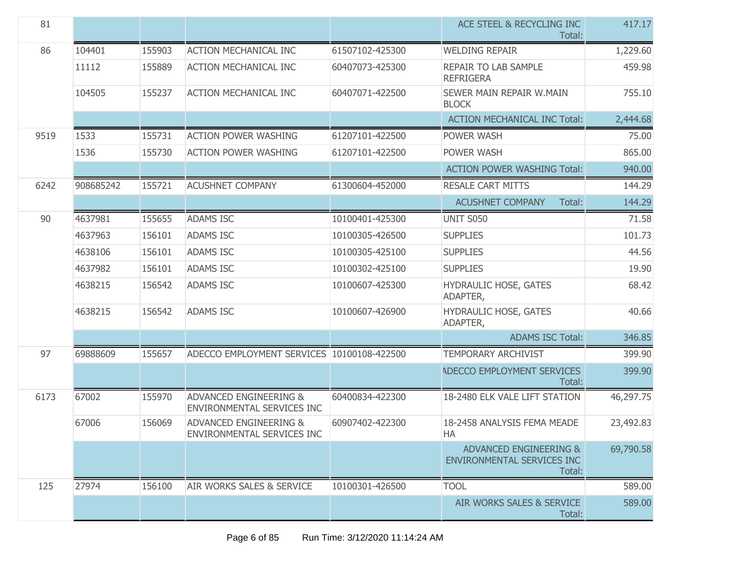| | | | | | | |
|---|---|---|---|---|---|---|
| 81 | | | | | ACE STEEL & RECYCLING INC Total: | 417.17 |
| 86 | 104401 | 155903 | ACTION MECHANICAL INC | 61507102-425300 | WELDING REPAIR | 1,229.60 |
| | 11112 | 155889 | ACTION MECHANICAL INC | 60407073-425300 | REPAIR TO LAB SAMPLE REFRIGERA | 459.98 |
| | 104505 | 155237 | ACTION MECHANICAL INC | 60407071-422500 | SEWER MAIN REPAIR W.MAIN BLOCK | 755.10 |
| | | | | | ACTION MECHANICAL INC Total: | 2,444.68 |
| 9519 | 1533 | 155731 | ACTION POWER WASHING | 61207101-422500 | POWER WASH | 75.00 |
| | 1536 | 155730 | ACTION POWER WASHING | 61207101-422500 | POWER WASH | 865.00 |
| | | | | | ACTION POWER WASHING Total: | 940.00 |
| 6242 | 908685242 | 155721 | ACUSHNET COMPANY | 61300604-452000 | RESALE CART MITTS | 144.29 |
| | | | | | ACUSHNET COMPANY Total: | 144.29 |
| 90 | 4637981 | 155655 | ADAMS ISC | 10100401-425300 | UNIT S050 | 71.58 |
| | 4637963 | 156101 | ADAMS ISC | 10100305-426500 | SUPPLIES | 101.73 |
| | 4638106 | 156101 | ADAMS ISC | 10100305-425100 | SUPPLIES | 44.56 |
| | 4637982 | 156101 | ADAMS ISC | 10100302-425100 | SUPPLIES | 19.90 |
| | 4638215 | 156542 | ADAMS ISC | 10100607-425300 | HYDRAULIC HOSE, GATES ADAPTER, | 68.42 |
| | 4638215 | 156542 | ADAMS ISC | 10100607-426900 | HYDRAULIC HOSE, GATES ADAPTER, | 40.66 |
| | | | | | ADAMS ISC Total: | 346.85 |
| 97 | 69888609 | 155657 | ADECCO EMPLOYMENT SERVICES | 10100108-422500 | TEMPORARY ARCHIVIST | 399.90 |
| | | | | | ADECCO EMPLOYMENT SERVICES Total: | 399.90 |
| 6173 | 67002 | 155970 | ADVANCED ENGINEERING & ENVIRONMENTAL SERVICES INC | 60400834-422300 | 18-2480 ELK VALE LIFT STATION | 46,297.75 |
| | 67006 | 156069 | ADVANCED ENGINEERING & ENVIRONMENTAL SERVICES INC | 60907402-422300 | 18-2458 ANALYSIS FEMA MEADE HA | 23,492.83 |
| | | | | | ADVANCED ENGINEERING & ENVIRONMENTAL SERVICES INC Total: | 69,790.58 |
| 125 | 27974 | 156100 | AIR WORKS SALES & SERVICE | 10100301-426500 | TOOL | 589.00 |
| | | | | | AIR WORKS SALES & SERVICE Total: | 589.00 |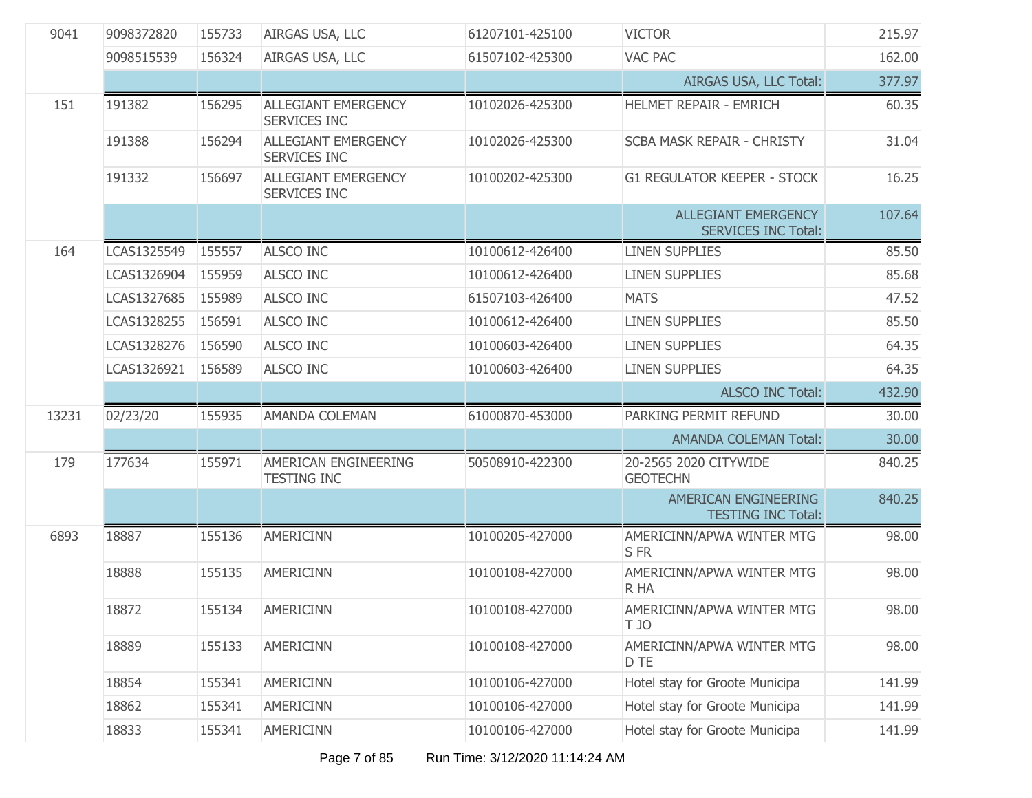| | | | | | | |
|---|---|---|---|---|---|---|
| 9041 | 9098372820 | 155733 | AIRGAS USA, LLC | 61207101-425100 | VICTOR | 215.97 |
| | 9098515539 | 156324 | AIRGAS USA, LLC | 61507102-425300 | VAC PAC | 162.00 |
| | | | | | AIRGAS USA, LLC Total: | 377.97 |
| 151 | 191382 | 156295 | ALLEGIANT EMERGENCY SERVICES INC | 10102026-425300 | HELMET REPAIR - EMRICH | 60.35 |
| | 191388 | 156294 | ALLEGIANT EMERGENCY SERVICES INC | 10102026-425300 | SCBA MASK REPAIR - CHRISTY | 31.04 |
| | 191332 | 156697 | ALLEGIANT EMERGENCY SERVICES INC | 10100202-425300 | G1 REGULATOR KEEPER - STOCK | 16.25 |
| | | | | | ALLEGIANT EMERGENCY SERVICES INC Total: | 107.64 |
| 164 | LCAS1325549 | 155557 | ALSCO INC | 10100612-426400 | LINEN SUPPLIES | 85.50 |
| | LCAS1326904 | 155959 | ALSCO INC | 10100612-426400 | LINEN SUPPLIES | 85.68 |
| | LCAS1327685 | 155989 | ALSCO INC | 61507103-426400 | MATS | 47.52 |
| | LCAS1328255 | 156591 | ALSCO INC | 10100612-426400 | LINEN SUPPLIES | 85.50 |
| | LCAS1328276 | 156590 | ALSCO INC | 10100603-426400 | LINEN SUPPLIES | 64.35 |
| | LCAS1326921 | 156589 | ALSCO INC | 10100603-426400 | LINEN SUPPLIES | 64.35 |
| | | | | | ALSCO INC Total: | 432.90 |
| 13231 | 02/23/20 | 155935 | AMANDA COLEMAN | 61000870-453000 | PARKING PERMIT REFUND | 30.00 |
| | | | | | AMANDA COLEMAN Total: | 30.00 |
| 179 | 177634 | 155971 | AMERICAN ENGINEERING TESTING INC | 50508910-422300 | 20-2565 2020 CITYWIDE GEOTECHN | 840.25 |
| | | | | | AMERICAN ENGINEERING TESTING INC Total: | 840.25 |
| 6893 | 18887 | 155136 | AMERICINN | 10100205-427000 | AMERICINN/APWA WINTER MTG S FR | 98.00 |
| | 18888 | 155135 | AMERICINN | 10100108-427000 | AMERICINN/APWA WINTER MTG R HA | 98.00 |
| | 18872 | 155134 | AMERICINN | 10100108-427000 | AMERICINN/APWA WINTER MTG T JO | 98.00 |
| | 18889 | 155133 | AMERICINN | 10100108-427000 | AMERICINN/APWA WINTER MTG D TE | 98.00 |
| | 18854 | 155341 | AMERICINN | 10100106-427000 | Hotel stay for Groote Municipa | 141.99 |
| | 18862 | 155341 | AMERICINN | 10100106-427000 | Hotel stay for Groote Municipa | 141.99 |
| | 18833 | 155341 | AMERICINN | 10100106-427000 | Hotel stay for Groote Municipa | 141.99 |

Run Time: 3/12/2020 11:14:24 AM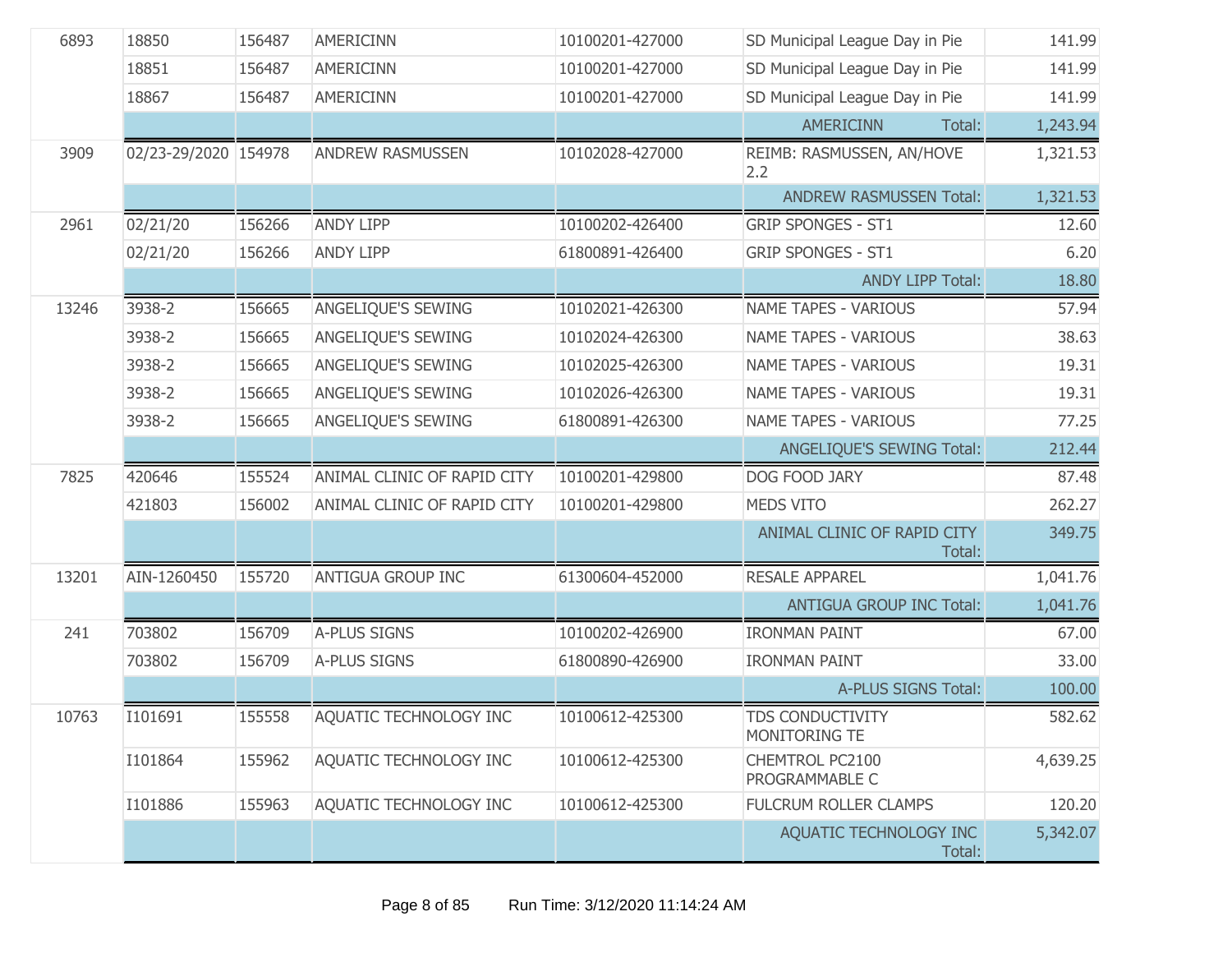| | | | | | | |
|---|---|---|---|---|---|---|
| 6893 | 18850 | 156487 | AMERICINN | 10100201-427000 | SD Municipal League Day in Pie | 141.99 |
| | 18851 | 156487 | AMERICINN | 10100201-427000 | SD Municipal League Day in Pie | 141.99 |
| | 18867 | 156487 | AMERICINN | 10100201-427000 | SD Municipal League Day in Pie | 141.99 |
| | | | | | AMERICINN Total: | 1,243.94 |
| 3909 | 02/23-29/2020 | 154978 | ANDREW RASMUSSEN | 10102028-427000 | REIMB: RASMUSSEN, AN/HOVE 2.2 | 1,321.53 |
| | | | | | ANDREW RASMUSSEN Total: | 1,321.53 |
| 2961 | 02/21/20 | 156266 | ANDY LIPP | 10100202-426400 | GRIP SPONGES - ST1 | 12.60 |
| | 02/21/20 | 156266 | ANDY LIPP | 61800891-426400 | GRIP SPONGES - ST1 | 6.20 |
| | | | | | ANDY LIPP Total: | 18.80 |
| 13246 | 3938-2 | 156665 | ANGELIQUE'S SEWING | 10102021-426300 | NAME TAPES - VARIOUS | 57.94 |
| | 3938-2 | 156665 | ANGELIQUE'S SEWING | 10102024-426300 | NAME TAPES - VARIOUS | 38.63 |
| | 3938-2 | 156665 | ANGELIQUE'S SEWING | 10102025-426300 | NAME TAPES - VARIOUS | 19.31 |
| | 3938-2 | 156665 | ANGELIQUE'S SEWING | 10102026-426300 | NAME TAPES - VARIOUS | 19.31 |
| | 3938-2 | 156665 | ANGELIQUE'S SEWING | 61800891-426300 | NAME TAPES - VARIOUS | 77.25 |
| | | | | | ANGELIQUE'S SEWING Total: | 212.44 |
| 7825 | 420646 | 155524 | ANIMAL CLINIC OF RAPID CITY | 10100201-429800 | DOG FOOD JARY | 87.48 |
| | 421803 | 156002 | ANIMAL CLINIC OF RAPID CITY | 10100201-429800 | MEDS VITO | 262.27 |
| | | | | | ANIMAL CLINIC OF RAPID CITY Total: | 349.75 |
| 13201 | AIN-1260450 | 155720 | ANTIGUA GROUP INC | 61300604-452000 | RESALE APPAREL | 1,041.76 |
| | | | | | ANTIGUA GROUP INC Total: | 1,041.76 |
| 241 | 703802 | 156709 | A-PLUS SIGNS | 10100202-426900 | IRONMAN PAINT | 67.00 |
| | 703802 | 156709 | A-PLUS SIGNS | 61800890-426900 | IRONMAN PAINT | 33.00 |
| | | | | | A-PLUS SIGNS Total: | 100.00 |
| 10763 | I101691 | 155558 | AQUATIC TECHNOLOGY INC | 10100612-425300 | TDS CONDUCTIVITY MONITORING TE | 582.62 |
| | I101864 | 155962 | AQUATIC TECHNOLOGY INC | 10100612-425300 | CHEMTROL PC2100 PROGRAMMABLE C | 4,639.25 |
| | I101886 | 155963 | AQUATIC TECHNOLOGY INC | 10100612-425300 | FULCRUM ROLLER CLAMPS | 120.20 |
| | | | | | AQUATIC TECHNOLOGY INC Total: | 5,342.07 |

Run Time: 3/12/2020 11:14:24 AM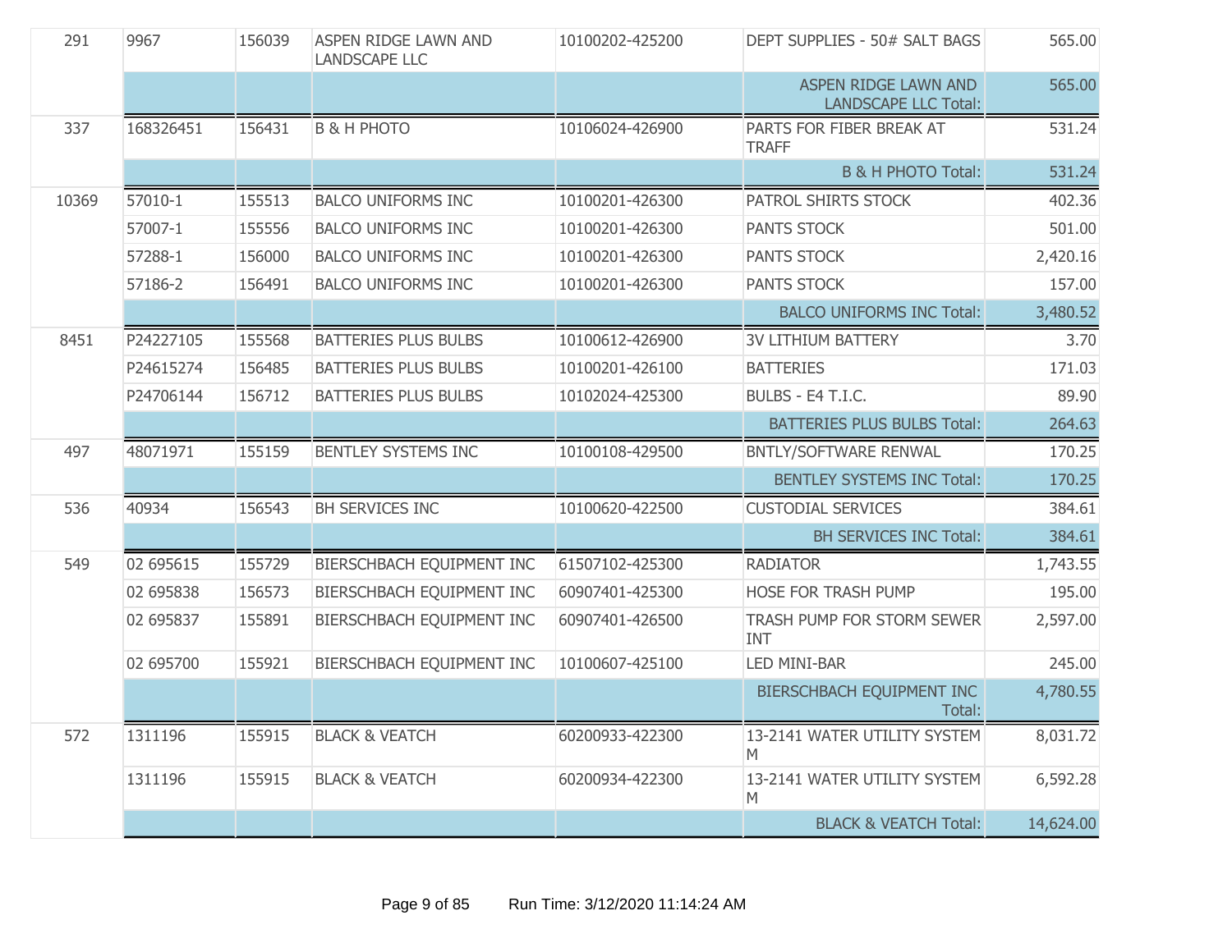| | | | | | | |
|---|---|---|---|---|---|---|
| 291 | 9967 | 156039 | ASPEN RIDGE LAWN AND LANDSCAPE LLC | 10100202-425200 | DEPT SUPPLIES - 50# SALT BAGS | 565.00 |
| | | | | | ASPEN RIDGE LAWN AND LANDSCAPE LLC Total: | 565.00 |
| 337 | 168326451 | 156431 | B & H PHOTO | 10106024-426900 | PARTS FOR FIBER BREAK AT TRAFF | 531.24 |
| | | | | | B & H PHOTO Total: | 531.24 |
| 10369 | 57010-1 | 155513 | BALCO UNIFORMS INC | 10100201-426300 | PATROL SHIRTS STOCK | 402.36 |
| | 57007-1 | 155556 | BALCO UNIFORMS INC | 10100201-426300 | PANTS STOCK | 501.00 |
| | 57288-1 | 156000 | BALCO UNIFORMS INC | 10100201-426300 | PANTS STOCK | 2,420.16 |
| | 57186-2 | 156491 | BALCO UNIFORMS INC | 10100201-426300 | PANTS STOCK | 157.00 |
| | | | | | BALCO UNIFORMS INC Total: | 3,480.52 |
| 8451 | P24227105 | 155568 | BATTERIES PLUS BULBS | 10100612-426900 | 3V LITHIUM BATTERY | 3.70 |
| | P24615274 | 156485 | BATTERIES PLUS BULBS | 10100201-426100 | BATTERIES | 171.03 |
| | P24706144 | 156712 | BATTERIES PLUS BULBS | 10102024-425300 | BULBS - E4 T.I.C. | 89.90 |
| | | | | | BATTERIES PLUS BULBS Total: | 264.63 |
| 497 | 48071971 | 155159 | BENTLEY SYSTEMS INC | 10100108-429500 | BNTLY/SOFTWARE RENWAL | 170.25 |
| | | | | | BENTLEY SYSTEMS INC Total: | 170.25 |
| 536 | 40934 | 156543 | BH SERVICES INC | 10100620-422500 | CUSTODIAL SERVICES | 384.61 |
| | | | | | BH SERVICES INC Total: | 384.61 |
| 549 | 02 695615 | 155729 | BIERSCHBACH EQUIPMENT INC | 61507102-425300 | RADIATOR | 1,743.55 |
| | 02 695838 | 156573 | BIERSCHBACH EQUIPMENT INC | 60907401-425300 | HOSE FOR TRASH PUMP | 195.00 |
| | 02 695837 | 155891 | BIERSCHBACH EQUIPMENT INC | 60907401-426500 | TRASH PUMP FOR STORM SEWER INT | 2,597.00 |
| | 02 695700 | 155921 | BIERSCHBACH EQUIPMENT INC | 10100607-425100 | LED MINI-BAR | 245.00 |
| | | | | | BIERSCHBACH EQUIPMENT INC Total: | 4,780.55 |
| 572 | 1311196 | 155915 | BLACK & VEATCH | 60200933-422300 | 13-2141 WATER UTILITY SYSTEM M | 8,031.72 |
| | 1311196 | 155915 | BLACK & VEATCH | 60200934-422300 | 13-2141 WATER UTILITY SYSTEM M | 6,592.28 |
| | | | | | BLACK & VEATCH Total: | 14,624.00 |

Run Time: 3/12/2020 11:14:24 AM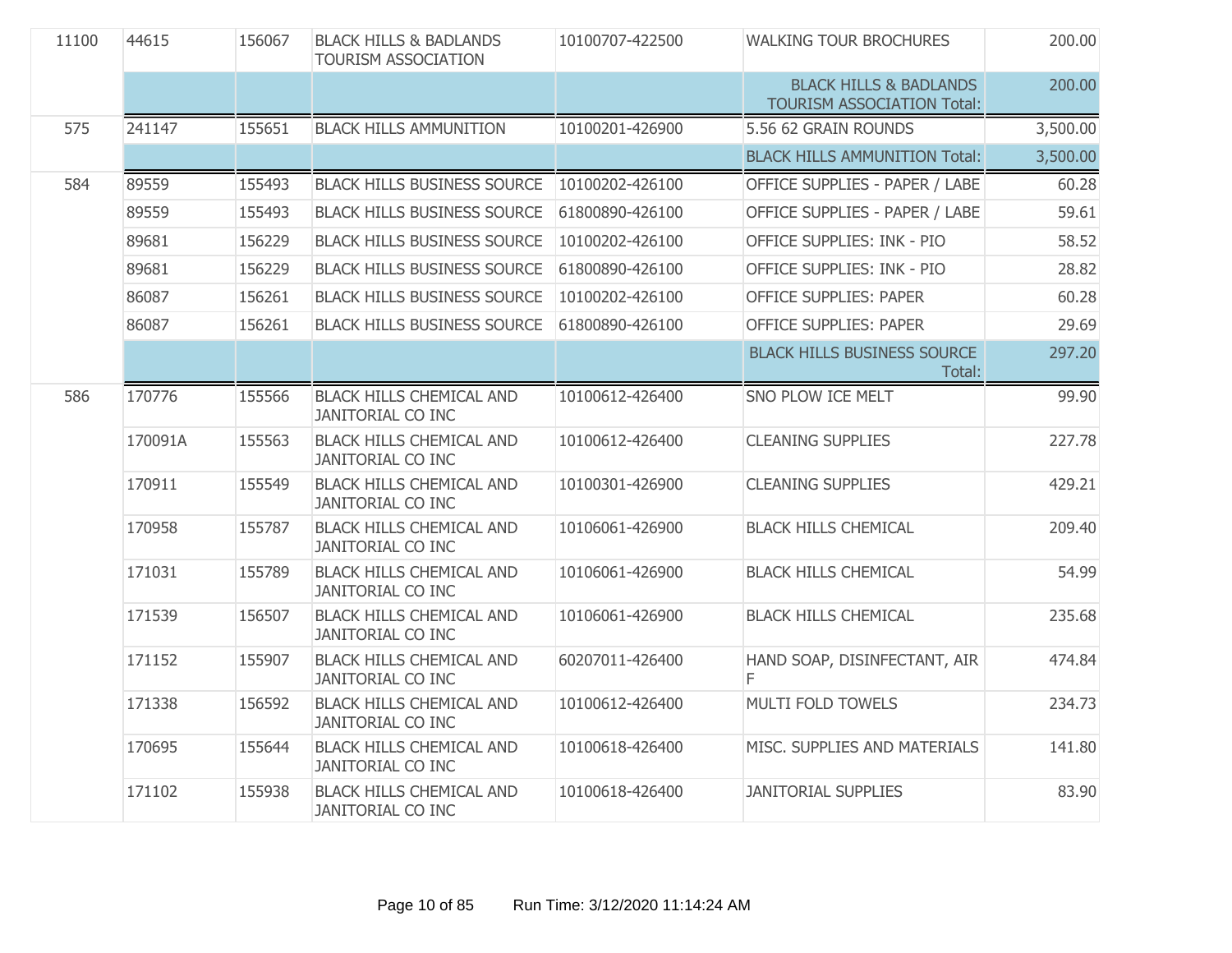| | | | | | | |
|---|---|---|---|---|---|---|
| 11100 | 44615 | 156067 | BLACK HILLS & BADLANDS TOURISM ASSOCIATION | 10100707-422500 | WALKING TOUR BROCHURES | 200.00 |
| | | | | | BLACK HILLS & BADLANDS TOURISM ASSOCIATION Total: | 200.00 |
| 575 | 241147 | 155651 | BLACK HILLS AMMUNITION | 10100201-426900 | 5.56 62 GRAIN ROUNDS | 3,500.00 |
| | | | | | BLACK HILLS AMMUNITION Total: | 3,500.00 |
| 584 | 89559 | 155493 | BLACK HILLS BUSINESS SOURCE | 10100202-426100 | OFFICE SUPPLIES - PAPER / LABE | 60.28 |
| | 89559 | 155493 | BLACK HILLS BUSINESS SOURCE | 61800890-426100 | OFFICE SUPPLIES - PAPER / LABE | 59.61 |
| | 89681 | 156229 | BLACK HILLS BUSINESS SOURCE | 10100202-426100 | OFFICE SUPPLIES: INK - PIO | 58.52 |
| | 89681 | 156229 | BLACK HILLS BUSINESS SOURCE | 61800890-426100 | OFFICE SUPPLIES: INK - PIO | 28.82 |
| | 86087 | 156261 | BLACK HILLS BUSINESS SOURCE | 10100202-426100 | OFFICE SUPPLIES: PAPER | 60.28 |
| | 86087 | 156261 | BLACK HILLS BUSINESS SOURCE | 61800890-426100 | OFFICE SUPPLIES: PAPER | 29.69 |
| | | | | | BLACK HILLS BUSINESS SOURCE Total: | 297.20 |
| 586 | 170776 | 155566 | BLACK HILLS CHEMICAL AND JANITORIAL CO INC | 10100612-426400 | SNO PLOW ICE MELT | 99.90 |
| | 170091A | 155563 | BLACK HILLS CHEMICAL AND JANITORIAL CO INC | 10100612-426400 | CLEANING SUPPLIES | 227.78 |
| | 170911 | 155549 | BLACK HILLS CHEMICAL AND JANITORIAL CO INC | 10100301-426900 | CLEANING SUPPLIES | 429.21 |
| | 170958 | 155787 | BLACK HILLS CHEMICAL AND JANITORIAL CO INC | 10106061-426900 | BLACK HILLS CHEMICAL | 209.40 |
| | 171031 | 155789 | BLACK HILLS CHEMICAL AND JANITORIAL CO INC | 10106061-426900 | BLACK HILLS CHEMICAL | 54.99 |
| | 171539 | 156507 | BLACK HILLS CHEMICAL AND JANITORIAL CO INC | 10106061-426900 | BLACK HILLS CHEMICAL | 235.68 |
| | 171152 | 155907 | BLACK HILLS CHEMICAL AND JANITORIAL CO INC | 60207011-426400 | HAND SOAP, DISINFECTANT, AIR F | 474.84 |
| | 171338 | 156592 | BLACK HILLS CHEMICAL AND JANITORIAL CO INC | 10100612-426400 | MULTI FOLD TOWELS | 234.73 |
| | 170695 | 155644 | BLACK HILLS CHEMICAL AND JANITORIAL CO INC | 10100618-426400 | MISC. SUPPLIES AND MATERIALS | 141.80 |
| | 171102 | 155938 | BLACK HILLS CHEMICAL AND JANITORIAL CO INC | 10100618-426400 | JANITORIAL SUPPLIES | 83.90 |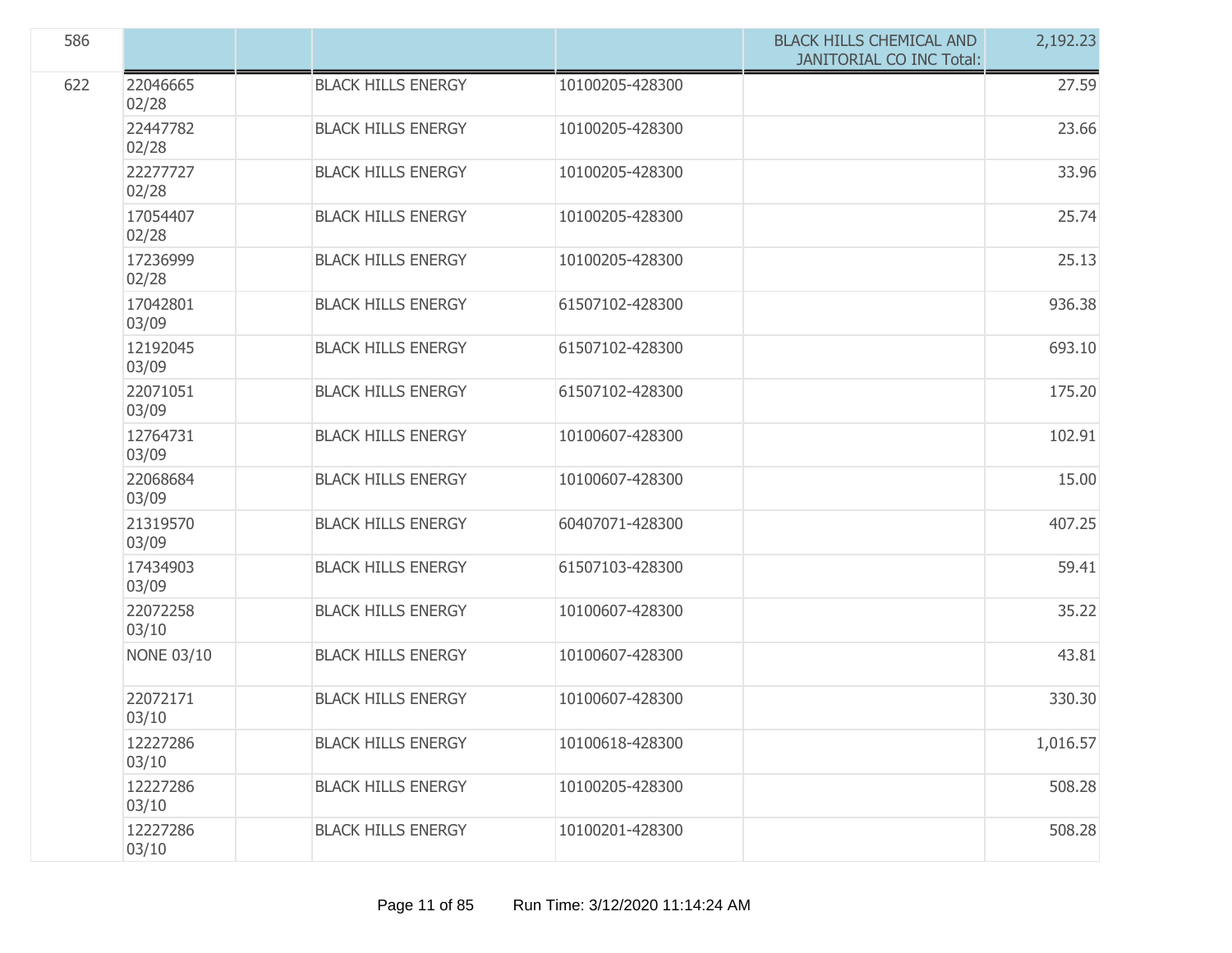| | | | | | | |
|---|---|---|---|---|---|---|
| 586 | | | | | BLACK HILLS CHEMICAL AND JANITORIAL CO INC Total: | 2,192.23 |
| 622 | 22046665 02/28 | | BLACK HILLS ENERGY | 10100205-428300 | | 27.59 |
| | 22447782 02/28 | | BLACK HILLS ENERGY | 10100205-428300 | | 23.66 |
| | 22277727 02/28 | | BLACK HILLS ENERGY | 10100205-428300 | | 33.96 |
| | 17054407 02/28 | | BLACK HILLS ENERGY | 10100205-428300 | | 25.74 |
| | 17236999 02/28 | | BLACK HILLS ENERGY | 10100205-428300 | | 25.13 |
| | 17042801 03/09 | | BLACK HILLS ENERGY | 61507102-428300 | | 936.38 |
| | 12192045 03/09 | | BLACK HILLS ENERGY | 61507102-428300 | | 693.10 |
| | 22071051 03/09 | | BLACK HILLS ENERGY | 61507102-428300 | | 175.20 |
| | 12764731 03/09 | | BLACK HILLS ENERGY | 10100607-428300 | | 102.91 |
| | 22068684 03/09 | | BLACK HILLS ENERGY | 10100607-428300 | | 15.00 |
| | 21319570 03/09 | | BLACK HILLS ENERGY | 60407071-428300 | | 407.25 |
| | 17434903 03/09 | | BLACK HILLS ENERGY | 61507103-428300 | | 59.41 |
| | 22072258 03/10 | | BLACK HILLS ENERGY | 10100607-428300 | | 35.22 |
| | NONE 03/10 | | BLACK HILLS ENERGY | 10100607-428300 | | 43.81 |
| | 22072171 03/10 | | BLACK HILLS ENERGY | 10100607-428300 | | 330.30 |
| | 12227286 03/10 | | BLACK HILLS ENERGY | 10100618-428300 | | 1,016.57 |
| | 12227286 03/10 | | BLACK HILLS ENERGY | 10100205-428300 | | 508.28 |
| | 12227286 03/10 | | BLACK HILLS ENERGY | 10100201-428300 | | 508.28 |

Run Time: 3/12/2020 11:14:24 AM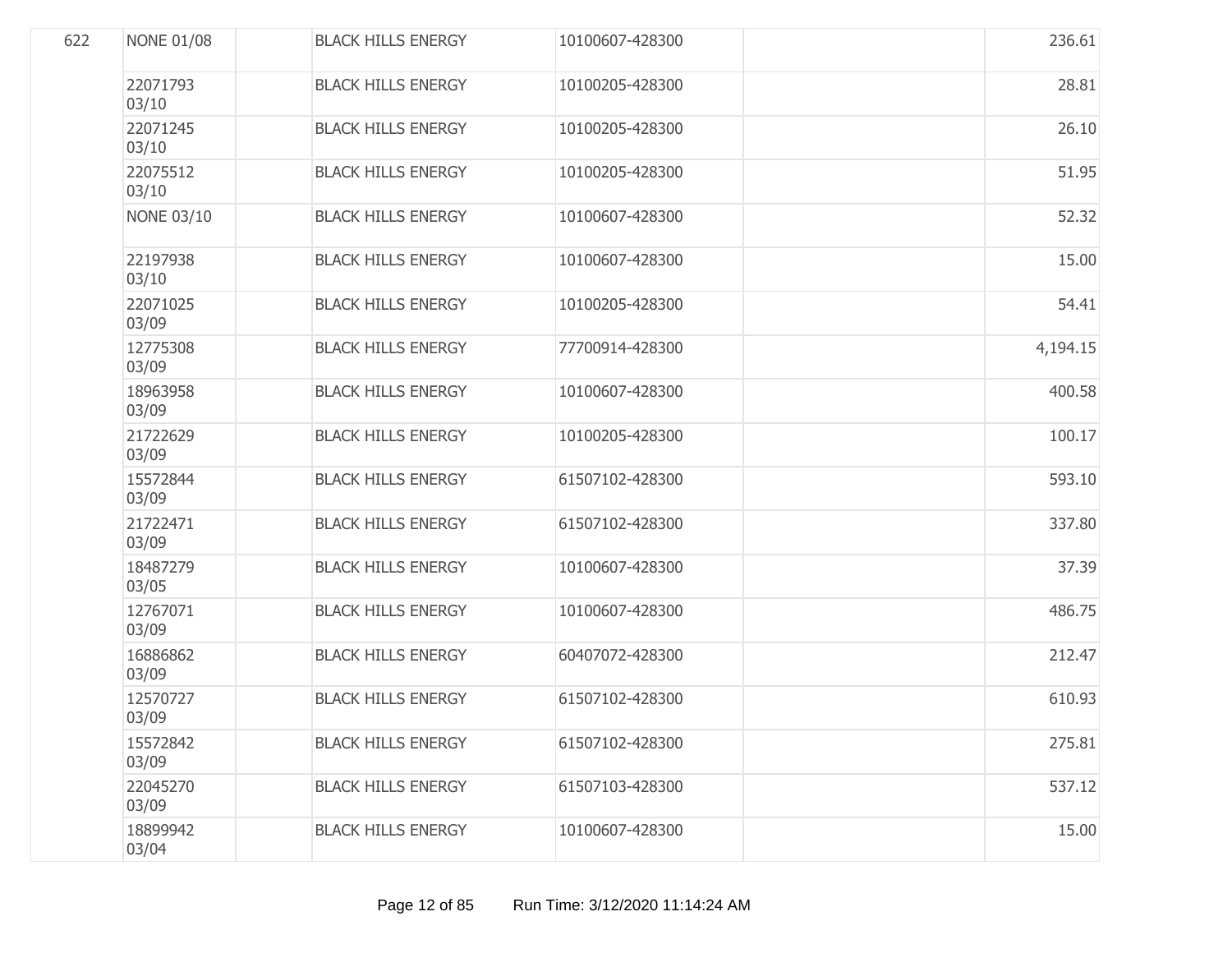| | | | | | | |
|---|---|---|---|---|---|---|
| 622 | NONE 01/08 | | BLACK HILLS ENERGY | 10100607-428300 | | 236.61 |
| | 22071793 03/10 | | BLACK HILLS ENERGY | 10100205-428300 | | 28.81 |
| | 22071245 03/10 | | BLACK HILLS ENERGY | 10100205-428300 | | 26.10 |
| | 22075512 03/10 | | BLACK HILLS ENERGY | 10100205-428300 | | 51.95 |
| | NONE 03/10 | | BLACK HILLS ENERGY | 10100607-428300 | | 52.32 |
| | 22197938 03/10 | | BLACK HILLS ENERGY | 10100607-428300 | | 15.00 |
| | 22071025 03/09 | | BLACK HILLS ENERGY | 10100205-428300 | | 54.41 |
| | 12775308 03/09 | | BLACK HILLS ENERGY | 77700914-428300 | | 4,194.15 |
| | 18963958 03/09 | | BLACK HILLS ENERGY | 10100607-428300 | | 400.58 |
| | 21722629 03/09 | | BLACK HILLS ENERGY | 10100205-428300 | | 100.17 |
| | 15572844 03/09 | | BLACK HILLS ENERGY | 61507102-428300 | | 593.10 |
| | 21722471 03/09 | | BLACK HILLS ENERGY | 61507102-428300 | | 337.80 |
| | 18487279 03/05 | | BLACK HILLS ENERGY | 10100607-428300 | | 37.39 |
| | 12767071 03/09 | | BLACK HILLS ENERGY | 10100607-428300 | | 486.75 |
| | 16886862 03/09 | | BLACK HILLS ENERGY | 60407072-428300 | | 212.47 |
| | 12570727 03/09 | | BLACK HILLS ENERGY | 61507102-428300 | | 610.93 |
| | 15572842 03/09 | | BLACK HILLS ENERGY | 61507102-428300 | | 275.81 |
| | 22045270 03/09 | | BLACK HILLS ENERGY | 61507103-428300 | | 537.12 |
| | 18899942 03/04 | | BLACK HILLS ENERGY | 10100607-428300 | | 15.00 |

Run Time: 3/12/2020 11:14:24 AM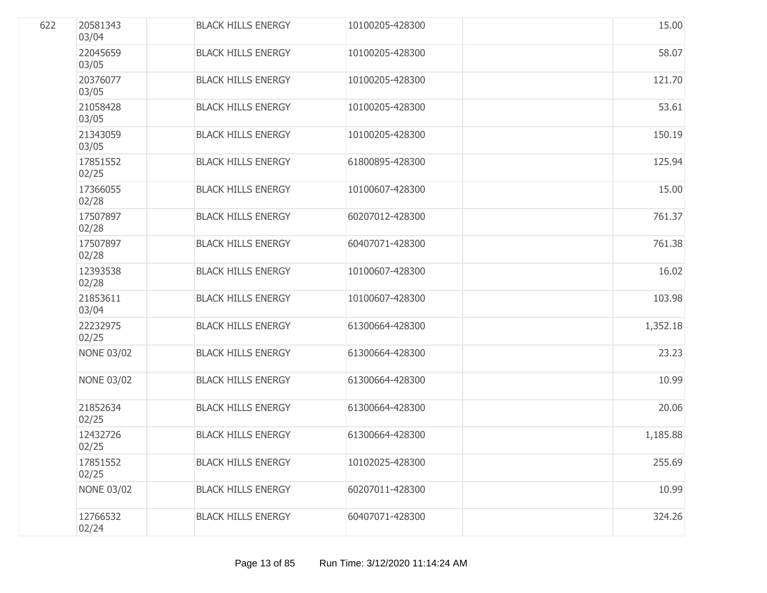| | | | | | | |
|---|---|---|---|---|---|---|
| 622 | 20581343 03/04 | | BLACK HILLS ENERGY | 10100205-428300 | | 15.00 |
| | 22045659 03/05 | | BLACK HILLS ENERGY | 10100205-428300 | | 58.07 |
| | 20376077 03/05 | | BLACK HILLS ENERGY | 10100205-428300 | | 121.70 |
| | 21058428 03/05 | | BLACK HILLS ENERGY | 10100205-428300 | | 53.61 |
| | 21343059 03/05 | | BLACK HILLS ENERGY | 10100205-428300 | | 150.19 |
| | 17851552 02/25 | | BLACK HILLS ENERGY | 61800895-428300 | | 125.94 |
| | 17366055 02/28 | | BLACK HILLS ENERGY | 10100607-428300 | | 15.00 |
| | 17507897 02/28 | | BLACK HILLS ENERGY | 60207012-428300 | | 761.37 |
| | 17507897 02/28 | | BLACK HILLS ENERGY | 60407071-428300 | | 761.38 |
| | 12393538 02/28 | | BLACK HILLS ENERGY | 10100607-428300 | | 16.02 |
| | 21853611 03/04 | | BLACK HILLS ENERGY | 10100607-428300 | | 103.98 |
| | 22232975 02/25 | | BLACK HILLS ENERGY | 61300664-428300 | | 1,352.18 |
| | NONE 03/02 | | BLACK HILLS ENERGY | 61300664-428300 | | 23.23 |
| | NONE 03/02 | | BLACK HILLS ENERGY | 61300664-428300 | | 10.99 |
| | 21852634 02/25 | | BLACK HILLS ENERGY | 61300664-428300 | | 20.06 |
| | 12432726 02/25 | | BLACK HILLS ENERGY | 61300664-428300 | | 1,185.88 |
| | 17851552 02/25 | | BLACK HILLS ENERGY | 10102025-428300 | | 255.69 |
| | NONE 03/02 | | BLACK HILLS ENERGY | 60207011-428300 | | 10.99 |
| | 12766532 02/24 | | BLACK HILLS ENERGY | 60407071-428300 | | 324.26 |

Run Time: 3/12/2020 11:14:24 AM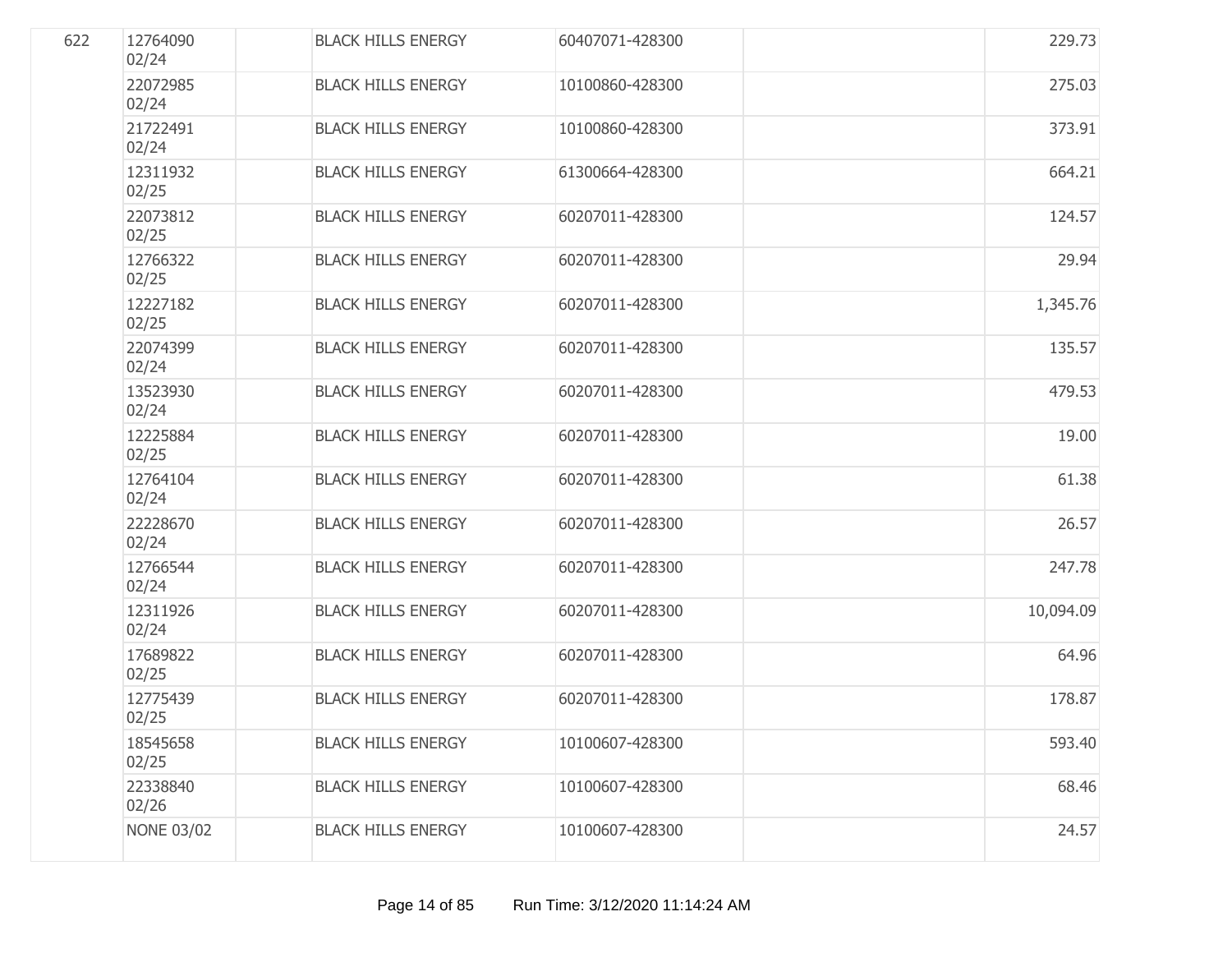| | | | | | | |
|---|---|---|---|---|---|---|
| 622 | 12764090 02/24 | | BLACK HILLS ENERGY | 60407071-428300 | | 229.73 |
| | 22072985 02/24 | | BLACK HILLS ENERGY | 10100860-428300 | | 275.03 |
| | 21722491 02/24 | | BLACK HILLS ENERGY | 10100860-428300 | | 373.91 |
| | 12311932 02/25 | | BLACK HILLS ENERGY | 61300664-428300 | | 664.21 |
| | 22073812 02/25 | | BLACK HILLS ENERGY | 60207011-428300 | | 124.57 |
| | 12766322 02/25 | | BLACK HILLS ENERGY | 60207011-428300 | | 29.94 |
| | 12227182 02/25 | | BLACK HILLS ENERGY | 60207011-428300 | | 1,345.76 |
| | 22074399 02/24 | | BLACK HILLS ENERGY | 60207011-428300 | | 135.57 |
| | 13523930 02/24 | | BLACK HILLS ENERGY | 60207011-428300 | | 479.53 |
| | 12225884 02/25 | | BLACK HILLS ENERGY | 60207011-428300 | | 19.00 |
| | 12764104 02/24 | | BLACK HILLS ENERGY | 60207011-428300 | | 61.38 |
| | 22228670 02/24 | | BLACK HILLS ENERGY | 60207011-428300 | | 26.57 |
| | 12766544 02/24 | | BLACK HILLS ENERGY | 60207011-428300 | | 247.78 |
| | 12311926 02/24 | | BLACK HILLS ENERGY | 60207011-428300 | | 10,094.09 |
| | 17689822 02/25 | | BLACK HILLS ENERGY | 60207011-428300 | | 64.96 |
| | 12775439 02/25 | | BLACK HILLS ENERGY | 60207011-428300 | | 178.87 |
| | 18545658 02/25 | | BLACK HILLS ENERGY | 10100607-428300 | | 593.40 |
| | 22338840 02/26 | | BLACK HILLS ENERGY | 10100607-428300 | | 68.46 |
| | NONE 03/02 | | BLACK HILLS ENERGY | 10100607-428300 | | 24.57 |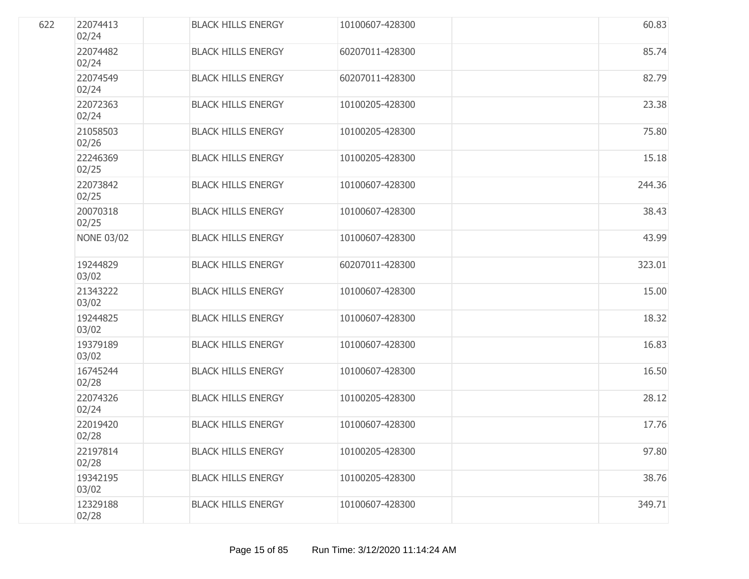| | | | | | | |
|---|---|---|---|---|---|---|
| 622 | 22074413 02/24 | | BLACK HILLS ENERGY | 10100607-428300 | | 60.83 |
| | 22074482 02/24 | | BLACK HILLS ENERGY | 60207011-428300 | | 85.74 |
| | 22074549 02/24 | | BLACK HILLS ENERGY | 60207011-428300 | | 82.79 |
| | 22072363 02/24 | | BLACK HILLS ENERGY | 10100205-428300 | | 23.38 |
| | 21058503 02/26 | | BLACK HILLS ENERGY | 10100205-428300 | | 75.80 |
| | 22246369 02/25 | | BLACK HILLS ENERGY | 10100205-428300 | | 15.18 |
| | 22073842 02/25 | | BLACK HILLS ENERGY | 10100607-428300 | | 244.36 |
| | 20070318 02/25 | | BLACK HILLS ENERGY | 10100607-428300 | | 38.43 |
| | NONE 03/02 | | BLACK HILLS ENERGY | 10100607-428300 | | 43.99 |
| | 19244829 03/02 | | BLACK HILLS ENERGY | 60207011-428300 | | 323.01 |
| | 21343222 03/02 | | BLACK HILLS ENERGY | 10100607-428300 | | 15.00 |
| | 19244825 03/02 | | BLACK HILLS ENERGY | 10100607-428300 | | 18.32 |
| | 19379189 03/02 | | BLACK HILLS ENERGY | 10100607-428300 | | 16.83 |
| | 16745244 02/28 | | BLACK HILLS ENERGY | 10100607-428300 | | 16.50 |
| | 22074326 02/24 | | BLACK HILLS ENERGY | 10100205-428300 | | 28.12 |
| | 22019420 02/28 | | BLACK HILLS ENERGY | 10100607-428300 | | 17.76 |
| | 22197814 02/28 | | BLACK HILLS ENERGY | 10100205-428300 | | 97.80 |
| | 19342195 03/02 | | BLACK HILLS ENERGY | 10100205-428300 | | 38.76 |
| | 12329188 02/28 | | BLACK HILLS ENERGY | 10100607-428300 | | 349.71 |

Run Time: 3/12/2020 11:14:24 AM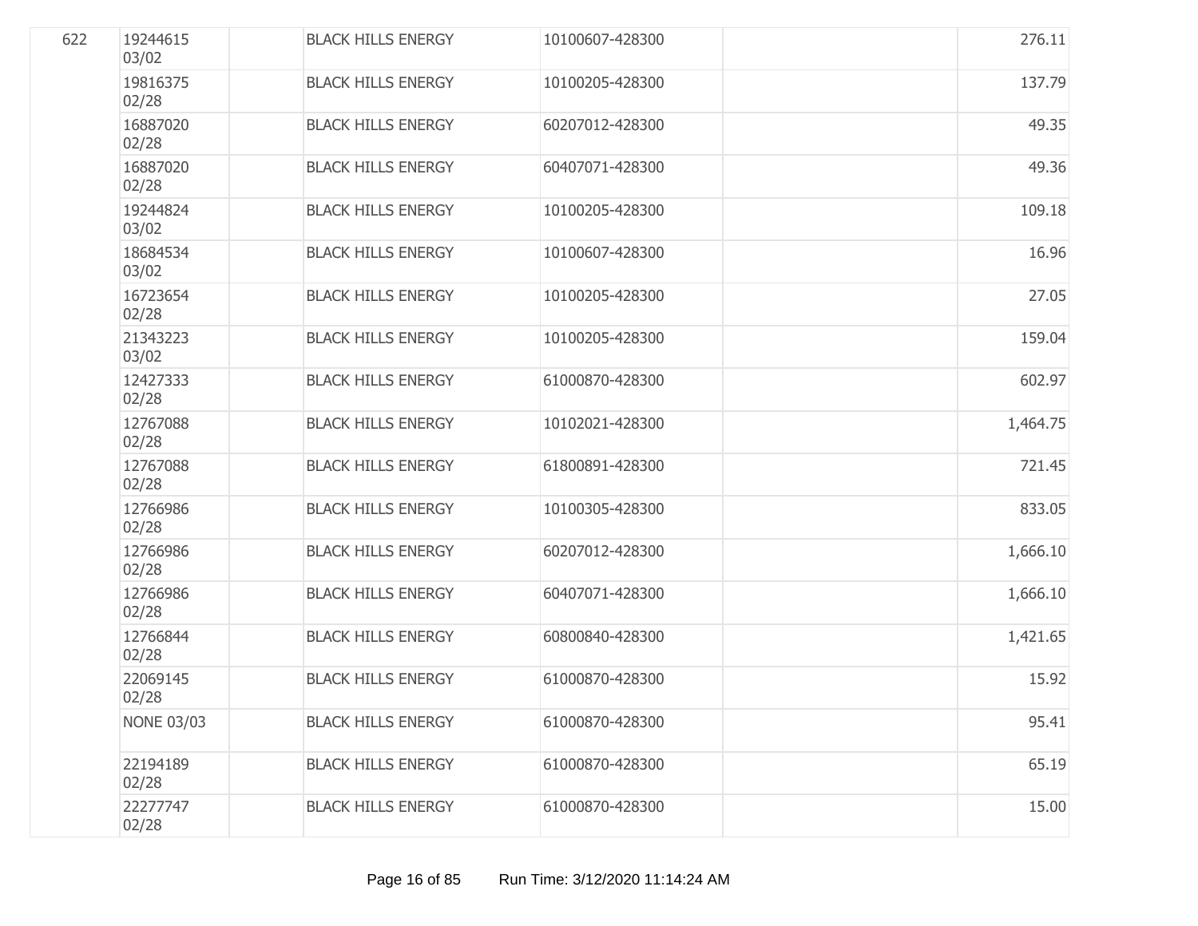| | | | | | | |
|---|---|---|---|---|---|---|
| 622 | 19244615 03/02 | | BLACK HILLS ENERGY | 10100607-428300 | | 276.11 |
| | 19816375 02/28 | | BLACK HILLS ENERGY | 10100205-428300 | | 137.79 |
| | 16887020 02/28 | | BLACK HILLS ENERGY | 60207012-428300 | | 49.35 |
| | 16887020 02/28 | | BLACK HILLS ENERGY | 60407071-428300 | | 49.36 |
| | 19244824 03/02 | | BLACK HILLS ENERGY | 10100205-428300 | | 109.18 |
| | 18684534 03/02 | | BLACK HILLS ENERGY | 10100607-428300 | | 16.96 |
| | 16723654 02/28 | | BLACK HILLS ENERGY | 10100205-428300 | | 27.05 |
| | 21343223 03/02 | | BLACK HILLS ENERGY | 10100205-428300 | | 159.04 |
| | 12427333 02/28 | | BLACK HILLS ENERGY | 61000870-428300 | | 602.97 |
| | 12767088 02/28 | | BLACK HILLS ENERGY | 10102021-428300 | | 1,464.75 |
| | 12767088 02/28 | | BLACK HILLS ENERGY | 61800891-428300 | | 721.45 |
| | 12766986 02/28 | | BLACK HILLS ENERGY | 10100305-428300 | | 833.05 |
| | 12766986 02/28 | | BLACK HILLS ENERGY | 60207012-428300 | | 1,666.10 |
| | 12766986 02/28 | | BLACK HILLS ENERGY | 60407071-428300 | | 1,666.10 |
| | 12766844 02/28 | | BLACK HILLS ENERGY | 60800840-428300 | | 1,421.65 |
| | 22069145 02/28 | | BLACK HILLS ENERGY | 61000870-428300 | | 15.92 |
| | NONE 03/03 | | BLACK HILLS ENERGY | 61000870-428300 | | 95.41 |
| | 22194189 02/28 | | BLACK HILLS ENERGY | 61000870-428300 | | 65.19 |
| | 22277747 02/28 | | BLACK HILLS ENERGY | 61000870-428300 | | 15.00 |

Run Time: 3/12/2020 11:14:24 AM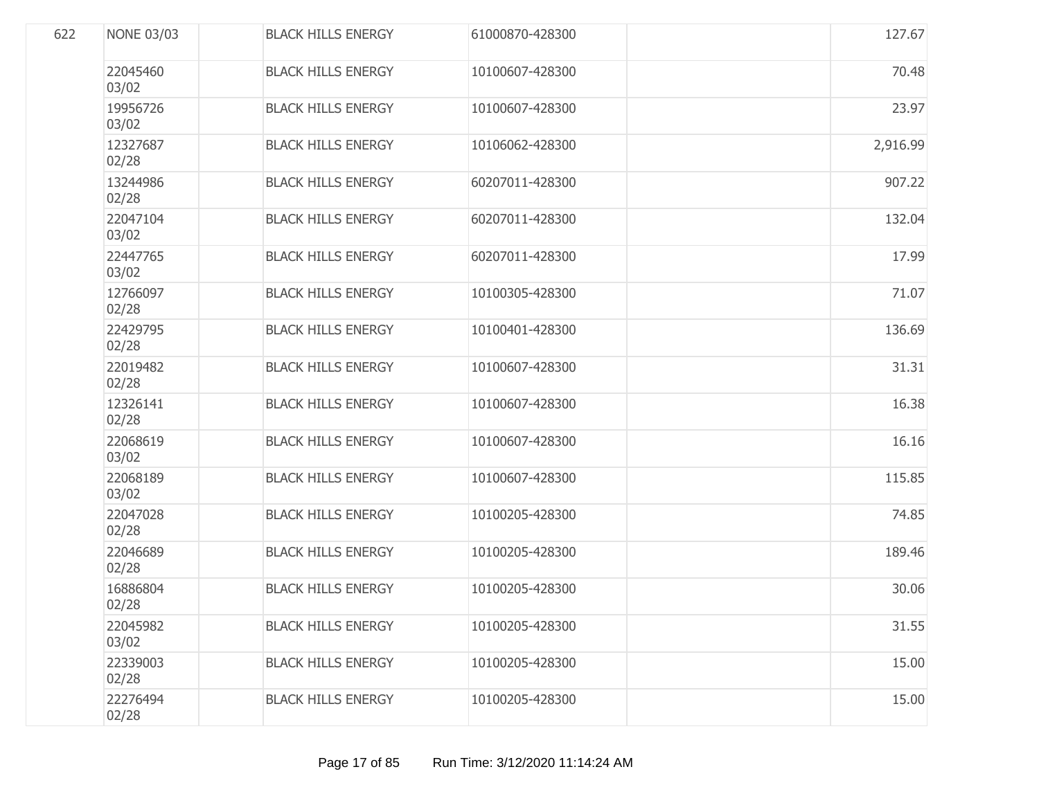| | | | | | | |
|---|---|---|---|---|---|---|
| 622 | NONE 03/03 | | BLACK HILLS ENERGY | 61000870-428300 | | 127.67 |
| | 22045460 03/02 | | BLACK HILLS ENERGY | 10100607-428300 | | 70.48 |
| | 19956726 03/02 | | BLACK HILLS ENERGY | 10100607-428300 | | 23.97 |
| | 12327687 02/28 | | BLACK HILLS ENERGY | 10106062-428300 | | 2,916.99 |
| | 13244986 02/28 | | BLACK HILLS ENERGY | 60207011-428300 | | 907.22 |
| | 22047104 03/02 | | BLACK HILLS ENERGY | 60207011-428300 | | 132.04 |
| | 22447765 03/02 | | BLACK HILLS ENERGY | 60207011-428300 | | 17.99 |
| | 12766097 02/28 | | BLACK HILLS ENERGY | 10100305-428300 | | 71.07 |
| | 22429795 02/28 | | BLACK HILLS ENERGY | 10100401-428300 | | 136.69 |
| | 22019482 02/28 | | BLACK HILLS ENERGY | 10100607-428300 | | 31.31 |
| | 12326141 02/28 | | BLACK HILLS ENERGY | 10100607-428300 | | 16.38 |
| | 22068619 03/02 | | BLACK HILLS ENERGY | 10100607-428300 | | 16.16 |
| | 22068189 03/02 | | BLACK HILLS ENERGY | 10100607-428300 | | 115.85 |
| | 22047028 02/28 | | BLACK HILLS ENERGY | 10100205-428300 | | 74.85 |
| | 22046689 02/28 | | BLACK HILLS ENERGY | 10100205-428300 | | 189.46 |
| | 16886804 02/28 | | BLACK HILLS ENERGY | 10100205-428300 | | 30.06 |
| | 22045982 03/02 | | BLACK HILLS ENERGY | 10100205-428300 | | 31.55 |
| | 22339003 02/28 | | BLACK HILLS ENERGY | 10100205-428300 | | 15.00 |
| | 22276494 02/28 | | BLACK HILLS ENERGY | 10100205-428300 | | 15.00 |

Run Time: 3/12/2020 11:14:24 AM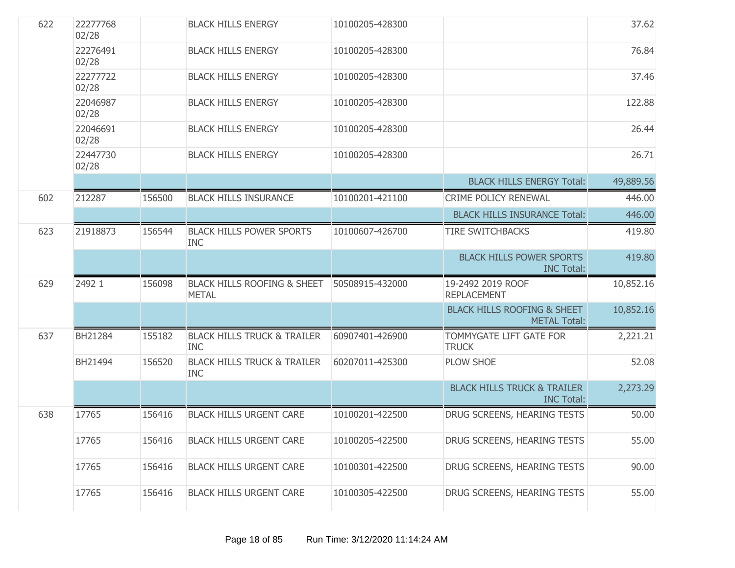| | | | | | | |
|---|---|---|---|---|---|---|
| 622 | 22277768 02/28 | | BLACK HILLS ENERGY | 10100205-428300 | | 37.62 |
| | 22276491 02/28 | | BLACK HILLS ENERGY | 10100205-428300 | | 76.84 |
| | 22277722 02/28 | | BLACK HILLS ENERGY | 10100205-428300 | | 37.46 |
| | 22046987 02/28 | | BLACK HILLS ENERGY | 10100205-428300 | | 122.88 |
| | 22046691 02/28 | | BLACK HILLS ENERGY | 10100205-428300 | | 26.44 |
| | 22447730 02/28 | | BLACK HILLS ENERGY | 10100205-428300 | | 26.71 |
| | | | | | BLACK HILLS ENERGY Total: | 49,889.56 |
| 602 | 212287 | 156500 | BLACK HILLS INSURANCE | 10100201-421100 | CRIME POLICY RENEWAL | 446.00 |
| | | | | | BLACK HILLS INSURANCE Total: | 446.00 |
| 623 | 21918873 | 156544 | BLACK HILLS POWER SPORTS INC | 10100607-426700 | TIRE SWITCHBACKS | 419.80 |
| | | | | | BLACK HILLS POWER SPORTS INC Total: | 419.80 |
| 629 | 2492 1 | 156098 | BLACK HILLS ROOFING & SHEET METAL | 50508915-432000 | 19-2492 2019 ROOF REPLACEMENT | 10,852.16 |
| | | | | | BLACK HILLS ROOFING & SHEET METAL Total: | 10,852.16 |
| 637 | BH21284 | 155182 | BLACK HILLS TRUCK & TRAILER INC | 60907401-426900 | TOMMYGATE LIFT GATE FOR TRUCK | 2,221.21 |
| | BH21494 | 156520 | BLACK HILLS TRUCK & TRAILER INC | 60207011-425300 | PLOW SHOE | 52.08 |
| | | | | | BLACK HILLS TRUCK & TRAILER INC Total: | 2,273.29 |
| 638 | 17765 | 156416 | BLACK HILLS URGENT CARE | 10100201-422500 | DRUG SCREENS, HEARING TESTS | 50.00 |
| | 17765 | 156416 | BLACK HILLS URGENT CARE | 10100205-422500 | DRUG SCREENS, HEARING TESTS | 55.00 |
| | 17765 | 156416 | BLACK HILLS URGENT CARE | 10100301-422500 | DRUG SCREENS, HEARING TESTS | 90.00 |
| | 17765 | 156416 | BLACK HILLS URGENT CARE | 10100305-422500 | DRUG SCREENS, HEARING TESTS | 55.00 |

Run Time: 3/12/2020 11:14:24 AM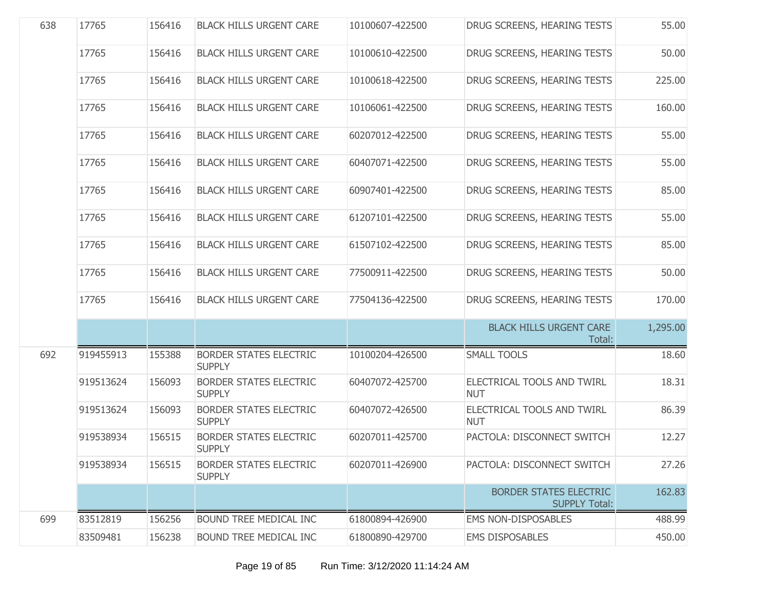| | | | | | | |
|---|---|---|---|---|---|---|
| 638 | 17765 | 156416 | BLACK HILLS URGENT CARE | 10100607-422500 | DRUG SCREENS, HEARING TESTS | 55.00 |
| | 17765 | 156416 | BLACK HILLS URGENT CARE | 10100610-422500 | DRUG SCREENS, HEARING TESTS | 50.00 |
| | 17765 | 156416 | BLACK HILLS URGENT CARE | 10100618-422500 | DRUG SCREENS, HEARING TESTS | 225.00 |
| | 17765 | 156416 | BLACK HILLS URGENT CARE | 10106061-422500 | DRUG SCREENS, HEARING TESTS | 160.00 |
| | 17765 | 156416 | BLACK HILLS URGENT CARE | 60207012-422500 | DRUG SCREENS, HEARING TESTS | 55.00 |
| | 17765 | 156416 | BLACK HILLS URGENT CARE | 60407071-422500 | DRUG SCREENS, HEARING TESTS | 55.00 |
| | 17765 | 156416 | BLACK HILLS URGENT CARE | 60907401-422500 | DRUG SCREENS, HEARING TESTS | 85.00 |
| | 17765 | 156416 | BLACK HILLS URGENT CARE | 61207101-422500 | DRUG SCREENS, HEARING TESTS | 55.00 |
| | 17765 | 156416 | BLACK HILLS URGENT CARE | 61507102-422500 | DRUG SCREENS, HEARING TESTS | 85.00 |
| | 17765 | 156416 | BLACK HILLS URGENT CARE | 77500911-422500 | DRUG SCREENS, HEARING TESTS | 50.00 |
| | 17765 | 156416 | BLACK HILLS URGENT CARE | 77504136-422500 | DRUG SCREENS, HEARING TESTS | 170.00 |
| | | | | | BLACK HILLS URGENT CARE Total: | 1,295.00 |
| 692 | 919455913 | 155388 | BORDER STATES ELECTRIC SUPPLY | 10100204-426500 | SMALL TOOLS | 18.60 |
| | 919513624 | 156093 | BORDER STATES ELECTRIC SUPPLY | 60407072-425700 | ELECTRICAL TOOLS AND TWIRL NUT | 18.31 |
| | 919513624 | 156093 | BORDER STATES ELECTRIC SUPPLY | 60407072-426500 | ELECTRICAL TOOLS AND TWIRL NUT | 86.39 |
| | 919538934 | 156515 | BORDER STATES ELECTRIC SUPPLY | 60207011-425700 | PACTOLA: DISCONNECT SWITCH | 12.27 |
| | 919538934 | 156515 | BORDER STATES ELECTRIC SUPPLY | 60207011-426900 | PACTOLA: DISCONNECT SWITCH | 27.26 |
| | | | | | BORDER STATES ELECTRIC SUPPLY Total: | 162.83 |
| 699 | 83512819 | 156256 | BOUND TREE MEDICAL INC | 61800894-426900 | EMS NON-DISPOSABLES | 488.99 |
| | 83509481 | 156238 | BOUND TREE MEDICAL INC | 61800890-429700 | EMS DISPOSABLES | 450.00 |

Run Time: 3/12/2020 11:14:24 AM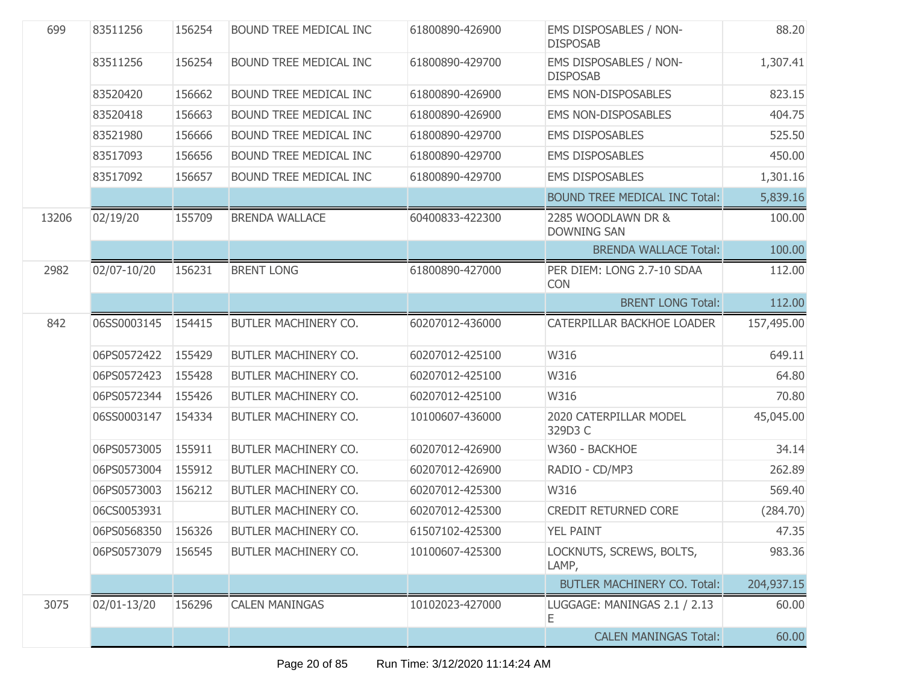| | | | | | | |
|---|---|---|---|---|---|---|
| 699 | 83511256 | 156254 | BOUND TREE MEDICAL INC | 61800890-426900 | EMS DISPOSABLES / NON-DISPOSAB | 88.20 |
| | 83511256 | 156254 | BOUND TREE MEDICAL INC | 61800890-429700 | EMS DISPOSABLES / NON-DISPOSAB | 1,307.41 |
| | 83520420 | 156662 | BOUND TREE MEDICAL INC | 61800890-426900 | EMS NON-DISPOSABLES | 823.15 |
| | 83520418 | 156663 | BOUND TREE MEDICAL INC | 61800890-426900 | EMS NON-DISPOSABLES | 404.75 |
| | 83521980 | 156666 | BOUND TREE MEDICAL INC | 61800890-429700 | EMS DISPOSABLES | 525.50 |
| | 83517093 | 156656 | BOUND TREE MEDICAL INC | 61800890-429700 | EMS DISPOSABLES | 450.00 |
| | 83517092 | 156657 | BOUND TREE MEDICAL INC | 61800890-429700 | EMS DISPOSABLES | 1,301.16 |
| | | | | | BOUND TREE MEDICAL INC Total: | 5,839.16 |
| 13206 | 02/19/20 | 155709 | BRENDA WALLACE | 60400833-422300 | 2285 WOODLAWN DR & DOWNING SAN | 100.00 |
| | | | | | BRENDA WALLACE Total: | 100.00 |
| 2982 | 02/07-10/20 | 156231 | BRENT LONG | 61800890-427000 | PER DIEM: LONG 2.7-10 SDAA CON | 112.00 |
| | | | | | BRENT LONG Total: | 112.00 |
| 842 | 06SS0003145 | 154415 | BUTLER MACHINERY CO. | 60207012-436000 | CATERPILLAR BACKHOE LOADER | 157,495.00 |
| | 06PS0572422 | 155429 | BUTLER MACHINERY CO. | 60207012-425100 | W316 | 649.11 |
| | 06PS0572423 | 155428 | BUTLER MACHINERY CO. | 60207012-425100 | W316 | 64.80 |
| | 06PS0572344 | 155426 | BUTLER MACHINERY CO. | 60207012-425100 | W316 | 70.80 |
| | 06SS0003147 | 154334 | BUTLER MACHINERY CO. | 10100607-436000 | 2020 CATERPILLAR MODEL 329D3 C | 45,045.00 |
| | 06PS0573005 | 155911 | BUTLER MACHINERY CO. | 60207012-426900 | W360 - BACKHOE | 34.14 |
| | 06PS0573004 | 155912 | BUTLER MACHINERY CO. | 60207012-426900 | RADIO - CD/MP3 | 262.89 |
| | 06PS0573003 | 156212 | BUTLER MACHINERY CO. | 60207012-425300 | W316 | 569.40 |
| | 06CS0053931 | | BUTLER MACHINERY CO. | 60207012-425300 | CREDIT RETURNED CORE | (284.70) |
| | 06PS0568350 | 156326 | BUTLER MACHINERY CO. | 61507102-425300 | YEL PAINT | 47.35 |
| | 06PS0573079 | 156545 | BUTLER MACHINERY CO. | 10100607-425300 | LOCKNUTS, SCREWS, BOLTS, LAMP, | 983.36 |
| | | | | | BUTLER MACHINERY CO. Total: | 204,937.15 |
| 3075 | 02/01-13/20 | 156296 | CALEN MANINGAS | 10102023-427000 | LUGGAGE: MANINGAS 2.1 / 2.13 E | 60.00 |
| | | | | | CALEN MANINGAS Total: | 60.00 |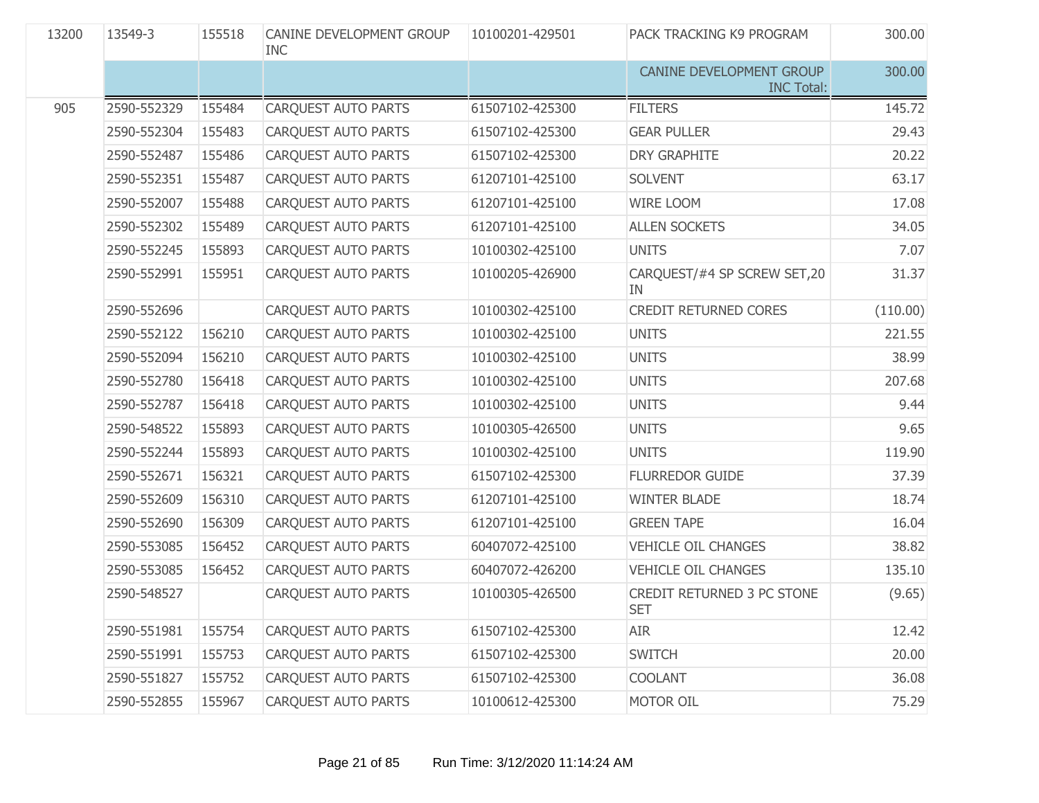| | | | | | | |
|---|---|---|---|---|---|---|
| 13200 | 13549-3 | 155518 | CANINE DEVELOPMENT GROUP INC | 10100201-429501 | PACK TRACKING K9 PROGRAM | 300.00 |
| | | | | | CANINE DEVELOPMENT GROUP INC Total: | 300.00 |
| 905 | 2590-552329 | 155484 | CARQUEST AUTO PARTS | 61507102-425300 | FILTERS | 145.72 |
| | 2590-552304 | 155483 | CARQUEST AUTO PARTS | 61507102-425300 | GEAR PULLER | 29.43 |
| | 2590-552487 | 155486 | CARQUEST AUTO PARTS | 61507102-425300 | DRY GRAPHITE | 20.22 |
| | 2590-552351 | 155487 | CARQUEST AUTO PARTS | 61207101-425100 | SOLVENT | 63.17 |
| | 2590-552007 | 155488 | CARQUEST AUTO PARTS | 61207101-425100 | WIRE LOOM | 17.08 |
| | 2590-552302 | 155489 | CARQUEST AUTO PARTS | 61207101-425100 | ALLEN SOCKETS | 34.05 |
| | 2590-552245 | 155893 | CARQUEST AUTO PARTS | 10100302-425100 | UNITS | 7.07 |
| | 2590-552991 | 155951 | CARQUEST AUTO PARTS | 10100205-426900 | CARQUEST/#4 SP SCREW SET,20 IN | 31.37 |
| | 2590-552696 | | CARQUEST AUTO PARTS | 10100302-425100 | CREDIT RETURNED CORES | (110.00) |
| | 2590-552122 | 156210 | CARQUEST AUTO PARTS | 10100302-425100 | UNITS | 221.55 |
| | 2590-552094 | 156210 | CARQUEST AUTO PARTS | 10100302-425100 | UNITS | 38.99 |
| | 2590-552780 | 156418 | CARQUEST AUTO PARTS | 10100302-425100 | UNITS | 207.68 |
| | 2590-552787 | 156418 | CARQUEST AUTO PARTS | 10100302-425100 | UNITS | 9.44 |
| | 2590-548522 | 155893 | CARQUEST AUTO PARTS | 10100305-426500 | UNITS | 9.65 |
| | 2590-552244 | 155893 | CARQUEST AUTO PARTS | 10100302-425100 | UNITS | 119.90 |
| | 2590-552671 | 156321 | CARQUEST AUTO PARTS | 61507102-425300 | FLURREDOR GUIDE | 37.39 |
| | 2590-552609 | 156310 | CARQUEST AUTO PARTS | 61207101-425100 | WINTER BLADE | 18.74 |
| | 2590-552690 | 156309 | CARQUEST AUTO PARTS | 61207101-425100 | GREEN TAPE | 16.04 |
| | 2590-553085 | 156452 | CARQUEST AUTO PARTS | 60407072-425100 | VEHICLE OIL CHANGES | 38.82 |
| | 2590-553085 | 156452 | CARQUEST AUTO PARTS | 60407072-426200 | VEHICLE OIL CHANGES | 135.10 |
| | 2590-548527 | | CARQUEST AUTO PARTS | 10100305-426500 | CREDIT RETURNED 3 PC STONE SET | (9.65) |
| | 2590-551981 | 155754 | CARQUEST AUTO PARTS | 61507102-425300 | AIR | 12.42 |
| | 2590-551991 | 155753 | CARQUEST AUTO PARTS | 61507102-425300 | SWITCH | 20.00 |
| | 2590-551827 | 155752 | CARQUEST AUTO PARTS | 61507102-425300 | COOLANT | 36.08 |
| | 2590-552855 | 155967 | CARQUEST AUTO PARTS | 10100612-425300 | MOTOR OIL | 75.29 |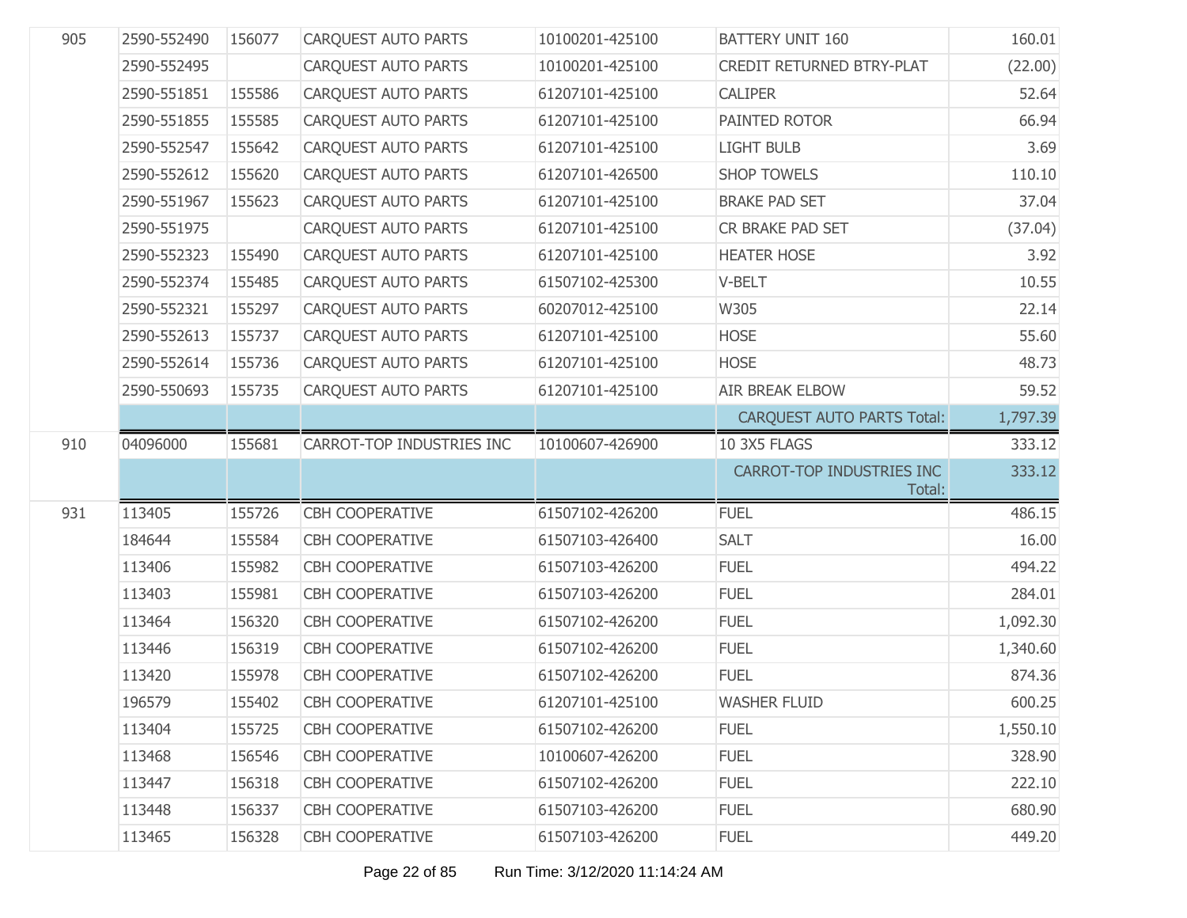| | | | | | | |
|---|---|---|---|---|---|---|
| 905 | 2590-552490 | 156077 | CARQUEST AUTO PARTS | 10100201-425100 | BATTERY UNIT 160 | 160.01 |
| | 2590-552495 | | CARQUEST AUTO PARTS | 10100201-425100 | CREDIT RETURNED BTRY-PLAT | (22.00) |
| | 2590-551851 | 155586 | CARQUEST AUTO PARTS | 61207101-425100 | CALIPER | 52.64 |
| | 2590-551855 | 155585 | CARQUEST AUTO PARTS | 61207101-425100 | PAINTED ROTOR | 66.94 |
| | 2590-552547 | 155642 | CARQUEST AUTO PARTS | 61207101-425100 | LIGHT BULB | 3.69 |
| | 2590-552612 | 155620 | CARQUEST AUTO PARTS | 61207101-426500 | SHOP TOWELS | 110.10 |
| | 2590-551967 | 155623 | CARQUEST AUTO PARTS | 61207101-425100 | BRAKE PAD SET | 37.04 |
| | 2590-551975 | | CARQUEST AUTO PARTS | 61207101-425100 | CR BRAKE PAD SET | (37.04) |
| | 2590-552323 | 155490 | CARQUEST AUTO PARTS | 61207101-425100 | HEATER HOSE | 3.92 |
| | 2590-552374 | 155485 | CARQUEST AUTO PARTS | 61507102-425300 | V-BELT | 10.55 |
| | 2590-552321 | 155297 | CARQUEST AUTO PARTS | 60207012-425100 | W305 | 22.14 |
| | 2590-552613 | 155737 | CARQUEST AUTO PARTS | 61207101-425100 | HOSE | 55.60 |
| | 2590-552614 | 155736 | CARQUEST AUTO PARTS | 61207101-425100 | HOSE | 48.73 |
| | 2590-550693 | 155735 | CARQUEST AUTO PARTS | 61207101-425100 | AIR BREAK ELBOW | 59.52 |
| | | | | | CARQUEST AUTO PARTS Total: | 1,797.39 |
| 910 | 04096000 | 155681 | CARROT-TOP INDUSTRIES INC | 10100607-426900 | 10 3X5 FLAGS | 333.12 |
| | | | | | CARROT-TOP INDUSTRIES INC Total: | 333.12 |
| 931 | 113405 | 155726 | CBH COOPERATIVE | 61507102-426200 | FUEL | 486.15 |
| | 184644 | 155584 | CBH COOPERATIVE | 61507103-426400 | SALT | 16.00 |
| | 113406 | 155982 | CBH COOPERATIVE | 61507103-426200 | FUEL | 494.22 |
| | 113403 | 155981 | CBH COOPERATIVE | 61507103-426200 | FUEL | 284.01 |
| | 113464 | 156320 | CBH COOPERATIVE | 61507102-426200 | FUEL | 1,092.30 |
| | 113446 | 156319 | CBH COOPERATIVE | 61507102-426200 | FUEL | 1,340.60 |
| | 113420 | 155978 | CBH COOPERATIVE | 61507102-426200 | FUEL | 874.36 |
| | 196579 | 155402 | CBH COOPERATIVE | 61207101-425100 | WASHER FLUID | 600.25 |
| | 113404 | 155725 | CBH COOPERATIVE | 61507102-426200 | FUEL | 1,550.10 |
| | 113468 | 156546 | CBH COOPERATIVE | 10100607-426200 | FUEL | 328.90 |
| | 113447 | 156318 | CBH COOPERATIVE | 61507102-426200 | FUEL | 222.10 |
| | 113448 | 156337 | CBH COOPERATIVE | 61507103-426200 | FUEL | 680.90 |
| | 113465 | 156328 | CBH COOPERATIVE | 61507103-426200 | FUEL | 449.20 |

Run Time: 3/12/2020 11:14:24 AM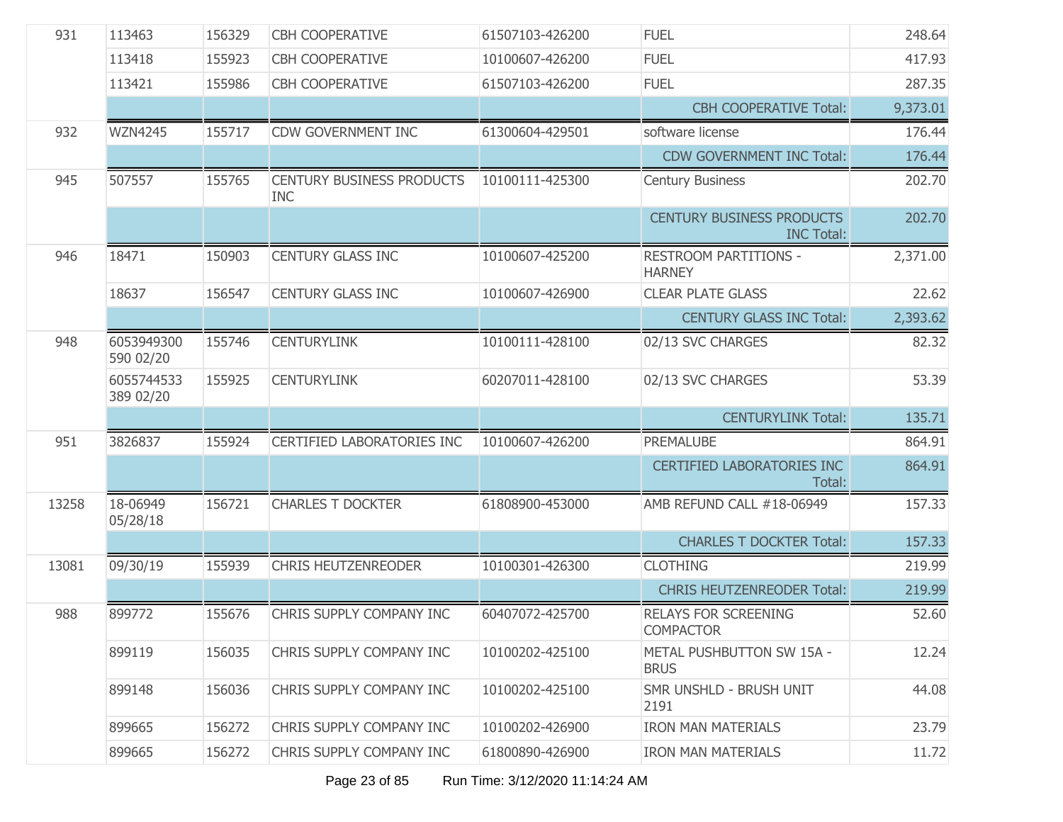| | | | | | | |
|---|---|---|---|---|---|---|
| 931 | 113463 | 156329 | CBH COOPERATIVE | 61507103-426200 | FUEL | 248.64 |
| | 113418 | 155923 | CBH COOPERATIVE | 10100607-426200 | FUEL | 417.93 |
| | 113421 | 155986 | CBH COOPERATIVE | 61507103-426200 | FUEL | 287.35 |
| | | | | | CBH COOPERATIVE Total: | 9,373.01 |
| 932 | WZN4245 | 155717 | CDW GOVERNMENT INC | 61300604-429501 | software license | 176.44 |
| | | | | | CDW GOVERNMENT INC Total: | 176.44 |
| 945 | 507557 | 155765 | CENTURY BUSINESS PRODUCTS INC | 10100111-425300 | Century Business | 202.70 |
| | | | | | CENTURY BUSINESS PRODUCTS INC Total: | 202.70 |
| 946 | 18471 | 150903 | CENTURY GLASS INC | 10100607-425200 | RESTROOM PARTITIONS - HARNEY | 2,371.00 |
| | 18637 | 156547 | CENTURY GLASS INC | 10100607-426900 | CLEAR PLATE GLASS | 22.62 |
| | | | | | CENTURY GLASS INC Total: | 2,393.62 |
| 948 | 6053949300 590 02/20 | 155746 | CENTURYLINK | 10100111-428100 | 02/13 SVC CHARGES | 82.32 |
| | 6055744533 389 02/20 | 155925 | CENTURYLINK | 60207011-428100 | 02/13 SVC CHARGES | 53.39 |
| | | | | | CENTURYLINK Total: | 135.71 |
| 951 | 3826837 | 155924 | CERTIFIED LABORATORIES INC | 10100607-426200 | PREMALUBE | 864.91 |
| | | | | | CERTIFIED LABORATORIES INC Total: | 864.91 |
| 13258 | 18-06949 05/28/18 | 156721 | CHARLES T DOCKTER | 61808900-453000 | AMB REFUND CALL #18-06949 | 157.33 |
| | | | | | CHARLES T DOCKTER Total: | 157.33 |
| 13081 | 09/30/19 | 155939 | CHRIS HEUTZENREODER | 10100301-426300 | CLOTHING | 219.99 |
| | | | | | CHRIS HEUTZENREODER Total: | 219.99 |
| 988 | 899772 | 155676 | CHRIS SUPPLY COMPANY INC | 60407072-425700 | RELAYS FOR SCREENING COMPACTOR | 52.60 |
| | 899119 | 156035 | CHRIS SUPPLY COMPANY INC | 10100202-425100 | METAL PUSHBUTTON SW 15A - BRUS | 12.24 |
| | 899148 | 156036 | CHRIS SUPPLY COMPANY INC | 10100202-425100 | SMR UNSHLD - BRUSH UNIT 2191 | 44.08 |
| | 899665 | 156272 | CHRIS SUPPLY COMPANY INC | 10100202-426900 | IRON MAN MATERIALS | 23.79 |
| | 899665 | 156272 | CHRIS SUPPLY COMPANY INC | 61800890-426900 | IRON MAN MATERIALS | 11.72 |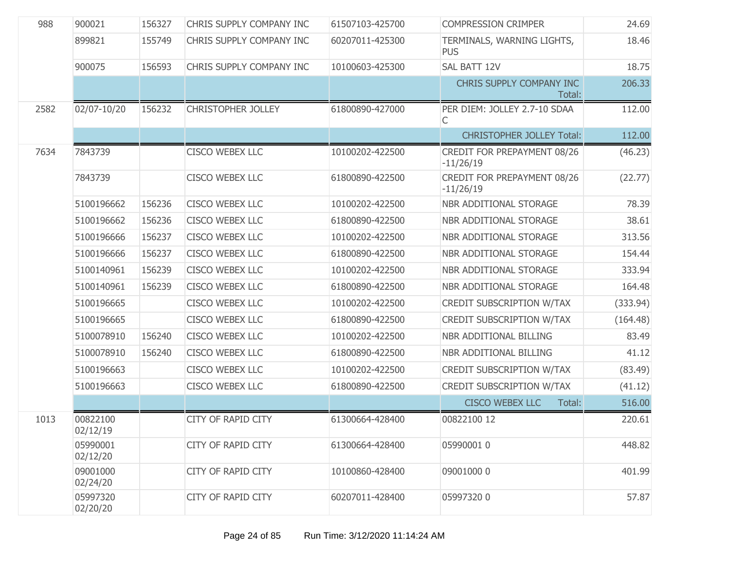| | | | | | | |
|---|---|---|---|---|---|---|
| 988 | 900021 | 156327 | CHRIS SUPPLY COMPANY INC | 61507103-425700 | COMPRESSION CRIMPER | 24.69 |
| | 899821 | 155749 | CHRIS SUPPLY COMPANY INC | 60207011-425300 | TERMINALS, WARNING LIGHTS, PUS | 18.46 |
| | 900075 | 156593 | CHRIS SUPPLY COMPANY INC | 10100603-425300 | SAL BATT 12V | 18.75 |
| | | | | | CHRIS SUPPLY COMPANY INC Total: | 206.33 |
| 2582 | 02/07-10/20 | 156232 | CHRISTOPHER JOLLEY | 61800890-427000 | PER DIEM: JOLLEY 2.7-10 SDAA C | 112.00 |
| | | | | | CHRISTOPHER JOLLEY Total: | 112.00 |
| 7634 | 7843739 | | CISCO WEBEX LLC | 10100202-422500 | CREDIT FOR PREPAYMENT 08/26 -11/26/19 | (46.23) |
| | 7843739 | | CISCO WEBEX LLC | 61800890-422500 | CREDIT FOR PREPAYMENT 08/26 -11/26/19 | (22.77) |
| | 5100196662 | 156236 | CISCO WEBEX LLC | 10100202-422500 | NBR ADDITIONAL STORAGE | 78.39 |
| | 5100196662 | 156236 | CISCO WEBEX LLC | 61800890-422500 | NBR ADDITIONAL STORAGE | 38.61 |
| | 5100196666 | 156237 | CISCO WEBEX LLC | 10100202-422500 | NBR ADDITIONAL STORAGE | 313.56 |
| | 5100196666 | 156237 | CISCO WEBEX LLC | 61800890-422500 | NBR ADDITIONAL STORAGE | 154.44 |
| | 5100140961 | 156239 | CISCO WEBEX LLC | 10100202-422500 | NBR ADDITIONAL STORAGE | 333.94 |
| | 5100140961 | 156239 | CISCO WEBEX LLC | 61800890-422500 | NBR ADDITIONAL STORAGE | 164.48 |
| | 5100196665 | | CISCO WEBEX LLC | 10100202-422500 | CREDIT SUBSCRIPTION W/TAX | (333.94) |
| | 5100196665 | | CISCO WEBEX LLC | 61800890-422500 | CREDIT SUBSCRIPTION W/TAX | (164.48) |
| | 5100078910 | 156240 | CISCO WEBEX LLC | 10100202-422500 | NBR ADDITIONAL BILLING | 83.49 |
| | 5100078910 | 156240 | CISCO WEBEX LLC | 61800890-422500 | NBR ADDITIONAL BILLING | 41.12 |
| | 5100196663 | | CISCO WEBEX LLC | 10100202-422500 | CREDIT SUBSCRIPTION W/TAX | (83.49) |
| | 5100196663 | | CISCO WEBEX LLC | 61800890-422500 | CREDIT SUBSCRIPTION W/TAX | (41.12) |
| | | | | | CISCO WEBEX LLC Total: | 516.00 |
| 1013 | 00822100 02/12/19 | | CITY OF RAPID CITY | 61300664-428400 | 00822100 12 | 220.61 |
| | 05990001 02/12/20 | | CITY OF RAPID CITY | 61300664-428400 | 05990001 0 | 448.82 |
| | 09001000 02/24/20 | | CITY OF RAPID CITY | 10100860-428400 | 09001000 0 | 401.99 |
| | 05997320 02/20/20 | | CITY OF RAPID CITY | 60207011-428400 | 05997320 0 | 57.87 |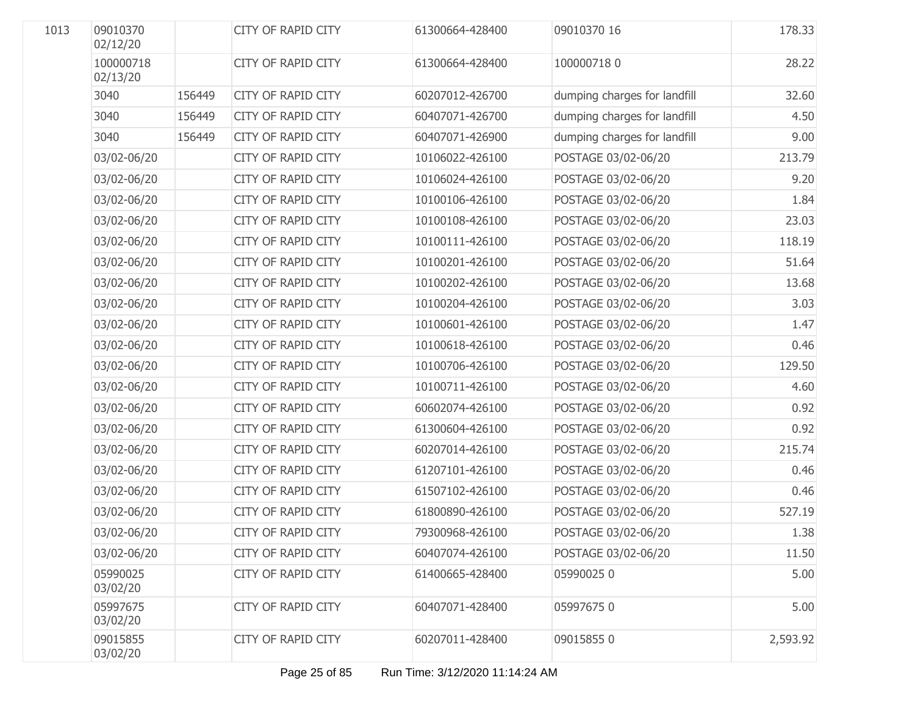| | | | | | | |
|---|---|---|---|---|---|---|
| 1013 | 09010370 02/12/20 | | CITY OF RAPID CITY | 61300664-428400 | 09010370 16 | 178.33 |
| | 100000718 02/13/20 | | CITY OF RAPID CITY | 61300664-428400 | 100000718 0 | 28.22 |
| | 3040 | 156449 | CITY OF RAPID CITY | 60207012-426700 | dumping charges for landfill | 32.60 |
| | 3040 | 156449 | CITY OF RAPID CITY | 60407071-426700 | dumping charges for landfill | 4.50 |
| | 3040 | 156449 | CITY OF RAPID CITY | 60407071-426900 | dumping charges for landfill | 9.00 |
| | 03/02-06/20 | | CITY OF RAPID CITY | 10106022-426100 | POSTAGE 03/02-06/20 | 213.79 |
| | 03/02-06/20 | | CITY OF RAPID CITY | 10106024-426100 | POSTAGE 03/02-06/20 | 9.20 |
| | 03/02-06/20 | | CITY OF RAPID CITY | 10100106-426100 | POSTAGE 03/02-06/20 | 1.84 |
| | 03/02-06/20 | | CITY OF RAPID CITY | 10100108-426100 | POSTAGE 03/02-06/20 | 23.03 |
| | 03/02-06/20 | | CITY OF RAPID CITY | 10100111-426100 | POSTAGE 03/02-06/20 | 118.19 |
| | 03/02-06/20 | | CITY OF RAPID CITY | 10100201-426100 | POSTAGE 03/02-06/20 | 51.64 |
| | 03/02-06/20 | | CITY OF RAPID CITY | 10100202-426100 | POSTAGE 03/02-06/20 | 13.68 |
| | 03/02-06/20 | | CITY OF RAPID CITY | 10100204-426100 | POSTAGE 03/02-06/20 | 3.03 |
| | 03/02-06/20 | | CITY OF RAPID CITY | 10100601-426100 | POSTAGE 03/02-06/20 | 1.47 |
| | 03/02-06/20 | | CITY OF RAPID CITY | 10100618-426100 | POSTAGE 03/02-06/20 | 0.46 |
| | 03/02-06/20 | | CITY OF RAPID CITY | 10100706-426100 | POSTAGE 03/02-06/20 | 129.50 |
| | 03/02-06/20 | | CITY OF RAPID CITY | 10100711-426100 | POSTAGE 03/02-06/20 | 4.60 |
| | 03/02-06/20 | | CITY OF RAPID CITY | 60602074-426100 | POSTAGE 03/02-06/20 | 0.92 |
| | 03/02-06/20 | | CITY OF RAPID CITY | 61300604-426100 | POSTAGE 03/02-06/20 | 0.92 |
| | 03/02-06/20 | | CITY OF RAPID CITY | 60207014-426100 | POSTAGE 03/02-06/20 | 215.74 |
| | 03/02-06/20 | | CITY OF RAPID CITY | 61207101-426100 | POSTAGE 03/02-06/20 | 0.46 |
| | 03/02-06/20 | | CITY OF RAPID CITY | 61507102-426100 | POSTAGE 03/02-06/20 | 0.46 |
| | 03/02-06/20 | | CITY OF RAPID CITY | 61800890-426100 | POSTAGE 03/02-06/20 | 527.19 |
| | 03/02-06/20 | | CITY OF RAPID CITY | 79300968-426100 | POSTAGE 03/02-06/20 | 1.38 |
| | 03/02-06/20 | | CITY OF RAPID CITY | 60407074-426100 | POSTAGE 03/02-06/20 | 11.50 |
| | 05990025 03/02/20 | | CITY OF RAPID CITY | 61400665-428400 | 05990025 0 | 5.00 |
| | 05997675 03/02/20 | | CITY OF RAPID CITY | 60407071-428400 | 05997675 0 | 5.00 |
| | 09015855 03/02/20 | | CITY OF RAPID CITY | 60207011-428400 | 09015855 0 | 2,593.92 |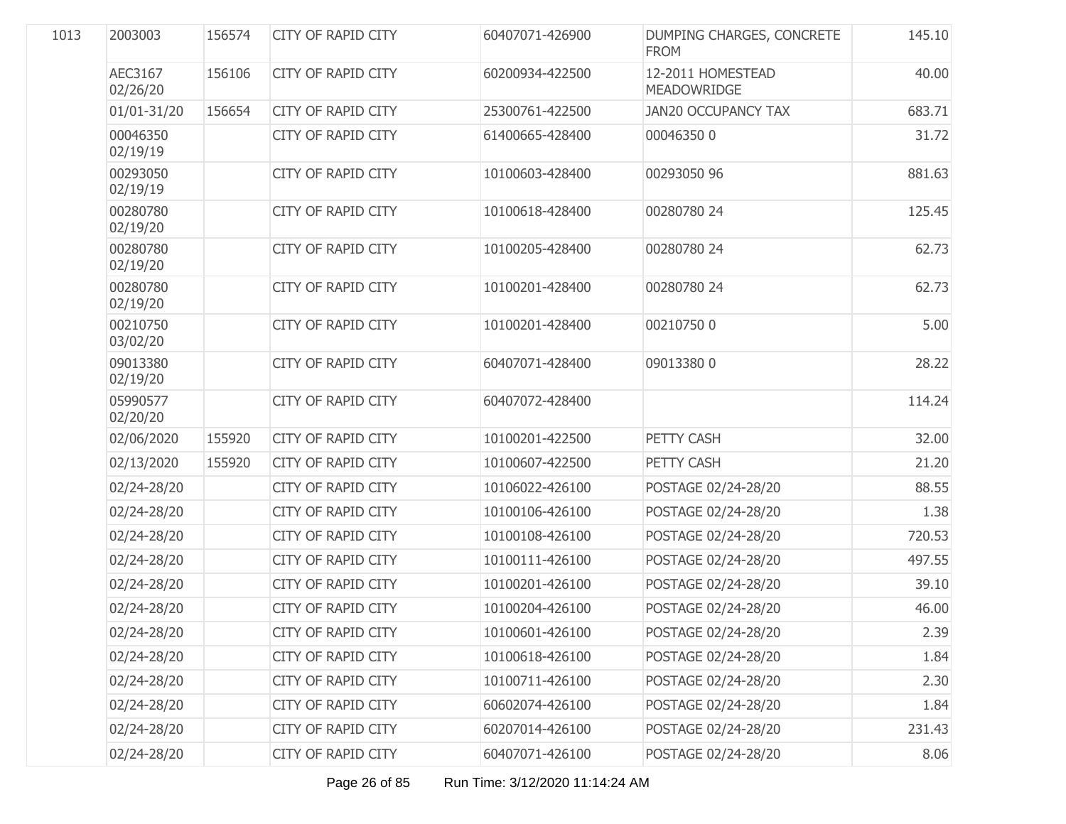| | | | | | | |
|---|---|---|---|---|---|---|
| 1013 | 2003003 | 156574 | CITY OF RAPID CITY | 60407071-426900 | DUMPING CHARGES, CONCRETE FROM | 145.10 |
| | AEC3167 02/26/20 | 156106 | CITY OF RAPID CITY | 60200934-422500 | 12-2011 HOMESTEAD MEADOWRIDGE | 40.00 |
| | 01/01-31/20 | 156654 | CITY OF RAPID CITY | 25300761-422500 | JAN20 OCCUPANCY TAX | 683.71 |
| | 00046350 02/19/19 | | CITY OF RAPID CITY | 61400665-428400 | 00046350 0 | 31.72 |
| | 00293050 02/19/19 | | CITY OF RAPID CITY | 10100603-428400 | 00293050 96 | 881.63 |
| | 00280780 02/19/20 | | CITY OF RAPID CITY | 10100618-428400 | 00280780 24 | 125.45 |
| | 00280780 02/19/20 | | CITY OF RAPID CITY | 10100205-428400 | 00280780 24 | 62.73 |
| | 00280780 02/19/20 | | CITY OF RAPID CITY | 10100201-428400 | 00280780 24 | 62.73 |
| | 00210750 03/02/20 | | CITY OF RAPID CITY | 10100201-428400 | 00210750 0 | 5.00 |
| | 09013380 02/19/20 | | CITY OF RAPID CITY | 60407071-428400 | 09013380 0 | 28.22 |
| | 05990577 02/20/20 | | CITY OF RAPID CITY | 60407072-428400 | | 114.24 |
| | 02/06/2020 | 155920 | CITY OF RAPID CITY | 10100201-422500 | PETTY CASH | 32.00 |
| | 02/13/2020 | 155920 | CITY OF RAPID CITY | 10100607-422500 | PETTY CASH | 21.20 |
| | 02/24-28/20 | | CITY OF RAPID CITY | 10106022-426100 | POSTAGE 02/24-28/20 | 88.55 |
| | 02/24-28/20 | | CITY OF RAPID CITY | 10100106-426100 | POSTAGE 02/24-28/20 | 1.38 |
| | 02/24-28/20 | | CITY OF RAPID CITY | 10100108-426100 | POSTAGE 02/24-28/20 | 720.53 |
| | 02/24-28/20 | | CITY OF RAPID CITY | 10100111-426100 | POSTAGE 02/24-28/20 | 497.55 |
| | 02/24-28/20 | | CITY OF RAPID CITY | 10100201-426100 | POSTAGE 02/24-28/20 | 39.10 |
| | 02/24-28/20 | | CITY OF RAPID CITY | 10100204-426100 | POSTAGE 02/24-28/20 | 46.00 |
| | 02/24-28/20 | | CITY OF RAPID CITY | 10100601-426100 | POSTAGE 02/24-28/20 | 2.39 |
| | 02/24-28/20 | | CITY OF RAPID CITY | 10100618-426100 | POSTAGE 02/24-28/20 | 1.84 |
| | 02/24-28/20 | | CITY OF RAPID CITY | 10100711-426100 | POSTAGE 02/24-28/20 | 2.30 |
| | 02/24-28/20 | | CITY OF RAPID CITY | 60602074-426100 | POSTAGE 02/24-28/20 | 1.84 |
| | 02/24-28/20 | | CITY OF RAPID CITY | 60207014-426100 | POSTAGE 02/24-28/20 | 231.43 |
| | 02/24-28/20 | | CITY OF RAPID CITY | 60407071-426100 | POSTAGE 02/24-28/20 | 8.06 |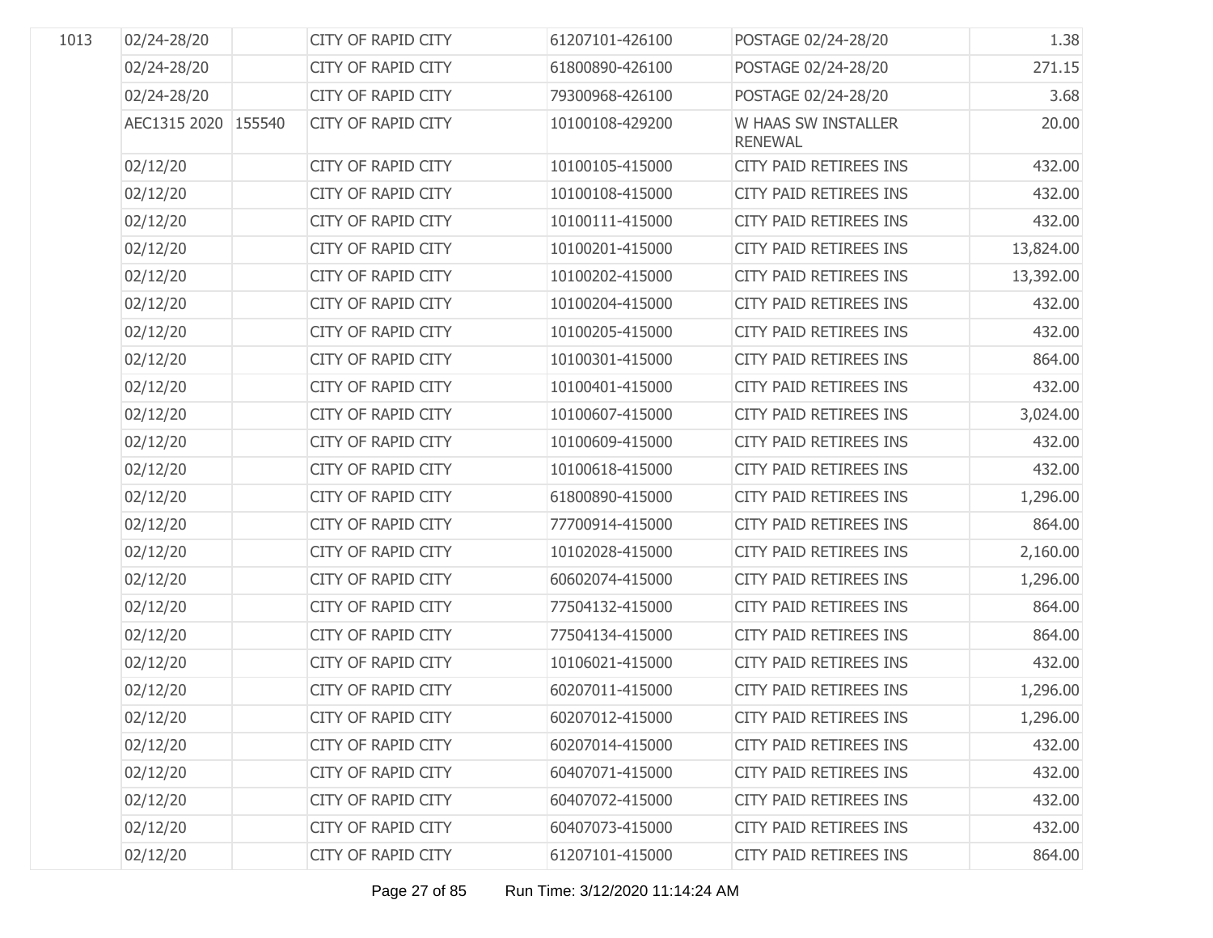| | | | | | | |
|---|---|---|---|---|---|---|
| 1013 | 02/24-28/20 | | CITY OF RAPID CITY | 61207101-426100 | POSTAGE 02/24-28/20 | 1.38 |
| | 02/24-28/20 | | CITY OF RAPID CITY | 61800890-426100 | POSTAGE 02/24-28/20 | 271.15 |
| | 02/24-28/20 | | CITY OF RAPID CITY | 79300968-426100 | POSTAGE 02/24-28/20 | 3.68 |
| | AEC1315 2020 | 155540 | CITY OF RAPID CITY | 10100108-429200 | W HAAS SW INSTALLER RENEWAL | 20.00 |
| | 02/12/20 | | CITY OF RAPID CITY | 10100105-415000 | CITY PAID RETIREES INS | 432.00 |
| | 02/12/20 | | CITY OF RAPID CITY | 10100108-415000 | CITY PAID RETIREES INS | 432.00 |
| | 02/12/20 | | CITY OF RAPID CITY | 10100111-415000 | CITY PAID RETIREES INS | 432.00 |
| | 02/12/20 | | CITY OF RAPID CITY | 10100201-415000 | CITY PAID RETIREES INS | 13,824.00 |
| | 02/12/20 | | CITY OF RAPID CITY | 10100202-415000 | CITY PAID RETIREES INS | 13,392.00 |
| | 02/12/20 | | CITY OF RAPID CITY | 10100204-415000 | CITY PAID RETIREES INS | 432.00 |
| | 02/12/20 | | CITY OF RAPID CITY | 10100205-415000 | CITY PAID RETIREES INS | 432.00 |
| | 02/12/20 | | CITY OF RAPID CITY | 10100301-415000 | CITY PAID RETIREES INS | 864.00 |
| | 02/12/20 | | CITY OF RAPID CITY | 10100401-415000 | CITY PAID RETIREES INS | 432.00 |
| | 02/12/20 | | CITY OF RAPID CITY | 10100607-415000 | CITY PAID RETIREES INS | 3,024.00 |
| | 02/12/20 | | CITY OF RAPID CITY | 10100609-415000 | CITY PAID RETIREES INS | 432.00 |
| | 02/12/20 | | CITY OF RAPID CITY | 10100618-415000 | CITY PAID RETIREES INS | 432.00 |
| | 02/12/20 | | CITY OF RAPID CITY | 61800890-415000 | CITY PAID RETIREES INS | 1,296.00 |
| | 02/12/20 | | CITY OF RAPID CITY | 77700914-415000 | CITY PAID RETIREES INS | 864.00 |
| | 02/12/20 | | CITY OF RAPID CITY | 10102028-415000 | CITY PAID RETIREES INS | 2,160.00 |
| | 02/12/20 | | CITY OF RAPID CITY | 60602074-415000 | CITY PAID RETIREES INS | 1,296.00 |
| | 02/12/20 | | CITY OF RAPID CITY | 77504132-415000 | CITY PAID RETIREES INS | 864.00 |
| | 02/12/20 | | CITY OF RAPID CITY | 77504134-415000 | CITY PAID RETIREES INS | 864.00 |
| | 02/12/20 | | CITY OF RAPID CITY | 10106021-415000 | CITY PAID RETIREES INS | 432.00 |
| | 02/12/20 | | CITY OF RAPID CITY | 60207011-415000 | CITY PAID RETIREES INS | 1,296.00 |
| | 02/12/20 | | CITY OF RAPID CITY | 60207012-415000 | CITY PAID RETIREES INS | 1,296.00 |
| | 02/12/20 | | CITY OF RAPID CITY | 60207014-415000 | CITY PAID RETIREES INS | 432.00 |
| | 02/12/20 | | CITY OF RAPID CITY | 60407071-415000 | CITY PAID RETIREES INS | 432.00 |
| | 02/12/20 | | CITY OF RAPID CITY | 60407072-415000 | CITY PAID RETIREES INS | 432.00 |
| | 02/12/20 | | CITY OF RAPID CITY | 60407073-415000 | CITY PAID RETIREES INS | 432.00 |
| | 02/12/20 | | CITY OF RAPID CITY | 61207101-415000 | CITY PAID RETIREES INS | 864.00 |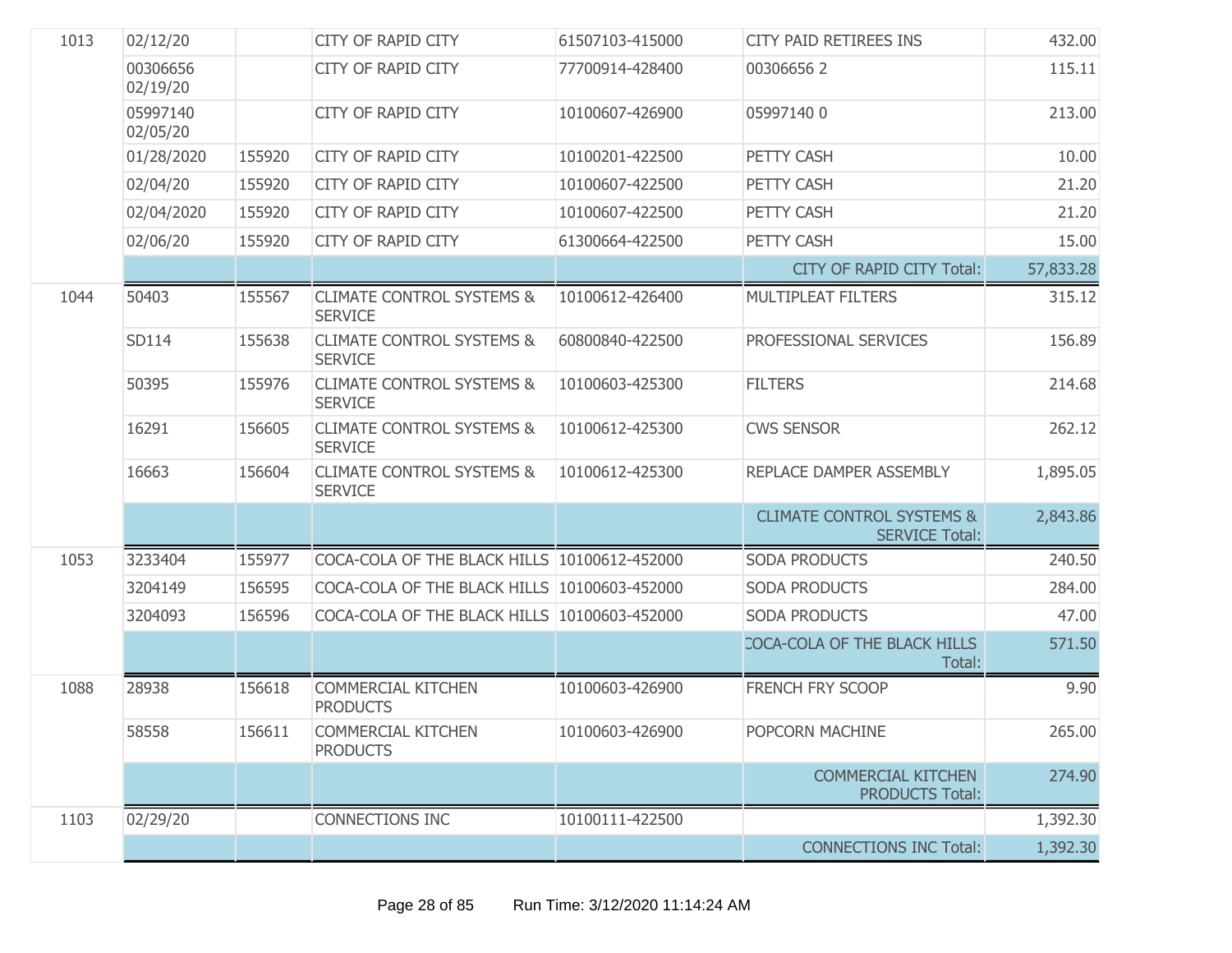| | | | | | | |
|---|---|---|---|---|---|---|
| 1013 | 02/12/20 | | CITY OF RAPID CITY | 61507103-415000 | CITY PAID RETIREES INS | 432.00 |
| | 00306656 02/19/20 | | CITY OF RAPID CITY | 77700914-428400 | 00306656 2 | 115.11 |
| | 05997140 02/05/20 | | CITY OF RAPID CITY | 10100607-426900 | 05997140 0 | 213.00 |
| | 01/28/2020 | 155920 | CITY OF RAPID CITY | 10100201-422500 | PETTY CASH | 10.00 |
| | 02/04/20 | 155920 | CITY OF RAPID CITY | 10100607-422500 | PETTY CASH | 21.20 |
| | 02/04/2020 | 155920 | CITY OF RAPID CITY | 10100607-422500 | PETTY CASH | 21.20 |
| | 02/06/20 | 155920 | CITY OF RAPID CITY | 61300664-422500 | PETTY CASH | 15.00 |
| | | | | | CITY OF RAPID CITY Total: | 57,833.28 |
| 1044 | 50403 | 155567 | CLIMATE CONTROL SYSTEMS & SERVICE | 10100612-426400 | MULTIPLEAT FILTERS | 315.12 |
| | SD114 | 155638 | CLIMATE CONTROL SYSTEMS & SERVICE | 60800840-422500 | PROFESSIONAL SERVICES | 156.89 |
| | 50395 | 155976 | CLIMATE CONTROL SYSTEMS & SERVICE | 10100603-425300 | FILTERS | 214.68 |
| | 16291 | 156605 | CLIMATE CONTROL SYSTEMS & SERVICE | 10100612-425300 | CWS SENSOR | 262.12 |
| | 16663 | 156604 | CLIMATE CONTROL SYSTEMS & SERVICE | 10100612-425300 | REPLACE DAMPER ASSEMBLY | 1,895.05 |
| | | | | | CLIMATE CONTROL SYSTEMS & SERVICE Total: | 2,843.86 |
| 1053 | 3233404 | 155977 | COCA-COLA OF THE BLACK HILLS | 10100612-452000 | SODA PRODUCTS | 240.50 |
| | 3204149 | 156595 | COCA-COLA OF THE BLACK HILLS | 10100603-452000 | SODA PRODUCTS | 284.00 |
| | 3204093 | 156596 | COCA-COLA OF THE BLACK HILLS | 10100603-452000 | SODA PRODUCTS | 47.00 |
| | | | | | COCA-COLA OF THE BLACK HILLS Total: | 571.50 |
| 1088 | 28938 | 156618 | COMMERCIAL KITCHEN PRODUCTS | 10100603-426900 | FRENCH FRY SCOOP | 9.90 |
| | 58558 | 156611 | COMMERCIAL KITCHEN PRODUCTS | 10100603-426900 | POPCORN MACHINE | 265.00 |
| | | | | | COMMERCIAL KITCHEN PRODUCTS Total: | 274.90 |
| 1103 | 02/29/20 | | CONNECTIONS INC | 10100111-422500 | | 1,392.30 |
| | | | | | CONNECTIONS INC Total: | 1,392.30 |

Run Time: 3/12/2020 11:14:24 AM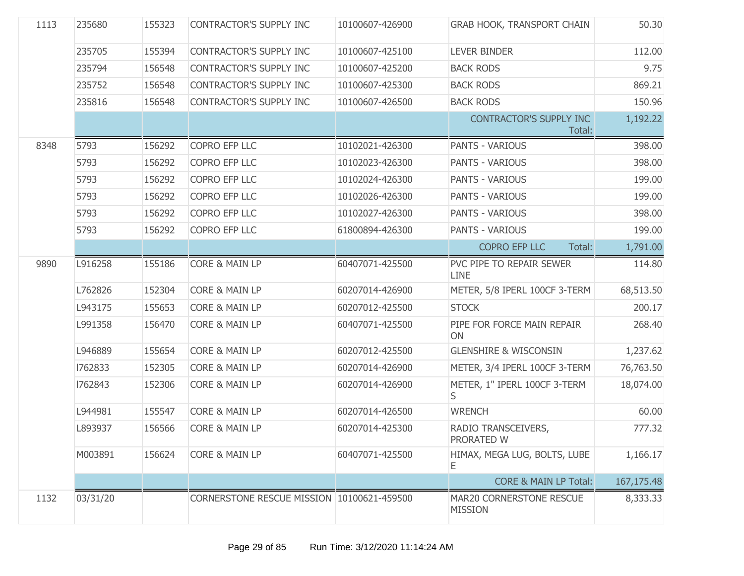| | | | | | | |
|---|---|---|---|---|---|---|
| 1113 | 235680 | 155323 | CONTRACTOR'S SUPPLY INC | 10100607-426900 | GRAB HOOK, TRANSPORT CHAIN | 50.30 |
| | 235705 | 155394 | CONTRACTOR'S SUPPLY INC | 10100607-425100 | LEVER BINDER | 112.00 |
| | 235794 | 156548 | CONTRACTOR'S SUPPLY INC | 10100607-425200 | BACK RODS | 9.75 |
| | 235752 | 156548 | CONTRACTOR'S SUPPLY INC | 10100607-425300 | BACK RODS | 869.21 |
| | 235816 | 156548 | CONTRACTOR'S SUPPLY INC | 10100607-426500 | BACK RODS | 150.96 |
| | | | | | CONTRACTOR'S SUPPLY INC Total: | 1,192.22 |
| 8348 | 5793 | 156292 | COPRO EFP LLC | 10102021-426300 | PANTS - VARIOUS | 398.00 |
| | 5793 | 156292 | COPRO EFP LLC | 10102023-426300 | PANTS - VARIOUS | 398.00 |
| | 5793 | 156292 | COPRO EFP LLC | 10102024-426300 | PANTS - VARIOUS | 199.00 |
| | 5793 | 156292 | COPRO EFP LLC | 10102026-426300 | PANTS - VARIOUS | 199.00 |
| | 5793 | 156292 | COPRO EFP LLC | 10102027-426300 | PANTS - VARIOUS | 398.00 |
| | 5793 | 156292 | COPRO EFP LLC | 61800894-426300 | PANTS - VARIOUS | 199.00 |
| | | | | | COPRO EFP LLC Total: | 1,791.00 |
| 9890 | L916258 | 155186 | CORE & MAIN LP | 60407071-425500 | PVC PIPE TO REPAIR SEWER LINE | 114.80 |
| | L762826 | 152304 | CORE & MAIN LP | 60207014-426900 | METER, 5/8 IPERL 100CF 3-TERM | 68,513.50 |
| | L943175 | 155653 | CORE & MAIN LP | 60207012-425500 | STOCK | 200.17 |
| | L991358 | 156470 | CORE & MAIN LP | 60407071-425500 | PIPE FOR FORCE MAIN REPAIR ON | 268.40 |
| | L946889 | 155654 | CORE & MAIN LP | 60207012-425500 | GLENSHIRE & WISCONSIN | 1,237.62 |
| | I762833 | 152305 | CORE & MAIN LP | 60207014-426900 | METER, 3/4 IPERL 100CF 3-TERM | 76,763.50 |
| | I762843 | 152306 | CORE & MAIN LP | 60207014-426900 | METER, 1" IPERL 100CF 3-TERM S | 18,074.00 |
| | L944981 | 155547 | CORE & MAIN LP | 60207014-426500 | WRENCH | 60.00 |
| | L893937 | 156566 | CORE & MAIN LP | 60207014-425300 | RADIO TRANSCEIVERS, PRORATED W | 777.32 |
| | M003891 | 156624 | CORE & MAIN LP | 60407071-425500 | HIMAX, MEGA LUG, BOLTS, LUBE E | 1,166.17 |
| | | | | | CORE & MAIN LP Total: | 167,175.48 |
| 1132 | 03/31/20 | | CORNERSTONE RESCUE MISSION | 10100621-459500 | MAR20 CORNERSTONE RESCUE MISSION | 8,333.33 |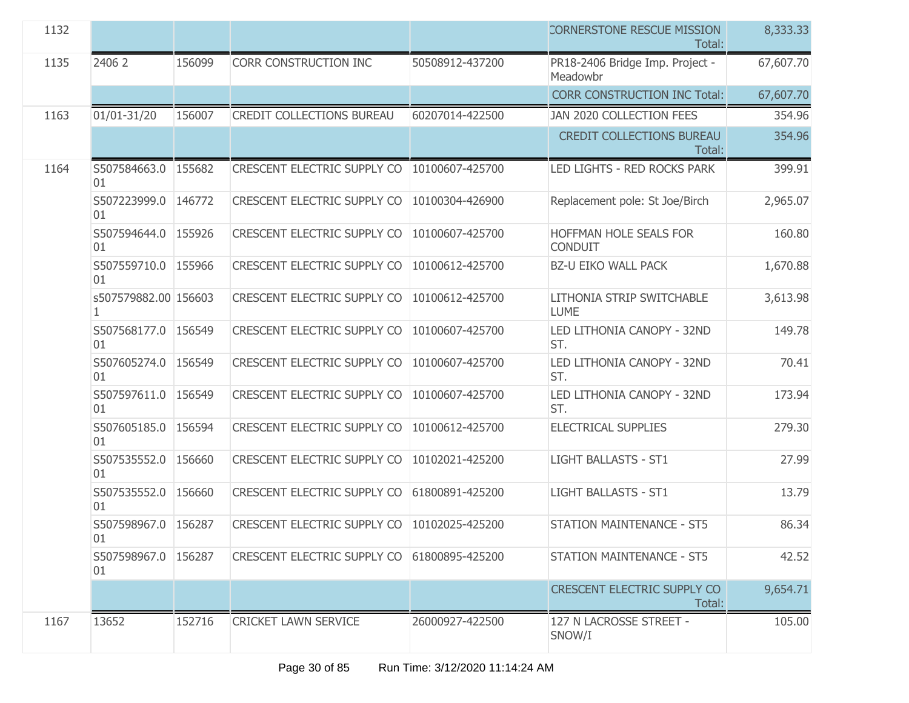| 1132 | | | | | CORNERSTONE RESCUE MISSION Total: | 8,333.33 |
|---|---|---|---|---|---|---|
| 1135 | 2406 2 | 156099 | CORR CONSTRUCTION INC | 50508912-437200 | PR18-2406 Bridge Imp. Project - Meadowbr | 67,607.70 |
| | | | | | CORR CONSTRUCTION INC Total: | 67,607.70 |
| 1163 | 01/01-31/20 | 156007 | CREDIT COLLECTIONS BUREAU | 60207014-422500 | JAN 2020 COLLECTION FEES | 354.96 |
| | | | | | CREDIT COLLECTIONS BUREAU Total: | 354.96 |
| 1164 | S507584663.001 | 155682 | CRESCENT ELECTRIC SUPPLY CO | 10100607-425700 | LED LIGHTS - RED ROCKS PARK | 399.91 |
| | S507223999.001 | 146772 | CRESCENT ELECTRIC SUPPLY CO | 10100304-426900 | Replacement pole: St Joe/Birch | 2,965.07 |
| | S507594644.001 | 155926 | CRESCENT ELECTRIC SUPPLY CO | 10100607-425700 | HOFFMAN HOLE SEALS FOR CONDUIT | 160.80 |
| | S507559710.001 | 155966 | CRESCENT ELECTRIC SUPPLY CO | 10100612-425700 | BZ-U EIKO WALL PACK | 1,670.88 |
| | s507579882.001 | 156603 | CRESCENT ELECTRIC SUPPLY CO | 10100612-425700 | LITHONIA STRIP SWITCHABLE LUME | 3,613.98 |
| | S507568177.001 | 156549 | CRESCENT ELECTRIC SUPPLY CO | 10100607-425700 | LED LITHONIA CANOPY - 32ND ST. | 149.78 |
| | S507605274.001 | 156549 | CRESCENT ELECTRIC SUPPLY CO | 10100607-425700 | LED LITHONIA CANOPY - 32ND ST. | 70.41 |
| | S507597611.001 | 156549 | CRESCENT ELECTRIC SUPPLY CO | 10100607-425700 | LED LITHONIA CANOPY - 32ND ST. | 173.94 |
| | S507605185.001 | 156594 | CRESCENT ELECTRIC SUPPLY CO | 10100612-425700 | ELECTRICAL SUPPLIES | 279.30 |
| | S507535552.001 | 156660 | CRESCENT ELECTRIC SUPPLY CO | 10102021-425200 | LIGHT BALLASTS - ST1 | 27.99 |
| | S507535552.001 | 156660 | CRESCENT ELECTRIC SUPPLY CO | 61800891-425200 | LIGHT BALLASTS - ST1 | 13.79 |
| | S507598967.001 | 156287 | CRESCENT ELECTRIC SUPPLY CO | 10102025-425200 | STATION MAINTENANCE - ST5 | 86.34 |
| | S507598967.001 | 156287 | CRESCENT ELECTRIC SUPPLY CO | 61800895-425200 | STATION MAINTENANCE - ST5 | 42.52 |
| | | | | | CRESCENT ELECTRIC SUPPLY CO Total: | 9,654.71 |
| 1167 | 13652 | 152716 | CRICKET LAWN SERVICE | 26000927-422500 | 127 N LACROSSE STREET - SNOW/I | 105.00 |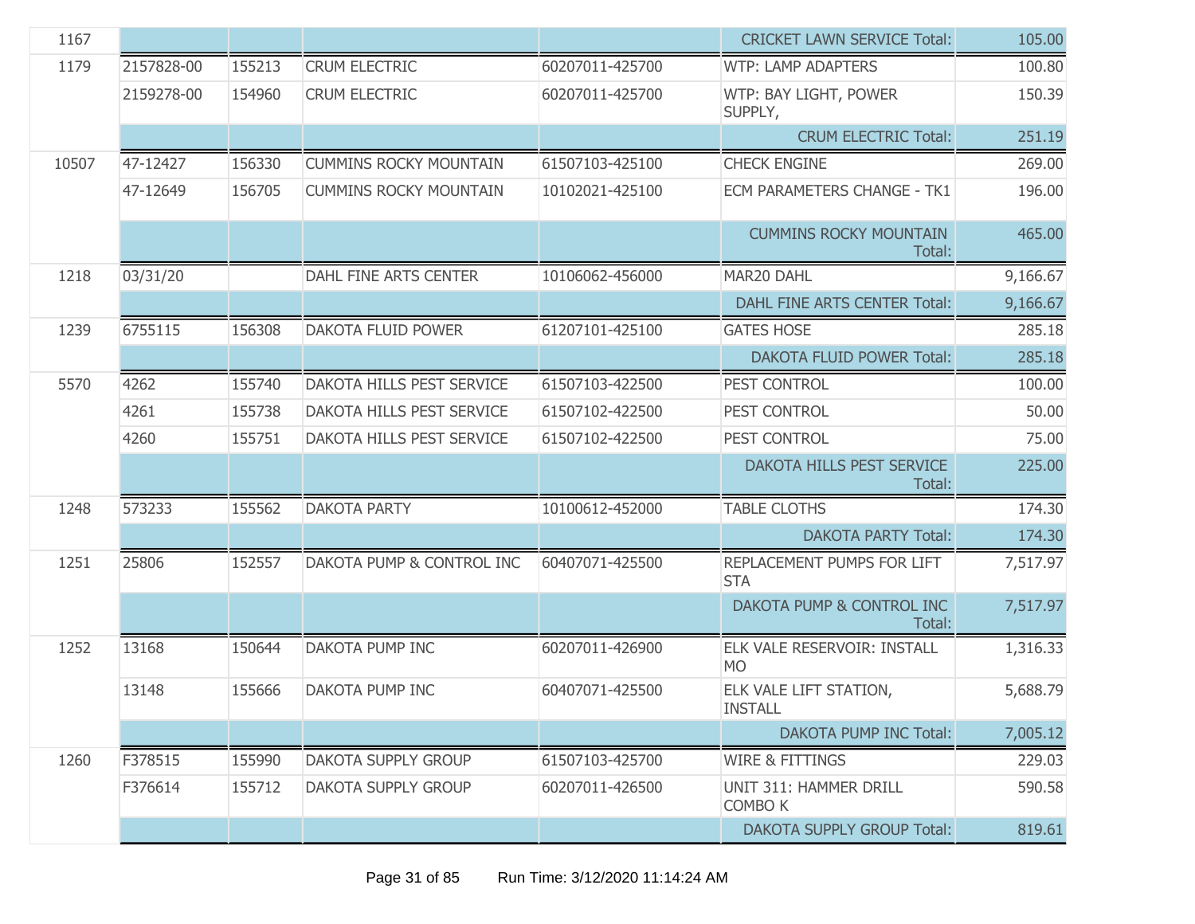| | | | | | | |
|---|---|---|---|---|---|---|
| 1167 | | | | | CRICKET LAWN SERVICE Total: | 105.00 |
| 1179 | 2157828-00 | 155213 | CRUM ELECTRIC | 60207011-425700 | WTP: LAMP ADAPTERS | 100.80 |
| | 2159278-00 | 154960 | CRUM ELECTRIC | 60207011-425700 | WTP: BAY LIGHT, POWER SUPPLY, | 150.39 |
| | | | | | CRUM ELECTRIC Total: | 251.19 |
| 10507 | 47-12427 | 156330 | CUMMINS ROCKY MOUNTAIN | 61507103-425100 | CHECK ENGINE | 269.00 |
| | 47-12649 | 156705 | CUMMINS ROCKY MOUNTAIN | 10102021-425100 | ECM PARAMETERS CHANGE - TK1 | 196.00 |
| | | | | | CUMMINS ROCKY MOUNTAIN Total: | 465.00 |
| 1218 | 03/31/20 | | DAHL FINE ARTS CENTER | 10106062-456000 | MAR20 DAHL | 9,166.67 |
| | | | | | DAHL FINE ARTS CENTER Total: | 9,166.67 |
| 1239 | 6755115 | 156308 | DAKOTA FLUID POWER | 61207101-425100 | GATES HOSE | 285.18 |
| | | | | | DAKOTA FLUID POWER Total: | 285.18 |
| 5570 | 4262 | 155740 | DAKOTA HILLS PEST SERVICE | 61507103-422500 | PEST CONTROL | 100.00 |
| | 4261 | 155738 | DAKOTA HILLS PEST SERVICE | 61507102-422500 | PEST CONTROL | 50.00 |
| | 4260 | 155751 | DAKOTA HILLS PEST SERVICE | 61507102-422500 | PEST CONTROL | 75.00 |
| | | | | | DAKOTA HILLS PEST SERVICE Total: | 225.00 |
| 1248 | 573233 | 155562 | DAKOTA PARTY | 10100612-452000 | TABLE CLOTHS | 174.30 |
| | | | | | DAKOTA PARTY Total: | 174.30 |
| 1251 | 25806 | 152557 | DAKOTA PUMP & CONTROL INC | 60407071-425500 | REPLACEMENT PUMPS FOR LIFT STA | 7,517.97 |
| | | | | | DAKOTA PUMP & CONTROL INC Total: | 7,517.97 |
| 1252 | 13168 | 150644 | DAKOTA PUMP INC | 60207011-426900 | ELK VALE RESERVOIR: INSTALL MO | 1,316.33 |
| | 13148 | 155666 | DAKOTA PUMP INC | 60407071-425500 | ELK VALE LIFT STATION, INSTALL | 5,688.79 |
| | | | | | DAKOTA PUMP INC Total: | 7,005.12 |
| 1260 | F378515 | 155990 | DAKOTA SUPPLY GROUP | 61507103-425700 | WIRE & FITTINGS | 229.03 |
| | F376614 | 155712 | DAKOTA SUPPLY GROUP | 60207011-426500 | UNIT 311: HAMMER DRILL COMBO K | 590.58 |
| | | | | | DAKOTA SUPPLY GROUP Total: | 819.61 |

Run Time: 3/12/2020 11:14:24 AM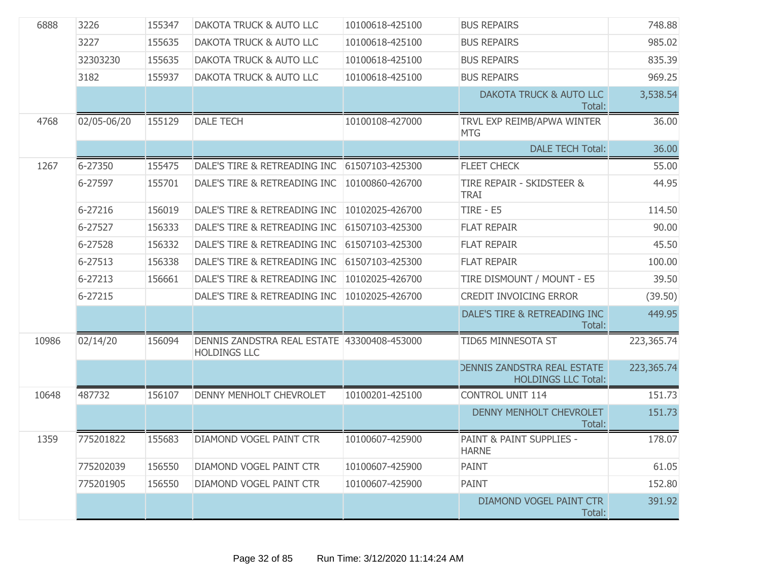| | | | | | | |
|---|---|---|---|---|---|---|
| 6888 | 3226 | 155347 | DAKOTA TRUCK & AUTO LLC | 10100618-425100 | BUS REPAIRS | 748.88 |
| | 3227 | 155635 | DAKOTA TRUCK & AUTO LLC | 10100618-425100 | BUS REPAIRS | 985.02 |
| | 32303230 | 155635 | DAKOTA TRUCK & AUTO LLC | 10100618-425100 | BUS REPAIRS | 835.39 |
| | 3182 | 155937 | DAKOTA TRUCK & AUTO LLC | 10100618-425100 | BUS REPAIRS | 969.25 |
| | | | | | DAKOTA TRUCK & AUTO LLC Total: | 3,538.54 |
| 4768 | 02/05-06/20 | 155129 | DALE TECH | 10100108-427000 | TRVL EXP REIMB/APWA WINTER MTG | 36.00 |
| | | | | | DALE TECH Total: | 36.00 |
| 1267 | 6-27350 | 155475 | DALE'S TIRE & RETREADING INC | 61507103-425300 | FLEET CHECK | 55.00 |
| | 6-27597 | 155701 | DALE'S TIRE & RETREADING INC | 10100860-426700 | TIRE REPAIR - SKIDSTEER & TRAI | 44.95 |
| | 6-27216 | 156019 | DALE'S TIRE & RETREADING INC | 10102025-426700 | TIRE - E5 | 114.50 |
| | 6-27527 | 156333 | DALE'S TIRE & RETREADING INC | 61507103-425300 | FLAT REPAIR | 90.00 |
| | 6-27528 | 156332 | DALE'S TIRE & RETREADING INC | 61507103-425300 | FLAT REPAIR | 45.50 |
| | 6-27513 | 156338 | DALE'S TIRE & RETREADING INC | 61507103-425300 | FLAT REPAIR | 100.00 |
| | 6-27213 | 156661 | DALE'S TIRE & RETREADING INC | 10102025-426700 | TIRE DISMOUNT / MOUNT - E5 | 39.50 |
| | 6-27215 | | DALE'S TIRE & RETREADING INC | 10102025-426700 | CREDIT INVOICING ERROR | (39.50) |
| | | | | | DALE'S TIRE & RETREADING INC Total: | 449.95 |
| 10986 | 02/14/20 | 156094 | DENNIS ZANDSTRA REAL ESTATE HOLDINGS LLC | 43300408-453000 | TID65 MINNESOTA ST | 223,365.74 |
| | | | | | DENNIS ZANDSTRA REAL ESTATE HOLDINGS LLC Total: | 223,365.74 |
| 10648 | 487732 | 156107 | DENNY MENHOLT CHEVROLET | 10100201-425100 | CONTROL UNIT 114 | 151.73 |
| | | | | | DENNY MENHOLT CHEVROLET Total: | 151.73 |
| 1359 | 775201822 | 155683 | DIAMOND VOGEL PAINT CTR | 10100607-425900 | PAINT & PAINT SUPPLIES - HARNE | 178.07 |
| | 775202039 | 156550 | DIAMOND VOGEL PAINT CTR | 10100607-425900 | PAINT | 61.05 |
| | 775201905 | 156550 | DIAMOND VOGEL PAINT CTR | 10100607-425900 | PAINT | 152.80 |
| | | | | | DIAMOND VOGEL PAINT CTR Total: | 391.92 |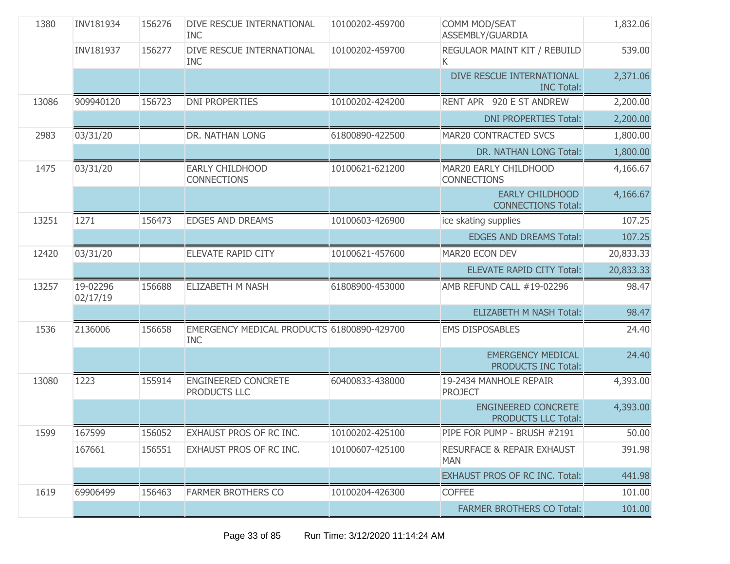| | | | | | | |
|---|---|---|---|---|---|---|
| 1380 | INV181934 | 156276 | DIVE RESCUE INTERNATIONAL INC | 10100202-459700 | COMM MOD/SEAT ASSEMBLY/GUARDIA | 1,832.06 |
| | INV181937 | 156277 | DIVE RESCUE INTERNATIONAL INC | 10100202-459700 | REGULAOR MAINT KIT / REBUILD K | 539.00 |
| | | | | | DIVE RESCUE INTERNATIONAL INC Total: | 2,371.06 |
| 13086 | 909940120 | 156723 | DNI PROPERTIES | 10100202-424200 | RENT APR 920 E ST ANDREW | 2,200.00 |
| | | | | | DNI PROPERTIES Total: | 2,200.00 |
| 2983 | 03/31/20 | | DR. NATHAN LONG | 61800890-422500 | MAR20 CONTRACTED SVCS | 1,800.00 |
| | | | | | DR. NATHAN LONG Total: | 1,800.00 |
| 1475 | 03/31/20 | | EARLY CHILDHOOD CONNECTIONS | 10100621-621200 | MAR20 EARLY CHILDHOOD CONNECTIONS | 4,166.67 |
| | | | | | EARLY CHILDHOOD CONNECTIONS Total: | 4,166.67 |
| 13251 | 1271 | 156473 | EDGES AND DREAMS | 10100603-426900 | ice skating supplies | 107.25 |
| | | | | | EDGES AND DREAMS Total: | 107.25 |
| 12420 | 03/31/20 | | ELEVATE RAPID CITY | 10100621-457600 | MAR20 ECON DEV | 20,833.33 |
| | | | | | ELEVATE RAPID CITY Total: | 20,833.33 |
| 13257 | 19-02296 02/17/19 | 156688 | ELIZABETH M NASH | 61808900-453000 | AMB REFUND CALL #19-02296 | 98.47 |
| | | | | | ELIZABETH M NASH Total: | 98.47 |
| 1536 | 2136006 | 156658 | EMERGENCY MEDICAL PRODUCTS INC | 61800890-429700 | EMS DISPOSABLES | 24.40 |
| | | | | | EMERGENCY MEDICAL PRODUCTS INC Total: | 24.40 |
| 13080 | 1223 | 155914 | ENGINEERED CONCRETE PRODUCTS LLC | 60400833-438000 | 19-2434 MANHOLE REPAIR PROJECT | 4,393.00 |
| | | | | | ENGINEERED CONCRETE PRODUCTS LLC Total: | 4,393.00 |
| 1599 | 167599 | 156052 | EXHAUST PROS OF RC INC. | 10100202-425100 | PIPE FOR PUMP - BRUSH #2191 | 50.00 |
| | 167661 | 156551 | EXHAUST PROS OF RC INC. | 10100607-425100 | RESURFACE & REPAIR EXHAUST MAN | 391.98 |
| | | | | | EXHAUST PROS OF RC INC. Total: | 441.98 |
| 1619 | 69906499 | 156463 | FARMER BROTHERS CO | 10100204-426300 | COFFEE | 101.00 |
| | | | | | FARMER BROTHERS CO Total: | 101.00 |

Run Time: 3/12/2020 11:14:24 AM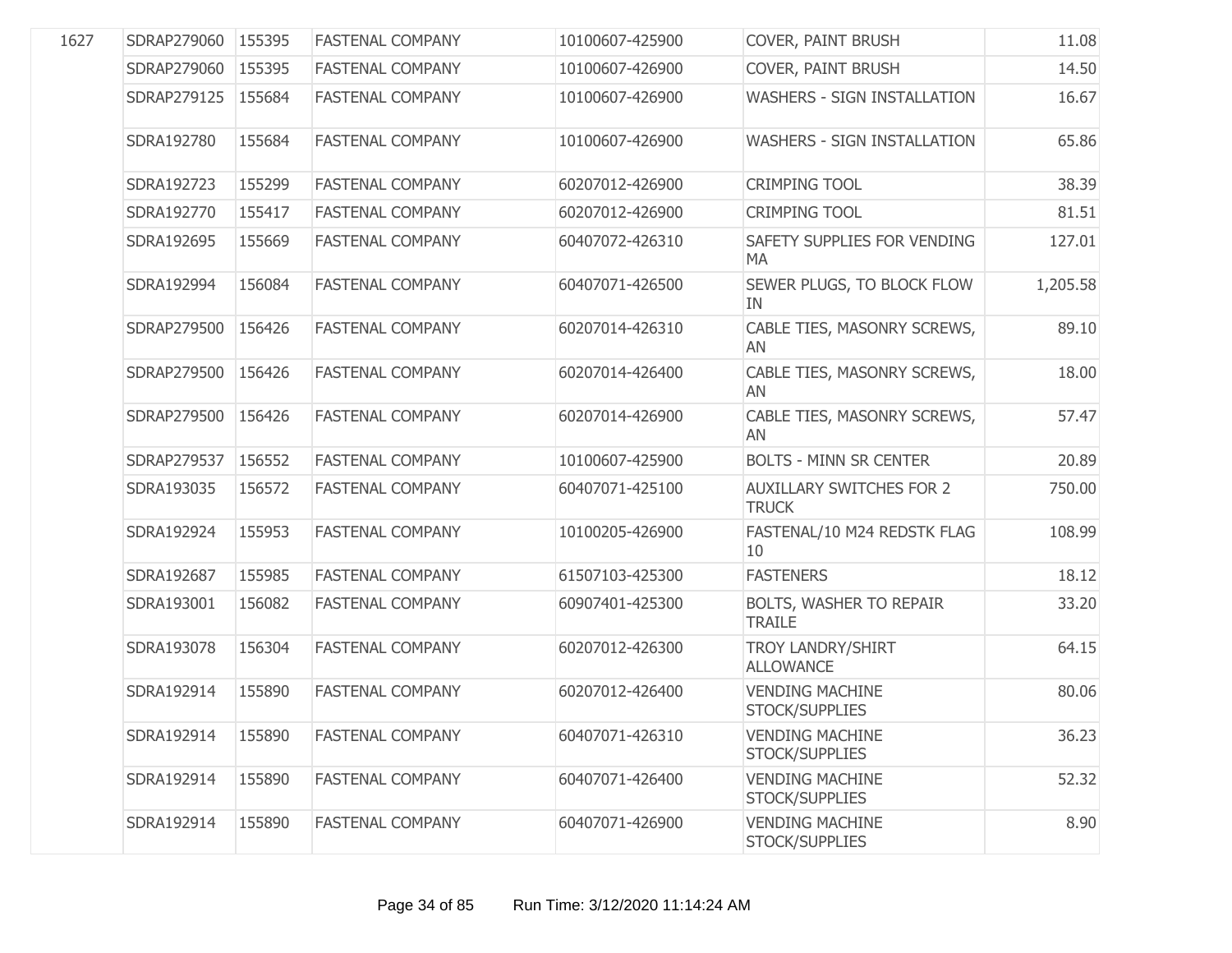| | | | | | | |
|---|---|---|---|---|---|---|
| 1627 | SDRAP279060 | 155395 | FASTENAL COMPANY | 10100607-425900 | COVER, PAINT BRUSH | 11.08 |
| | SDRAP279060 | 155395 | FASTENAL COMPANY | 10100607-426900 | COVER, PAINT BRUSH | 14.50 |
| | SDRAP279125 | 155684 | FASTENAL COMPANY | 10100607-426900 | WASHERS - SIGN INSTALLATION | 16.67 |
| | SDRA192780 | 155684 | FASTENAL COMPANY | 10100607-426900 | WASHERS - SIGN INSTALLATION | 65.86 |
| | SDRA192723 | 155299 | FASTENAL COMPANY | 60207012-426900 | CRIMPING TOOL | 38.39 |
| | SDRA192770 | 155417 | FASTENAL COMPANY | 60207012-426900 | CRIMPING TOOL | 81.51 |
| | SDRA192695 | 155669 | FASTENAL COMPANY | 60407072-426310 | SAFETY SUPPLIES FOR VENDING MA | 127.01 |
| | SDRA192994 | 156084 | FASTENAL COMPANY | 60407071-426500 | SEWER PLUGS, TO BLOCK FLOW IN | 1,205.58 |
| | SDRAP279500 | 156426 | FASTENAL COMPANY | 60207014-426310 | CABLE TIES, MASONRY SCREWS, AN | 89.10 |
| | SDRAP279500 | 156426 | FASTENAL COMPANY | 60207014-426400 | CABLE TIES, MASONRY SCREWS, AN | 18.00 |
| | SDRAP279500 | 156426 | FASTENAL COMPANY | 60207014-426900 | CABLE TIES, MASONRY SCREWS, AN | 57.47 |
| | SDRAP279537 | 156552 | FASTENAL COMPANY | 10100607-425900 | BOLTS - MINN SR CENTER | 20.89 |
| | SDRA193035 | 156572 | FASTENAL COMPANY | 60407071-425100 | AUXILLARY SWITCHES FOR 2 TRUCK | 750.00 |
| | SDRA192924 | 155953 | FASTENAL COMPANY | 10100205-426900 | FASTENAL/10 M24 REDSTK FLAG 10 | 108.99 |
| | SDRA192687 | 155985 | FASTENAL COMPANY | 61507103-425300 | FASTENERS | 18.12 |
| | SDRA193001 | 156082 | FASTENAL COMPANY | 60907401-425300 | BOLTS, WASHER TO REPAIR TRAILE | 33.20 |
| | SDRA193078 | 156304 | FASTENAL COMPANY | 60207012-426300 | TROY LANDRY/SHIRT ALLOWANCE | 64.15 |
| | SDRA192914 | 155890 | FASTENAL COMPANY | 60207012-426400 | VENDING MACHINE STOCK/SUPPLIES | 80.06 |
| | SDRA192914 | 155890 | FASTENAL COMPANY | 60407071-426310 | VENDING MACHINE STOCK/SUPPLIES | 36.23 |
| | SDRA192914 | 155890 | FASTENAL COMPANY | 60407071-426400 | VENDING MACHINE STOCK/SUPPLIES | 52.32 |
| | SDRA192914 | 155890 | FASTENAL COMPANY | 60407071-426900 | VENDING MACHINE STOCK/SUPPLIES | 8.90 |

Run Time: 3/12/2020 11:14:24 AM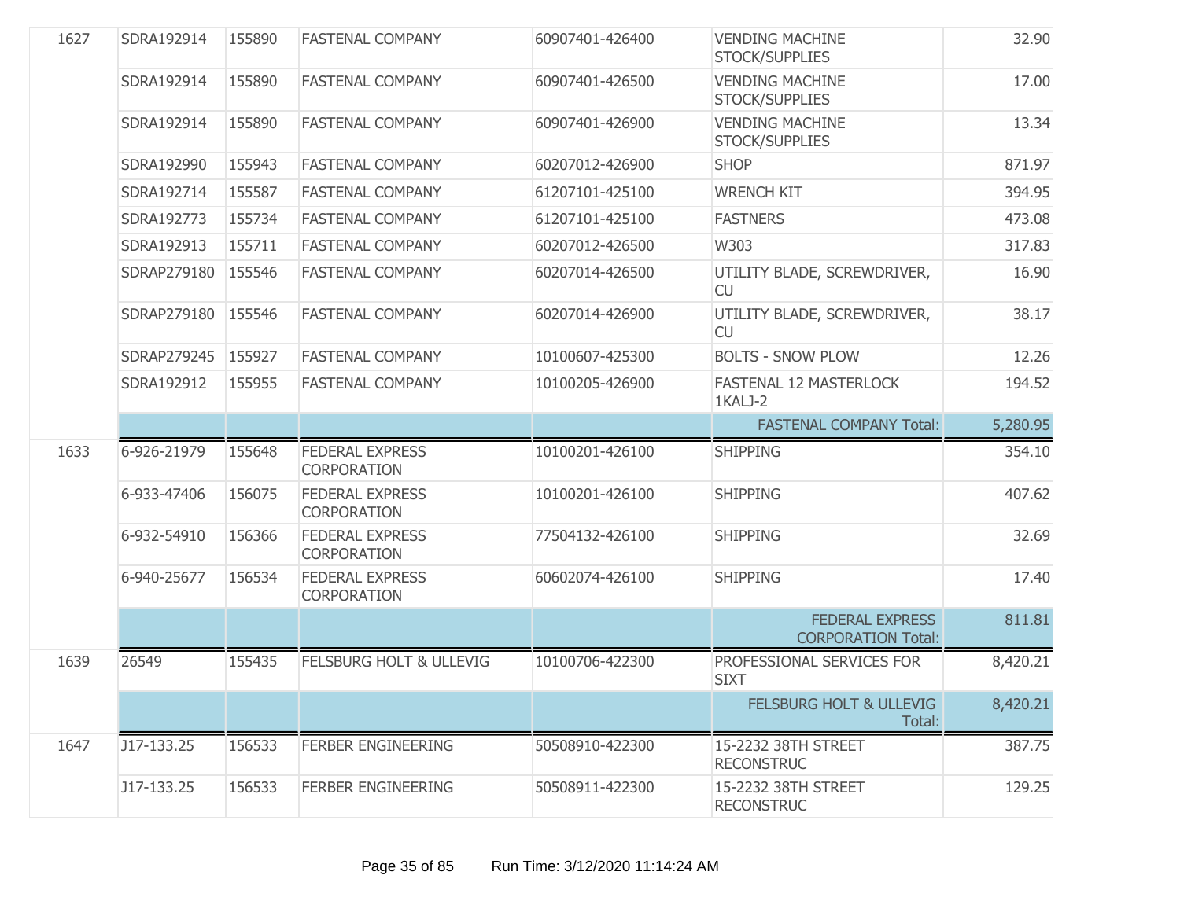| | | | | | | |
|---|---|---|---|---|---|---|
| 1627 | SDRA192914 | 155890 | FASTENAL COMPANY | 60907401-426400 | VENDING MACHINE STOCK/SUPPLIES | 32.90 |
| | SDRA192914 | 155890 | FASTENAL COMPANY | 60907401-426500 | VENDING MACHINE STOCK/SUPPLIES | 17.00 |
| | SDRA192914 | 155890 | FASTENAL COMPANY | 60907401-426900 | VENDING MACHINE STOCK/SUPPLIES | 13.34 |
| | SDRA192990 | 155943 | FASTENAL COMPANY | 60207012-426900 | SHOP | 871.97 |
| | SDRA192714 | 155587 | FASTENAL COMPANY | 61207101-425100 | WRENCH KIT | 394.95 |
| | SDRA192773 | 155734 | FASTENAL COMPANY | 61207101-425100 | FASTNERS | 473.08 |
| | SDRA192913 | 155711 | FASTENAL COMPANY | 60207012-426500 | W303 | 317.83 |
| | SDRAP279180 | 155546 | FASTENAL COMPANY | 60207014-426500 | UTILITY BLADE, SCREWDRIVER, CU | 16.90 |
| | SDRAP279180 | 155546 | FASTENAL COMPANY | 60207014-426900 | UTILITY BLADE, SCREWDRIVER, CU | 38.17 |
| | SDRAP279245 | 155927 | FASTENAL COMPANY | 10100607-425300 | BOLTS - SNOW PLOW | 12.26 |
| | SDRA192912 | 155955 | FASTENAL COMPANY | 10100205-426900 | FASTENAL 12 MASTERLOCK 1KALJ-2 | 194.52 |
| | | | | | FASTENAL COMPANY Total: | 5,280.95 |
| 1633 | 6-926-21979 | 155648 | FEDERAL EXPRESS CORPORATION | 10100201-426100 | SHIPPING | 354.10 |
| | 6-933-47406 | 156075 | FEDERAL EXPRESS CORPORATION | 10100201-426100 | SHIPPING | 407.62 |
| | 6-932-54910 | 156366 | FEDERAL EXPRESS CORPORATION | 77504132-426100 | SHIPPING | 32.69 |
| | 6-940-25677 | 156534 | FEDERAL EXPRESS CORPORATION | 60602074-426100 | SHIPPING | 17.40 |
| | | | | | FEDERAL EXPRESS CORPORATION Total: | 811.81 |
| 1639 | 26549 | 155435 | FELSBURG HOLT & ULLEVIG | 10100706-422300 | PROFESSIONAL SERVICES FOR SIXT | 8,420.21 |
| | | | | | FELSBURG HOLT & ULLEVIG Total: | 8,420.21 |
| 1647 | J17-133.25 | 156533 | FERBER ENGINEERING | 50508910-422300 | 15-2232 38TH STREET RECONSTRUC | 387.75 |
| | J17-133.25 | 156533 | FERBER ENGINEERING | 50508911-422300 | 15-2232 38TH STREET RECONSTRUC | 129.25 |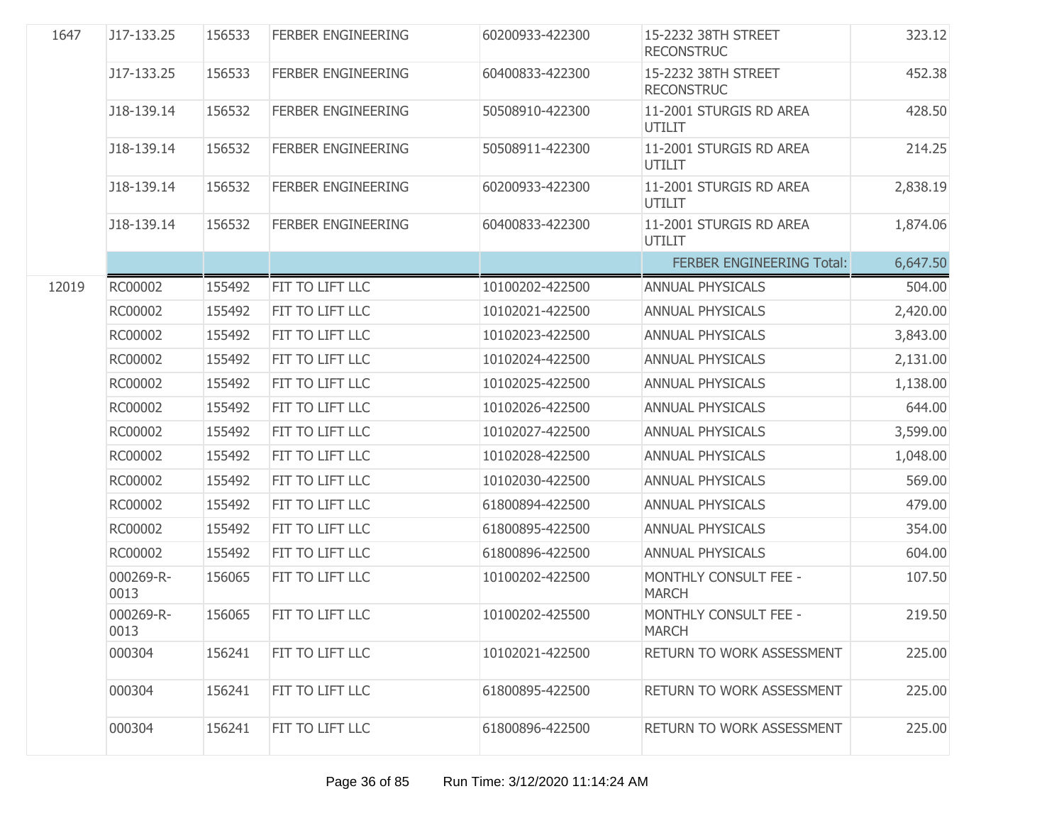| 1647 | J17-133.25 | 156533 | FERBER ENGINEERING | 60200933-422300 | 15-2232 38TH STREET RECONSTRUC | 323.12 |
|---|---|---|---|---|---|---|
| | J17-133.25 | 156533 | FERBER ENGINEERING | 60400833-422300 | 15-2232 38TH STREET RECONSTRUC | 452.38 |
| | J18-139.14 | 156532 | FERBER ENGINEERING | 50508910-422300 | 11-2001 STURGIS RD AREA UTILIT | 428.50 |
| | J18-139.14 | 156532 | FERBER ENGINEERING | 50508911-422300 | 11-2001 STURGIS RD AREA UTILIT | 214.25 |
| | J18-139.14 | 156532 | FERBER ENGINEERING | 60200933-422300 | 11-2001 STURGIS RD AREA UTILIT | 2,838.19 |
| | J18-139.14 | 156532 | FERBER ENGINEERING | 60400833-422300 | 11-2001 STURGIS RD AREA UTILIT | 1,874.06 |
| | | | | | FERBER ENGINEERING Total: | 6,647.50 |
| 12019 | RC00002 | 155492 | FIT TO LIFT LLC | 10100202-422500 | ANNUAL PHYSICALS | 504.00 |
| | RC00002 | 155492 | FIT TO LIFT LLC | 10102021-422500 | ANNUAL PHYSICALS | 2,420.00 |
| | RC00002 | 155492 | FIT TO LIFT LLC | 10102023-422500 | ANNUAL PHYSICALS | 3,843.00 |
| | RC00002 | 155492 | FIT TO LIFT LLC | 10102024-422500 | ANNUAL PHYSICALS | 2,131.00 |
| | RC00002 | 155492 | FIT TO LIFT LLC | 10102025-422500 | ANNUAL PHYSICALS | 1,138.00 |
| | RC00002 | 155492 | FIT TO LIFT LLC | 10102026-422500 | ANNUAL PHYSICALS | 644.00 |
| | RC00002 | 155492 | FIT TO LIFT LLC | 10102027-422500 | ANNUAL PHYSICALS | 3,599.00 |
| | RC00002 | 155492 | FIT TO LIFT LLC | 10102028-422500 | ANNUAL PHYSICALS | 1,048.00 |
| | RC00002 | 155492 | FIT TO LIFT LLC | 10102030-422500 | ANNUAL PHYSICALS | 569.00 |
| | RC00002 | 155492 | FIT TO LIFT LLC | 61800894-422500 | ANNUAL PHYSICALS | 479.00 |
| | RC00002 | 155492 | FIT TO LIFT LLC | 61800895-422500 | ANNUAL PHYSICALS | 354.00 |
| | RC00002 | 155492 | FIT TO LIFT LLC | 61800896-422500 | ANNUAL PHYSICALS | 604.00 |
| | 000269-R-0013 | 156065 | FIT TO LIFT LLC | 10100202-422500 | MONTHLY CONSULT FEE - MARCH | 107.50 |
| | 000269-R-0013 | 156065 | FIT TO LIFT LLC | 10100202-425500 | MONTHLY CONSULT FEE - MARCH | 219.50 |
| | 000304 | 156241 | FIT TO LIFT LLC | 10102021-422500 | RETURN TO WORK ASSESSMENT | 225.00 |
| | 000304 | 156241 | FIT TO LIFT LLC | 61800895-422500 | RETURN TO WORK ASSESSMENT | 225.00 |
| | 000304 | 156241 | FIT TO LIFT LLC | 61800896-422500 | RETURN TO WORK ASSESSMENT | 225.00 |

Run Time: 3/12/2020 11:14:24 AM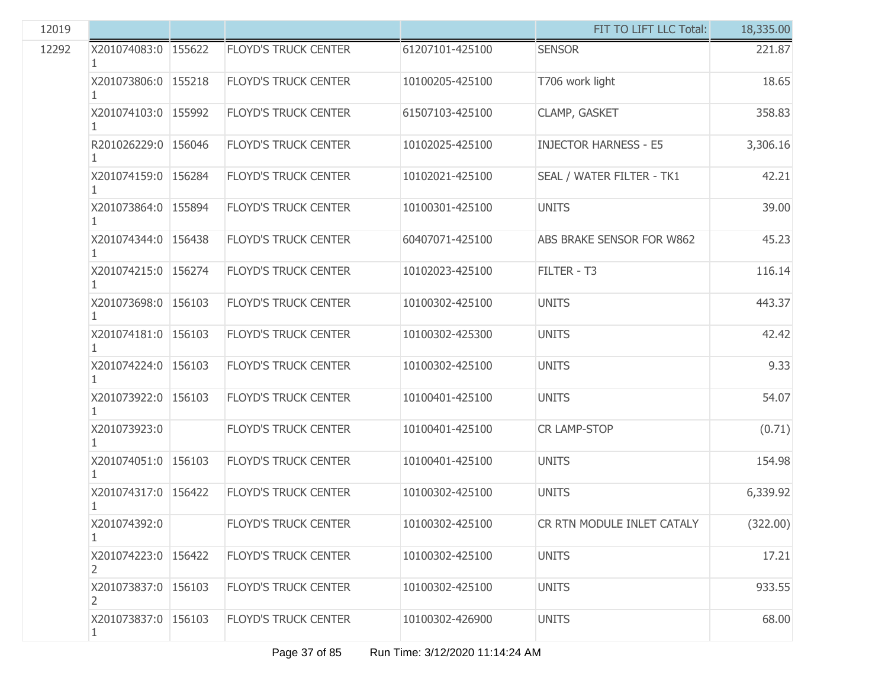| | | | | | | |
|---|---|---|---|---|---|---|
| 12019 | | | | | FIT TO LIFT LLC Total: | 18,335.00 |
| 12292 | X201074083:01 | 155622 | FLOYD'S TRUCK CENTER | 61207101-425100 | SENSOR | 221.87 |
| | X201073806:01 | 155218 | FLOYD'S TRUCK CENTER | 10100205-425100 | T706 work light | 18.65 |
| | X201074103:01 | 155992 | FLOYD'S TRUCK CENTER | 61507103-425100 | CLAMP, GASKET | 358.83 |
| | R201026229:01 | 156046 | FLOYD'S TRUCK CENTER | 10102025-425100 | INJECTOR HARNESS - E5 | 3,306.16 |
| | X201074159:01 | 156284 | FLOYD'S TRUCK CENTER | 10102021-425100 | SEAL / WATER FILTER - TK1 | 42.21 |
| | X201073864:01 | 155894 | FLOYD'S TRUCK CENTER | 10100301-425100 | UNITS | 39.00 |
| | X201074344:01 | 156438 | FLOYD'S TRUCK CENTER | 60407071-425100 | ABS BRAKE SENSOR FOR W862 | 45.23 |
| | X201074215:01 | 156274 | FLOYD'S TRUCK CENTER | 10102023-425100 | FILTER - T3 | 116.14 |
| | X201073698:01 | 156103 | FLOYD'S TRUCK CENTER | 10100302-425100 | UNITS | 443.37 |
| | X201074181:01 | 156103 | FLOYD'S TRUCK CENTER | 10100302-425300 | UNITS | 42.42 |
| | X201074224:01 | 156103 | FLOYD'S TRUCK CENTER | 10100302-425100 | UNITS | 9.33 |
| | X201073922:01 | 156103 | FLOYD'S TRUCK CENTER | 10100401-425100 | UNITS | 54.07 |
| | X201073923:01 | | FLOYD'S TRUCK CENTER | 10100401-425100 | CR LAMP-STOP | (0.71) |
| | X201074051:01 | 156103 | FLOYD'S TRUCK CENTER | 10100401-425100 | UNITS | 154.98 |
| | X201074317:01 | 156422 | FLOYD'S TRUCK CENTER | 10100302-425100 | UNITS | 6,339.92 |
| | X201074392:01 | | FLOYD'S TRUCK CENTER | 10100302-425100 | CR RTN MODULE INLET CATALY | (322.00) |
| | X201074223:02 | 156422 | FLOYD'S TRUCK CENTER | 10100302-425100 | UNITS | 17.21 |
| | X201073837:02 | 156103 | FLOYD'S TRUCK CENTER | 10100302-425100 | UNITS | 933.55 |
| | X201073837:01 | 156103 | FLOYD'S TRUCK CENTER | 10100302-426900 | UNITS | 68.00 |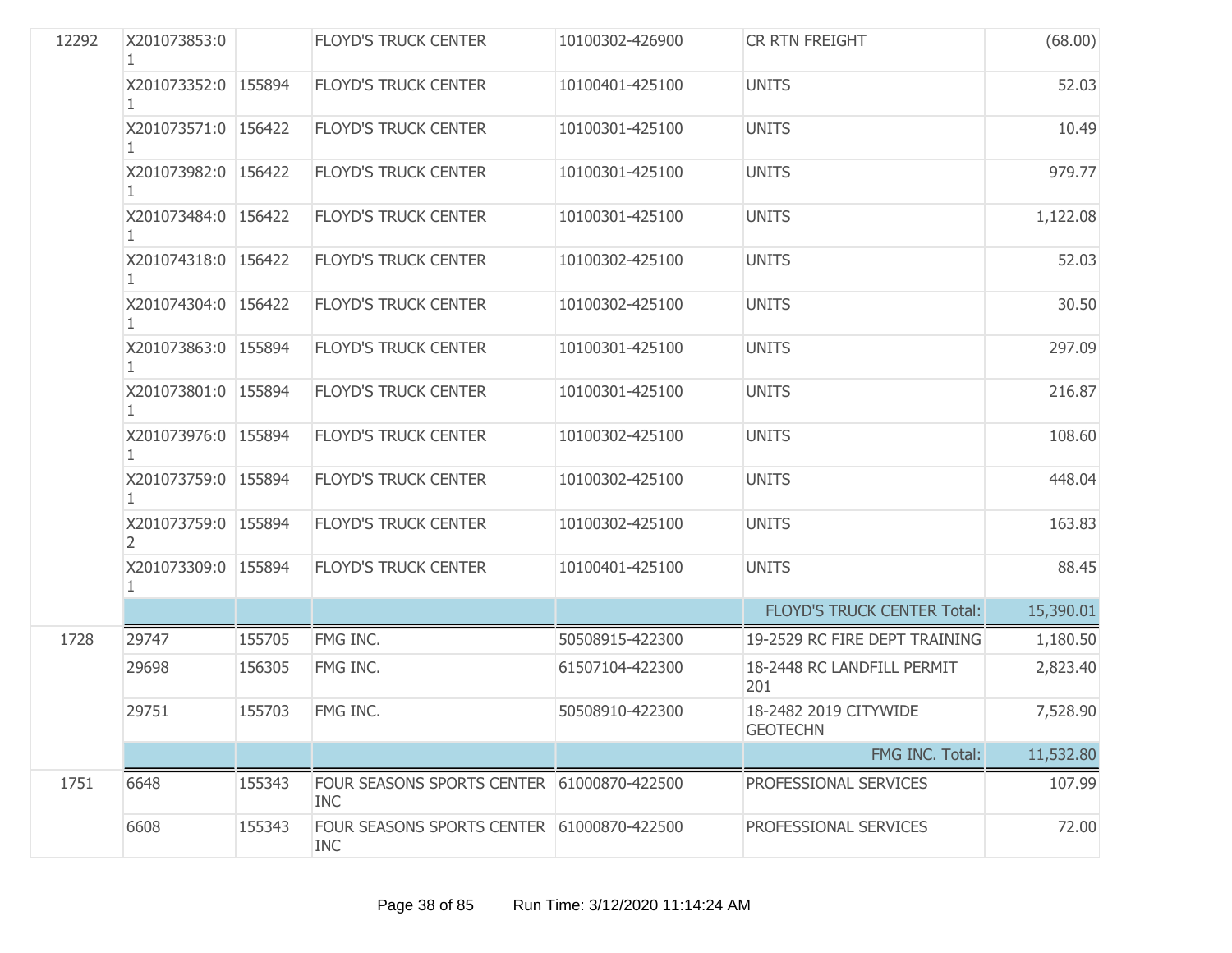| | | | | | | |
|---|---|---|---|---|---|---|
| 12292 | X201073853:01 | | FLOYD'S TRUCK CENTER | 10100302-426900 | CR RTN FREIGHT | (68.00) |
| | X201073352:01 | 155894 | FLOYD'S TRUCK CENTER | 10100401-425100 | UNITS | 52.03 |
| | X201073571:01 | 156422 | FLOYD'S TRUCK CENTER | 10100301-425100 | UNITS | 10.49 |
| | X201073982:01 | 156422 | FLOYD'S TRUCK CENTER | 10100301-425100 | UNITS | 979.77 |
| | X201073484:01 | 156422 | FLOYD'S TRUCK CENTER | 10100301-425100 | UNITS | 1,122.08 |
| | X201074318:01 | 156422 | FLOYD'S TRUCK CENTER | 10100302-425100 | UNITS | 52.03 |
| | X201074304:01 | 156422 | FLOYD'S TRUCK CENTER | 10100302-425100 | UNITS | 30.50 |
| | X201073863:01 | 155894 | FLOYD'S TRUCK CENTER | 10100301-425100 | UNITS | 297.09 |
| | X201073801:01 | 155894 | FLOYD'S TRUCK CENTER | 10100301-425100 | UNITS | 216.87 |
| | X201073976:01 | 155894 | FLOYD'S TRUCK CENTER | 10100302-425100 | UNITS | 108.60 |
| | X201073759:01 | 155894 | FLOYD'S TRUCK CENTER | 10100302-425100 | UNITS | 448.04 |
| | X201073759:02 | 155894 | FLOYD'S TRUCK CENTER | 10100302-425100 | UNITS | 163.83 |
| | X201073309:01 | 155894 | FLOYD'S TRUCK CENTER | 10100401-425100 | UNITS | 88.45 |
| | | | | | FLOYD'S TRUCK CENTER Total: | 15,390.01 |
| 1728 | 29747 | 155705 | FMG INC. | 50508915-422300 | 19-2529 RC FIRE DEPT TRAINING | 1,180.50 |
| | 29698 | 156305 | FMG INC. | 61507104-422300 | 18-2448 RC LANDFILL PERMIT 201 | 2,823.40 |
| | 29751 | 155703 | FMG INC. | 50508910-422300 | 18-2482 2019 CITYWIDE GEOTECHN | 7,528.90 |
| | | | | | FMG INC. Total: | 11,532.80 |
| 1751 | 6648 | 155343 | FOUR SEASONS SPORTS CENTER INC | 61000870-422500 | PROFESSIONAL SERVICES | 107.99 |
| | 6608 | 155343 | FOUR SEASONS SPORTS CENTER INC | 61000870-422500 | PROFESSIONAL SERVICES | 72.00 |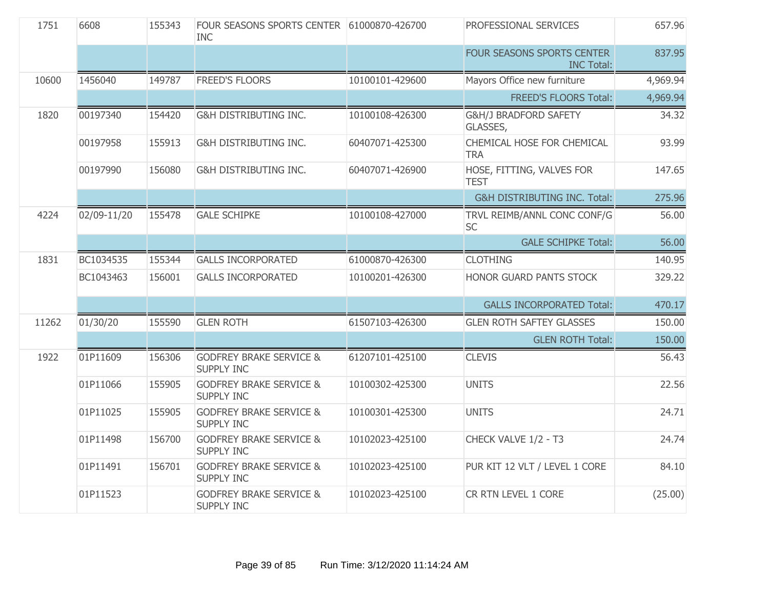| | | | | | | |
|---|---|---|---|---|---|---|
| 1751 | 6608 | 155343 | FOUR SEASONS SPORTS CENTER INC | 61000870-426700 | PROFESSIONAL SERVICES | 657.96 |
| | | | | | FOUR SEASONS SPORTS CENTER INC Total: | 837.95 |
| 10600 | 1456040 | 149787 | FREED'S FLOORS | 10100101-429600 | Mayors Office new furniture | 4,969.94 |
| | | | | | FREED'S FLOORS Total: | 4,969.94 |
| 1820 | 00197340 | 154420 | G&H DISTRIBUTING INC. | 10100108-426300 | G&H/J BRADFORD SAFETY GLASSES, | 34.32 |
| | 00197958 | 155913 | G&H DISTRIBUTING INC. | 60407071-425300 | CHEMICAL HOSE FOR CHEMICAL TRA | 93.99 |
| | 00197990 | 156080 | G&H DISTRIBUTING INC. | 60407071-426900 | HOSE, FITTING, VALVES FOR TEST | 147.65 |
| | | | | | G&H DISTRIBUTING INC. Total: | 275.96 |
| 4224 | 02/09-11/20 | 155478 | GALE SCHIPKE | 10100108-427000 | TRVL REIMB/ANNL CONC CONF/G SC | 56.00 |
| | | | | | GALE SCHIPKE Total: | 56.00 |
| 1831 | BC1034535 | 155344 | GALLS INCORPORATED | 61000870-426300 | CLOTHING | 140.95 |
| | BC1043463 | 156001 | GALLS INCORPORATED | 10100201-426300 | HONOR GUARD PANTS STOCK | 329.22 |
| | | | | | GALLS INCORPORATED Total: | 470.17 |
| 11262 | 01/30/20 | 155590 | GLEN ROTH | 61507103-426300 | GLEN ROTH SAFTEY GLASSES | 150.00 |
| | | | | | GLEN ROTH Total: | 150.00 |
| 1922 | 01P11609 | 156306 | GODFREY BRAKE SERVICE & SUPPLY INC | 61207101-425100 | CLEVIS | 56.43 |
| | 01P11066 | 155905 | GODFREY BRAKE SERVICE & SUPPLY INC | 10100302-425300 | UNITS | 22.56 |
| | 01P11025 | 155905 | GODFREY BRAKE SERVICE & SUPPLY INC | 10100301-425300 | UNITS | 24.71 |
| | 01P11498 | 156700 | GODFREY BRAKE SERVICE & SUPPLY INC | 10102023-425100 | CHECK VALVE 1/2 - T3 | 24.74 |
| | 01P11491 | 156701 | GODFREY BRAKE SERVICE & SUPPLY INC | 10102023-425100 | PUR KIT 12 VLT / LEVEL 1 CORE | 84.10 |
| | 01P11523 | | GODFREY BRAKE SERVICE & SUPPLY INC | 10102023-425100 | CR RTN LEVEL 1 CORE | (25.00) |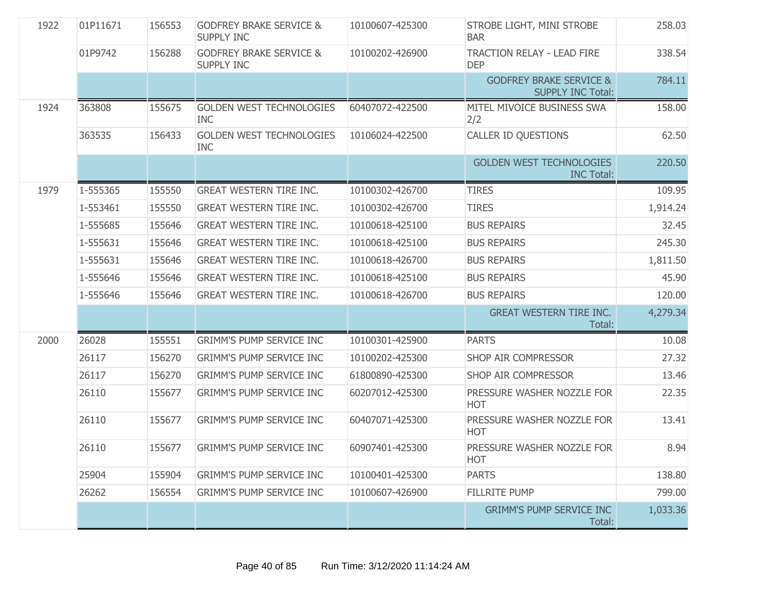| | | | | | | |
|---|---|---|---|---|---|---|
| 1922 | 01P11671 | 156553 | GODFREY BRAKE SERVICE & SUPPLY INC | 10100607-425300 | STROBE LIGHT, MINI STROBE BAR | 258.03 |
| | 01P9742 | 156288 | GODFREY BRAKE SERVICE & SUPPLY INC | 10100202-426900 | TRACTION RELAY - LEAD FIRE DEP | 338.54 |
| | | | | | GODFREY BRAKE SERVICE & SUPPLY INC Total: | 784.11 |
| 1924 | 363808 | 155675 | GOLDEN WEST TECHNOLOGIES INC | 60407072-422500 | MITEL MIVOICE BUSINESS SWA 2/2 | 158.00 |
| | 363535 | 156433 | GOLDEN WEST TECHNOLOGIES INC | 10106024-422500 | CALLER ID QUESTIONS | 62.50 |
| | | | | | GOLDEN WEST TECHNOLOGIES INC Total: | 220.50 |
| 1979 | 1-555365 | 155550 | GREAT WESTERN TIRE INC. | 10100302-426700 | TIRES | 109.95 |
| | 1-553461 | 155550 | GREAT WESTERN TIRE INC. | 10100302-426700 | TIRES | 1,914.24 |
| | 1-555685 | 155646 | GREAT WESTERN TIRE INC. | 10100618-425100 | BUS REPAIRS | 32.45 |
| | 1-555631 | 155646 | GREAT WESTERN TIRE INC. | 10100618-425100 | BUS REPAIRS | 245.30 |
| | 1-555631 | 155646 | GREAT WESTERN TIRE INC. | 10100618-426700 | BUS REPAIRS | 1,811.50 |
| | 1-555646 | 155646 | GREAT WESTERN TIRE INC. | 10100618-425100 | BUS REPAIRS | 45.90 |
| | 1-555646 | 155646 | GREAT WESTERN TIRE INC. | 10100618-426700 | BUS REPAIRS | 120.00 |
| | | | | | GREAT WESTERN TIRE INC. Total: | 4,279.34 |
| 2000 | 26028 | 155551 | GRIMM'S PUMP SERVICE INC | 10100301-425900 | PARTS | 10.08 |
| | 26117 | 156270 | GRIMM'S PUMP SERVICE INC | 10100202-425300 | SHOP AIR COMPRESSOR | 27.32 |
| | 26117 | 156270 | GRIMM'S PUMP SERVICE INC | 61800890-425300 | SHOP AIR COMPRESSOR | 13.46 |
| | 26110 | 155677 | GRIMM'S PUMP SERVICE INC | 60207012-425300 | PRESSURE WASHER NOZZLE FOR HOT | 22.35 |
| | 26110 | 155677 | GRIMM'S PUMP SERVICE INC | 60407071-425300 | PRESSURE WASHER NOZZLE FOR HOT | 13.41 |
| | 26110 | 155677 | GRIMM'S PUMP SERVICE INC | 60907401-425300 | PRESSURE WASHER NOZZLE FOR HOT | 8.94 |
| | 25904 | 155904 | GRIMM'S PUMP SERVICE INC | 10100401-425300 | PARTS | 138.80 |
| | 26262 | 156554 | GRIMM'S PUMP SERVICE INC | 10100607-426900 | FILLRITE PUMP | 799.00 |
| | | | | | GRIMM'S PUMP SERVICE INC Total: | 1,033.36 |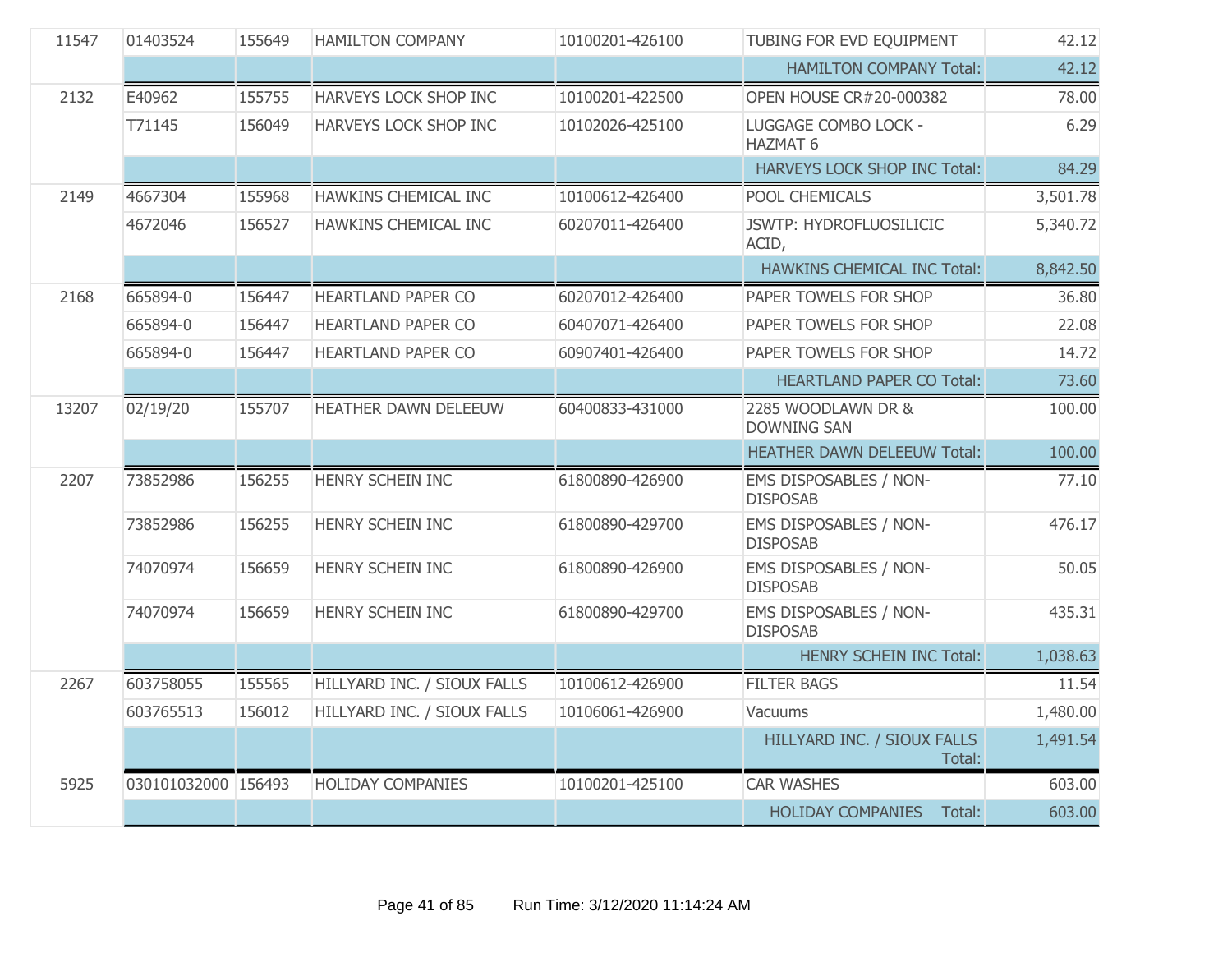| | | | | | | |
|---|---|---|---|---|---|---|
| 11547 | 01403524 | 155649 | HAMILTON COMPANY | 10100201-426100 | TUBING FOR EVD EQUIPMENT | 42.12 |
| | | | | | HAMILTON COMPANY Total: | 42.12 |
| 2132 | E40962 | 155755 | HARVEYS LOCK SHOP INC | 10100201-422500 | OPEN HOUSE CR#20-000382 | 78.00 |
| | T71145 | 156049 | HARVEYS LOCK SHOP INC | 10102026-425100 | LUGGAGE COMBO LOCK - HAZMAT 6 | 6.29 |
| | | | | | HARVEYS LOCK SHOP INC Total: | 84.29 |
| 2149 | 4667304 | 155968 | HAWKINS CHEMICAL INC | 10100612-426400 | POOL CHEMICALS | 3,501.78 |
| | 4672046 | 156527 | HAWKINS CHEMICAL INC | 60207011-426400 | JSWTP: HYDROFLUOSILICIC ACID, | 5,340.72 |
| | | | | | HAWKINS CHEMICAL INC Total: | 8,842.50 |
| 2168 | 665894-0 | 156447 | HEARTLAND PAPER CO | 60207012-426400 | PAPER TOWELS FOR SHOP | 36.80 |
| | 665894-0 | 156447 | HEARTLAND PAPER CO | 60407071-426400 | PAPER TOWELS FOR SHOP | 22.08 |
| | 665894-0 | 156447 | HEARTLAND PAPER CO | 60907401-426400 | PAPER TOWELS FOR SHOP | 14.72 |
| | | | | | HEARTLAND PAPER CO Total: | 73.60 |
| 13207 | 02/19/20 | 155707 | HEATHER DAWN DELEEUW | 60400833-431000 | 2285 WOODLAWN DR & DOWNING SAN | 100.00 |
| | | | | | HEATHER DAWN DELEEUW Total: | 100.00 |
| 2207 | 73852986 | 156255 | HENRY SCHEIN INC | 61800890-426900 | EMS DISPOSABLES / NON-DISPOSAB | 77.10 |
| | 73852986 | 156255 | HENRY SCHEIN INC | 61800890-429700 | EMS DISPOSABLES / NON-DISPOSAB | 476.17 |
| | 74070974 | 156659 | HENRY SCHEIN INC | 61800890-426900 | EMS DISPOSABLES / NON-DISPOSAB | 50.05 |
| | 74070974 | 156659 | HENRY SCHEIN INC | 61800890-429700 | EMS DISPOSABLES / NON-DISPOSAB | 435.31 |
| | | | | | HENRY SCHEIN INC Total: | 1,038.63 |
| 2267 | 603758055 | 155565 | HILLYARD INC. / SIOUX FALLS | 10100612-426900 | FILTER BAGS | 11.54 |
| | 603765513 | 156012 | HILLYARD INC. / SIOUX FALLS | 10106061-426900 | Vacuums | 1,480.00 |
| | | | | | HILLYARD INC. / SIOUX FALLS Total: | 1,491.54 |
| 5925 | 030101032000 | 156493 | HOLIDAY COMPANIES | 10100201-425100 | CAR WASHES | 603.00 |
| | | | | | HOLIDAY COMPANIES Total: | 603.00 |

Run Time: 3/12/2020 11:14:24 AM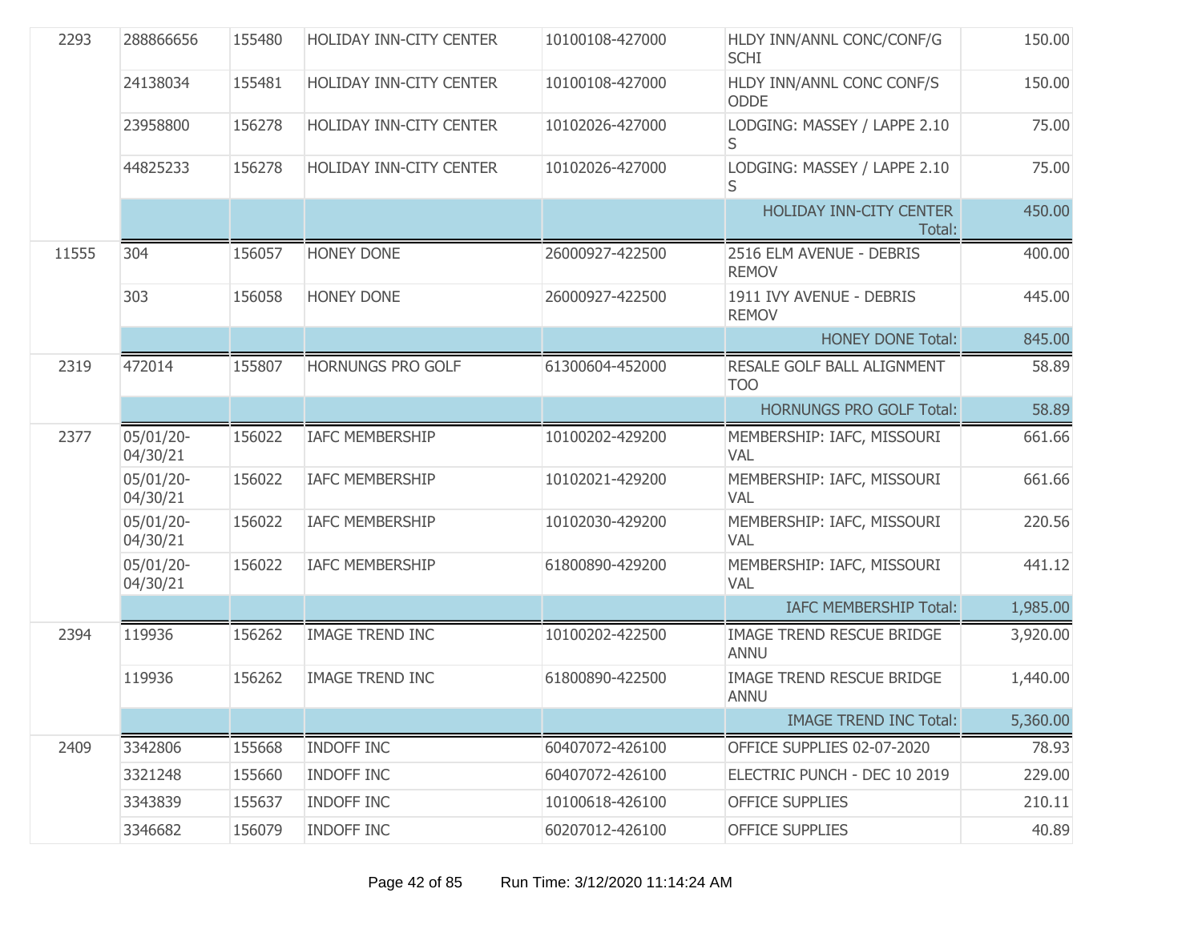| | | | | | | |
|---|---|---|---|---|---|---|
| 2293 | 288866656 | 155480 | HOLIDAY INN-CITY CENTER | 10100108-427000 | HLDY INN/ANNL CONC/CONF/G SCHI | 150.00 |
| | 24138034 | 155481 | HOLIDAY INN-CITY CENTER | 10100108-427000 | HLDY INN/ANNL CONC CONF/S ODDE | 150.00 |
| | 23958800 | 156278 | HOLIDAY INN-CITY CENTER | 10102026-427000 | LODGING: MASSEY / LAPPE 2.10 S | 75.00 |
| | 44825233 | 156278 | HOLIDAY INN-CITY CENTER | 10102026-427000 | LODGING: MASSEY / LAPPE 2.10 S | 75.00 |
| | | | | | HOLIDAY INN-CITY CENTER Total: | 450.00 |
| 11555 | 304 | 156057 | HONEY DONE | 26000927-422500 | 2516 ELM AVENUE - DEBRIS REMOV | 400.00 |
| | 303 | 156058 | HONEY DONE | 26000927-422500 | 1911 IVY AVENUE - DEBRIS REMOV | 445.00 |
| | | | | | HONEY DONE Total: | 845.00 |
| 2319 | 472014 | 155807 | HORNUNGS PRO GOLF | 61300604-452000 | RESALE GOLF BALL ALIGNMENT TOO | 58.89 |
| | | | | | HORNUNGS PRO GOLF Total: | 58.89 |
| 2377 | 05/01/20-04/30/21 | 156022 | IAFC MEMBERSHIP | 10100202-429200 | MEMBERSHIP: IAFC, MISSOURI VAL | 661.66 |
| | 05/01/20-04/30/21 | 156022 | IAFC MEMBERSHIP | 10102021-429200 | MEMBERSHIP: IAFC, MISSOURI VAL | 661.66 |
| | 05/01/20-04/30/21 | 156022 | IAFC MEMBERSHIP | 10102030-429200 | MEMBERSHIP: IAFC, MISSOURI VAL | 220.56 |
| | 05/01/20-04/30/21 | 156022 | IAFC MEMBERSHIP | 61800890-429200 | MEMBERSHIP: IAFC, MISSOURI VAL | 441.12 |
| | | | | | IAFC MEMBERSHIP Total: | 1,985.00 |
| 2394 | 119936 | 156262 | IMAGE TREND INC | 10100202-422500 | IMAGE TREND RESCUE BRIDGE ANNU | 3,920.00 |
| | 119936 | 156262 | IMAGE TREND INC | 61800890-422500 | IMAGE TREND RESCUE BRIDGE ANNU | 1,440.00 |
| | | | | | IMAGE TREND INC Total: | 5,360.00 |
| 2409 | 3342806 | 155668 | INDOFF INC | 60407072-426100 | OFFICE SUPPLIES 02-07-2020 | 78.93 |
| | 3321248 | 155660 | INDOFF INC | 60407072-426100 | ELECTRIC PUNCH - DEC 10 2019 | 229.00 |
| | 3343839 | 155637 | INDOFF INC | 10100618-426100 | OFFICE SUPPLIES | 210.11 |
| | 3346682 | 156079 | INDOFF INC | 60207012-426100 | OFFICE SUPPLIES | 40.89 |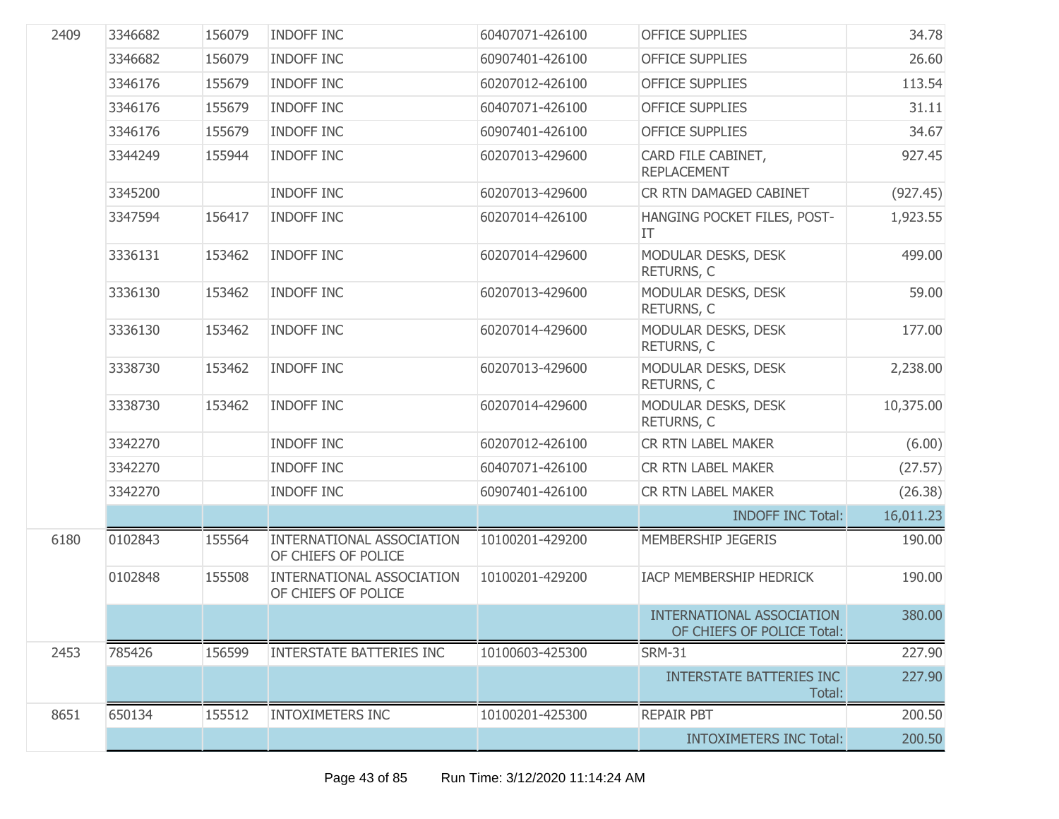| | | | | | | |
|---|---|---|---|---|---|---|
| 2409 | 3346682 | 156079 | INDOFF INC | 60407071-426100 | OFFICE SUPPLIES | 34.78 |
| | 3346682 | 156079 | INDOFF INC | 60907401-426100 | OFFICE SUPPLIES | 26.60 |
| | 3346176 | 155679 | INDOFF INC | 60207012-426100 | OFFICE SUPPLIES | 113.54 |
| | 3346176 | 155679 | INDOFF INC | 60407071-426100 | OFFICE SUPPLIES | 31.11 |
| | 3346176 | 155679 | INDOFF INC | 60907401-426100 | OFFICE SUPPLIES | 34.67 |
| | 3344249 | 155944 | INDOFF INC | 60207013-429600 | CARD FILE CABINET, REPLACEMENT | 927.45 |
| | 3345200 | | INDOFF INC | 60207013-429600 | CR RTN DAMAGED CABINET | (927.45) |
| | 3347594 | 156417 | INDOFF INC | 60207014-426100 | HANGING POCKET FILES, POST-IT | 1,923.55 |
| | 3336131 | 153462 | INDOFF INC | 60207014-429600 | MODULAR DESKS, DESK RETURNS, C | 499.00 |
| | 3336130 | 153462 | INDOFF INC | 60207013-429600 | MODULAR DESKS, DESK RETURNS, C | 59.00 |
| | 3336130 | 153462 | INDOFF INC | 60207014-429600 | MODULAR DESKS, DESK RETURNS, C | 177.00 |
| | 3338730 | 153462 | INDOFF INC | 60207013-429600 | MODULAR DESKS, DESK RETURNS, C | 2,238.00 |
| | 3338730 | 153462 | INDOFF INC | 60207014-429600 | MODULAR DESKS, DESK RETURNS, C | 10,375.00 |
| | 3342270 | | INDOFF INC | 60207012-426100 | CR RTN LABEL MAKER | (6.00) |
| | 3342270 | | INDOFF INC | 60407071-426100 | CR RTN LABEL MAKER | (27.57) |
| | 3342270 | | INDOFF INC | 60907401-426100 | CR RTN LABEL MAKER | (26.38) |
| | | | | | INDOFF INC Total: | 16,011.23 |
| 6180 | 0102843 | 155564 | INTERNATIONAL ASSOCIATION OF CHIEFS OF POLICE | 10100201-429200 | MEMBERSHIP JEGERIS | 190.00 |
| | 0102848 | 155508 | INTERNATIONAL ASSOCIATION OF CHIEFS OF POLICE | 10100201-429200 | IACP MEMBERSHIP HEDRICK | 190.00 |
| | | | | | INTERNATIONAL ASSOCIATION OF CHIEFS OF POLICE Total: | 380.00 |
| 2453 | 785426 | 156599 | INTERSTATE BATTERIES INC | 10100603-425300 | SRM-31 | 227.90 |
| | | | | | INTERSTATE BATTERIES INC Total: | 227.90 |
| 8651 | 650134 | 155512 | INTOXIMETERS INC | 10100201-425300 | REPAIR PBT | 200.50 |
| | | | | | INTOXIMETERS INC Total: | 200.50 |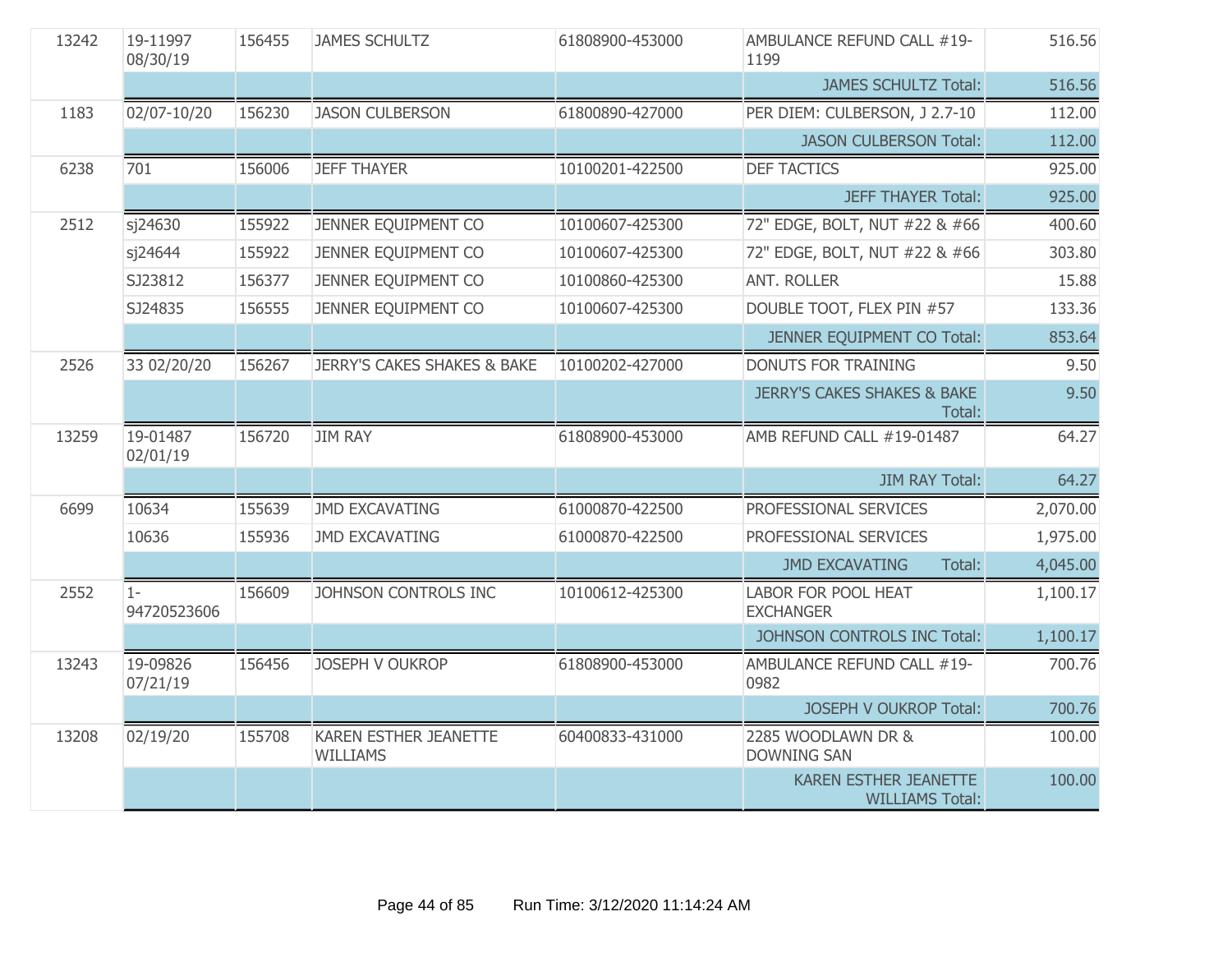| | | | | | | |
|---|---|---|---|---|---|---|
| 13242 | 19-11997 08/30/19 | 156455 | JAMES SCHULTZ | 61808900-453000 | AMBULANCE REFUND CALL #19-1199 | 516.56 |
| | | | | | JAMES SCHULTZ Total: | 516.56 |
| 1183 | 02/07-10/20 | 156230 | JASON CULBERSON | 61800890-427000 | PER DIEM: CULBERSON, J 2.7-10 | 112.00 |
| | | | | | JASON CULBERSON Total: | 112.00 |
| 6238 | 701 | 156006 | JEFF THAYER | 10100201-422500 | DEF TACTICS | 925.00 |
| | | | | | JEFF THAYER Total: | 925.00 |
| 2512 | sj24630 | 155922 | JENNER EQUIPMENT CO | 10100607-425300 | 72" EDGE, BOLT, NUT #22 & #66 | 400.60 |
| | sj24644 | 155922 | JENNER EQUIPMENT CO | 10100607-425300 | 72" EDGE, BOLT, NUT #22 & #66 | 303.80 |
| | SJ23812 | 156377 | JENNER EQUIPMENT CO | 10100860-425300 | ANT. ROLLER | 15.88 |
| | SJ24835 | 156555 | JENNER EQUIPMENT CO | 10100607-425300 | DOUBLE TOOT, FLEX PIN #57 | 133.36 |
| | | | | | JENNER EQUIPMENT CO Total: | 853.64 |
| 2526 | 33 02/20/20 | 156267 | JERRY'S CAKES SHAKES & BAKE | 10100202-427000 | DONUTS FOR TRAINING | 9.50 |
| | | | | | JERRY'S CAKES SHAKES & BAKE Total: | 9.50 |
| 13259 | 19-01487 02/01/19 | 156720 | JIM RAY | 61808900-453000 | AMB REFUND CALL #19-01487 | 64.27 |
| | | | | | JIM RAY Total: | 64.27 |
| 6699 | 10634 | 155639 | JMD EXCAVATING | 61000870-422500 | PROFESSIONAL SERVICES | 2,070.00 |
| | 10636 | 155936 | JMD EXCAVATING | 61000870-422500 | PROFESSIONAL SERVICES | 1,975.00 |
| | | | | | JMD EXCAVATING Total: | 4,045.00 |
| 2552 | 1-94720523606 | 156609 | JOHNSON CONTROLS INC | 10100612-425300 | LABOR FOR POOL HEAT EXCHANGER | 1,100.17 |
| | | | | | JOHNSON CONTROLS INC Total: | 1,100.17 |
| 13243 | 19-09826 07/21/19 | 156456 | JOSEPH V OUKROP | 61808900-453000 | AMBULANCE REFUND CALL #19-0982 | 700.76 |
| | | | | | JOSEPH V OUKROP Total: | 700.76 |
| 13208 | 02/19/20 | 155708 | KAREN ESTHER JEANETTE WILLIAMS | 60400833-431000 | 2285 WOODLAWN DR & DOWNING SAN | 100.00 |
| | | | | | KAREN ESTHER JEANETTE WILLIAMS Total: | 100.00 |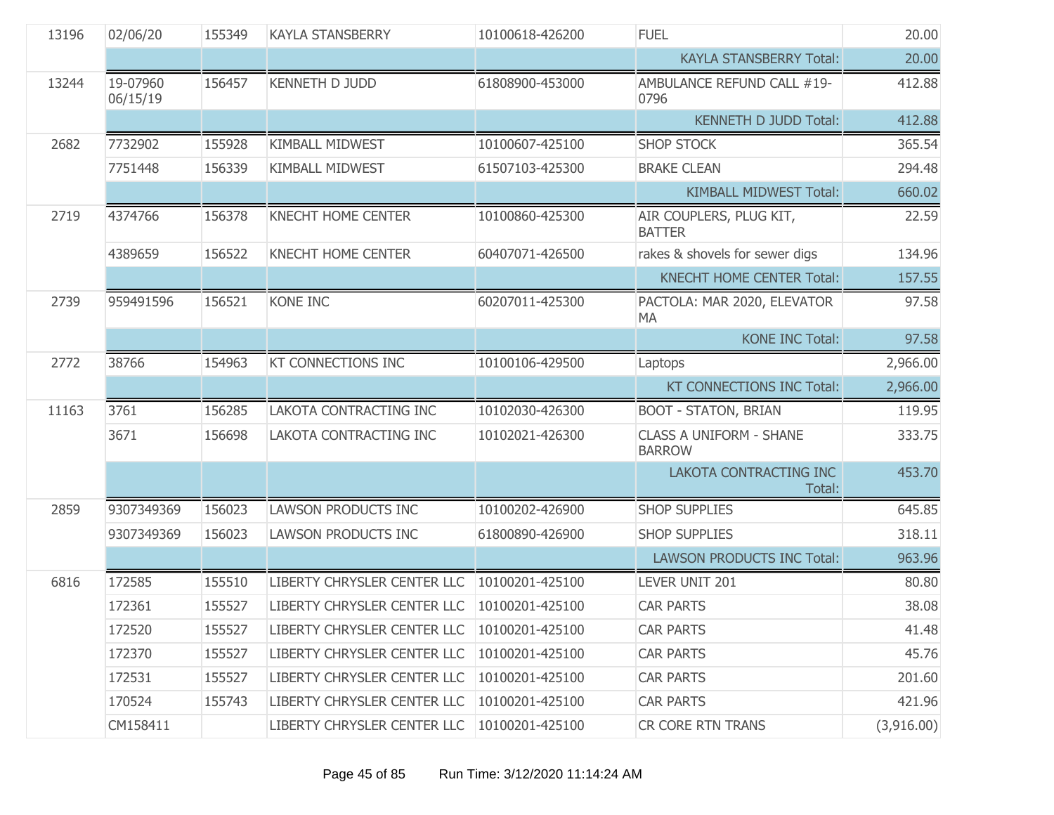| | | | | | | |
|---|---|---|---|---|---|---|
| 13196 | 02/06/20 | 155349 | KAYLA STANSBERRY | 10100618-426200 | FUEL | 20.00 |
| | | | | | KAYLA STANSBERRY Total: | 20.00 |
| 13244 | 19-07960 06/15/19 | 156457 | KENNETH D JUDD | 61808900-453000 | AMBULANCE REFUND CALL #19-0796 | 412.88 |
| | | | | | KENNETH D JUDD Total: | 412.88 |
| 2682 | 7732902 | 155928 | KIMBALL MIDWEST | 10100607-425100 | SHOP STOCK | 365.54 |
| | 7751448 | 156339 | KIMBALL MIDWEST | 61507103-425300 | BRAKE CLEAN | 294.48 |
| | | | | | KIMBALL MIDWEST Total: | 660.02 |
| 2719 | 4374766 | 156378 | KNECHT HOME CENTER | 10100860-425300 | AIR COUPLERS, PLUG KIT, BATTER | 22.59 |
| | 4389659 | 156522 | KNECHT HOME CENTER | 60407071-426500 | rakes & shovels for sewer digs | 134.96 |
| | | | | | KNECHT HOME CENTER Total: | 157.55 |
| 2739 | 959491596 | 156521 | KONE INC | 60207011-425300 | PACTOLA: MAR 2020, ELEVATOR MA | 97.58 |
| | | | | | KONE INC Total: | 97.58 |
| 2772 | 38766 | 154963 | KT CONNECTIONS INC | 10100106-429500 | Laptops | 2,966.00 |
| | | | | | KT CONNECTIONS INC Total: | 2,966.00 |
| 11163 | 3761 | 156285 | LAKOTA CONTRACTING INC | 10102030-426300 | BOOT - STATON, BRIAN | 119.95 |
| | 3671 | 156698 | LAKOTA CONTRACTING INC | 10102021-426300 | CLASS A UNIFORM - SHANE BARROW | 333.75 |
| | | | | | LAKOTA CONTRACTING INC Total: | 453.70 |
| 2859 | 9307349369 | 156023 | LAWSON PRODUCTS INC | 10100202-426900 | SHOP SUPPLIES | 645.85 |
| | 9307349369 | 156023 | LAWSON PRODUCTS INC | 61800890-426900 | SHOP SUPPLIES | 318.11 |
| | | | | | LAWSON PRODUCTS INC Total: | 963.96 |
| 6816 | 172585 | 155510 | LIBERTY CHRYSLER CENTER LLC | 10100201-425100 | LEVER UNIT 201 | 80.80 |
| | 172361 | 155527 | LIBERTY CHRYSLER CENTER LLC | 10100201-425100 | CAR PARTS | 38.08 |
| | 172520 | 155527 | LIBERTY CHRYSLER CENTER LLC | 10100201-425100 | CAR PARTS | 41.48 |
| | 172370 | 155527 | LIBERTY CHRYSLER CENTER LLC | 10100201-425100 | CAR PARTS | 45.76 |
| | 172531 | 155527 | LIBERTY CHRYSLER CENTER LLC | 10100201-425100 | CAR PARTS | 201.60 |
| | 170524 | 155743 | LIBERTY CHRYSLER CENTER LLC | 10100201-425100 | CAR PARTS | 421.96 |
| | CM158411 | | LIBERTY CHRYSLER CENTER LLC | 10100201-425100 | CR CORE RTN TRANS | (3,916.00) |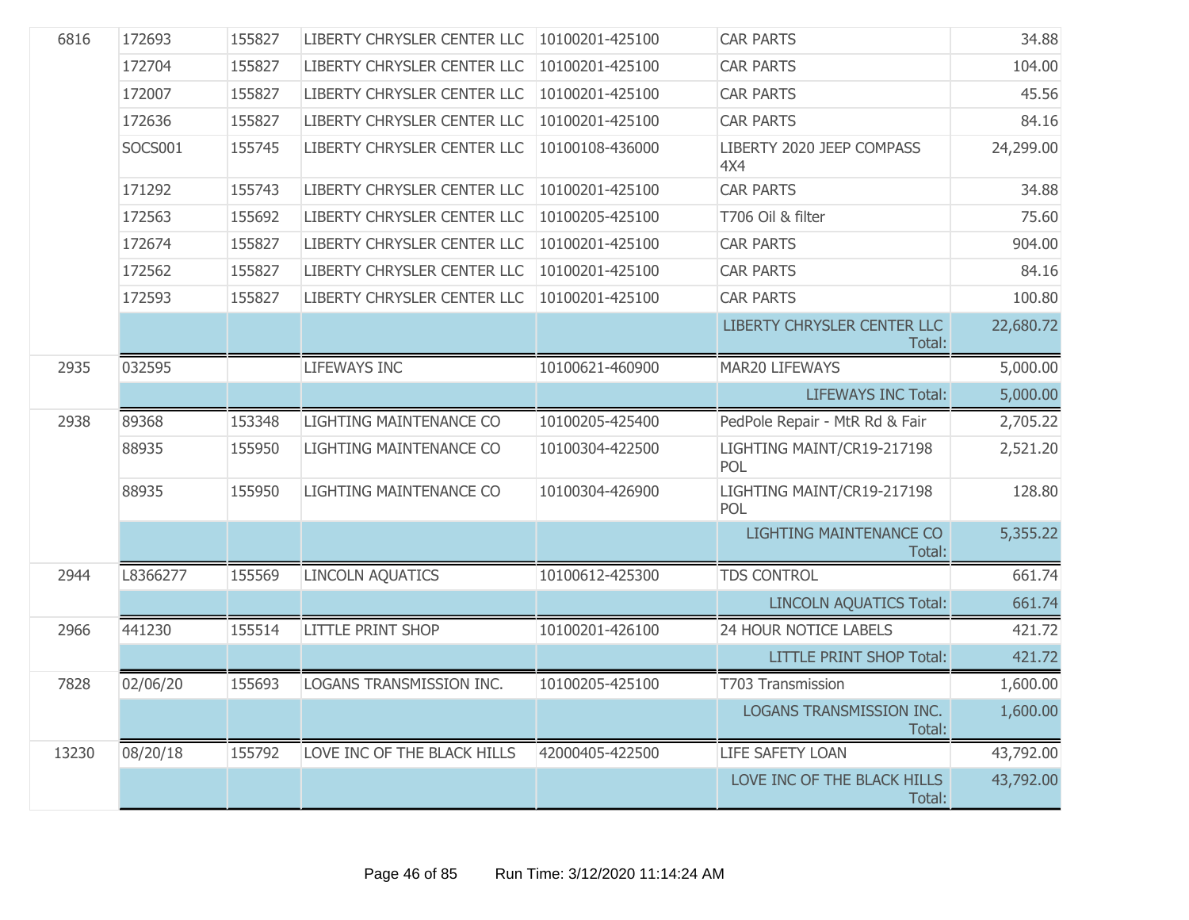| | | | | | | |
|---|---|---|---|---|---|---|
| 6816 | 172693 | 155827 | LIBERTY CHRYSLER CENTER LLC | 10100201-425100 | CAR PARTS | 34.88 |
| | 172704 | 155827 | LIBERTY CHRYSLER CENTER LLC | 10100201-425100 | CAR PARTS | 104.00 |
| | 172007 | 155827 | LIBERTY CHRYSLER CENTER LLC | 10100201-425100 | CAR PARTS | 45.56 |
| | 172636 | 155827 | LIBERTY CHRYSLER CENTER LLC | 10100201-425100 | CAR PARTS | 84.16 |
| | SOCS001 | 155745 | LIBERTY CHRYSLER CENTER LLC | 10100108-436000 | LIBERTY 2020 JEEP COMPASS 4X4 | 24,299.00 |
| | 171292 | 155743 | LIBERTY CHRYSLER CENTER LLC | 10100201-425100 | CAR PARTS | 34.88 |
| | 172563 | 155692 | LIBERTY CHRYSLER CENTER LLC | 10100205-425100 | T706 Oil & filter | 75.60 |
| | 172674 | 155827 | LIBERTY CHRYSLER CENTER LLC | 10100201-425100 | CAR PARTS | 904.00 |
| | 172562 | 155827 | LIBERTY CHRYSLER CENTER LLC | 10100201-425100 | CAR PARTS | 84.16 |
| | 172593 | 155827 | LIBERTY CHRYSLER CENTER LLC | 10100201-425100 | CAR PARTS | 100.80 |
| | | | | | LIBERTY CHRYSLER CENTER LLC Total: | 22,680.72 |
| 2935 | 032595 | | LIFEWAYS INC | 10100621-460900 | MAR20 LIFEWAYS | 5,000.00 |
| | | | | | LIFEWAYS INC Total: | 5,000.00 |
| 2938 | 89368 | 153348 | LIGHTING MAINTENANCE CO | 10100205-425400 | PedPole Repair - MtR Rd & Fair | 2,705.22 |
| | 88935 | 155950 | LIGHTING MAINTENANCE CO | 10100304-422500 | LIGHTING MAINT/CR19-217198 POL | 2,521.20 |
| | 88935 | 155950 | LIGHTING MAINTENANCE CO | 10100304-426900 | LIGHTING MAINT/CR19-217198 POL | 128.80 |
| | | | | | LIGHTING MAINTENANCE CO Total: | 5,355.22 |
| 2944 | L8366277 | 155569 | LINCOLN AQUATICS | 10100612-425300 | TDS CONTROL | 661.74 |
| | | | | | LINCOLN AQUATICS Total: | 661.74 |
| 2966 | 441230 | 155514 | LITTLE PRINT SHOP | 10100201-426100 | 24 HOUR NOTICE LABELS | 421.72 |
| | | | | | LITTLE PRINT SHOP Total: | 421.72 |
| 7828 | 02/06/20 | 155693 | LOGANS TRANSMISSION INC. | 10100205-425100 | T703 Transmission | 1,600.00 |
| | | | | | LOGANS TRANSMISSION INC. Total: | 1,600.00 |
| 13230 | 08/20/18 | 155792 | LOVE INC OF THE BLACK HILLS | 42000405-422500 | LIFE SAFETY LOAN | 43,792.00 |
| | | | | | LOVE INC OF THE BLACK HILLS Total: | 43,792.00 |

Run Time: 3/12/2020 11:14:24 AM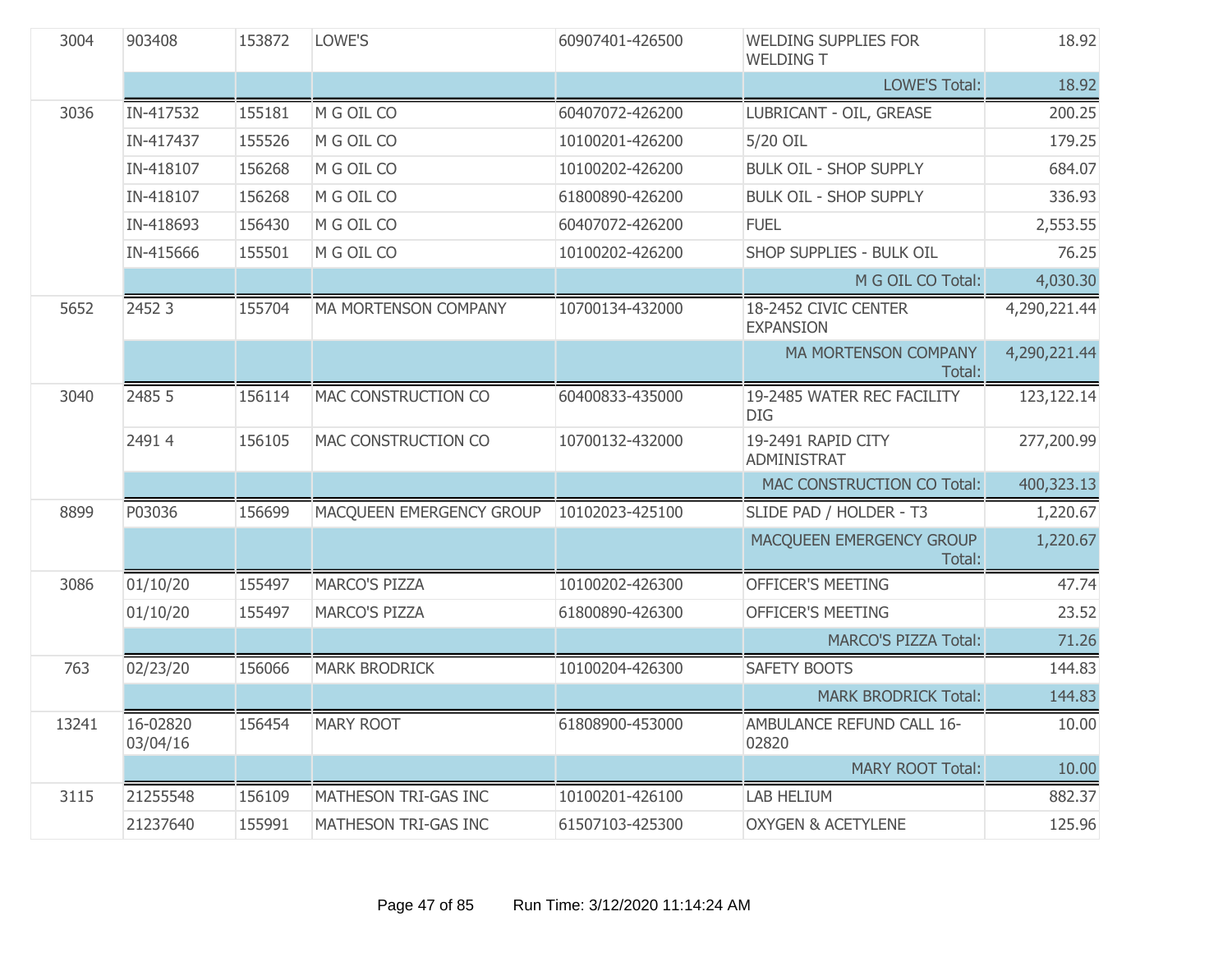| | | | | | | |
|---|---|---|---|---|---|---|
| 3004 | 903408 | 153872 | LOWE'S | 60907401-426500 | WELDING SUPPLIES FOR WELDING T | 18.92 |
| | | | | | LOWE'S Total: | 18.92 |
| 3036 | IN-417532 | 155181 | M G OIL CO | 60407072-426200 | LUBRICANT - OIL, GREASE | 200.25 |
| | IN-417437 | 155526 | M G OIL CO | 10100201-426200 | 5/20 OIL | 179.25 |
| | IN-418107 | 156268 | M G OIL CO | 10100202-426200 | BULK OIL - SHOP SUPPLY | 684.07 |
| | IN-418107 | 156268 | M G OIL CO | 61800890-426200 | BULK OIL - SHOP SUPPLY | 336.93 |
| | IN-418693 | 156430 | M G OIL CO | 60407072-426200 | FUEL | 2,553.55 |
| | IN-415666 | 155501 | M G OIL CO | 10100202-426200 | SHOP SUPPLIES - BULK OIL | 76.25 |
| | | | | | M G OIL CO Total: | 4,030.30 |
| 5652 | 2452 3 | 155704 | MA MORTENSON COMPANY | 10700134-432000 | 18-2452 CIVIC CENTER EXPANSION | 4,290,221.44 |
| | | | | | MA MORTENSON COMPANY Total: | 4,290,221.44 |
| 3040 | 2485 5 | 156114 | MAC CONSTRUCTION CO | 60400833-435000 | 19-2485 WATER REC FACILITY DIG | 123,122.14 |
| | 2491 4 | 156105 | MAC CONSTRUCTION CO | 10700132-432000 | 19-2491 RAPID CITY ADMINISTRAT | 277,200.99 |
| | | | | | MAC CONSTRUCTION CO Total: | 400,323.13 |
| 8899 | P03036 | 156699 | MACQUEEN EMERGENCY GROUP | 10102023-425100 | SLIDE PAD / HOLDER - T3 | 1,220.67 |
| | | | | | MACQUEEN EMERGENCY GROUP Total: | 1,220.67 |
| 3086 | 01/10/20 | 155497 | MARCO'S PIZZA | 10100202-426300 | OFFICER'S MEETING | 47.74 |
| | 01/10/20 | 155497 | MARCO'S PIZZA | 61800890-426300 | OFFICER'S MEETING | 23.52 |
| | | | | | MARCO'S PIZZA Total: | 71.26 |
| 763 | 02/23/20 | 156066 | MARK BRODRICK | 10100204-426300 | SAFETY BOOTS | 144.83 |
| | | | | | MARK BRODRICK Total: | 144.83 |
| 13241 | 16-02820 03/04/16 | 156454 | MARY ROOT | 61808900-453000 | AMBULANCE REFUND CALL 16-02820 | 10.00 |
| | | | | | MARY ROOT Total: | 10.00 |
| 3115 | 21255548 | 156109 | MATHESON TRI-GAS INC | 10100201-426100 | LAB HELIUM | 882.37 |
| | 21237640 | 155991 | MATHESON TRI-GAS INC | 61507103-425300 | OXYGEN & ACETYLENE | 125.96 |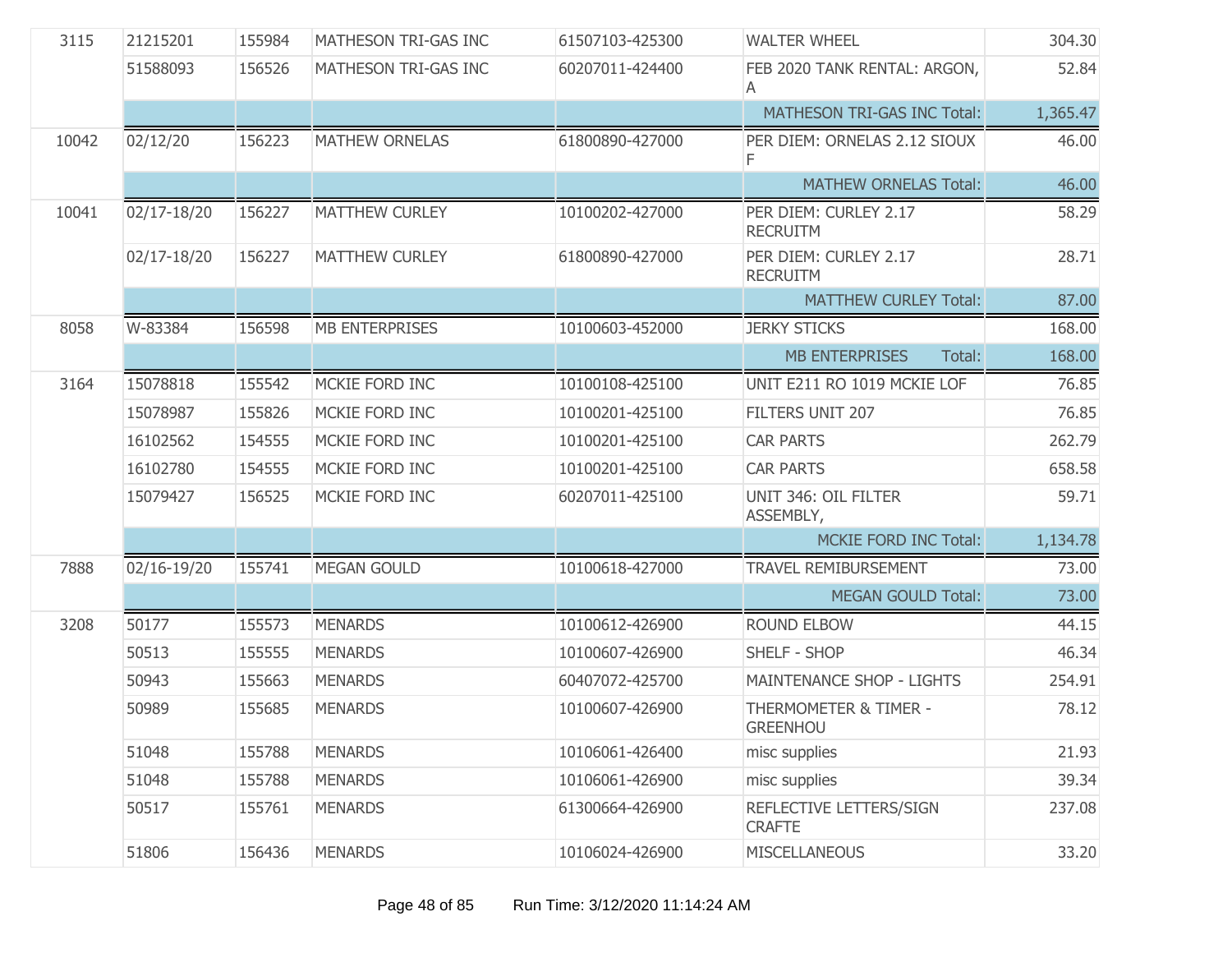| | | | | | | |
|---|---|---|---|---|---|---|
| 3115 | 21215201 | 155984 | MATHESON TRI-GAS INC | 61507103-425300 | WALTER WHEEL | 304.30 |
| | 51588093 | 156526 | MATHESON TRI-GAS INC | 60207011-424400 | FEB 2020 TANK RENTAL: ARGON, A | 52.84 |
| | | | | | MATHESON TRI-GAS INC Total: | 1,365.47 |
| 10042 | 02/12/20 | 156223 | MATHEW ORNELAS | 61800890-427000 | PER DIEM: ORNELAS 2.12 SIOUX F | 46.00 |
| | | | | | MATHEW ORNELAS Total: | 46.00 |
| 10041 | 02/17-18/20 | 156227 | MATTHEW CURLEY | 10100202-427000 | PER DIEM: CURLEY 2.17 RECRUITM | 58.29 |
| | 02/17-18/20 | 156227 | MATTHEW CURLEY | 61800890-427000 | PER DIEM: CURLEY 2.17 RECRUITM | 28.71 |
| | | | | | MATTHEW CURLEY Total: | 87.00 |
| 8058 | W-83384 | 156598 | MB ENTERPRISES | 10100603-452000 | JERKY STICKS | 168.00 |
| | | | | | MB ENTERPRISES Total: | 168.00 |
| 3164 | 15078818 | 155542 | MCKIE FORD INC | 10100108-425100 | UNIT E211 RO 1019 MCKIE LOF | 76.85 |
| | 15078987 | 155826 | MCKIE FORD INC | 10100201-425100 | FILTERS UNIT 207 | 76.85 |
| | 16102562 | 154555 | MCKIE FORD INC | 10100201-425100 | CAR PARTS | 262.79 |
| | 16102780 | 154555 | MCKIE FORD INC | 10100201-425100 | CAR PARTS | 658.58 |
| | 15079427 | 156525 | MCKIE FORD INC | 60207011-425100 | UNIT 346: OIL FILTER ASSEMBLY, | 59.71 |
| | | | | | MCKIE FORD INC Total: | 1,134.78 |
| 7888 | 02/16-19/20 | 155741 | MEGAN GOULD | 10100618-427000 | TRAVEL REMIBURSEMENT | 73.00 |
| | | | | | MEGAN GOULD Total: | 73.00 |
| 3208 | 50177 | 155573 | MENARDS | 10100612-426900 | ROUND ELBOW | 44.15 |
| | 50513 | 155555 | MENARDS | 10100607-426900 | SHELF - SHOP | 46.34 |
| | 50943 | 155663 | MENARDS | 60407072-425700 | MAINTENANCE SHOP - LIGHTS | 254.91 |
| | 50989 | 155685 | MENARDS | 10100607-426900 | THERMOMETER & TIMER - GREENHOU | 78.12 |
| | 51048 | 155788 | MENARDS | 10106061-426400 | misc supplies | 21.93 |
| | 51048 | 155788 | MENARDS | 10106061-426900 | misc supplies | 39.34 |
| | 50517 | 155761 | MENARDS | 61300664-426900 | REFLECTIVE LETTERS/SIGN CRAFTE | 237.08 |
| | 51806 | 156436 | MENARDS | 10106024-426900 | MISCELLANEOUS | 33.20 |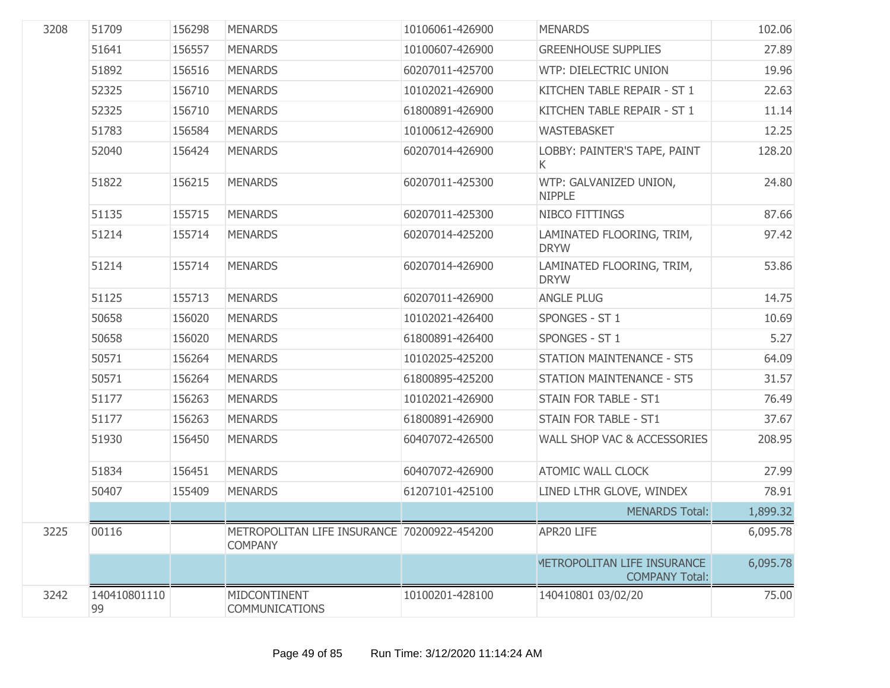| | | | | | | |
|---|---|---|---|---|---|---|
| 3208 | 51709 | 156298 | MENARDS | 10106061-426900 | MENARDS | 102.06 |
| | 51641 | 156557 | MENARDS | 10100607-426900 | GREENHOUSE SUPPLIES | 27.89 |
| | 51892 | 156516 | MENARDS | 60207011-425700 | WTP: DIELECTRIC UNION | 19.96 |
| | 52325 | 156710 | MENARDS | 10102021-426900 | KITCHEN TABLE REPAIR - ST 1 | 22.63 |
| | 52325 | 156710 | MENARDS | 61800891-426900 | KITCHEN TABLE REPAIR - ST 1 | 11.14 |
| | 51783 | 156584 | MENARDS | 10100612-426900 | WASTEBASKET | 12.25 |
| | 52040 | 156424 | MENARDS | 60207014-426900 | LOBBY: PAINTER'S TAPE, PAINT K | 128.20 |
| | 51822 | 156215 | MENARDS | 60207011-425300 | WTP: GALVANIZED UNION, NIPPLE | 24.80 |
| | 51135 | 155715 | MENARDS | 60207011-425300 | NIBCO FITTINGS | 87.66 |
| | 51214 | 155714 | MENARDS | 60207014-425200 | LAMINATED FLOORING, TRIM, DRYW | 97.42 |
| | 51214 | 155714 | MENARDS | 60207014-426900 | LAMINATED FLOORING, TRIM, DRYW | 53.86 |
| | 51125 | 155713 | MENARDS | 60207011-426900 | ANGLE PLUG | 14.75 |
| | 50658 | 156020 | MENARDS | 10102021-426400 | SPONGES - ST 1 | 10.69 |
| | 50658 | 156020 | MENARDS | 61800891-426400 | SPONGES - ST 1 | 5.27 |
| | 50571 | 156264 | MENARDS | 10102025-425200 | STATION MAINTENANCE - ST5 | 64.09 |
| | 50571 | 156264 | MENARDS | 61800895-425200 | STATION MAINTENANCE - ST5 | 31.57 |
| | 51177 | 156263 | MENARDS | 10102021-426900 | STAIN FOR TABLE - ST1 | 76.49 |
| | 51177 | 156263 | MENARDS | 61800891-426900 | STAIN FOR TABLE - ST1 | 37.67 |
| | 51930 | 156450 | MENARDS | 60407072-426500 | WALL SHOP VAC & ACCESSORIES | 208.95 |
| | 51834 | 156451 | MENARDS | 60407072-426900 | ATOMIC WALL CLOCK | 27.99 |
| | 50407 | 155409 | MENARDS | 61207101-425100 | LINED LTHR GLOVE, WINDEX | 78.91 |
| | | | | | MENARDS Total: | 1,899.32 |
| 3225 | 00116 | | METROPOLITAN LIFE INSURANCE COMPANY | 70200922-454200 | APR20 LIFE | 6,095.78 |
| | | | | | METROPOLITAN LIFE INSURANCE COMPANY Total: | 6,095.78 |
| 3242 | 14041080111099 | | MIDCONTINENT COMMUNICATIONS | 10100201-428100 | 140410801 03/02/20 | 75.00 |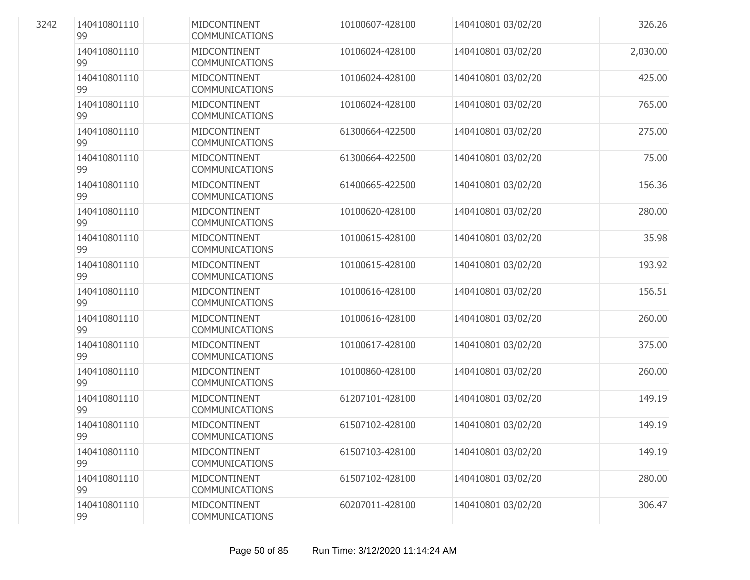| | | | | | | |
|---|---|---|---|---|---|---|
| 3242 | 14041080111099 | | MIDCONTINENT COMMUNICATIONS | 10100607-428100 | 140410801 03/02/20 | 326.26 |
| | 14041080111099 | | MIDCONTINENT COMMUNICATIONS | 10106024-428100 | 140410801 03/02/20 | 2,030.00 |
| | 14041080111099 | | MIDCONTINENT COMMUNICATIONS | 10106024-428100 | 140410801 03/02/20 | 425.00 |
| | 14041080111099 | | MIDCONTINENT COMMUNICATIONS | 10106024-428100 | 140410801 03/02/20 | 765.00 |
| | 14041080111099 | | MIDCONTINENT COMMUNICATIONS | 61300664-422500 | 140410801 03/02/20 | 275.00 |
| | 14041080111099 | | MIDCONTINENT COMMUNICATIONS | 61300664-422500 | 140410801 03/02/20 | 75.00 |
| | 14041080111099 | | MIDCONTINENT COMMUNICATIONS | 61400665-422500 | 140410801 03/02/20 | 156.36 |
| | 14041080111099 | | MIDCONTINENT COMMUNICATIONS | 10100620-428100 | 140410801 03/02/20 | 280.00 |
| | 14041080111099 | | MIDCONTINENT COMMUNICATIONS | 10100615-428100 | 140410801 03/02/20 | 35.98 |
| | 14041080111099 | | MIDCONTINENT COMMUNICATIONS | 10100615-428100 | 140410801 03/02/20 | 193.92 |
| | 14041080111099 | | MIDCONTINENT COMMUNICATIONS | 10100616-428100 | 140410801 03/02/20 | 156.51 |
| | 14041080111099 | | MIDCONTINENT COMMUNICATIONS | 10100616-428100 | 140410801 03/02/20 | 260.00 |
| | 14041080111099 | | MIDCONTINENT COMMUNICATIONS | 10100617-428100 | 140410801 03/02/20 | 375.00 |
| | 14041080111099 | | MIDCONTINENT COMMUNICATIONS | 10100860-428100 | 140410801 03/02/20 | 260.00 |
| | 14041080111099 | | MIDCONTINENT COMMUNICATIONS | 61207101-428100 | 140410801 03/02/20 | 149.19 |
| | 14041080111099 | | MIDCONTINENT COMMUNICATIONS | 61507102-428100 | 140410801 03/02/20 | 149.19 |
| | 14041080111099 | | MIDCONTINENT COMMUNICATIONS | 61507103-428100 | 140410801 03/02/20 | 149.19 |
| | 14041080111099 | | MIDCONTINENT COMMUNICATIONS | 61507102-428100 | 140410801 03/02/20 | 280.00 |
| | 14041080111099 | | MIDCONTINENT COMMUNICATIONS | 60207011-428100 | 140410801 03/02/20 | 306.47 |

Run Time: 3/12/2020 11:14:24 AM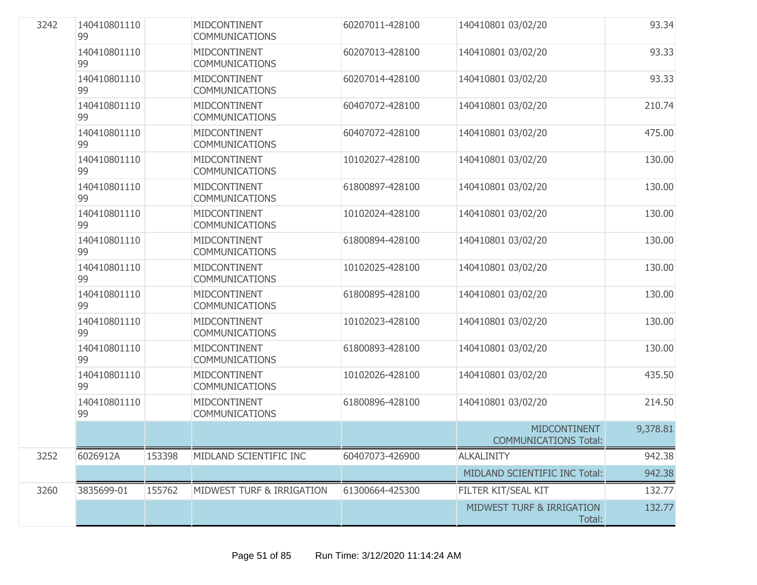| | | | | | | |
|---|---|---|---|---|---|---|
| 3242 | 14041080111099 | | MIDCONTINENT COMMUNICATIONS | 60207011-428100 | 140410801 03/02/20 | 93.34 |
| | 14041080111099 | | MIDCONTINENT COMMUNICATIONS | 60207013-428100 | 140410801 03/02/20 | 93.33 |
| | 14041080111099 | | MIDCONTINENT COMMUNICATIONS | 60207014-428100 | 140410801 03/02/20 | 93.33 |
| | 14041080111099 | | MIDCONTINENT COMMUNICATIONS | 60407072-428100 | 140410801 03/02/20 | 210.74 |
| | 14041080111099 | | MIDCONTINENT COMMUNICATIONS | 60407072-428100 | 140410801 03/02/20 | 475.00 |
| | 14041080111099 | | MIDCONTINENT COMMUNICATIONS | 10102027-428100 | 140410801 03/02/20 | 130.00 |
| | 14041080111099 | | MIDCONTINENT COMMUNICATIONS | 61800897-428100 | 140410801 03/02/20 | 130.00 |
| | 14041080111099 | | MIDCONTINENT COMMUNICATIONS | 10102024-428100 | 140410801 03/02/20 | 130.00 |
| | 14041080111099 | | MIDCONTINENT COMMUNICATIONS | 61800894-428100 | 140410801 03/02/20 | 130.00 |
| | 14041080111099 | | MIDCONTINENT COMMUNICATIONS | 10102025-428100 | 140410801 03/02/20 | 130.00 |
| | 14041080111099 | | MIDCONTINENT COMMUNICATIONS | 61800895-428100 | 140410801 03/02/20 | 130.00 |
| | 14041080111099 | | MIDCONTINENT COMMUNICATIONS | 10102023-428100 | 140410801 03/02/20 | 130.00 |
| | 14041080111099 | | MIDCONTINENT COMMUNICATIONS | 61800893-428100 | 140410801 03/02/20 | 130.00 |
| | 14041080111099 | | MIDCONTINENT COMMUNICATIONS | 10102026-428100 | 140410801 03/02/20 | 435.50 |
| | 14041080111099 | | MIDCONTINENT COMMUNICATIONS | 61800896-428100 | 140410801 03/02/20 | 214.50 |
| | | | | | MIDCONTINENT COMMUNICATIONS Total: | 9,378.81 |
| 3252 | 6026912A | 153398 | MIDLAND SCIENTIFIC INC | 60407073-426900 | ALKALINITY | 942.38 |
| | | | | | MIDLAND SCIENTIFIC INC Total: | 942.38 |
| 3260 | 3835699-01 | 155762 | MIDWEST TURF & IRRIGATION | 61300664-425300 | FILTER KIT/SEAL KIT | 132.77 |
| | | | | | MIDWEST TURF & IRRIGATION Total: | 132.77 |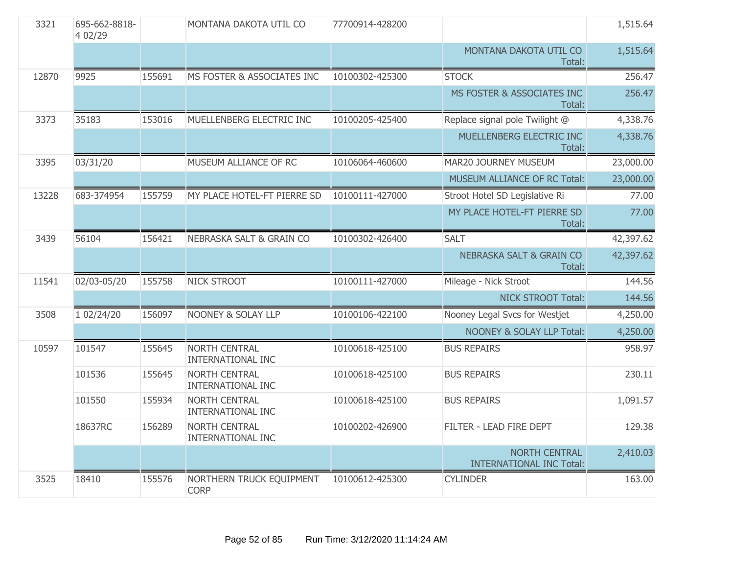| | | | | | | |
|---|---|---|---|---|---|---|
| 3321 | 695-662-8818-4 02/29 | | MONTANA DAKOTA UTIL CO | 77700914-428200 | | 1,515.64 |
| | | | | | MONTANA DAKOTA UTIL CO Total: | 1,515.64 |
| 12870 | 9925 | 155691 | MS FOSTER & ASSOCIATES INC | 10100302-425300 | STOCK | 256.47 |
| | | | | | MS FOSTER & ASSOCIATES INC Total: | 256.47 |
| 3373 | 35183 | 153016 | MUELLENBERG ELECTRIC INC | 10100205-425400 | Replace signal pole Twilight @ | 4,338.76 |
| | | | | | MUELLENBERG ELECTRIC INC Total: | 4,338.76 |
| 3395 | 03/31/20 | | MUSEUM ALLIANCE OF RC | 10106064-460600 | MAR20 JOURNEY MUSEUM | 23,000.00 |
| | | | | | MUSEUM ALLIANCE OF RC Total: | 23,000.00 |
| 13228 | 683-374954 | 155759 | MY PLACE HOTEL-FT PIERRE SD | 10100111-427000 | Stroot Hotel SD Legislative Ri | 77.00 |
| | | | | | MY PLACE HOTEL-FT PIERRE SD Total: | 77.00 |
| 3439 | 56104 | 156421 | NEBRASKA SALT & GRAIN CO | 10100302-426400 | SALT | 42,397.62 |
| | | | | | NEBRASKA SALT & GRAIN CO Total: | 42,397.62 |
| 11541 | 02/03-05/20 | 155758 | NICK STROOT | 10100111-427000 | Mileage - Nick Stroot | 144.56 |
| | | | | | NICK STROOT Total: | 144.56 |
| 3508 | 1 02/24/20 | 156097 | NOONEY & SOLAY LLP | 10100106-422100 | Nooney Legal Svcs for Westjet | 4,250.00 |
| | | | | | NOONEY & SOLAY LLP Total: | 4,250.00 |
| 10597 | 101547 | 155645 | NORTH CENTRAL INTERNATIONAL INC | 10100618-425100 | BUS REPAIRS | 958.97 |
| | 101536 | 155645 | NORTH CENTRAL INTERNATIONAL INC | 10100618-425100 | BUS REPAIRS | 230.11 |
| | 101550 | 155934 | NORTH CENTRAL INTERNATIONAL INC | 10100618-425100 | BUS REPAIRS | 1,091.57 |
| | 18637RC | 156289 | NORTH CENTRAL INTERNATIONAL INC | 10100202-426900 | FILTER - LEAD FIRE DEPT | 129.38 |
| | | | | | NORTH CENTRAL INTERNATIONAL INC Total: | 2,410.03 |
| 3525 | 18410 | 155576 | NORTHERN TRUCK EQUIPMENT CORP | 10100612-425300 | CYLINDER | 163.00 |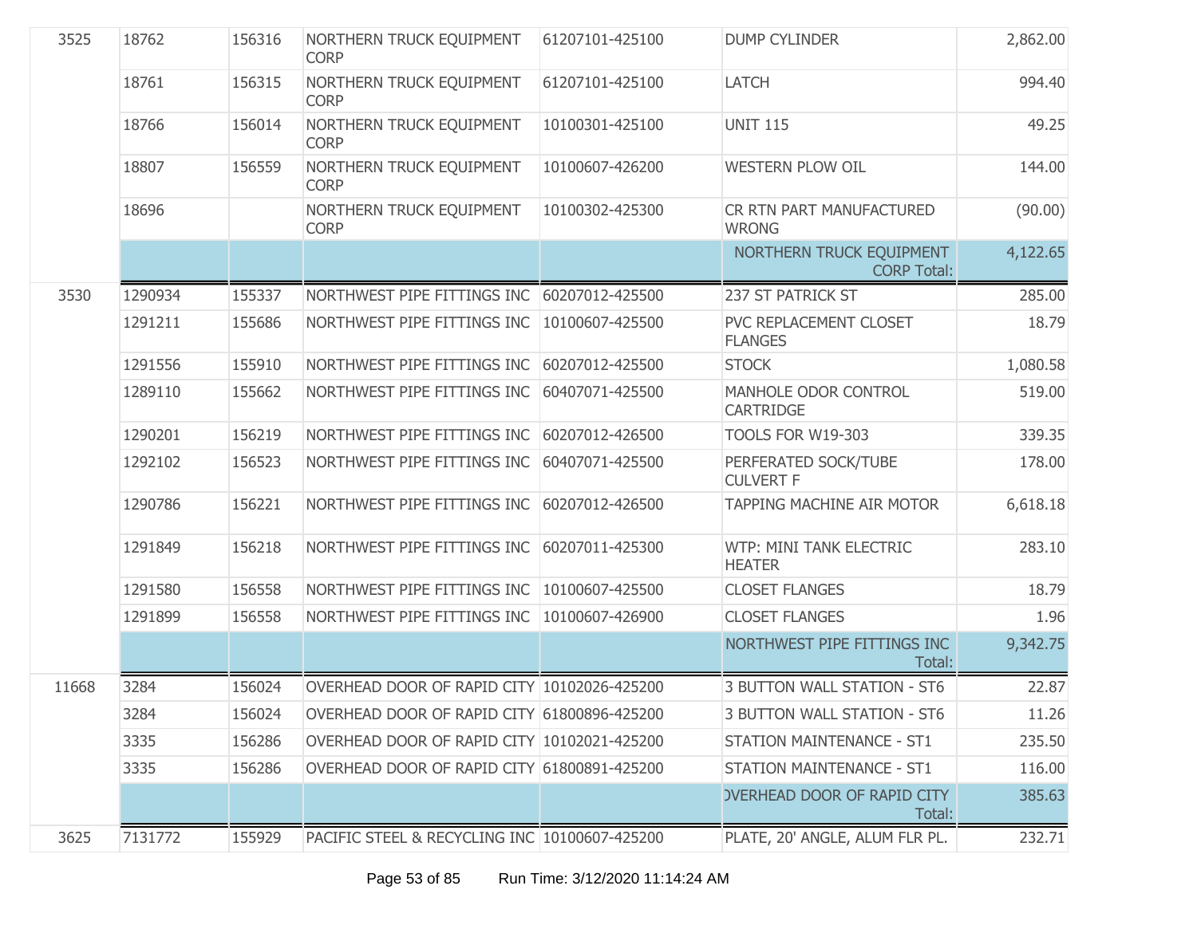| | | | | | | |
|---|---|---|---|---|---|---|
| 3525 | 18762 | 156316 | NORTHERN TRUCK EQUIPMENT CORP | 61207101-425100 | DUMP CYLINDER | 2,862.00 |
| | 18761 | 156315 | NORTHERN TRUCK EQUIPMENT CORP | 61207101-425100 | LATCH | 994.40 |
| | 18766 | 156014 | NORTHERN TRUCK EQUIPMENT CORP | 10100301-425100 | UNIT 115 | 49.25 |
| | 18807 | 156559 | NORTHERN TRUCK EQUIPMENT CORP | 10100607-426200 | WESTERN PLOW OIL | 144.00 |
| | 18696 | | NORTHERN TRUCK EQUIPMENT CORP | 10100302-425300 | CR RTN PART MANUFACTURED WRONG | (90.00) |
| | | | | | NORTHERN TRUCK EQUIPMENT CORP Total: | 4,122.65 |
| 3530 | 1290934 | 155337 | NORTHWEST PIPE FITTINGS INC | 60207012-425500 | 237 ST PATRICK ST | 285.00 |
| | 1291211 | 155686 | NORTHWEST PIPE FITTINGS INC | 10100607-425500 | PVC REPLACEMENT CLOSET FLANGES | 18.79 |
| | 1291556 | 155910 | NORTHWEST PIPE FITTINGS INC | 60207012-425500 | STOCK | 1,080.58 |
| | 1289110 | 155662 | NORTHWEST PIPE FITTINGS INC | 60407071-425500 | MANHOLE ODOR CONTROL CARTRIDGE | 519.00 |
| | 1290201 | 156219 | NORTHWEST PIPE FITTINGS INC | 60207012-426500 | TOOLS FOR W19-303 | 339.35 |
| | 1292102 | 156523 | NORTHWEST PIPE FITTINGS INC | 60407071-425500 | PERFERATED SOCK/TUBE CULVERT F | 178.00 |
| | 1290786 | 156221 | NORTHWEST PIPE FITTINGS INC | 60207012-426500 | TAPPING MACHINE AIR MOTOR | 6,618.18 |
| | 1291849 | 156218 | NORTHWEST PIPE FITTINGS INC | 60207011-425300 | WTP: MINI TANK ELECTRIC HEATER | 283.10 |
| | 1291580 | 156558 | NORTHWEST PIPE FITTINGS INC | 10100607-425500 | CLOSET FLANGES | 18.79 |
| | 1291899 | 156558 | NORTHWEST PIPE FITTINGS INC | 10100607-426900 | CLOSET FLANGES | 1.96 |
| | | | | | NORTHWEST PIPE FITTINGS INC Total: | 9,342.75 |
| 11668 | 3284 | 156024 | OVERHEAD DOOR OF RAPID CITY | 10102026-425200 | 3 BUTTON WALL STATION - ST6 | 22.87 |
| | 3284 | 156024 | OVERHEAD DOOR OF RAPID CITY | 61800896-425200 | 3 BUTTON WALL STATION - ST6 | 11.26 |
| | 3335 | 156286 | OVERHEAD DOOR OF RAPID CITY | 10102021-425200 | STATION MAINTENANCE - ST1 | 235.50 |
| | 3335 | 156286 | OVERHEAD DOOR OF RAPID CITY | 61800891-425200 | STATION MAINTENANCE - ST1 | 116.00 |
| | | | | | OVERHEAD DOOR OF RAPID CITY Total: | 385.63 |
| 3625 | 7131772 | 155929 | PACIFIC STEEL & RECYCLING INC | 10100607-425200 | PLATE, 20' ANGLE, ALUM FLR PL. | 232.71 |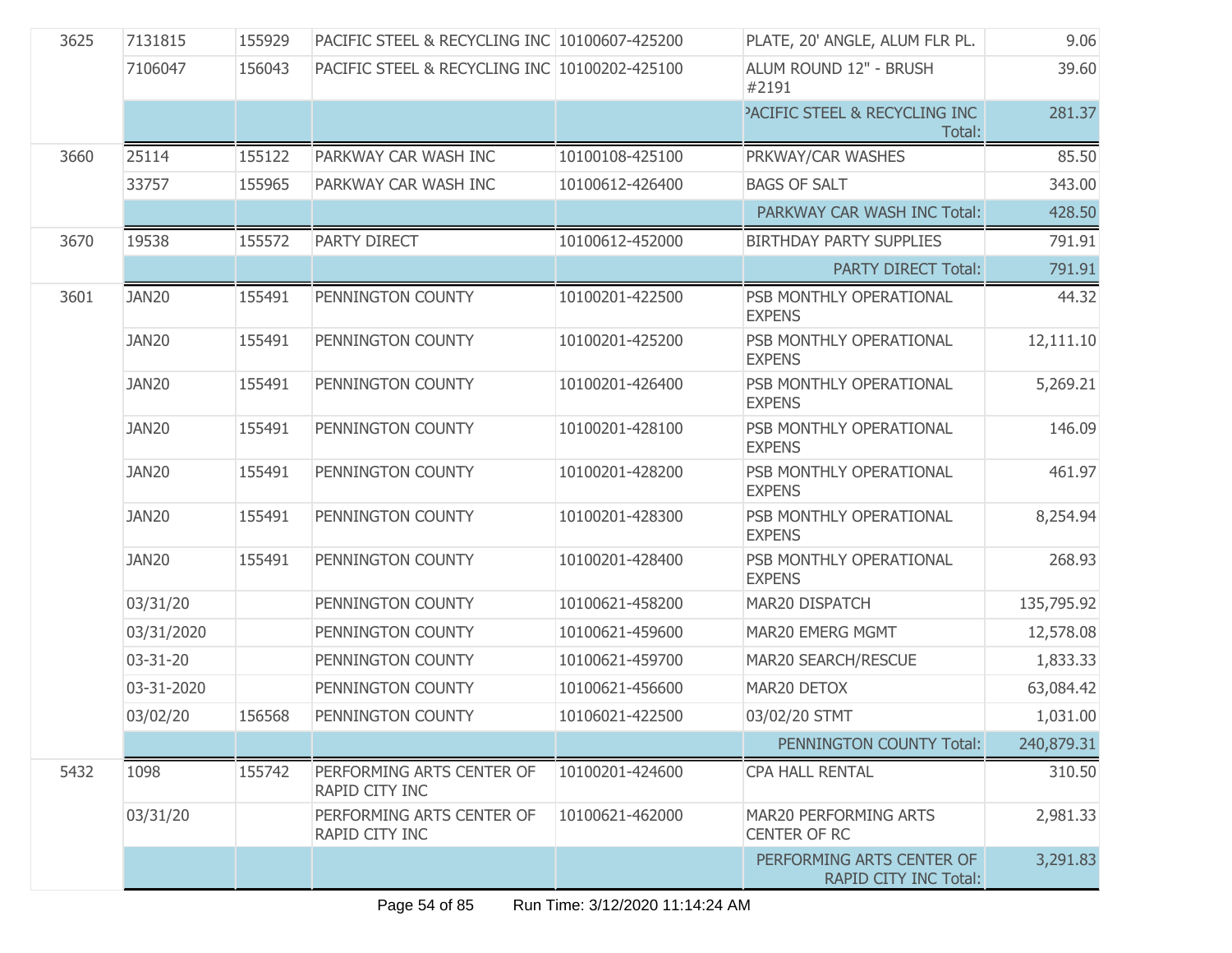| | | | | | | |
|---|---|---|---|---|---|---|
| 3625 | 7131815 | 155929 | PACIFIC STEEL & RECYCLING INC | 10100607-425200 | PLATE, 20' ANGLE, ALUM FLR PL. | 9.06 |
| | 7106047 | 156043 | PACIFIC STEEL & RECYCLING INC | 10100202-425100 | ALUM ROUND 12" - BRUSH #2191 | 39.60 |
| | | | | | PACIFIC STEEL & RECYCLING INC Total: | 281.37 |
| 3660 | 25114 | 155122 | PARKWAY CAR WASH INC | 10100108-425100 | PRKWAY/CAR WASHES | 85.50 |
| | 33757 | 155965 | PARKWAY CAR WASH INC | 10100612-426400 | BAGS OF SALT | 343.00 |
| | | | | | PARKWAY CAR WASH INC Total: | 428.50 |
| 3670 | 19538 | 155572 | PARTY DIRECT | 10100612-452000 | BIRTHDAY PARTY SUPPLIES | 791.91 |
| | | | | | PARTY DIRECT Total: | 791.91 |
| 3601 | JAN20 | 155491 | PENNINGTON COUNTY | 10100201-422500 | PSB MONTHLY OPERATIONAL EXPENS | 44.32 |
| | JAN20 | 155491 | PENNINGTON COUNTY | 10100201-425200 | PSB MONTHLY OPERATIONAL EXPENS | 12,111.10 |
| | JAN20 | 155491 | PENNINGTON COUNTY | 10100201-426400 | PSB MONTHLY OPERATIONAL EXPENS | 5,269.21 |
| | JAN20 | 155491 | PENNINGTON COUNTY | 10100201-428100 | PSB MONTHLY OPERATIONAL EXPENS | 146.09 |
| | JAN20 | 155491 | PENNINGTON COUNTY | 10100201-428200 | PSB MONTHLY OPERATIONAL EXPENS | 461.97 |
| | JAN20 | 155491 | PENNINGTON COUNTY | 10100201-428300 | PSB MONTHLY OPERATIONAL EXPENS | 8,254.94 |
| | JAN20 | 155491 | PENNINGTON COUNTY | 10100201-428400 | PSB MONTHLY OPERATIONAL EXPENS | 268.93 |
| | 03/31/20 | | PENNINGTON COUNTY | 10100621-458200 | MAR20 DISPATCH | 135,795.92 |
| | 03/31/2020 | | PENNINGTON COUNTY | 10100621-459600 | MAR20 EMERG MGMT | 12,578.08 |
| | 03-31-20 | | PENNINGTON COUNTY | 10100621-459700 | MAR20 SEARCH/RESCUE | 1,833.33 |
| | 03-31-2020 | | PENNINGTON COUNTY | 10100621-456600 | MAR20 DETOX | 63,084.42 |
| | 03/02/20 | 156568 | PENNINGTON COUNTY | 10106021-422500 | 03/02/20 STMT | 1,031.00 |
| | | | | | PENNINGTON COUNTY Total: | 240,879.31 |
| 5432 | 1098 | 155742 | PERFORMING ARTS CENTER OF RAPID CITY INC | 10100201-424600 | CPA HALL RENTAL | 310.50 |
| | 03/31/20 | | PERFORMING ARTS CENTER OF RAPID CITY INC | 10100621-462000 | MAR20 PERFORMING ARTS CENTER OF RC | 2,981.33 |
| | | | | | PERFORMING ARTS CENTER OF RAPID CITY INC Total: | 3,291.83 |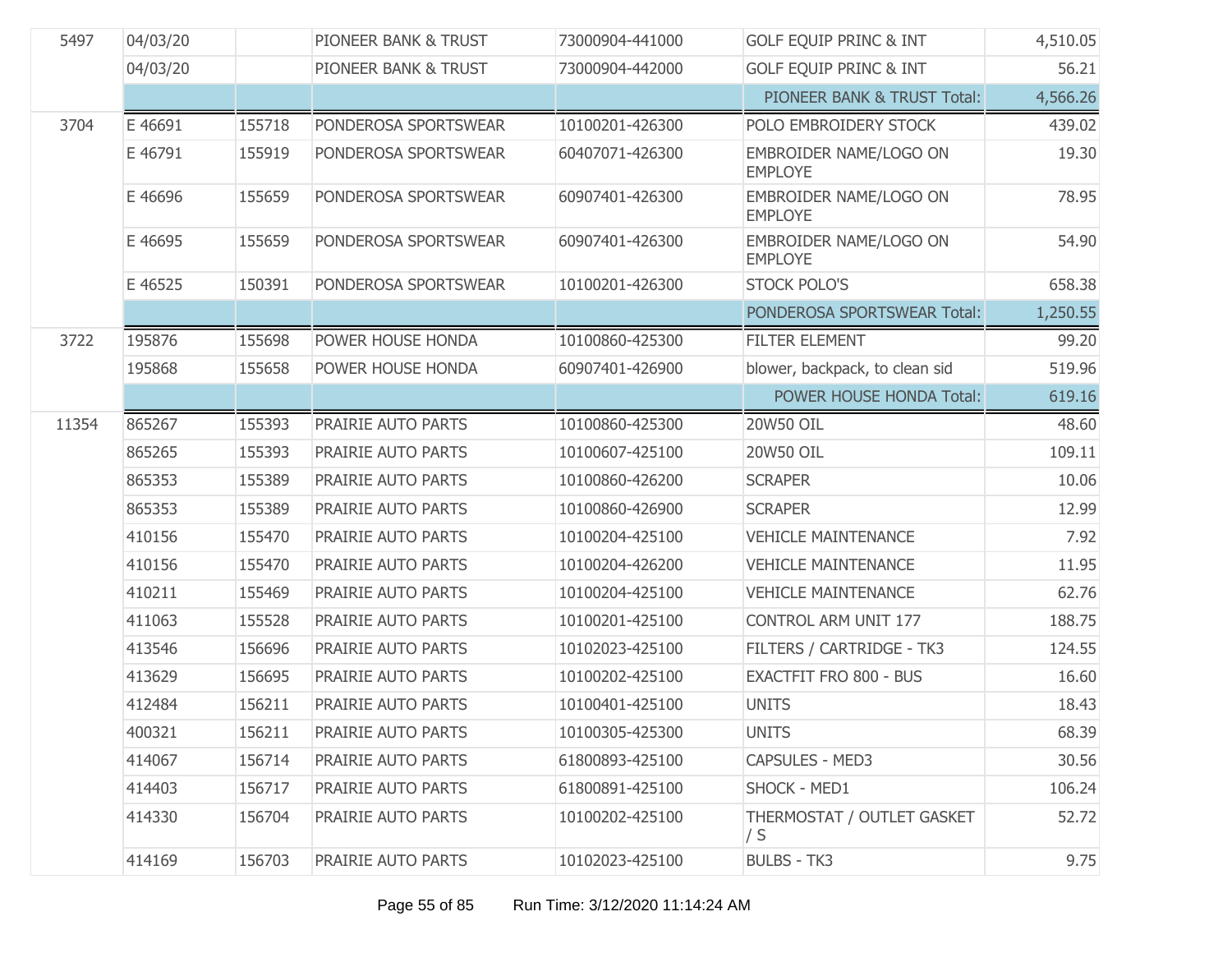| | | | | | | |
|---|---|---|---|---|---|---|
| 5497 | 04/03/20 | | PIONEER BANK & TRUST | 73000904-441000 | GOLF EQUIP PRINC & INT | 4,510.05 |
| | 04/03/20 | | PIONEER BANK & TRUST | 73000904-442000 | GOLF EQUIP PRINC & INT | 56.21 |
| | | | | | PIONEER BANK & TRUST Total: | 4,566.26 |
| 3704 | E 46691 | 155718 | PONDEROSA SPORTSWEAR | 10100201-426300 | POLO EMBROIDERY STOCK | 439.02 |
| | E 46791 | 155919 | PONDEROSA SPORTSWEAR | 60407071-426300 | EMBROIDER NAME/LOGO ON EMPLOYE | 19.30 |
| | E 46696 | 155659 | PONDEROSA SPORTSWEAR | 60907401-426300 | EMBROIDER NAME/LOGO ON EMPLOYE | 78.95 |
| | E 46695 | 155659 | PONDEROSA SPORTSWEAR | 60907401-426300 | EMBROIDER NAME/LOGO ON EMPLOYE | 54.90 |
| | E 46525 | 150391 | PONDEROSA SPORTSWEAR | 10100201-426300 | STOCK POLO'S | 658.38 |
| | | | | | PONDEROSA SPORTSWEAR Total: | 1,250.55 |
| 3722 | 195876 | 155698 | POWER HOUSE HONDA | 10100860-425300 | FILTER ELEMENT | 99.20 |
| | 195868 | 155658 | POWER HOUSE HONDA | 60907401-426900 | blower, backpack, to clean sid | 519.96 |
| | | | | | POWER HOUSE HONDA Total: | 619.16 |
| 11354 | 865267 | 155393 | PRAIRIE AUTO PARTS | 10100860-425300 | 20W50 OIL | 48.60 |
| | 865265 | 155393 | PRAIRIE AUTO PARTS | 10100607-425100 | 20W50 OIL | 109.11 |
| | 865353 | 155389 | PRAIRIE AUTO PARTS | 10100860-426200 | SCRAPER | 10.06 |
| | 865353 | 155389 | PRAIRIE AUTO PARTS | 10100860-426900 | SCRAPER | 12.99 |
| | 410156 | 155470 | PRAIRIE AUTO PARTS | 10100204-425100 | VEHICLE MAINTENANCE | 7.92 |
| | 410156 | 155470 | PRAIRIE AUTO PARTS | 10100204-426200 | VEHICLE MAINTENANCE | 11.95 |
| | 410211 | 155469 | PRAIRIE AUTO PARTS | 10100204-425100 | VEHICLE MAINTENANCE | 62.76 |
| | 411063 | 155528 | PRAIRIE AUTO PARTS | 10100201-425100 | CONTROL ARM UNIT 177 | 188.75 |
| | 413546 | 156696 | PRAIRIE AUTO PARTS | 10102023-425100 | FILTERS / CARTRIDGE - TK3 | 124.55 |
| | 413629 | 156695 | PRAIRIE AUTO PARTS | 10100202-425100 | EXACTFIT FRO 800 - BUS | 16.60 |
| | 412484 | 156211 | PRAIRIE AUTO PARTS | 10100401-425100 | UNITS | 18.43 |
| | 400321 | 156211 | PRAIRIE AUTO PARTS | 10100305-425300 | UNITS | 68.39 |
| | 414067 | 156714 | PRAIRIE AUTO PARTS | 61800893-425100 | CAPSULES - MED3 | 30.56 |
| | 414403 | 156717 | PRAIRIE AUTO PARTS | 61800891-425100 | SHOCK - MED1 | 106.24 |
| | 414330 | 156704 | PRAIRIE AUTO PARTS | 10100202-425100 | THERMOSTAT / OUTLET GASKET / S | 52.72 |
| | 414169 | 156703 | PRAIRIE AUTO PARTS | 10102023-425100 | BULBS - TK3 | 9.75 |

Run Time: 3/12/2020 11:14:24 AM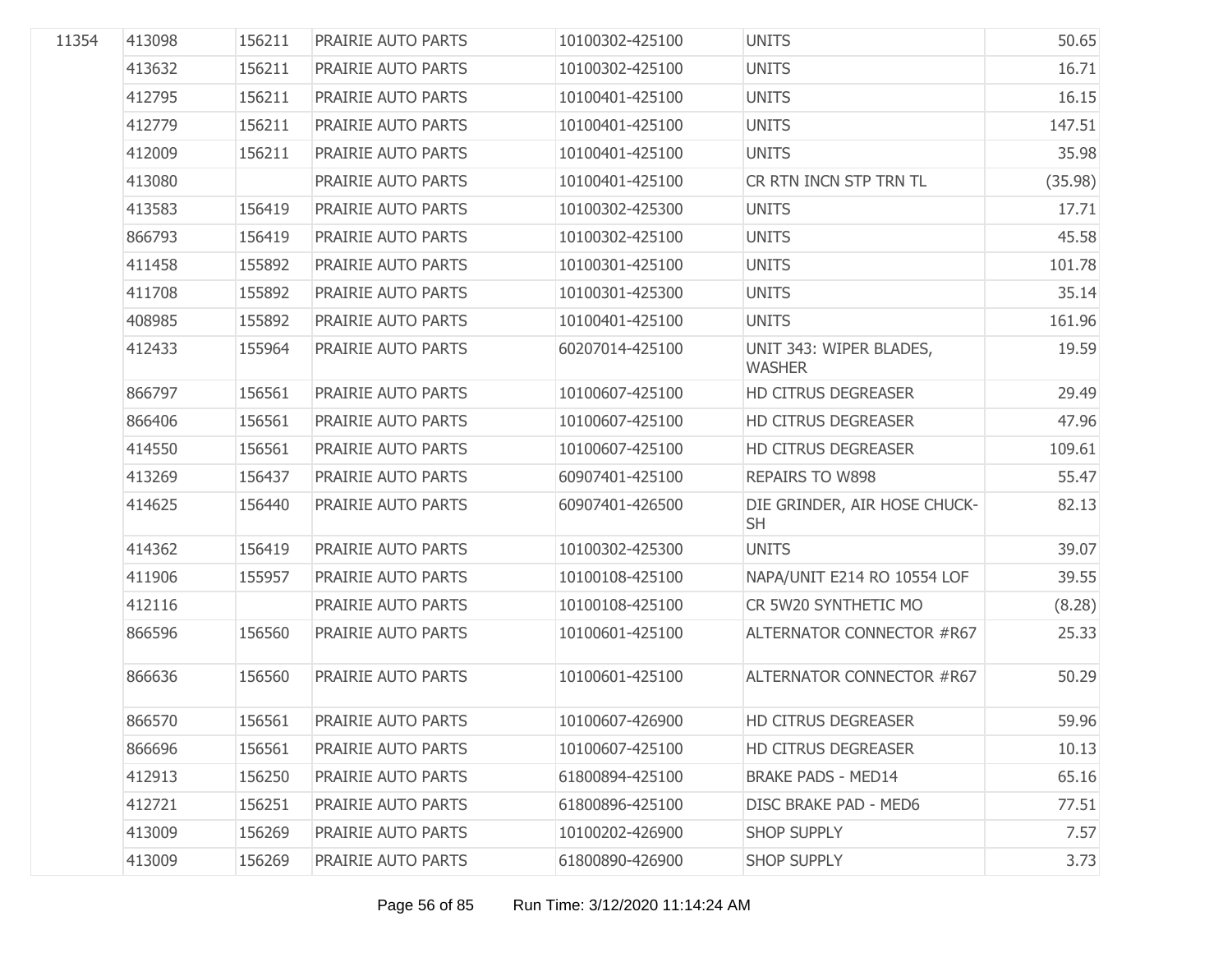| | | | | | | |
|---|---|---|---|---|---|---|
| 11354 | 413098 | 156211 | PRAIRIE AUTO PARTS | 10100302-425100 | UNITS | 50.65 |
| | 413632 | 156211 | PRAIRIE AUTO PARTS | 10100302-425100 | UNITS | 16.71 |
| | 412795 | 156211 | PRAIRIE AUTO PARTS | 10100401-425100 | UNITS | 16.15 |
| | 412779 | 156211 | PRAIRIE AUTO PARTS | 10100401-425100 | UNITS | 147.51 |
| | 412009 | 156211 | PRAIRIE AUTO PARTS | 10100401-425100 | UNITS | 35.98 |
| | 413080 | | PRAIRIE AUTO PARTS | 10100401-425100 | CR RTN INCN STP TRN TL | (35.98) |
| | 413583 | 156419 | PRAIRIE AUTO PARTS | 10100302-425300 | UNITS | 17.71 |
| | 866793 | 156419 | PRAIRIE AUTO PARTS | 10100302-425100 | UNITS | 45.58 |
| | 411458 | 155892 | PRAIRIE AUTO PARTS | 10100301-425100 | UNITS | 101.78 |
| | 411708 | 155892 | PRAIRIE AUTO PARTS | 10100301-425300 | UNITS | 35.14 |
| | 408985 | 155892 | PRAIRIE AUTO PARTS | 10100401-425100 | UNITS | 161.96 |
| | 412433 | 155964 | PRAIRIE AUTO PARTS | 60207014-425100 | UNIT 343: WIPER BLADES, WASHER | 19.59 |
| | 866797 | 156561 | PRAIRIE AUTO PARTS | 10100607-425100 | HD CITRUS DEGREASER | 29.49 |
| | 866406 | 156561 | PRAIRIE AUTO PARTS | 10100607-425100 | HD CITRUS DEGREASER | 47.96 |
| | 414550 | 156561 | PRAIRIE AUTO PARTS | 10100607-425100 | HD CITRUS DEGREASER | 109.61 |
| | 413269 | 156437 | PRAIRIE AUTO PARTS | 60907401-425100 | REPAIRS TO W898 | 55.47 |
| | 414625 | 156440 | PRAIRIE AUTO PARTS | 60907401-426500 | DIE GRINDER, AIR HOSE CHUCK-SH | 82.13 |
| | 414362 | 156419 | PRAIRIE AUTO PARTS | 10100302-425300 | UNITS | 39.07 |
| | 411906 | 155957 | PRAIRIE AUTO PARTS | 10100108-425100 | NAPA/UNIT E214 RO 10554 LOF | 39.55 |
| | 412116 | | PRAIRIE AUTO PARTS | 10100108-425100 | CR 5W20 SYNTHETIC MO | (8.28) |
| | 866596 | 156560 | PRAIRIE AUTO PARTS | 10100601-425100 | ALTERNATOR CONNECTOR #R67 | 25.33 |
| | 866636 | 156560 | PRAIRIE AUTO PARTS | 10100601-425100 | ALTERNATOR CONNECTOR #R67 | 50.29 |
| | 866570 | 156561 | PRAIRIE AUTO PARTS | 10100607-426900 | HD CITRUS DEGREASER | 59.96 |
| | 866696 | 156561 | PRAIRIE AUTO PARTS | 10100607-425100 | HD CITRUS DEGREASER | 10.13 |
| | 412913 | 156250 | PRAIRIE AUTO PARTS | 61800894-425100 | BRAKE PADS - MED14 | 65.16 |
| | 412721 | 156251 | PRAIRIE AUTO PARTS | 61800896-425100 | DISC BRAKE PAD - MED6 | 77.51 |
| | 413009 | 156269 | PRAIRIE AUTO PARTS | 10100202-426900 | SHOP SUPPLY | 7.57 |
| | 413009 | 156269 | PRAIRIE AUTO PARTS | 61800890-426900 | SHOP SUPPLY | 3.73 |

Run Time: 3/12/2020 11:14:24 AM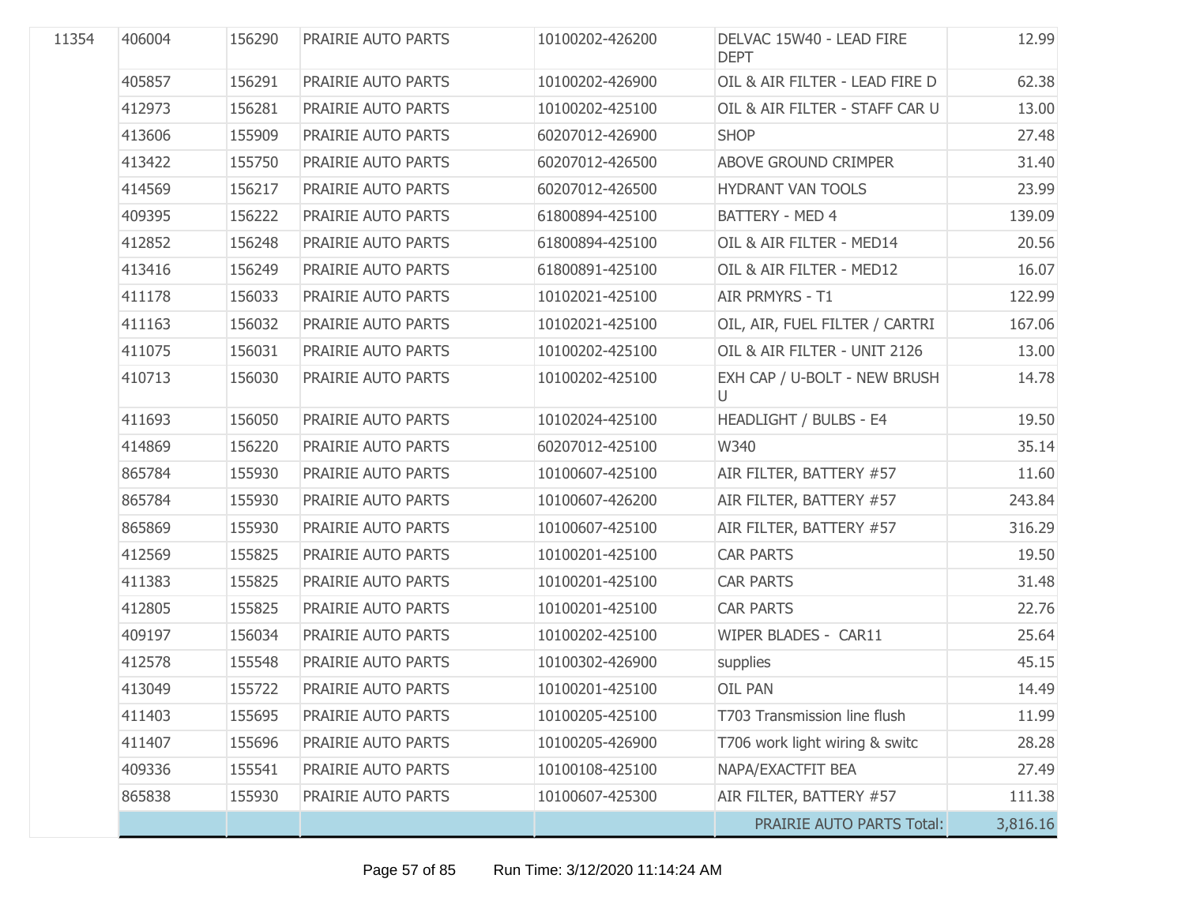| | | | | | | |
|---|---|---|---|---|---|---|
| 11354 | 406004 | 156290 | PRAIRIE AUTO PARTS | 10100202-426200 | DELVAC 15W40 - LEAD FIRE DEPT | 12.99 |
| | 405857 | 156291 | PRAIRIE AUTO PARTS | 10100202-426900 | OIL & AIR FILTER - LEAD FIRE D | 62.38 |
| | 412973 | 156281 | PRAIRIE AUTO PARTS | 10100202-425100 | OIL & AIR FILTER - STAFF CAR U | 13.00 |
| | 413606 | 155909 | PRAIRIE AUTO PARTS | 60207012-426900 | SHOP | 27.48 |
| | 413422 | 155750 | PRAIRIE AUTO PARTS | 60207012-426500 | ABOVE GROUND CRIMPER | 31.40 |
| | 414569 | 156217 | PRAIRIE AUTO PARTS | 60207012-426500 | HYDRANT VAN TOOLS | 23.99 |
| | 409395 | 156222 | PRAIRIE AUTO PARTS | 61800894-425100 | BATTERY - MED 4 | 139.09 |
| | 412852 | 156248 | PRAIRIE AUTO PARTS | 61800894-425100 | OIL & AIR FILTER - MED14 | 20.56 |
| | 413416 | 156249 | PRAIRIE AUTO PARTS | 61800891-425100 | OIL & AIR FILTER - MED12 | 16.07 |
| | 411178 | 156033 | PRAIRIE AUTO PARTS | 10102021-425100 | AIR PRMYRS - T1 | 122.99 |
| | 411163 | 156032 | PRAIRIE AUTO PARTS | 10102021-425100 | OIL, AIR, FUEL FILTER / CARTRI | 167.06 |
| | 411075 | 156031 | PRAIRIE AUTO PARTS | 10100202-425100 | OIL & AIR FILTER - UNIT 2126 | 13.00 |
| | 410713 | 156030 | PRAIRIE AUTO PARTS | 10100202-425100 | EXH CAP / U-BOLT - NEW BRUSH U | 14.78 |
| | 411693 | 156050 | PRAIRIE AUTO PARTS | 10102024-425100 | HEADLIGHT / BULBS - E4 | 19.50 |
| | 414869 | 156220 | PRAIRIE AUTO PARTS | 60207012-425100 | W340 | 35.14 |
| | 865784 | 155930 | PRAIRIE AUTO PARTS | 10100607-425100 | AIR FILTER, BATTERY #57 | 11.60 |
| | 865784 | 155930 | PRAIRIE AUTO PARTS | 10100607-426200 | AIR FILTER, BATTERY #57 | 243.84 |
| | 865869 | 155930 | PRAIRIE AUTO PARTS | 10100607-425100 | AIR FILTER, BATTERY #57 | 316.29 |
| | 412569 | 155825 | PRAIRIE AUTO PARTS | 10100201-425100 | CAR PARTS | 19.50 |
| | 411383 | 155825 | PRAIRIE AUTO PARTS | 10100201-425100 | CAR PARTS | 31.48 |
| | 412805 | 155825 | PRAIRIE AUTO PARTS | 10100201-425100 | CAR PARTS | 22.76 |
| | 409197 | 156034 | PRAIRIE AUTO PARTS | 10100202-425100 | WIPER BLADES - CAR11 | 25.64 |
| | 412578 | 155548 | PRAIRIE AUTO PARTS | 10100302-426900 | supplies | 45.15 |
| | 413049 | 155722 | PRAIRIE AUTO PARTS | 10100201-425100 | OIL PAN | 14.49 |
| | 411403 | 155695 | PRAIRIE AUTO PARTS | 10100205-425100 | T703 Transmission line flush | 11.99 |
| | 411407 | 155696 | PRAIRIE AUTO PARTS | 10100205-426900 | T706 work light wiring & switc | 28.28 |
| | 409336 | 155541 | PRAIRIE AUTO PARTS | 10100108-425100 | NAPA/EXACTFIT BEA | 27.49 |
| | 865838 | 155930 | PRAIRIE AUTO PARTS | 10100607-425300 | AIR FILTER, BATTERY #57 | 111.38 |
| | | | | | PRAIRIE AUTO PARTS Total: | 3,816.16 |

Run Time: 3/12/2020 11:14:24 AM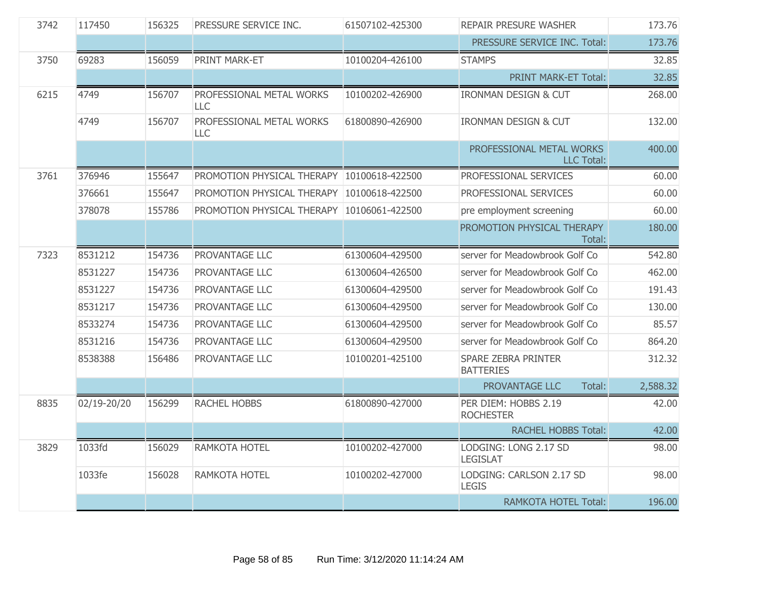| | | | | | | |
|---|---|---|---|---|---|---|
| 3742 | 117450 | 156325 | PRESSURE SERVICE INC. | 61507102-425300 | REPAIR PRESURE WASHER | 173.76 |
| | | | | | PRESSURE SERVICE INC. Total: | 173.76 |
| 3750 | 69283 | 156059 | PRINT MARK-ET | 10100204-426100 | STAMPS | 32.85 |
| | | | | | PRINT MARK-ET Total: | 32.85 |
| 6215 | 4749 | 156707 | PROFESSIONAL METAL WORKS LLC | 10100202-426900 | IRONMAN DESIGN & CUT | 268.00 |
| | 4749 | 156707 | PROFESSIONAL METAL WORKS LLC | 61800890-426900 | IRONMAN DESIGN & CUT | 132.00 |
| | | | | | PROFESSIONAL METAL WORKS LLC Total: | 400.00 |
| 3761 | 376946 | 155647 | PROMOTION PHYSICAL THERAPY | 10100618-422500 | PROFESSIONAL SERVICES | 60.00 |
| | 376661 | 155647 | PROMOTION PHYSICAL THERAPY | 10100618-422500 | PROFESSIONAL SERVICES | 60.00 |
| | 378078 | 155786 | PROMOTION PHYSICAL THERAPY | 10106061-422500 | pre employment screening | 60.00 |
| | | | | | PROMOTION PHYSICAL THERAPY Total: | 180.00 |
| 7323 | 8531212 | 154736 | PROVANTAGE LLC | 61300604-429500 | server for Meadowbrook Golf Co | 542.80 |
| | 8531227 | 154736 | PROVANTAGE LLC | 61300604-426500 | server for Meadowbrook Golf Co | 462.00 |
| | 8531227 | 154736 | PROVANTAGE LLC | 61300604-429500 | server for Meadowbrook Golf Co | 191.43 |
| | 8531217 | 154736 | PROVANTAGE LLC | 61300604-429500 | server for Meadowbrook Golf Co | 130.00 |
| | 8533274 | 154736 | PROVANTAGE LLC | 61300604-429500 | server for Meadowbrook Golf Co | 85.57 |
| | 8531216 | 154736 | PROVANTAGE LLC | 61300604-429500 | server for Meadowbrook Golf Co | 864.20 |
| | 8538388 | 156486 | PROVANTAGE LLC | 10100201-425100 | SPARE ZEBRA PRINTER BATTERIES | 312.32 |
| | | | | | PROVANTAGE LLC Total: | 2,588.32 |
| 8835 | 02/19-20/20 | 156299 | RACHEL HOBBS | 61800890-427000 | PER DIEM: HOBBS 2.19 ROCHESTER | 42.00 |
| | | | | | RACHEL HOBBS Total: | 42.00 |
| 3829 | 1033fd | 156029 | RAMKOTA HOTEL | 10100202-427000 | LODGING: LONG 2.17 SD LEGISLAT | 98.00 |
| | 1033fe | 156028 | RAMKOTA HOTEL | 10100202-427000 | LODGING: CARLSON 2.17 SD LEGIS | 98.00 |
| | | | | | RAMKOTA HOTEL Total: | 196.00 |

Run Time: 3/12/2020 11:14:24 AM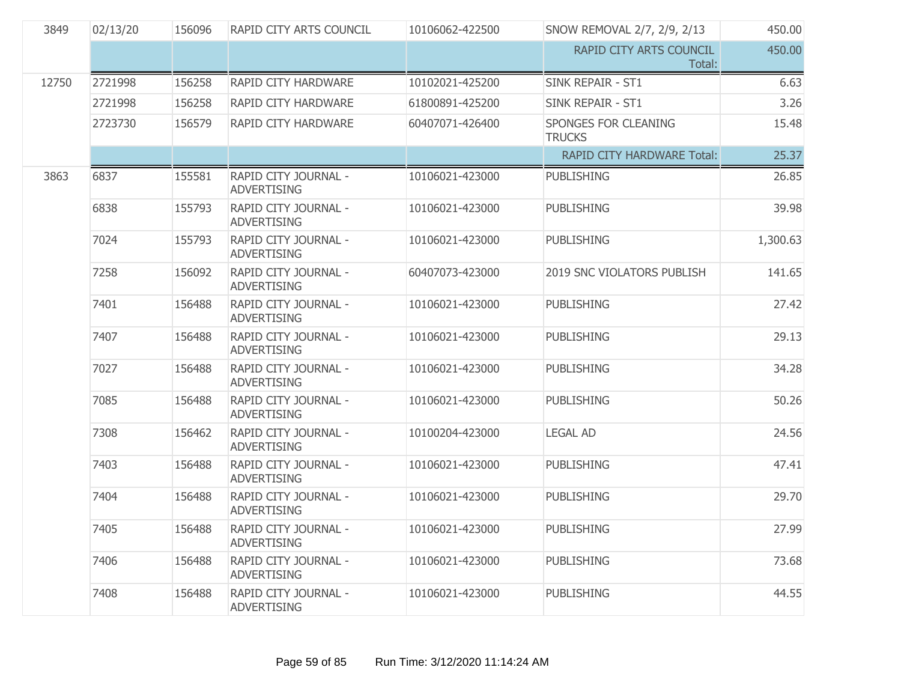| | | | | | | |
|---|---|---|---|---|---|---|
| 3849 | 02/13/20 | 156096 | RAPID CITY ARTS COUNCIL | 10106062-422500 | SNOW REMOVAL 2/7, 2/9, 2/13 | 450.00 |
| | | | | | RAPID CITY ARTS COUNCIL Total: | 450.00 |
| 12750 | 2721998 | 156258 | RAPID CITY HARDWARE | 10102021-425200 | SINK REPAIR - ST1 | 6.63 |
| | 2721998 | 156258 | RAPID CITY HARDWARE | 61800891-425200 | SINK REPAIR - ST1 | 3.26 |
| | 2723730 | 156579 | RAPID CITY HARDWARE | 60407071-426400 | SPONGES FOR CLEANING TRUCKS | 15.48 |
| | | | | | RAPID CITY HARDWARE Total: | 25.37 |
| 3863 | 6837 | 155581 | RAPID CITY JOURNAL - ADVERTISING | 10106021-423000 | PUBLISHING | 26.85 |
| | 6838 | 155793 | RAPID CITY JOURNAL - ADVERTISING | 10106021-423000 | PUBLISHING | 39.98 |
| | 7024 | 155793 | RAPID CITY JOURNAL - ADVERTISING | 10106021-423000 | PUBLISHING | 1,300.63 |
| | 7258 | 156092 | RAPID CITY JOURNAL - ADVERTISING | 60407073-423000 | 2019 SNC VIOLATORS PUBLISH | 141.65 |
| | 7401 | 156488 | RAPID CITY JOURNAL - ADVERTISING | 10106021-423000 | PUBLISHING | 27.42 |
| | 7407 | 156488 | RAPID CITY JOURNAL - ADVERTISING | 10106021-423000 | PUBLISHING | 29.13 |
| | 7027 | 156488 | RAPID CITY JOURNAL - ADVERTISING | 10106021-423000 | PUBLISHING | 34.28 |
| | 7085 | 156488 | RAPID CITY JOURNAL - ADVERTISING | 10106021-423000 | PUBLISHING | 50.26 |
| | 7308 | 156462 | RAPID CITY JOURNAL - ADVERTISING | 10100204-423000 | LEGAL AD | 24.56 |
| | 7403 | 156488 | RAPID CITY JOURNAL - ADVERTISING | 10106021-423000 | PUBLISHING | 47.41 |
| | 7404 | 156488 | RAPID CITY JOURNAL - ADVERTISING | 10106021-423000 | PUBLISHING | 29.70 |
| | 7405 | 156488 | RAPID CITY JOURNAL - ADVERTISING | 10106021-423000 | PUBLISHING | 27.99 |
| | 7406 | 156488 | RAPID CITY JOURNAL - ADVERTISING | 10106021-423000 | PUBLISHING | 73.68 |
| | 7408 | 156488 | RAPID CITY JOURNAL - ADVERTISING | 10106021-423000 | PUBLISHING | 44.55 |

Run Time: 3/12/2020 11:14:24 AM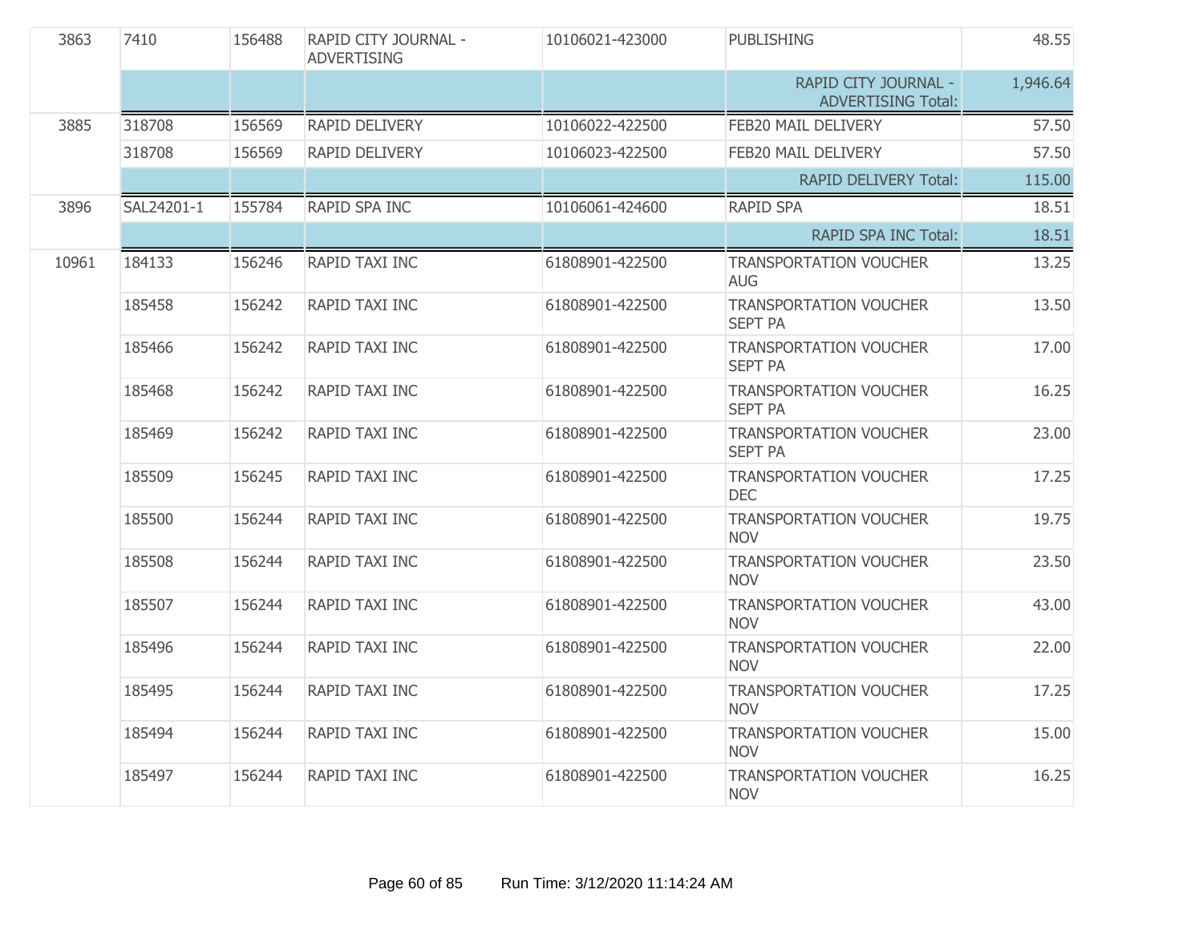| | | | | | | |
|---|---|---|---|---|---|---|
| 3863 | 7410 | 156488 | RAPID CITY JOURNAL - ADVERTISING | 10106021-423000 | PUBLISHING | 48.55 |
| | | | | | RAPID CITY JOURNAL - ADVERTISING Total: | 1,946.64 |
| 3885 | 318708 | 156569 | RAPID DELIVERY | 10106022-422500 | FEB20 MAIL DELIVERY | 57.50 |
| | 318708 | 156569 | RAPID DELIVERY | 10106023-422500 | FEB20 MAIL DELIVERY | 57.50 |
| | | | | | RAPID DELIVERY Total: | 115.00 |
| 3896 | SAL24201-1 | 155784 | RAPID SPA INC | 10106061-424600 | RAPID SPA | 18.51 |
| | | | | | RAPID SPA INC Total: | 18.51 |
| 10961 | 184133 | 156246 | RAPID TAXI INC | 61808901-422500 | TRANSPORTATION VOUCHER AUG | 13.25 |
| | 185458 | 156242 | RAPID TAXI INC | 61808901-422500 | TRANSPORTATION VOUCHER SEPT PA | 13.50 |
| | 185466 | 156242 | RAPID TAXI INC | 61808901-422500 | TRANSPORTATION VOUCHER SEPT PA | 17.00 |
| | 185468 | 156242 | RAPID TAXI INC | 61808901-422500 | TRANSPORTATION VOUCHER SEPT PA | 16.25 |
| | 185469 | 156242 | RAPID TAXI INC | 61808901-422500 | TRANSPORTATION VOUCHER SEPT PA | 23.00 |
| | 185509 | 156245 | RAPID TAXI INC | 61808901-422500 | TRANSPORTATION VOUCHER DEC | 17.25 |
| | 185500 | 156244 | RAPID TAXI INC | 61808901-422500 | TRANSPORTATION VOUCHER NOV | 19.75 |
| | 185508 | 156244 | RAPID TAXI INC | 61808901-422500 | TRANSPORTATION VOUCHER NOV | 23.50 |
| | 185507 | 156244 | RAPID TAXI INC | 61808901-422500 | TRANSPORTATION VOUCHER NOV | 43.00 |
| | 185496 | 156244 | RAPID TAXI INC | 61808901-422500 | TRANSPORTATION VOUCHER NOV | 22.00 |
| | 185495 | 156244 | RAPID TAXI INC | 61808901-422500 | TRANSPORTATION VOUCHER NOV | 17.25 |
| | 185494 | 156244 | RAPID TAXI INC | 61808901-422500 | TRANSPORTATION VOUCHER NOV | 15.00 |
| | 185497 | 156244 | RAPID TAXI INC | 61808901-422500 | TRANSPORTATION VOUCHER NOV | 16.25 |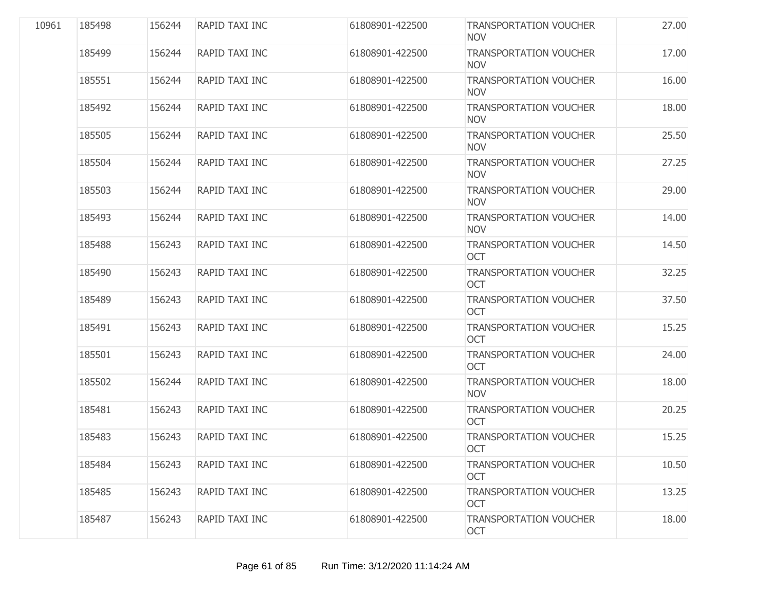| | | | | | | |
|---|---|---|---|---|---|---|
| 10961 | 185498 | 156244 | RAPID TAXI INC | 61808901-422500 | TRANSPORTATION VOUCHER NOV | 27.00 |
| | 185499 | 156244 | RAPID TAXI INC | 61808901-422500 | TRANSPORTATION VOUCHER NOV | 17.00 |
| | 185551 | 156244 | RAPID TAXI INC | 61808901-422500 | TRANSPORTATION VOUCHER NOV | 16.00 |
| | 185492 | 156244 | RAPID TAXI INC | 61808901-422500 | TRANSPORTATION VOUCHER NOV | 18.00 |
| | 185505 | 156244 | RAPID TAXI INC | 61808901-422500 | TRANSPORTATION VOUCHER NOV | 25.50 |
| | 185504 | 156244 | RAPID TAXI INC | 61808901-422500 | TRANSPORTATION VOUCHER NOV | 27.25 |
| | 185503 | 156244 | RAPID TAXI INC | 61808901-422500 | TRANSPORTATION VOUCHER NOV | 29.00 |
| | 185493 | 156244 | RAPID TAXI INC | 61808901-422500 | TRANSPORTATION VOUCHER NOV | 14.00 |
| | 185488 | 156243 | RAPID TAXI INC | 61808901-422500 | TRANSPORTATION VOUCHER OCT | 14.50 |
| | 185490 | 156243 | RAPID TAXI INC | 61808901-422500 | TRANSPORTATION VOUCHER OCT | 32.25 |
| | 185489 | 156243 | RAPID TAXI INC | 61808901-422500 | TRANSPORTATION VOUCHER OCT | 37.50 |
| | 185491 | 156243 | RAPID TAXI INC | 61808901-422500 | TRANSPORTATION VOUCHER OCT | 15.25 |
| | 185501 | 156243 | RAPID TAXI INC | 61808901-422500 | TRANSPORTATION VOUCHER OCT | 24.00 |
| | 185502 | 156244 | RAPID TAXI INC | 61808901-422500 | TRANSPORTATION VOUCHER NOV | 18.00 |
| | 185481 | 156243 | RAPID TAXI INC | 61808901-422500 | TRANSPORTATION VOUCHER OCT | 20.25 |
| | 185483 | 156243 | RAPID TAXI INC | 61808901-422500 | TRANSPORTATION VOUCHER OCT | 15.25 |
| | 185484 | 156243 | RAPID TAXI INC | 61808901-422500 | TRANSPORTATION VOUCHER OCT | 10.50 |
| | 185485 | 156243 | RAPID TAXI INC | 61808901-422500 | TRANSPORTATION VOUCHER OCT | 13.25 |
| | 185487 | 156243 | RAPID TAXI INC | 61808901-422500 | TRANSPORTATION VOUCHER OCT | 18.00 |

Run Time: 3/12/2020 11:14:24 AM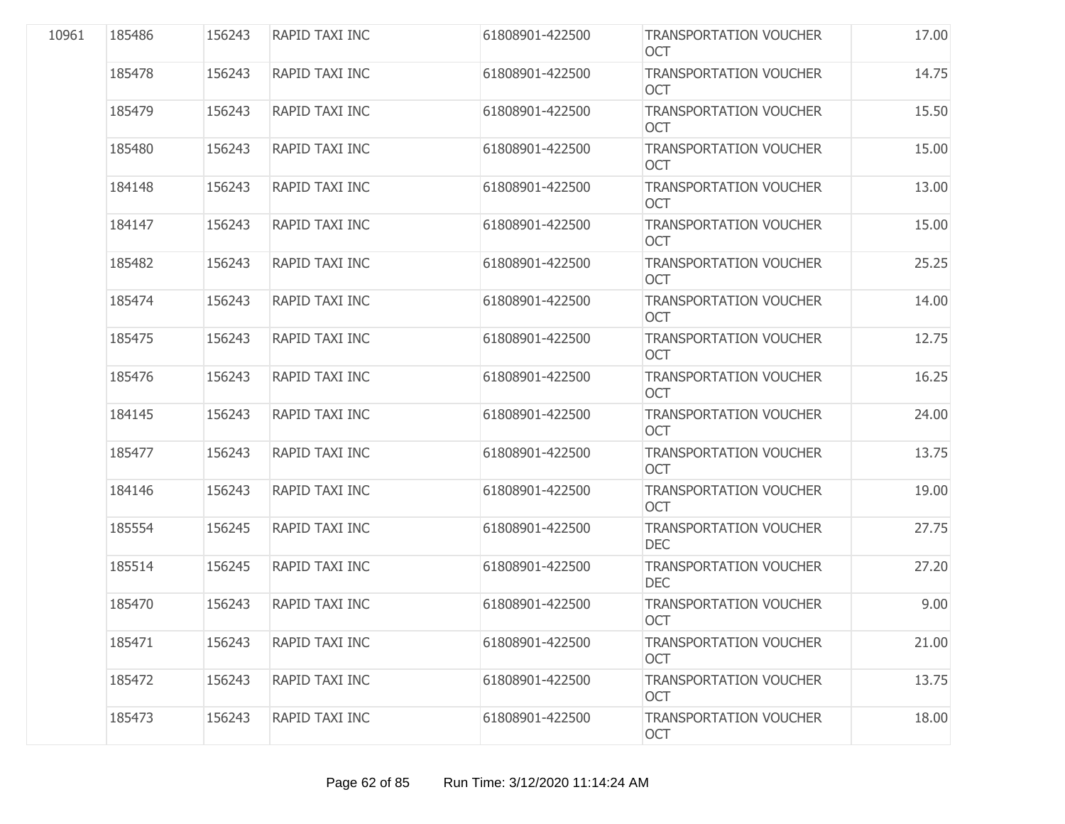| | | | | | | |
|---|---|---|---|---|---|---|
| 10961 | 185486 | 156243 | RAPID TAXI INC | 61808901-422500 | TRANSPORTATION VOUCHER OCT | 17.00 |
| | 185478 | 156243 | RAPID TAXI INC | 61808901-422500 | TRANSPORTATION VOUCHER OCT | 14.75 |
| | 185479 | 156243 | RAPID TAXI INC | 61808901-422500 | TRANSPORTATION VOUCHER OCT | 15.50 |
| | 185480 | 156243 | RAPID TAXI INC | 61808901-422500 | TRANSPORTATION VOUCHER OCT | 15.00 |
| | 184148 | 156243 | RAPID TAXI INC | 61808901-422500 | TRANSPORTATION VOUCHER OCT | 13.00 |
| | 184147 | 156243 | RAPID TAXI INC | 61808901-422500 | TRANSPORTATION VOUCHER OCT | 15.00 |
| | 185482 | 156243 | RAPID TAXI INC | 61808901-422500 | TRANSPORTATION VOUCHER OCT | 25.25 |
| | 185474 | 156243 | RAPID TAXI INC | 61808901-422500 | TRANSPORTATION VOUCHER OCT | 14.00 |
| | 185475 | 156243 | RAPID TAXI INC | 61808901-422500 | TRANSPORTATION VOUCHER OCT | 12.75 |
| | 185476 | 156243 | RAPID TAXI INC | 61808901-422500 | TRANSPORTATION VOUCHER OCT | 16.25 |
| | 184145 | 156243 | RAPID TAXI INC | 61808901-422500 | TRANSPORTATION VOUCHER OCT | 24.00 |
| | 185477 | 156243 | RAPID TAXI INC | 61808901-422500 | TRANSPORTATION VOUCHER OCT | 13.75 |
| | 184146 | 156243 | RAPID TAXI INC | 61808901-422500 | TRANSPORTATION VOUCHER OCT | 19.00 |
| | 185554 | 156245 | RAPID TAXI INC | 61808901-422500 | TRANSPORTATION VOUCHER DEC | 27.75 |
| | 185514 | 156245 | RAPID TAXI INC | 61808901-422500 | TRANSPORTATION VOUCHER DEC | 27.20 |
| | 185470 | 156243 | RAPID TAXI INC | 61808901-422500 | TRANSPORTATION VOUCHER OCT | 9.00 |
| | 185471 | 156243 | RAPID TAXI INC | 61808901-422500 | TRANSPORTATION VOUCHER OCT | 21.00 |
| | 185472 | 156243 | RAPID TAXI INC | 61808901-422500 | TRANSPORTATION VOUCHER OCT | 13.75 |
| | 185473 | 156243 | RAPID TAXI INC | 61808901-422500 | TRANSPORTATION VOUCHER OCT | 18.00 |

Run Time: 3/12/2020 11:14:24 AM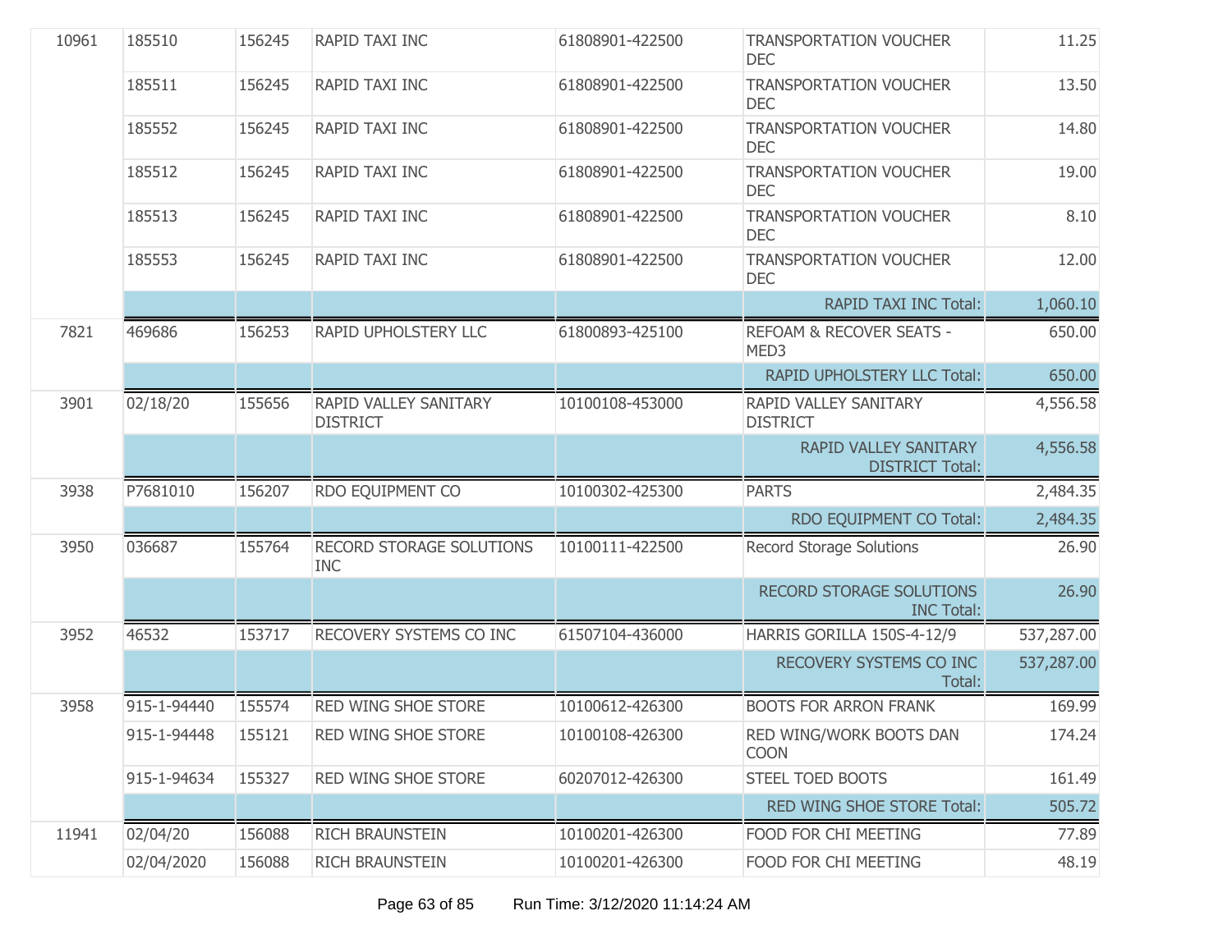| | | | | | | |
|---|---|---|---|---|---|---|
| 10961 | 185510 | 156245 | RAPID TAXI INC | 61808901-422500 | TRANSPORTATION VOUCHER DEC | 11.25 |
| | 185511 | 156245 | RAPID TAXI INC | 61808901-422500 | TRANSPORTATION VOUCHER DEC | 13.50 |
| | 185552 | 156245 | RAPID TAXI INC | 61808901-422500 | TRANSPORTATION VOUCHER DEC | 14.80 |
| | 185512 | 156245 | RAPID TAXI INC | 61808901-422500 | TRANSPORTATION VOUCHER DEC | 19.00 |
| | 185513 | 156245 | RAPID TAXI INC | 61808901-422500 | TRANSPORTATION VOUCHER DEC | 8.10 |
| | 185553 | 156245 | RAPID TAXI INC | 61808901-422500 | TRANSPORTATION VOUCHER DEC | 12.00 |
| | | | | | RAPID TAXI INC Total: | 1,060.10 |
| 7821 | 469686 | 156253 | RAPID UPHOLSTERY LLC | 61800893-425100 | REFOAM & RECOVER SEATS - MED3 | 650.00 |
| | | | | | RAPID UPHOLSTERY LLC Total: | 650.00 |
| 3901 | 02/18/20 | 155656 | RAPID VALLEY SANITARY DISTRICT | 10100108-453000 | RAPID VALLEY SANITARY DISTRICT | 4,556.58 |
| | | | | | RAPID VALLEY SANITARY DISTRICT Total: | 4,556.58 |
| 3938 | P7681010 | 156207 | RDO EQUIPMENT CO | 10100302-425300 | PARTS | 2,484.35 |
| | | | | | RDO EQUIPMENT CO Total: | 2,484.35 |
| 3950 | 036687 | 155764 | RECORD STORAGE SOLUTIONS INC | 10100111-422500 | Record Storage Solutions | 26.90 |
| | | | | | RECORD STORAGE SOLUTIONS INC Total: | 26.90 |
| 3952 | 46532 | 153717 | RECOVERY SYSTEMS CO INC | 61507104-436000 | HARRIS GORILLA 150S-4-12/9 | 537,287.00 |
| | | | | | RECOVERY SYSTEMS CO INC Total: | 537,287.00 |
| 3958 | 915-1-94440 | 155574 | RED WING SHOE STORE | 10100612-426300 | BOOTS FOR ARRON FRANK | 169.99 |
| | 915-1-94448 | 155121 | RED WING SHOE STORE | 10100108-426300 | RED WING/WORK BOOTS DAN COON | 174.24 |
| | 915-1-94634 | 155327 | RED WING SHOE STORE | 60207012-426300 | STEEL TOED BOOTS | 161.49 |
| | | | | | RED WING SHOE STORE Total: | 505.72 |
| 11941 | 02/04/20 | 156088 | RICH BRAUNSTEIN | 10100201-426300 | FOOD FOR CHI MEETING | 77.89 |
| | 02/04/2020 | 156088 | RICH BRAUNSTEIN | 10100201-426300 | FOOD FOR CHI MEETING | 48.19 |

Run Time: 3/12/2020 11:14:24 AM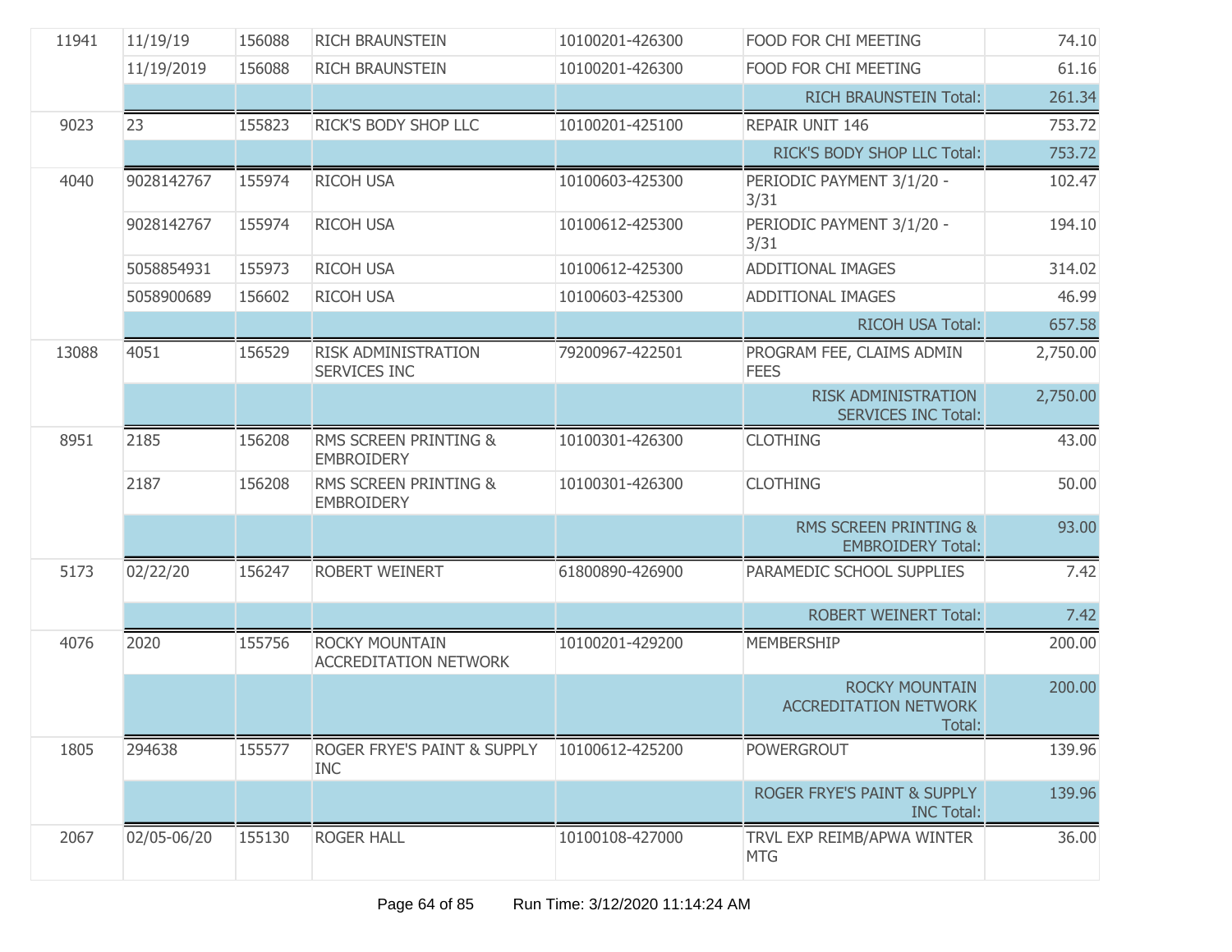| | | | | | | |
|---|---|---|---|---|---|---|
| 11941 | 11/19/19 | 156088 | RICH BRAUNSTEIN | 10100201-426300 | FOOD FOR CHI MEETING | 74.10 |
| | 11/19/2019 | 156088 | RICH BRAUNSTEIN | 10100201-426300 | FOOD FOR CHI MEETING | 61.16 |
| | | | | | RICH BRAUNSTEIN Total: | 261.34 |
| 9023 | 23 | 155823 | RICK'S BODY SHOP LLC | 10100201-425100 | REPAIR UNIT 146 | 753.72 |
| | | | | | RICK'S BODY SHOP LLC Total: | 753.72 |
| 4040 | 9028142767 | 155974 | RICOH USA | 10100603-425300 | PERIODIC PAYMENT 3/1/20 - 3/31 | 102.47 |
| | 9028142767 | 155974 | RICOH USA | 10100612-425300 | PERIODIC PAYMENT 3/1/20 - 3/31 | 194.10 |
| | 5058854931 | 155973 | RICOH USA | 10100612-425300 | ADDITIONAL IMAGES | 314.02 |
| | 5058900689 | 156602 | RICOH USA | 10100603-425300 | ADDITIONAL IMAGES | 46.99 |
| | | | | | RICOH USA Total: | 657.58 |
| 13088 | 4051 | 156529 | RISK ADMINISTRATION SERVICES INC | 79200967-422501 | PROGRAM FEE, CLAIMS ADMIN FEES | 2,750.00 |
| | | | | | RISK ADMINISTRATION SERVICES INC Total: | 2,750.00 |
| 8951 | 2185 | 156208 | RMS SCREEN PRINTING & EMBROIDERY | 10100301-426300 | CLOTHING | 43.00 |
| | 2187 | 156208 | RMS SCREEN PRINTING & EMBROIDERY | 10100301-426300 | CLOTHING | 50.00 |
| | | | | | RMS SCREEN PRINTING & EMBROIDERY Total: | 93.00 |
| 5173 | 02/22/20 | 156247 | ROBERT WEINERT | 61800890-426900 | PARAMEDIC SCHOOL SUPPLIES | 7.42 |
| | | | | | ROBERT WEINERT Total: | 7.42 |
| 4076 | 2020 | 155756 | ROCKY MOUNTAIN ACCREDITATION NETWORK | 10100201-429200 | MEMBERSHIP | 200.00 |
| | | | | | ROCKY MOUNTAIN ACCREDITATION NETWORK Total: | 200.00 |
| 1805 | 294638 | 155577 | ROGER FRYE'S PAINT & SUPPLY INC | 10100612-425200 | POWERGROUT | 139.96 |
| | | | | | ROGER FRYE'S PAINT & SUPPLY INC Total: | 139.96 |
| 2067 | 02/05-06/20 | 155130 | ROGER HALL | 10100108-427000 | TRVL EXP REIMB/APWA WINTER MTG | 36.00 |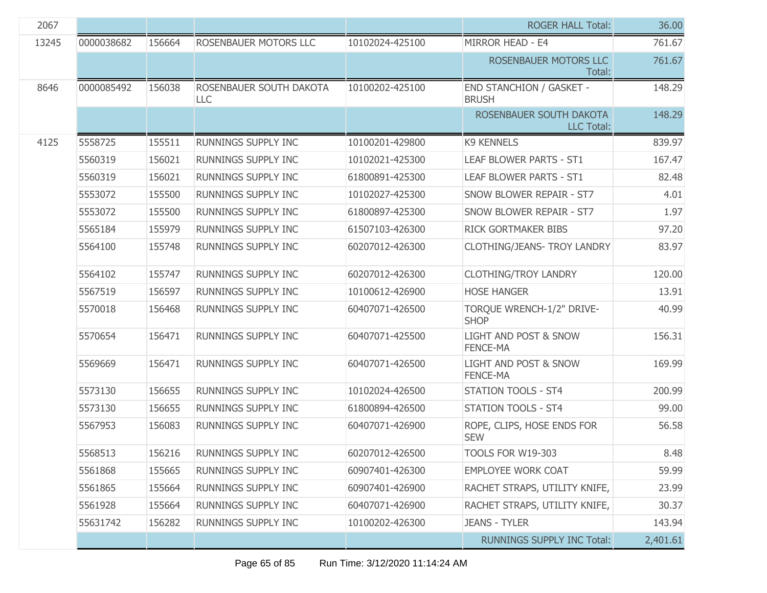| | | | | | | |
|---|---|---|---|---|---|---|
| 2067 | | | | | ROGER HALL Total: | 36.00 |
| 13245 | 0000038682 | 156664 | ROSENBAUER MOTORS LLC | 10102024-425100 | MIRROR HEAD - E4 | 761.67 |
| | | | | | ROSENBAUER MOTORS LLC Total: | 761.67 |
| 8646 | 0000085492 | 156038 | ROSENBAUER SOUTH DAKOTA LLC | 10100202-425100 | END STANCHION / GASKET - BRUSH | 148.29 |
| | | | | | ROSENBAUER SOUTH DAKOTA LLC Total: | 148.29 |
| 4125 | 5558725 | 155511 | RUNNINGS SUPPLY INC | 10100201-429800 | K9 KENNELS | 839.97 |
| | 5560319 | 156021 | RUNNINGS SUPPLY INC | 10102021-425300 | LEAF BLOWER PARTS - ST1 | 167.47 |
| | 5560319 | 156021 | RUNNINGS SUPPLY INC | 61800891-425300 | LEAF BLOWER PARTS - ST1 | 82.48 |
| | 5553072 | 155500 | RUNNINGS SUPPLY INC | 10102027-425300 | SNOW BLOWER REPAIR - ST7 | 4.01 |
| | 5553072 | 155500 | RUNNINGS SUPPLY INC | 61800897-425300 | SNOW BLOWER REPAIR - ST7 | 1.97 |
| | 5565184 | 155979 | RUNNINGS SUPPLY INC | 61507103-426300 | RICK GORTMAKER BIBS | 97.20 |
| | 5564100 | 155748 | RUNNINGS SUPPLY INC | 60207012-426300 | CLOTHING/JEANS- TROY LANDRY | 83.97 |
| | 5564102 | 155747 | RUNNINGS SUPPLY INC | 60207012-426300 | CLOTHING/TROY LANDRY | 120.00 |
| | 5567519 | 156597 | RUNNINGS SUPPLY INC | 10100612-426900 | HOSE HANGER | 13.91 |
| | 5570018 | 156468 | RUNNINGS SUPPLY INC | 60407071-426500 | TORQUE WRENCH-1/2" DRIVE-SHOP | 40.99 |
| | 5570654 | 156471 | RUNNINGS SUPPLY INC | 60407071-425500 | LIGHT AND POST & SNOW FENCE-MA | 156.31 |
| | 5569669 | 156471 | RUNNINGS SUPPLY INC | 60407071-426500 | LIGHT AND POST & SNOW FENCE-MA | 169.99 |
| | 5573130 | 156655 | RUNNINGS SUPPLY INC | 10102024-426500 | STATION TOOLS - ST4 | 200.99 |
| | 5573130 | 156655 | RUNNINGS SUPPLY INC | 61800894-426500 | STATION TOOLS - ST4 | 99.00 |
| | 5567953 | 156083 | RUNNINGS SUPPLY INC | 60407071-426900 | ROPE, CLIPS, HOSE ENDS FOR SEW | 56.58 |
| | 5568513 | 156216 | RUNNINGS SUPPLY INC | 60207012-426500 | TOOLS FOR W19-303 | 8.48 |
| | 5561868 | 155665 | RUNNINGS SUPPLY INC | 60907401-426300 | EMPLOYEE WORK COAT | 59.99 |
| | 5561865 | 155664 | RUNNINGS SUPPLY INC | 60907401-426900 | RACHET STRAPS, UTILITY KNIFE, | 23.99 |
| | 5561928 | 155664 | RUNNINGS SUPPLY INC | 60407071-426900 | RACHET STRAPS, UTILITY KNIFE, | 30.37 |
| | 55631742 | 156282 | RUNNINGS SUPPLY INC | 10100202-426300 | JEANS - TYLER | 143.94 |
| | | | | | RUNNINGS SUPPLY INC Total: | 2,401.61 |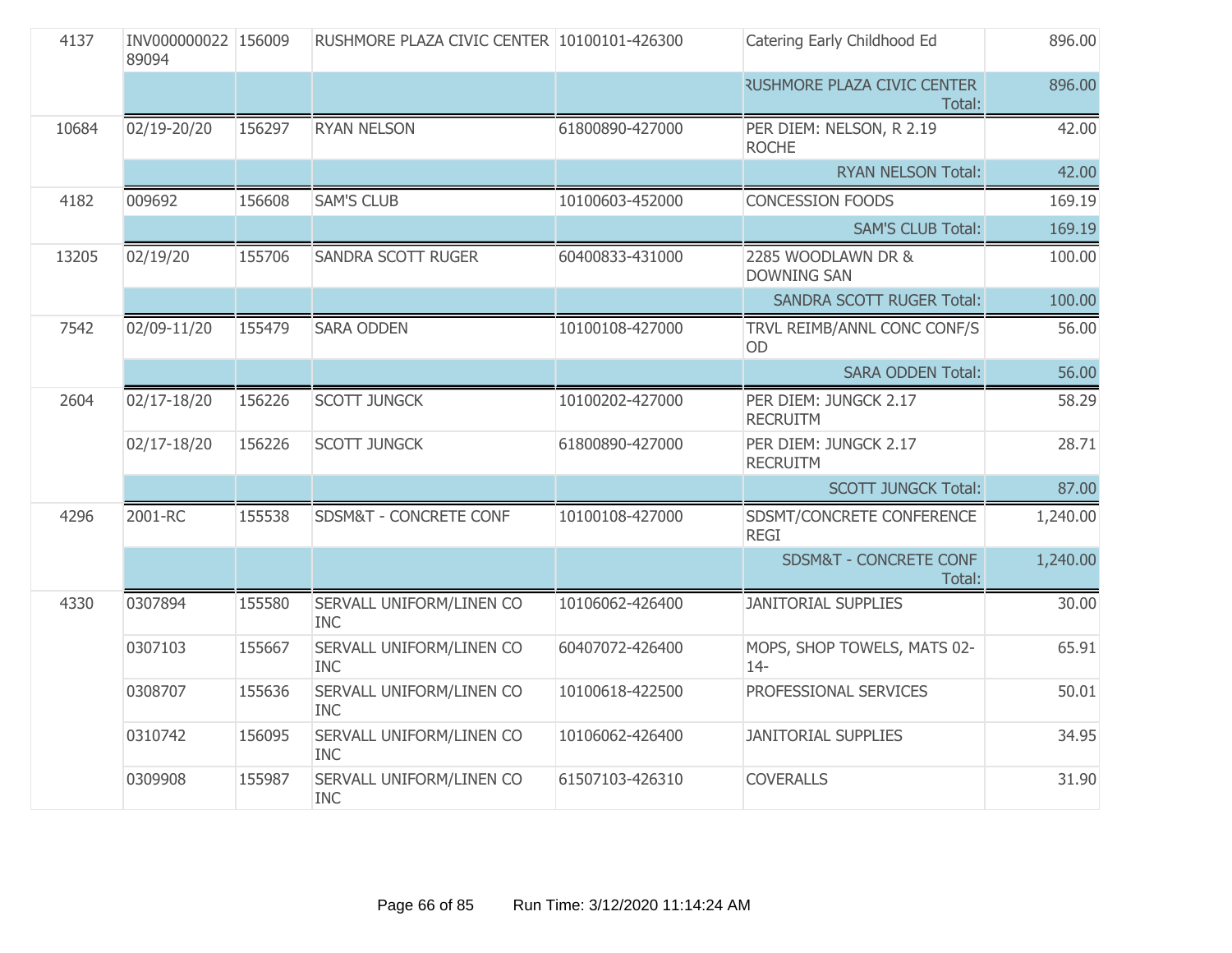| | | | | | | |
|---|---|---|---|---|---|---|
| 4137 | INV00000002289094 | 156009 | RUSHMORE PLAZA CIVIC CENTER | 10100101-426300 | Catering Early Childhood Ed | 896.00 |
| | | | | | RUSHMORE PLAZA CIVIC CENTER Total: | 896.00 |
| 10684 | 02/19-20/20 | 156297 | RYAN NELSON | 61800890-427000 | PER DIEM: NELSON, R 2.19 ROCHE | 42.00 |
| | | | | | RYAN NELSON Total: | 42.00 |
| 4182 | 009692 | 156608 | SAM'S CLUB | 10100603-452000 | CONCESSION FOODS | 169.19 |
| | | | | | SAM'S CLUB Total: | 169.19 |
| 13205 | 02/19/20 | 155706 | SANDRA SCOTT RUGER | 60400833-431000 | 2285 WOODLAWN DR & DOWNING SAN | 100.00 |
| | | | | | SANDRA SCOTT RUGER Total: | 100.00 |
| 7542 | 02/09-11/20 | 155479 | SARA ODDEN | 10100108-427000 | TRVL REIMB/ANNL CONC CONF/SOD | 56.00 |
| | | | | | SARA ODDEN Total: | 56.00 |
| 2604 | 02/17-18/20 | 156226 | SCOTT JUNGCK | 10100202-427000 | PER DIEM: JUNGCK 2.17 RECRUITM | 58.29 |
| | 02/17-18/20 | 156226 | SCOTT JUNGCK | 61800890-427000 | PER DIEM: JUNGCK 2.17 RECRUITM | 28.71 |
| | | | | | SCOTT JUNGCK Total: | 87.00 |
| 4296 | 2001-RC | 155538 | SDSM&T - CONCRETE CONF | 10100108-427000 | SDSMT/CONCRETE CONFERENCE REGI | 1,240.00 |
| | | | | | SDSM&T - CONCRETE CONF Total: | 1,240.00 |
| 4330 | 0307894 | 155580 | SERVALL UNIFORM/LINEN CO INC | 10106062-426400 | JANITORIAL SUPPLIES | 30.00 |
| | 0307103 | 155667 | SERVALL UNIFORM/LINEN CO INC | 60407072-426400 | MOPS, SHOP TOWELS, MATS 02-14- | 65.91 |
| | 0308707 | 155636 | SERVALL UNIFORM/LINEN CO INC | 10100618-422500 | PROFESSIONAL SERVICES | 50.01 |
| | 0310742 | 156095 | SERVALL UNIFORM/LINEN CO INC | 10106062-426400 | JANITORIAL SUPPLIES | 34.95 |
| | 0309908 | 155987 | SERVALL UNIFORM/LINEN CO INC | 61507103-426310 | COVERALLS | 31.90 |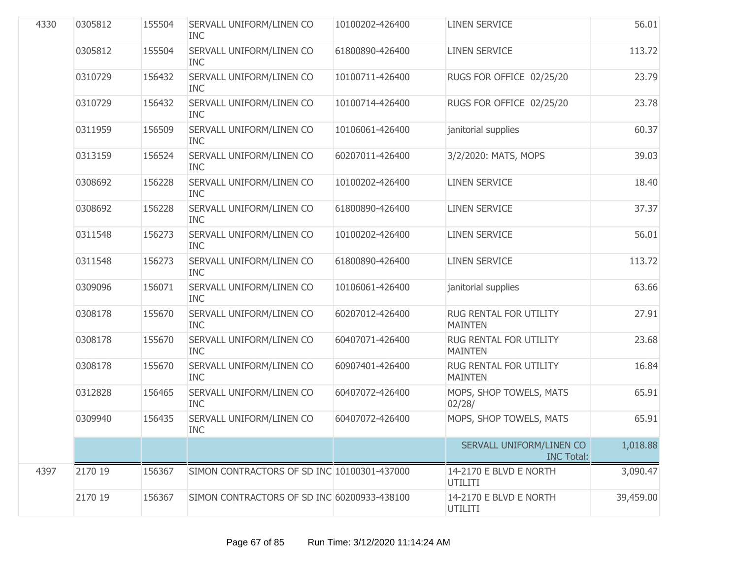| | | | | | | |
|---|---|---|---|---|---|---|
| 4330 | 0305812 | 155504 | SERVALL UNIFORM/LINEN CO INC | 10100202-426400 | LINEN SERVICE | 56.01 |
| | 0305812 | 155504 | SERVALL UNIFORM/LINEN CO INC | 61800890-426400 | LINEN SERVICE | 113.72 |
| | 0310729 | 156432 | SERVALL UNIFORM/LINEN CO INC | 10100711-426400 | RUGS FOR OFFICE 02/25/20 | 23.79 |
| | 0310729 | 156432 | SERVALL UNIFORM/LINEN CO INC | 10100714-426400 | RUGS FOR OFFICE 02/25/20 | 23.78 |
| | 0311959 | 156509 | SERVALL UNIFORM/LINEN CO INC | 10106061-426400 | janitorial supplies | 60.37 |
| | 0313159 | 156524 | SERVALL UNIFORM/LINEN CO INC | 60207011-426400 | 3/2/2020: MATS, MOPS | 39.03 |
| | 0308692 | 156228 | SERVALL UNIFORM/LINEN CO INC | 10100202-426400 | LINEN SERVICE | 18.40 |
| | 0308692 | 156228 | SERVALL UNIFORM/LINEN CO INC | 61800890-426400 | LINEN SERVICE | 37.37 |
| | 0311548 | 156273 | SERVALL UNIFORM/LINEN CO INC | 10100202-426400 | LINEN SERVICE | 56.01 |
| | 0311548 | 156273 | SERVALL UNIFORM/LINEN CO INC | 61800890-426400 | LINEN SERVICE | 113.72 |
| | 0309096 | 156071 | SERVALL UNIFORM/LINEN CO INC | 10106061-426400 | janitorial supplies | 63.66 |
| | 0308178 | 155670 | SERVALL UNIFORM/LINEN CO INC | 60207012-426400 | RUG RENTAL FOR UTILITY MAINTEN | 27.91 |
| | 0308178 | 155670 | SERVALL UNIFORM/LINEN CO INC | 60407071-426400 | RUG RENTAL FOR UTILITY MAINTEN | 23.68 |
| | 0308178 | 155670 | SERVALL UNIFORM/LINEN CO INC | 60907401-426400 | RUG RENTAL FOR UTILITY MAINTEN | 16.84 |
| | 0312828 | 156465 | SERVALL UNIFORM/LINEN CO INC | 60407072-426400 | MOPS, SHOP TOWELS, MATS 02/28/ | 65.91 |
| | 0309940 | 156435 | SERVALL UNIFORM/LINEN CO INC | 60407072-426400 | MOPS, SHOP TOWELS, MATS | 65.91 |
| | | | | | SERVALL UNIFORM/LINEN CO INC Total: | 1,018.88 |
| 4397 | 2170 19 | 156367 | SIMON CONTRACTORS OF SD INC | 10100301-437000 | 14-2170 E BLVD E NORTH UTILITI | 3,090.47 |
| | 2170 19 | 156367 | SIMON CONTRACTORS OF SD INC | 60200933-438100 | 14-2170 E BLVD E NORTH UTILITI | 39,459.00 |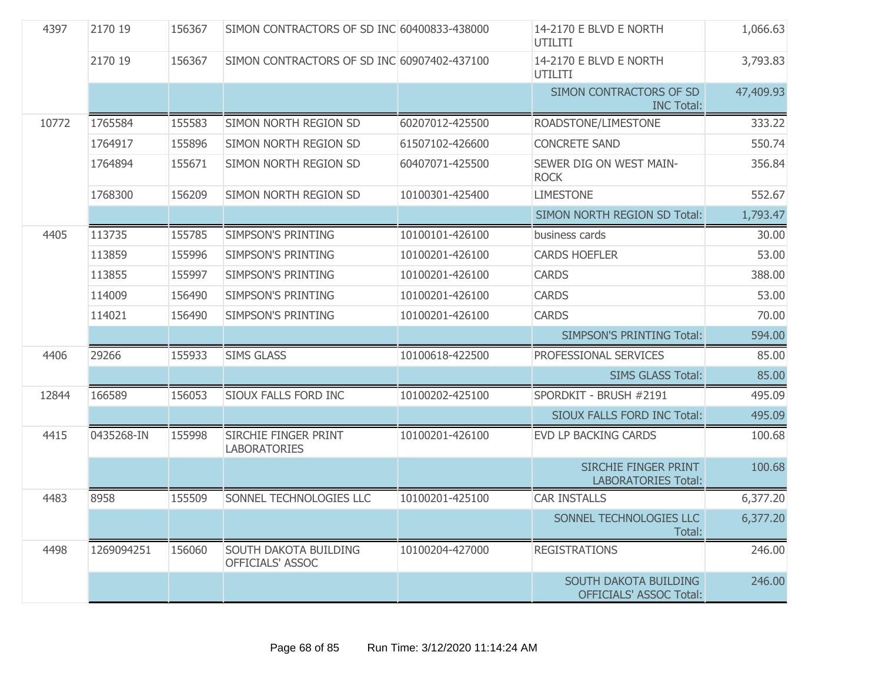| | | | | | | |
|---|---|---|---|---|---|---|
| 4397 | 2170 19 | 156367 | SIMON CONTRACTORS OF SD INC | 60400833-438000 | 14-2170 E BLVD E NORTH UTILITI | 1,066.63 |
| | 2170 19 | 156367 | SIMON CONTRACTORS OF SD INC | 60907402-437100 | 14-2170 E BLVD E NORTH UTILITI | 3,793.83 |
| | | | | | SIMON CONTRACTORS OF SD INC Total: | 47,409.93 |
| 10772 | 1765584 | 155583 | SIMON NORTH REGION SD | 60207012-425500 | ROADSTONE/LIMESTONE | 333.22 |
| | 1764917 | 155896 | SIMON NORTH REGION SD | 61507102-426600 | CONCRETE SAND | 550.74 |
| | 1764894 | 155671 | SIMON NORTH REGION SD | 60407071-425500 | SEWER DIG ON WEST MAIN- ROCK | 356.84 |
| | 1768300 | 156209 | SIMON NORTH REGION SD | 10100301-425400 | LIMESTONE | 552.67 |
| | | | | | SIMON NORTH REGION SD Total: | 1,793.47 |
| 4405 | 113735 | 155785 | SIMPSON'S PRINTING | 10100101-426100 | business cards | 30.00 |
| | 113859 | 155996 | SIMPSON'S PRINTING | 10100201-426100 | CARDS HOEFLER | 53.00 |
| | 113855 | 155997 | SIMPSON'S PRINTING | 10100201-426100 | CARDS | 388.00 |
| | 114009 | 156490 | SIMPSON'S PRINTING | 10100201-426100 | CARDS | 53.00 |
| | 114021 | 156490 | SIMPSON'S PRINTING | 10100201-426100 | CARDS | 70.00 |
| | | | | | SIMPSON'S PRINTING Total: | 594.00 |
| 4406 | 29266 | 155933 | SIMS GLASS | 10100618-422500 | PROFESSIONAL SERVICES | 85.00 |
| | | | | | SIMS GLASS Total: | 85.00 |
| 12844 | 166589 | 156053 | SIOUX FALLS FORD INC | 10100202-425100 | SPORDKIT - BRUSH #2191 | 495.09 |
| | | | | | SIOUX FALLS FORD INC Total: | 495.09 |
| 4415 | 0435268-IN | 155998 | SIRCHIE FINGER PRINT LABORATORIES | 10100201-426100 | EVD LP BACKING CARDS | 100.68 |
| | | | | | SIRCHIE FINGER PRINT LABORATORIES Total: | 100.68 |
| 4483 | 8958 | 155509 | SONNEL TECHNOLOGIES LLC | 10100201-425100 | CAR INSTALLS | 6,377.20 |
| | | | | | SONNEL TECHNOLOGIES LLC Total: | 6,377.20 |
| 4498 | 1269094251 | 156060 | SOUTH DAKOTA BUILDING OFFICIALS' ASSOC | 10100204-427000 | REGISTRATIONS | 246.00 |
| | | | | | SOUTH DAKOTA BUILDING OFFICIALS' ASSOC Total: | 246.00 |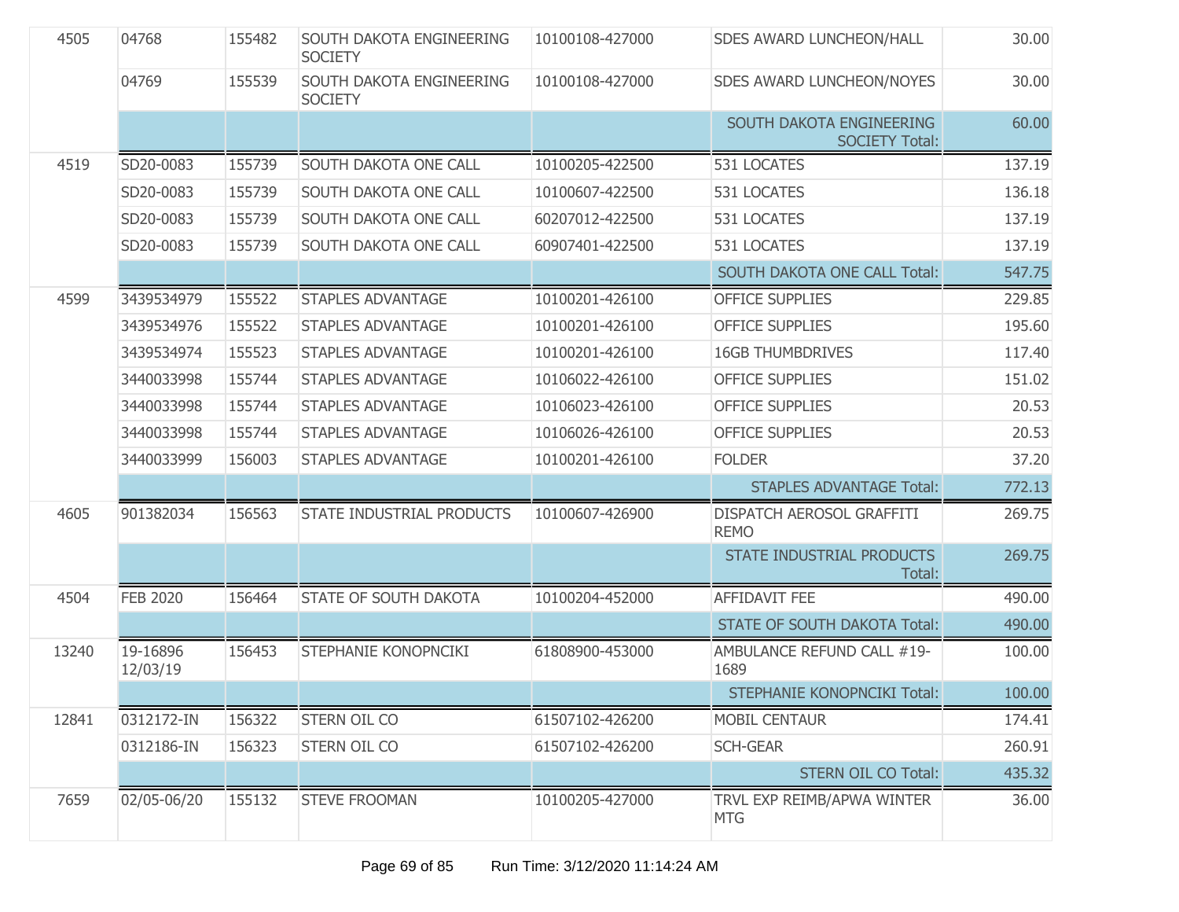| | | | | | | |
|---|---|---|---|---|---|---|
| 4505 | 04768 | 155482 | SOUTH DAKOTA ENGINEERING SOCIETY | 10100108-427000 | SDES AWARD LUNCHEON/HALL | 30.00 |
| | 04769 | 155539 | SOUTH DAKOTA ENGINEERING SOCIETY | 10100108-427000 | SDES AWARD LUNCHEON/NOYES | 30.00 |
| | | | | | SOUTH DAKOTA ENGINEERING SOCIETY Total: | 60.00 |
| 4519 | SD20-0083 | 155739 | SOUTH DAKOTA ONE CALL | 10100205-422500 | 531 LOCATES | 137.19 |
| | SD20-0083 | 155739 | SOUTH DAKOTA ONE CALL | 10100607-422500 | 531 LOCATES | 136.18 |
| | SD20-0083 | 155739 | SOUTH DAKOTA ONE CALL | 60207012-422500 | 531 LOCATES | 137.19 |
| | SD20-0083 | 155739 | SOUTH DAKOTA ONE CALL | 60907401-422500 | 531 LOCATES | 137.19 |
| | | | | | SOUTH DAKOTA ONE CALL Total: | 547.75 |
| 4599 | 3439534979 | 155522 | STAPLES ADVANTAGE | 10100201-426100 | OFFICE SUPPLIES | 229.85 |
| | 3439534976 | 155522 | STAPLES ADVANTAGE | 10100201-426100 | OFFICE SUPPLIES | 195.60 |
| | 3439534974 | 155523 | STAPLES ADVANTAGE | 10100201-426100 | 16GB THUMBDRIVES | 117.40 |
| | 3440033998 | 155744 | STAPLES ADVANTAGE | 10106022-426100 | OFFICE SUPPLIES | 151.02 |
| | 3440033998 | 155744 | STAPLES ADVANTAGE | 10106023-426100 | OFFICE SUPPLIES | 20.53 |
| | 3440033998 | 155744 | STAPLES ADVANTAGE | 10106026-426100 | OFFICE SUPPLIES | 20.53 |
| | 3440033999 | 156003 | STAPLES ADVANTAGE | 10100201-426100 | FOLDER | 37.20 |
| | | | | | STAPLES ADVANTAGE Total: | 772.13 |
| 4605 | 901382034 | 156563 | STATE INDUSTRIAL PRODUCTS | 10100607-426900 | DISPATCH AEROSOL GRAFFITI REMO | 269.75 |
| | | | | | STATE INDUSTRIAL PRODUCTS Total: | 269.75 |
| 4504 | FEB 2020 | 156464 | STATE OF SOUTH DAKOTA | 10100204-452000 | AFFIDAVIT FEE | 490.00 |
| | | | | | STATE OF SOUTH DAKOTA Total: | 490.00 |
| 13240 | 19-16896 12/03/19 | 156453 | STEPHANIE KONOPNCIKI | 61808900-453000 | AMBULANCE REFUND CALL #19-1689 | 100.00 |
| | | | | | STEPHANIE KONOPNCIKI Total: | 100.00 |
| 12841 | 0312172-IN | 156322 | STERN OIL CO | 61507102-426200 | MOBIL CENTAUR | 174.41 |
| | 0312186-IN | 156323 | STERN OIL CO | 61507102-426200 | SCH-GEAR | 260.91 |
| | | | | | STERN OIL CO Total: | 435.32 |
| 7659 | 02/05-06/20 | 155132 | STEVE FROOMAN | 10100205-427000 | TRVL EXP REIMB/APWA WINTER MTG | 36.00 |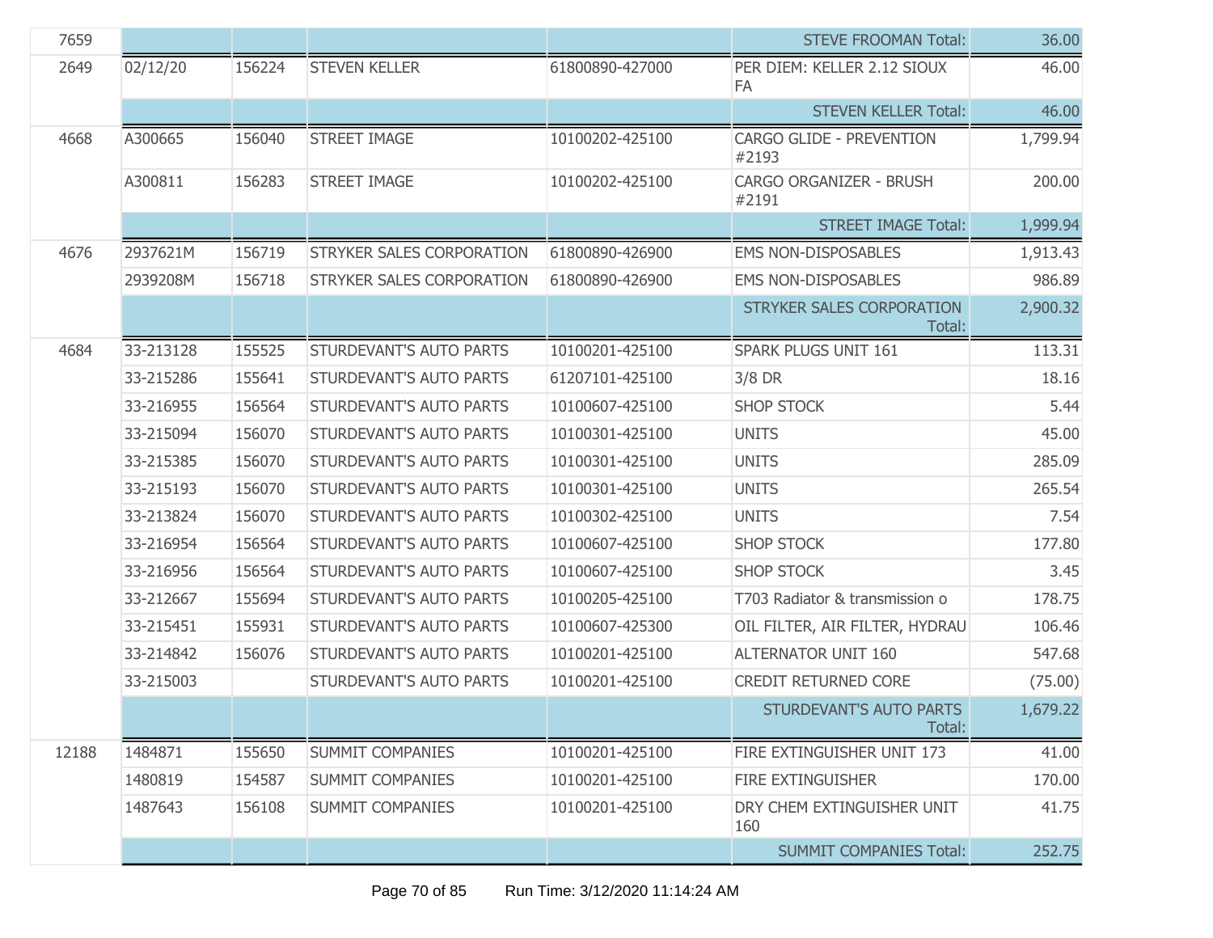| | | | | | | |
|---|---|---|---|---|---|---|
| 7659 | | | | | STEVE FROOMAN Total: | 36.00 |
| 2649 | 02/12/20 | 156224 | STEVEN KELLER | 61800890-427000 | PER DIEM: KELLER 2.12 SIOUX FA | 46.00 |
| | | | | | STEVEN KELLER Total: | 46.00 |
| 4668 | A300665 | 156040 | STREET IMAGE | 10100202-425100 | CARGO GLIDE - PREVENTION #2193 | 1,799.94 |
| | A300811 | 156283 | STREET IMAGE | 10100202-425100 | CARGO ORGANIZER - BRUSH #2191 | 200.00 |
| | | | | | STREET IMAGE Total: | 1,999.94 |
| 4676 | 2937621M | 156719 | STRYKER SALES CORPORATION | 61800890-426900 | EMS NON-DISPOSABLES | 1,913.43 |
| | 2939208M | 156718 | STRYKER SALES CORPORATION | 61800890-426900 | EMS NON-DISPOSABLES | 986.89 |
| | | | | | STRYKER SALES CORPORATION Total: | 2,900.32 |
| 4684 | 33-213128 | 155525 | STURDEVANT'S AUTO PARTS | 10100201-425100 | SPARK PLUGS UNIT 161 | 113.31 |
| | 33-215286 | 155641 | STURDEVANT'S AUTO PARTS | 61207101-425100 | 3/8 DR | 18.16 |
| | 33-216955 | 156564 | STURDEVANT'S AUTO PARTS | 10100607-425100 | SHOP STOCK | 5.44 |
| | 33-215094 | 156070 | STURDEVANT'S AUTO PARTS | 10100301-425100 | UNITS | 45.00 |
| | 33-215385 | 156070 | STURDEVANT'S AUTO PARTS | 10100301-425100 | UNITS | 285.09 |
| | 33-215193 | 156070 | STURDEVANT'S AUTO PARTS | 10100301-425100 | UNITS | 265.54 |
| | 33-213824 | 156070 | STURDEVANT'S AUTO PARTS | 10100302-425100 | UNITS | 7.54 |
| | 33-216954 | 156564 | STURDEVANT'S AUTO PARTS | 10100607-425100 | SHOP STOCK | 177.80 |
| | 33-216956 | 156564 | STURDEVANT'S AUTO PARTS | 10100607-425100 | SHOP STOCK | 3.45 |
| | 33-212667 | 155694 | STURDEVANT'S AUTO PARTS | 10100205-425100 | T703 Radiator & transmission o | 178.75 |
| | 33-215451 | 155931 | STURDEVANT'S AUTO PARTS | 10100607-425300 | OIL FILTER, AIR FILTER, HYDRAU | 106.46 |
| | 33-214842 | 156076 | STURDEVANT'S AUTO PARTS | 10100201-425100 | ALTERNATOR UNIT 160 | 547.68 |
| | 33-215003 | | STURDEVANT'S AUTO PARTS | 10100201-425100 | CREDIT RETURNED CORE | (75.00) |
| | | | | | STURDEVANT'S AUTO PARTS Total: | 1,679.22 |
| 12188 | 1484871 | 155650 | SUMMIT COMPANIES | 10100201-425100 | FIRE EXTINGUISHER UNIT 173 | 41.00 |
| | 1480819 | 154587 | SUMMIT COMPANIES | 10100201-425100 | FIRE EXTINGUISHER | 170.00 |
| | 1487643 | 156108 | SUMMIT COMPANIES | 10100201-425100 | DRY CHEM EXTINGUISHER UNIT 160 | 41.75 |
| | | | | | SUMMIT COMPANIES Total: | 252.75 |

Run Time: 3/12/2020 11:14:24 AM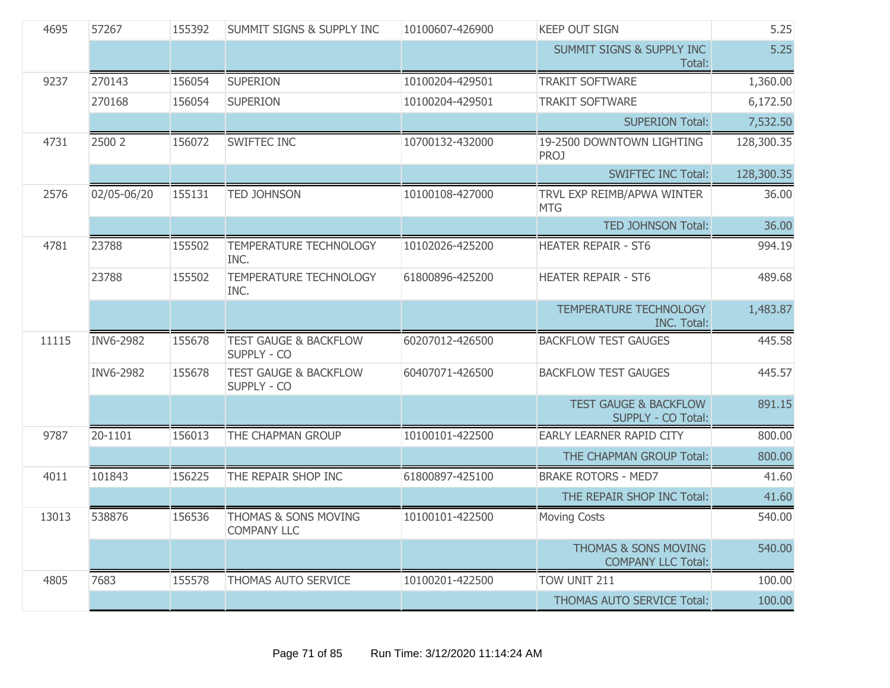| | | | | | | |
|---|---|---|---|---|---|---|
| 4695 | 57267 | 155392 | SUMMIT SIGNS & SUPPLY INC | 10100607-426900 | KEEP OUT SIGN | 5.25 |
| | | | | | SUMMIT SIGNS & SUPPLY INC Total: | 5.25 |
| 9237 | 270143 | 156054 | SUPERION | 10100204-429501 | TRAKIT SOFTWARE | 1,360.00 |
| | 270168 | 156054 | SUPERION | 10100204-429501 | TRAKIT SOFTWARE | 6,172.50 |
| | | | | | SUPERION Total: | 7,532.50 |
| 4731 | 2500 2 | 156072 | SWIFTEC INC | 10700132-432000 | 19-2500 DOWNTOWN LIGHTING PROJ | 128,300.35 |
| | | | | | SWIFTEC INC Total: | 128,300.35 |
| 2576 | 02/05-06/20 | 155131 | TED JOHNSON | 10100108-427000 | TRVL EXP REIMB/APWA WINTER MTG | 36.00 |
| | | | | | TED JOHNSON Total: | 36.00 |
| 4781 | 23788 | 155502 | TEMPERATURE TECHNOLOGY INC. | 10102026-425200 | HEATER REPAIR - ST6 | 994.19 |
| | 23788 | 155502 | TEMPERATURE TECHNOLOGY INC. | 61800896-425200 | HEATER REPAIR - ST6 | 489.68 |
| | | | | | TEMPERATURE TECHNOLOGY INC. Total: | 1,483.87 |
| 11115 | INV6-2982 | 155678 | TEST GAUGE & BACKFLOW SUPPLY - CO | 60207012-426500 | BACKFLOW TEST GAUGES | 445.58 |
| | INV6-2982 | 155678 | TEST GAUGE & BACKFLOW SUPPLY - CO | 60407071-426500 | BACKFLOW TEST GAUGES | 445.57 |
| | | | | | TEST GAUGE & BACKFLOW SUPPLY - CO Total: | 891.15 |
| 9787 | 20-1101 | 156013 | THE CHAPMAN GROUP | 10100101-422500 | EARLY LEARNER RAPID CITY | 800.00 |
| | | | | | THE CHAPMAN GROUP Total: | 800.00 |
| 4011 | 101843 | 156225 | THE REPAIR SHOP INC | 61800897-425100 | BRAKE ROTORS - MED7 | 41.60 |
| | | | | | THE REPAIR SHOP INC Total: | 41.60 |
| 13013 | 538876 | 156536 | THOMAS & SONS MOVING COMPANY LLC | 10100101-422500 | Moving Costs | 540.00 |
| | | | | | THOMAS & SONS MOVING COMPANY LLC Total: | 540.00 |
| 4805 | 7683 | 155578 | THOMAS AUTO SERVICE | 10100201-422500 | TOW UNIT 211 | 100.00 |
| | | | | | THOMAS AUTO SERVICE Total: | 100.00 |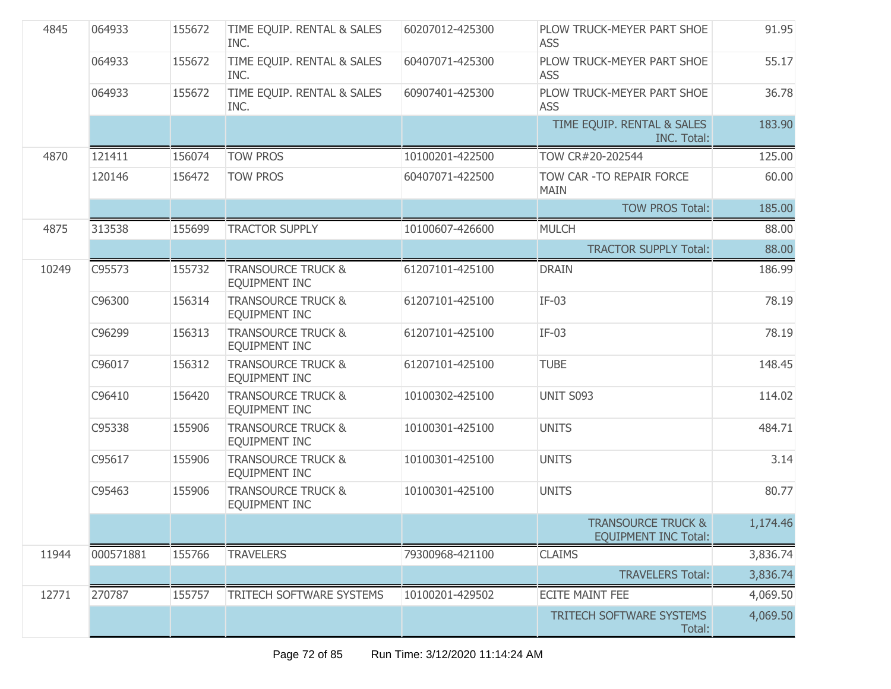| | | | | | | |
|---|---|---|---|---|---|---|
| 4845 | 064933 | 155672 | TIME EQUIP. RENTAL & SALES INC. | 60207012-425300 | PLOW TRUCK-MEYER PART SHOE ASS | 91.95 |
| | 064933 | 155672 | TIME EQUIP. RENTAL & SALES INC. | 60407071-425300 | PLOW TRUCK-MEYER PART SHOE ASS | 55.17 |
| | 064933 | 155672 | TIME EQUIP. RENTAL & SALES INC. | 60907401-425300 | PLOW TRUCK-MEYER PART SHOE ASS | 36.78 |
| | | | | | TIME EQUIP. RENTAL & SALES INC. Total: | 183.90 |
| 4870 | 121411 | 156074 | TOW PROS | 10100201-422500 | TOW CR#20-202544 | 125.00 |
| | 120146 | 156472 | TOW PROS | 60407071-422500 | TOW CAR -TO REPAIR FORCE MAIN | 60.00 |
| | | | | | TOW PROS Total: | 185.00 |
| 4875 | 313538 | 155699 | TRACTOR SUPPLY | 10100607-426600 | MULCH | 88.00 |
| | | | | | TRACTOR SUPPLY Total: | 88.00 |
| 10249 | C95573 | 155732 | TRANSOURCE TRUCK & EQUIPMENT INC | 61207101-425100 | DRAIN | 186.99 |
| | C96300 | 156314 | TRANSOURCE TRUCK & EQUIPMENT INC | 61207101-425100 | IF-03 | 78.19 |
| | C96299 | 156313 | TRANSOURCE TRUCK & EQUIPMENT INC | 61207101-425100 | IF-03 | 78.19 |
| | C96017 | 156312 | TRANSOURCE TRUCK & EQUIPMENT INC | 61207101-425100 | TUBE | 148.45 |
| | C96410 | 156420 | TRANSOURCE TRUCK & EQUIPMENT INC | 10100302-425100 | UNIT S093 | 114.02 |
| | C95338 | 155906 | TRANSOURCE TRUCK & EQUIPMENT INC | 10100301-425100 | UNITS | 484.71 |
| | C95617 | 155906 | TRANSOURCE TRUCK & EQUIPMENT INC | 10100301-425100 | UNITS | 3.14 |
| | C95463 | 155906 | TRANSOURCE TRUCK & EQUIPMENT INC | 10100301-425100 | UNITS | 80.77 |
| | | | | | TRANSOURCE TRUCK & EQUIPMENT INC Total: | 1,174.46 |
| 11944 | 000571881 | 155766 | TRAVELERS | 79300968-421100 | CLAIMS | 3,836.74 |
| | | | | | TRAVELERS Total: | 3,836.74 |
| 12771 | 270787 | 155757 | TRITECH SOFTWARE SYSTEMS | 10100201-429502 | ECITE MAINT FEE | 4,069.50 |
| | | | | | TRITECH SOFTWARE SYSTEMS Total: | 4,069.50 |

Run Time: 3/12/2020 11:14:24 AM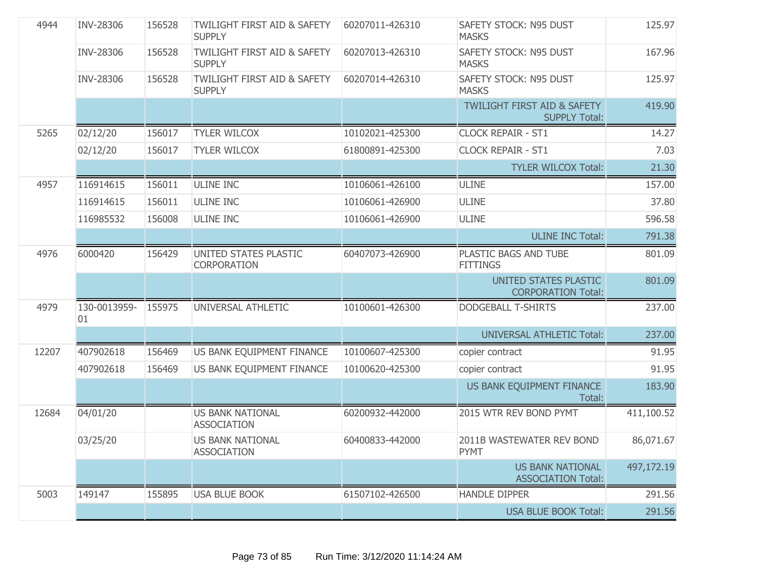| | | | | | | |
|---|---|---|---|---|---|---|
| 4944 | INV-28306 | 156528 | TWILIGHT FIRST AID & SAFETY SUPPLY | 60207011-426310 | SAFETY STOCK: N95 DUST MASKS | 125.97 |
| | INV-28306 | 156528 | TWILIGHT FIRST AID & SAFETY SUPPLY | 60207013-426310 | SAFETY STOCK: N95 DUST MASKS | 167.96 |
| | INV-28306 | 156528 | TWILIGHT FIRST AID & SAFETY SUPPLY | 60207014-426310 | SAFETY STOCK: N95 DUST MASKS | 125.97 |
| | | | | | TWILIGHT FIRST AID & SAFETY SUPPLY Total: | 419.90 |
| 5265 | 02/12/20 | 156017 | TYLER WILCOX | 10102021-425300 | CLOCK REPAIR - ST1 | 14.27 |
| | 02/12/20 | 156017 | TYLER WILCOX | 61800891-425300 | CLOCK REPAIR - ST1 | 7.03 |
| | | | | | TYLER WILCOX Total: | 21.30 |
| 4957 | 116914615 | 156011 | ULINE INC | 10106061-426100 | ULINE | 157.00 |
| | 116914615 | 156011 | ULINE INC | 10106061-426900 | ULINE | 37.80 |
| | 116985532 | 156008 | ULINE INC | 10106061-426900 | ULINE | 596.58 |
| | | | | | ULINE INC Total: | 791.38 |
| 4976 | 6000420 | 156429 | UNITED STATES PLASTIC CORPORATION | 60407073-426900 | PLASTIC BAGS AND TUBE FITTINGS | 801.09 |
| | | | | | UNITED STATES PLASTIC CORPORATION Total: | 801.09 |
| 4979 | 130-0013959-01 | 155975 | UNIVERSAL ATHLETIC | 10100601-426300 | DODGEBALL T-SHIRTS | 237.00 |
| | | | | | UNIVERSAL ATHLETIC Total: | 237.00 |
| 12207 | 407902618 | 156469 | US BANK EQUIPMENT FINANCE | 10100607-425300 | copier contract | 91.95 |
| | 407902618 | 156469 | US BANK EQUIPMENT FINANCE | 10100620-425300 | copier contract | 91.95 |
| | | | | | US BANK EQUIPMENT FINANCE Total: | 183.90 |
| 12684 | 04/01/20 | | US BANK NATIONAL ASSOCIATION | 60200932-442000 | 2015 WTR REV BOND PYMT | 411,100.52 |
| | 03/25/20 | | US BANK NATIONAL ASSOCIATION | 60400833-442000 | 2011B WASTEWATER REV BOND PYMT | 86,071.67 |
| | | | | | US BANK NATIONAL ASSOCIATION Total: | 497,172.19 |
| 5003 | 149147 | 155895 | USA BLUE BOOK | 61507102-426500 | HANDLE DIPPER | 291.56 |
| | | | | | USA BLUE BOOK Total: | 291.56 |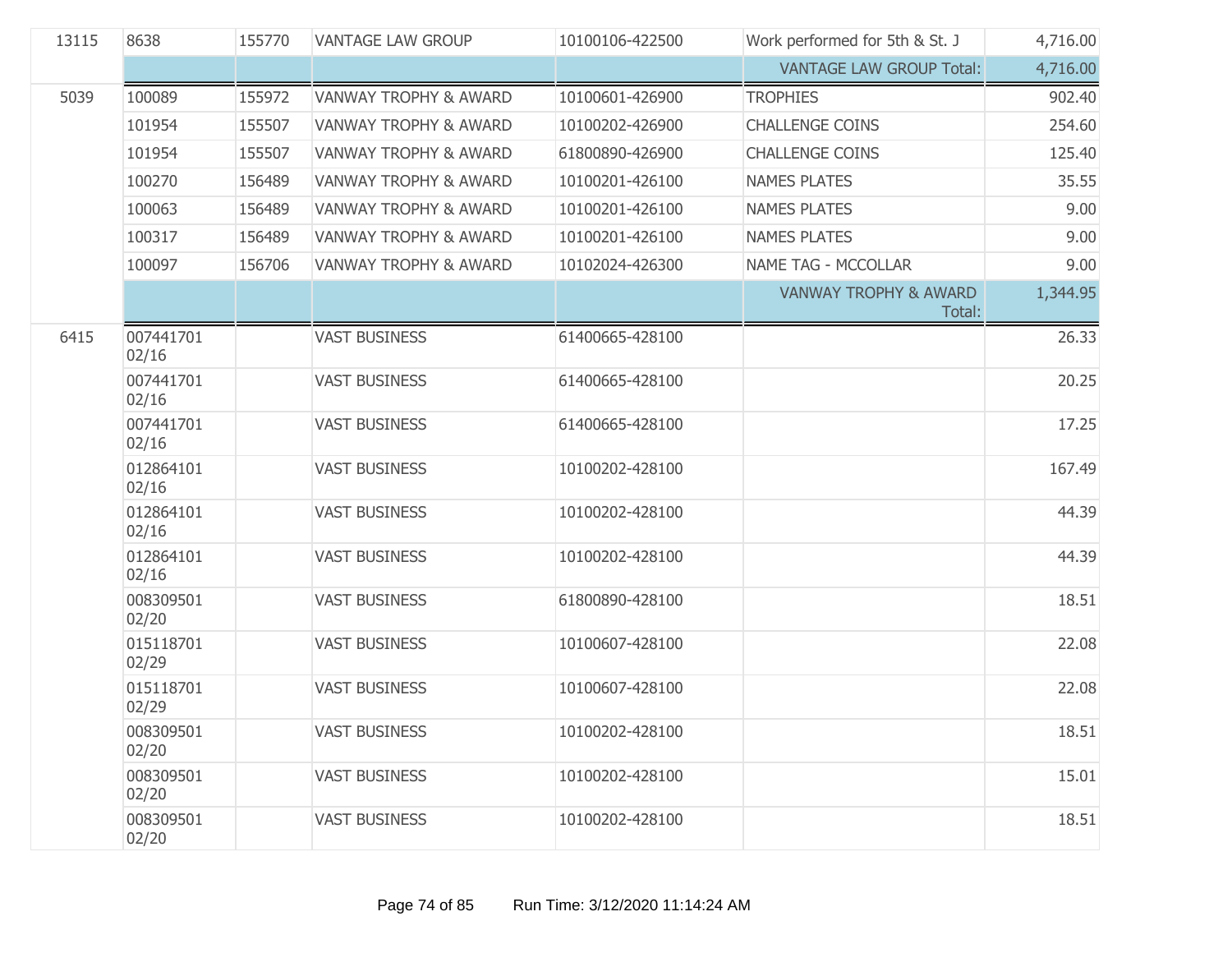| | | | | | | |
|---|---|---|---|---|---|---|
| 13115 | 8638 | 155770 | VANTAGE LAW GROUP | 10100106-422500 | Work performed for 5th & St. J | 4,716.00 |
| | | | | | VANTAGE LAW GROUP Total: | 4,716.00 |
| 5039 | 100089 | 155972 | VANWAY TROPHY & AWARD | 10100601-426900 | TROPHIES | 902.40 |
| | 101954 | 155507 | VANWAY TROPHY & AWARD | 10100202-426900 | CHALLENGE COINS | 254.60 |
| | 101954 | 155507 | VANWAY TROPHY & AWARD | 61800890-426900 | CHALLENGE COINS | 125.40 |
| | 100270 | 156489 | VANWAY TROPHY & AWARD | 10100201-426100 | NAMES PLATES | 35.55 |
| | 100063 | 156489 | VANWAY TROPHY & AWARD | 10100201-426100 | NAMES PLATES | 9.00 |
| | 100317 | 156489 | VANWAY TROPHY & AWARD | 10100201-426100 | NAMES PLATES | 9.00 |
| | 100097 | 156706 | VANWAY TROPHY & AWARD | 10102024-426300 | NAME TAG - MCCOLLAR | 9.00 |
| | | | | | VANWAY TROPHY & AWARD Total: | 1,344.95 |
| 6415 | 007441701 02/16 | | VAST BUSINESS | 61400665-428100 | | 26.33 |
| | 007441701 02/16 | | VAST BUSINESS | 61400665-428100 | | 20.25 |
| | 007441701 02/16 | | VAST BUSINESS | 61400665-428100 | | 17.25 |
| | 012864101 02/16 | | VAST BUSINESS | 10100202-428100 | | 167.49 |
| | 012864101 02/16 | | VAST BUSINESS | 10100202-428100 | | 44.39 |
| | 012864101 02/16 | | VAST BUSINESS | 10100202-428100 | | 44.39 |
| | 008309501 02/20 | | VAST BUSINESS | 61800890-428100 | | 18.51 |
| | 015118701 02/29 | | VAST BUSINESS | 10100607-428100 | | 22.08 |
| | 015118701 02/29 | | VAST BUSINESS | 10100607-428100 | | 22.08 |
| | 008309501 02/20 | | VAST BUSINESS | 10100202-428100 | | 18.51 |
| | 008309501 02/20 | | VAST BUSINESS | 10100202-428100 | | 15.01 |
| | 008309501 02/20 | | VAST BUSINESS | 10100202-428100 | | 18.51 |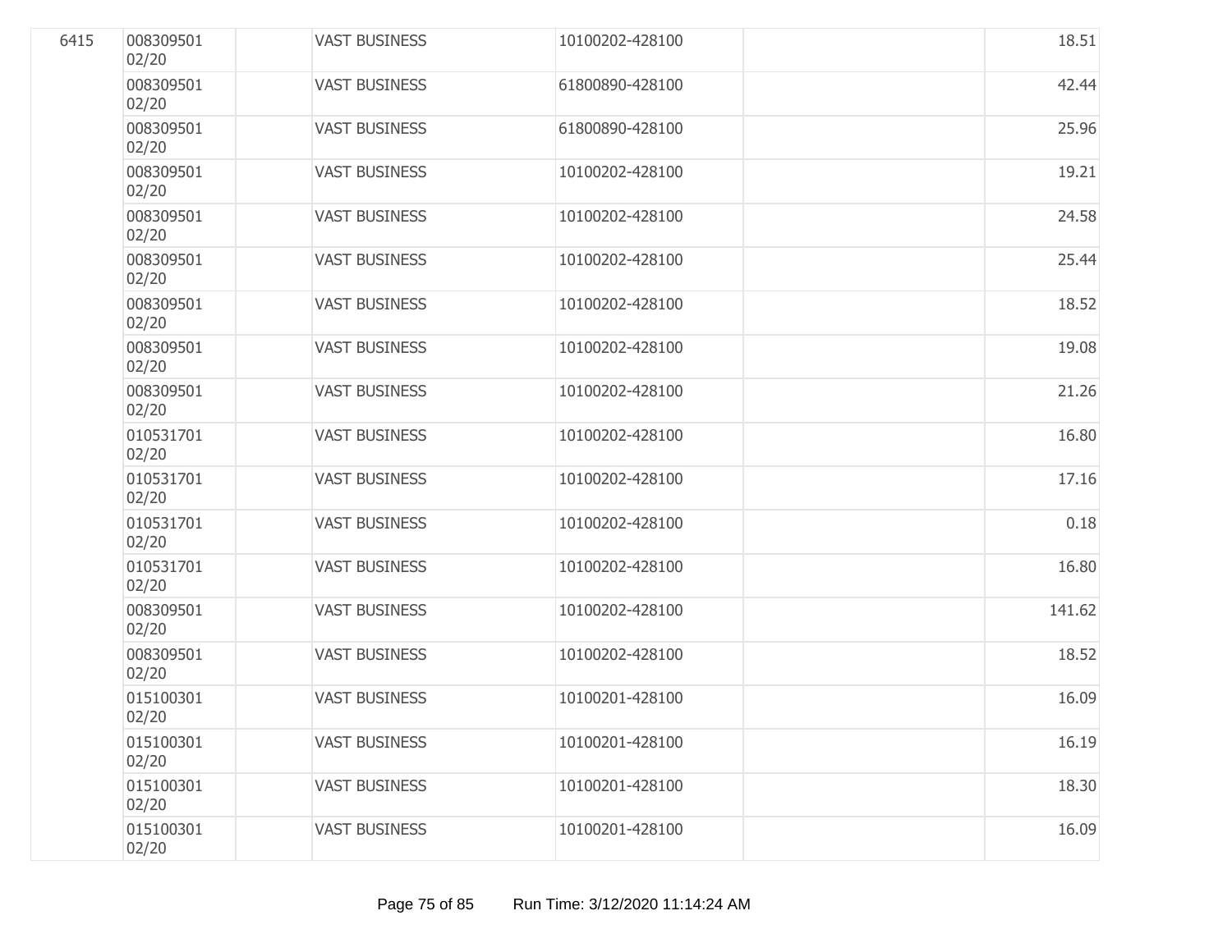| | | | | | | |
|---|---|---|---|---|---|---|
| 6415 | 008309501 02/20 | | VAST BUSINESS | 10100202-428100 | | 18.51 |
| | 008309501 02/20 | | VAST BUSINESS | 61800890-428100 | | 42.44 |
| | 008309501 02/20 | | VAST BUSINESS | 61800890-428100 | | 25.96 |
| | 008309501 02/20 | | VAST BUSINESS | 10100202-428100 | | 19.21 |
| | 008309501 02/20 | | VAST BUSINESS | 10100202-428100 | | 24.58 |
| | 008309501 02/20 | | VAST BUSINESS | 10100202-428100 | | 25.44 |
| | 008309501 02/20 | | VAST BUSINESS | 10100202-428100 | | 18.52 |
| | 008309501 02/20 | | VAST BUSINESS | 10100202-428100 | | 19.08 |
| | 008309501 02/20 | | VAST BUSINESS | 10100202-428100 | | 21.26 |
| | 010531701 02/20 | | VAST BUSINESS | 10100202-428100 | | 16.80 |
| | 010531701 02/20 | | VAST BUSINESS | 10100202-428100 | | 17.16 |
| | 010531701 02/20 | | VAST BUSINESS | 10100202-428100 | | 0.18 |
| | 010531701 02/20 | | VAST BUSINESS | 10100202-428100 | | 16.80 |
| | 008309501 02/20 | | VAST BUSINESS | 10100202-428100 | | 141.62 |
| | 008309501 02/20 | | VAST BUSINESS | 10100202-428100 | | 18.52 |
| | 015100301 02/20 | | VAST BUSINESS | 10100201-428100 | | 16.09 |
| | 015100301 02/20 | | VAST BUSINESS | 10100201-428100 | | 16.19 |
| | 015100301 02/20 | | VAST BUSINESS | 10100201-428100 | | 18.30 |
| | 015100301 02/20 | | VAST BUSINESS | 10100201-428100 | | 16.09 |

Run Time: 3/12/2020 11:14:24 AM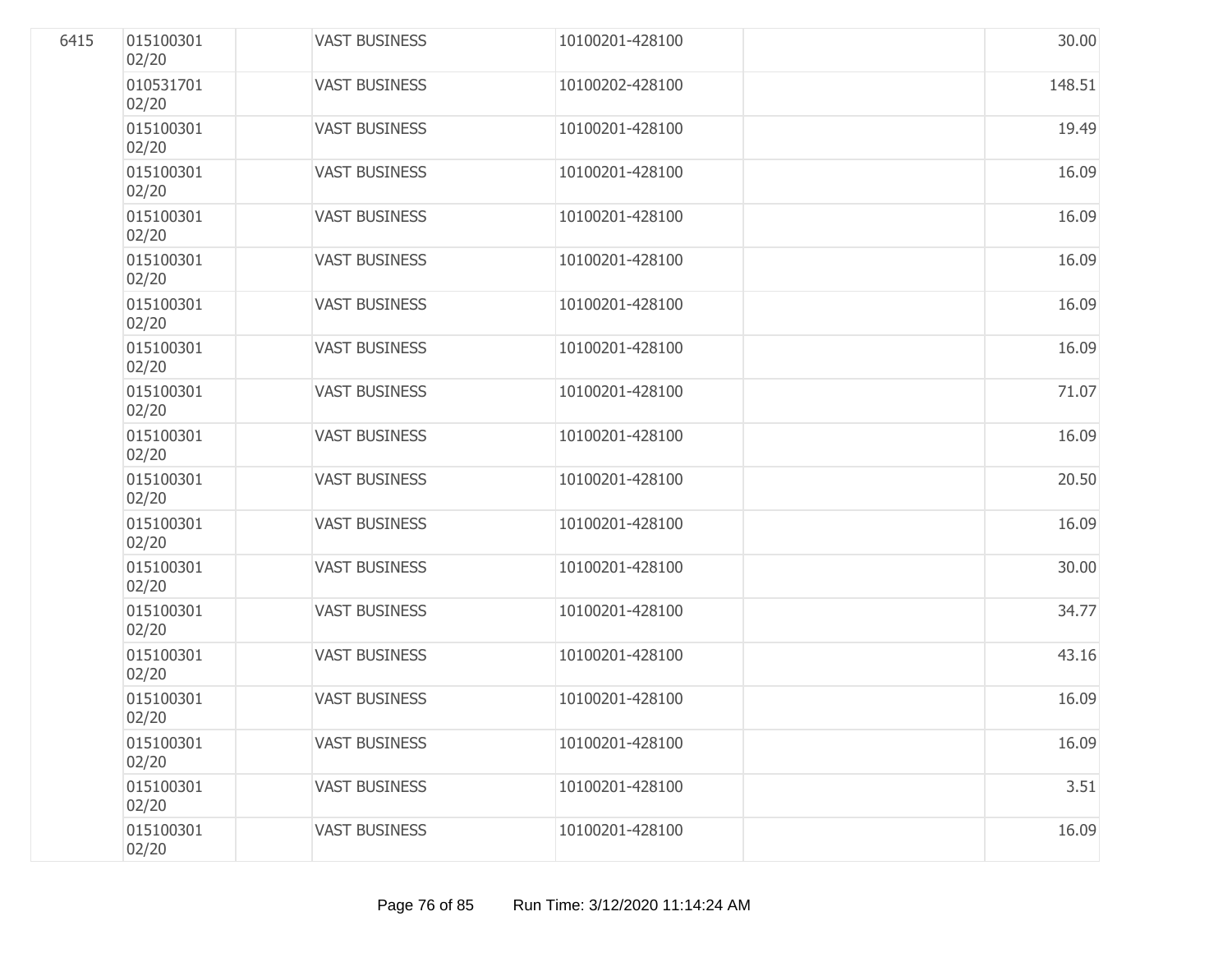| | | | | | | |
|---|---|---|---|---|---|---|
| 6415 | 015100301 02/20 | | VAST BUSINESS | 10100201-428100 | | 30.00 |
| | 010531701 02/20 | | VAST BUSINESS | 10100202-428100 | | 148.51 |
| | 015100301 02/20 | | VAST BUSINESS | 10100201-428100 | | 19.49 |
| | 015100301 02/20 | | VAST BUSINESS | 10100201-428100 | | 16.09 |
| | 015100301 02/20 | | VAST BUSINESS | 10100201-428100 | | 16.09 |
| | 015100301 02/20 | | VAST BUSINESS | 10100201-428100 | | 16.09 |
| | 015100301 02/20 | | VAST BUSINESS | 10100201-428100 | | 16.09 |
| | 015100301 02/20 | | VAST BUSINESS | 10100201-428100 | | 16.09 |
| | 015100301 02/20 | | VAST BUSINESS | 10100201-428100 | | 71.07 |
| | 015100301 02/20 | | VAST BUSINESS | 10100201-428100 | | 16.09 |
| | 015100301 02/20 | | VAST BUSINESS | 10100201-428100 | | 20.50 |
| | 015100301 02/20 | | VAST BUSINESS | 10100201-428100 | | 16.09 |
| | 015100301 02/20 | | VAST BUSINESS | 10100201-428100 | | 30.00 |
| | 015100301 02/20 | | VAST BUSINESS | 10100201-428100 | | 34.77 |
| | 015100301 02/20 | | VAST BUSINESS | 10100201-428100 | | 43.16 |
| | 015100301 02/20 | | VAST BUSINESS | 10100201-428100 | | 16.09 |
| | 015100301 02/20 | | VAST BUSINESS | 10100201-428100 | | 16.09 |
| | 015100301 02/20 | | VAST BUSINESS | 10100201-428100 | | 3.51 |
| | 015100301 02/20 | | VAST BUSINESS | 10100201-428100 | | 16.09 |

Run Time: 3/12/2020 11:14:24 AM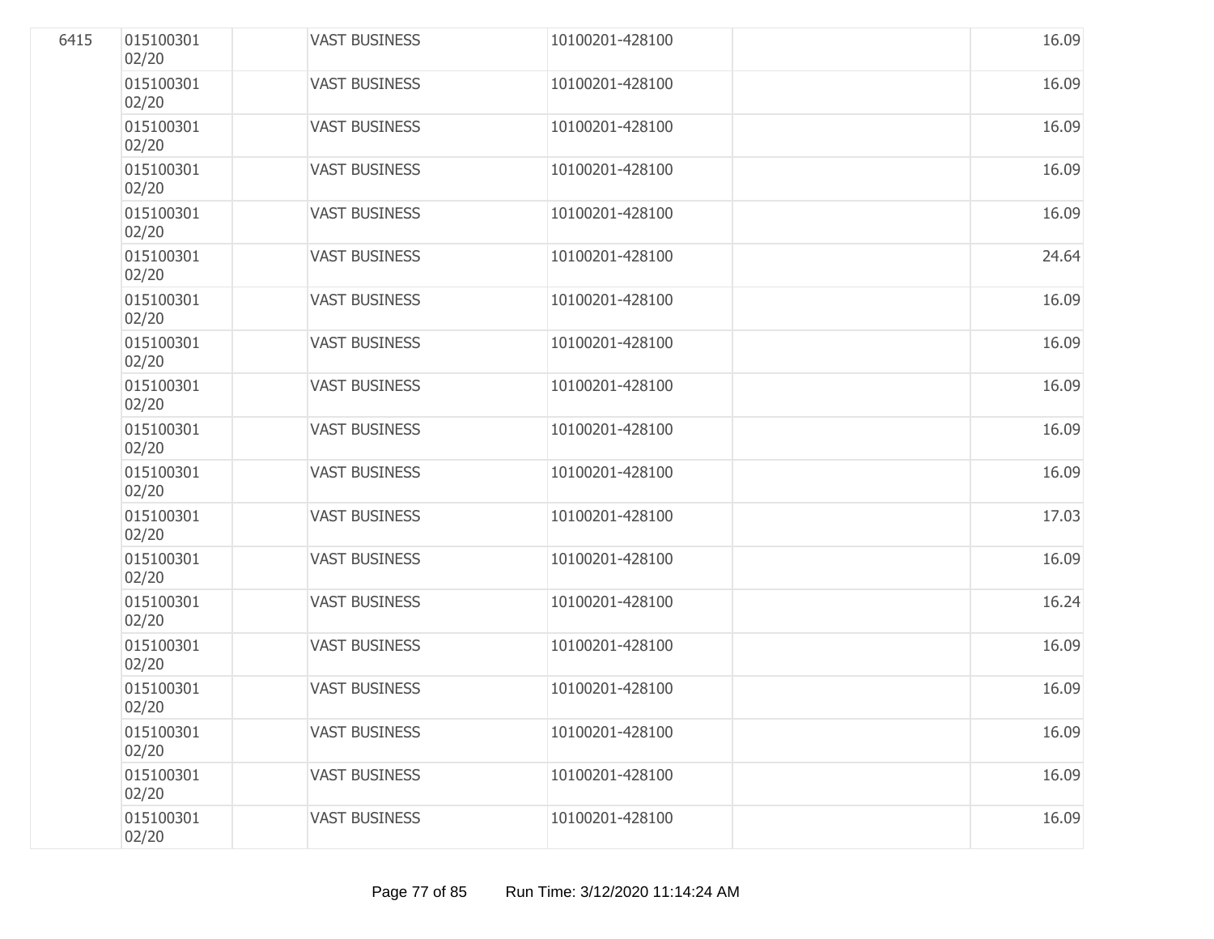| | | | | | | |
|---|---|---|---|---|---|---|
| 6415 | 015100301 02/20 | | VAST BUSINESS | 10100201-428100 | | 16.09 |
| | 015100301 02/20 | | VAST BUSINESS | 10100201-428100 | | 16.09 |
| | 015100301 02/20 | | VAST BUSINESS | 10100201-428100 | | 16.09 |
| | 015100301 02/20 | | VAST BUSINESS | 10100201-428100 | | 16.09 |
| | 015100301 02/20 | | VAST BUSINESS | 10100201-428100 | | 16.09 |
| | 015100301 02/20 | | VAST BUSINESS | 10100201-428100 | | 24.64 |
| | 015100301 02/20 | | VAST BUSINESS | 10100201-428100 | | 16.09 |
| | 015100301 02/20 | | VAST BUSINESS | 10100201-428100 | | 16.09 |
| | 015100301 02/20 | | VAST BUSINESS | 10100201-428100 | | 16.09 |
| | 015100301 02/20 | | VAST BUSINESS | 10100201-428100 | | 16.09 |
| | 015100301 02/20 | | VAST BUSINESS | 10100201-428100 | | 16.09 |
| | 015100301 02/20 | | VAST BUSINESS | 10100201-428100 | | 17.03 |
| | 015100301 02/20 | | VAST BUSINESS | 10100201-428100 | | 16.09 |
| | 015100301 02/20 | | VAST BUSINESS | 10100201-428100 | | 16.24 |
| | 015100301 02/20 | | VAST BUSINESS | 10100201-428100 | | 16.09 |
| | 015100301 02/20 | | VAST BUSINESS | 10100201-428100 | | 16.09 |
| | 015100301 02/20 | | VAST BUSINESS | 10100201-428100 | | 16.09 |
| | 015100301 02/20 | | VAST BUSINESS | 10100201-428100 | | 16.09 |
| | 015100301 02/20 | | VAST BUSINESS | 10100201-428100 | | 16.09 |

Run Time: 3/12/2020 11:14:24 AM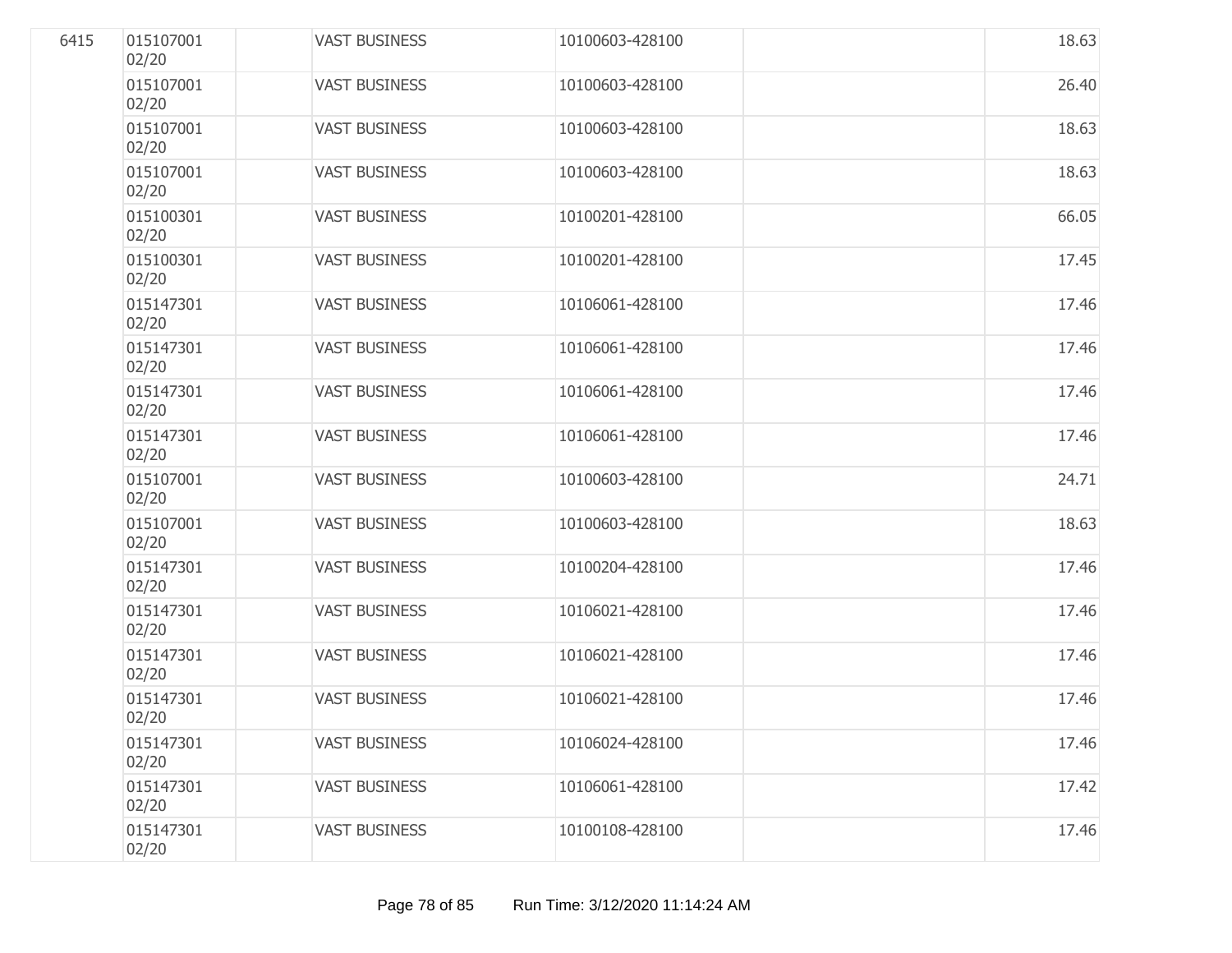| | | | | | | |
|---|---|---|---|---|---|---|
| 6415 | 015107001 02/20 | | VAST BUSINESS | 10100603-428100 | | 18.63 |
| | 015107001 02/20 | | VAST BUSINESS | 10100603-428100 | | 26.40 |
| | 015107001 02/20 | | VAST BUSINESS | 10100603-428100 | | 18.63 |
| | 015107001 02/20 | | VAST BUSINESS | 10100603-428100 | | 18.63 |
| | 015100301 02/20 | | VAST BUSINESS | 10100201-428100 | | 66.05 |
| | 015100301 02/20 | | VAST BUSINESS | 10100201-428100 | | 17.45 |
| | 015147301 02/20 | | VAST BUSINESS | 10106061-428100 | | 17.46 |
| | 015147301 02/20 | | VAST BUSINESS | 10106061-428100 | | 17.46 |
| | 015147301 02/20 | | VAST BUSINESS | 10106061-428100 | | 17.46 |
| | 015147301 02/20 | | VAST BUSINESS | 10106061-428100 | | 17.46 |
| | 015107001 02/20 | | VAST BUSINESS | 10100603-428100 | | 24.71 |
| | 015107001 02/20 | | VAST BUSINESS | 10100603-428100 | | 18.63 |
| | 015147301 02/20 | | VAST BUSINESS | 10100204-428100 | | 17.46 |
| | 015147301 02/20 | | VAST BUSINESS | 10106021-428100 | | 17.46 |
| | 015147301 02/20 | | VAST BUSINESS | 10106021-428100 | | 17.46 |
| | 015147301 02/20 | | VAST BUSINESS | 10106021-428100 | | 17.46 |
| | 015147301 02/20 | | VAST BUSINESS | 10106024-428100 | | 17.46 |
| | 015147301 02/20 | | VAST BUSINESS | 10106061-428100 | | 17.42 |
| | 015147301 02/20 | | VAST BUSINESS | 10100108-428100 | | 17.46 |

Run Time: 3/12/2020 11:14:24 AM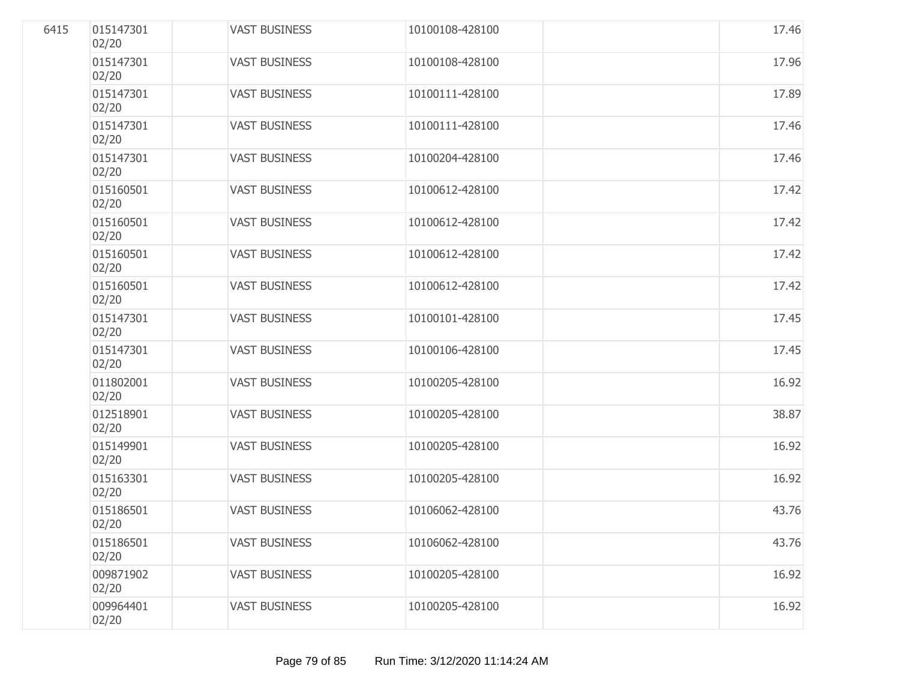| | | | | | | |
|---|---|---|---|---|---|---|
| 6415 | 015147301 02/20 | | VAST BUSINESS | 10100108-428100 | | 17.46 |
| | 015147301 02/20 | | VAST BUSINESS | 10100108-428100 | | 17.96 |
| | 015147301 02/20 | | VAST BUSINESS | 10100111-428100 | | 17.89 |
| | 015147301 02/20 | | VAST BUSINESS | 10100111-428100 | | 17.46 |
| | 015147301 02/20 | | VAST BUSINESS | 10100204-428100 | | 17.46 |
| | 015160501 02/20 | | VAST BUSINESS | 10100612-428100 | | 17.42 |
| | 015160501 02/20 | | VAST BUSINESS | 10100612-428100 | | 17.42 |
| | 015160501 02/20 | | VAST BUSINESS | 10100612-428100 | | 17.42 |
| | 015160501 02/20 | | VAST BUSINESS | 10100612-428100 | | 17.42 |
| | 015147301 02/20 | | VAST BUSINESS | 10100101-428100 | | 17.45 |
| | 015147301 02/20 | | VAST BUSINESS | 10100106-428100 | | 17.45 |
| | 011802001 02/20 | | VAST BUSINESS | 10100205-428100 | | 16.92 |
| | 012518901 02/20 | | VAST BUSINESS | 10100205-428100 | | 38.87 |
| | 015149901 02/20 | | VAST BUSINESS | 10100205-428100 | | 16.92 |
| | 015163301 02/20 | | VAST BUSINESS | 10100205-428100 | | 16.92 |
| | 015186501 02/20 | | VAST BUSINESS | 10106062-428100 | | 43.76 |
| | 015186501 02/20 | | VAST BUSINESS | 10106062-428100 | | 43.76 |
| | 009871902 02/20 | | VAST BUSINESS | 10100205-428100 | | 16.92 |
| | 009964401 02/20 | | VAST BUSINESS | 10100205-428100 | | 16.92 |

Run Time: 3/12/2020 11:14:24 AM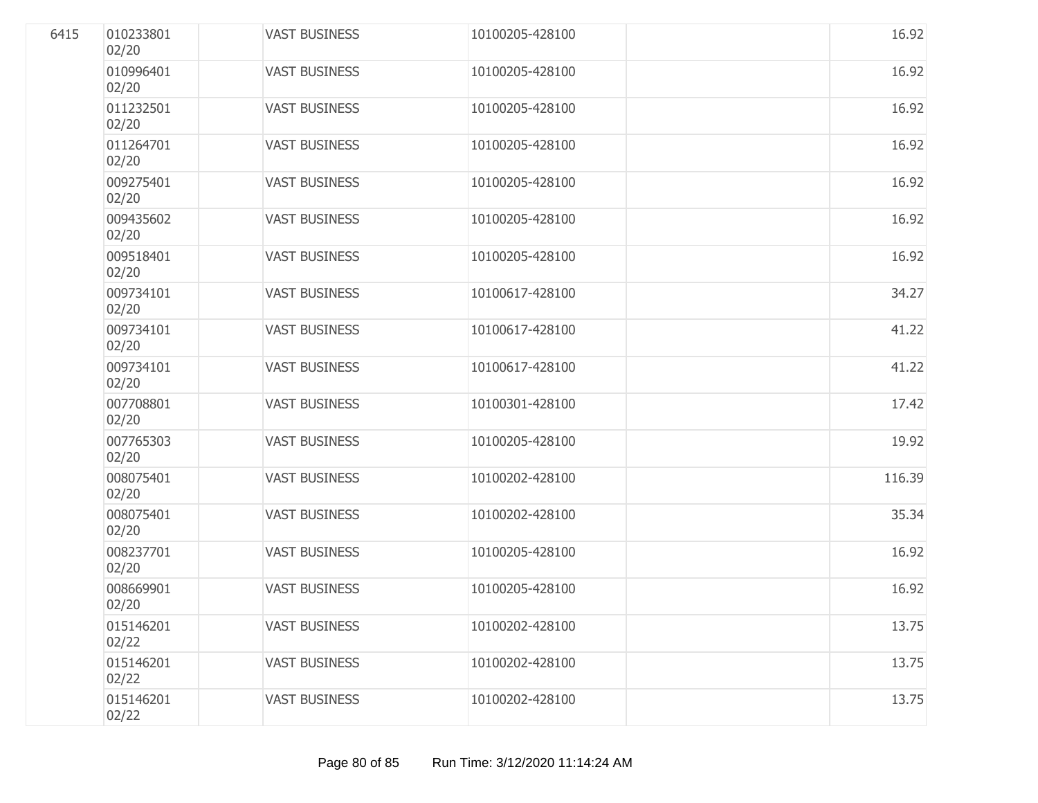| 6415 | 010233801 02/20 | | VAST BUSINESS | 10100205-428100 | | 16.92 |
|---|---|---|---|---|---|---|
| | 010996401 02/20 | | VAST BUSINESS | 10100205-428100 | | 16.92 |
| | 011232501 02/20 | | VAST BUSINESS | 10100205-428100 | | 16.92 |
| | 011264701 02/20 | | VAST BUSINESS | 10100205-428100 | | 16.92 |
| | 009275401 02/20 | | VAST BUSINESS | 10100205-428100 | | 16.92 |
| | 009435602 02/20 | | VAST BUSINESS | 10100205-428100 | | 16.92 |
| | 009518401 02/20 | | VAST BUSINESS | 10100205-428100 | | 16.92 |
| | 009734101 02/20 | | VAST BUSINESS | 10100617-428100 | | 34.27 |
| | 009734101 02/20 | | VAST BUSINESS | 10100617-428100 | | 41.22 |
| | 009734101 02/20 | | VAST BUSINESS | 10100617-428100 | | 41.22 |
| | 007708801 02/20 | | VAST BUSINESS | 10100301-428100 | | 17.42 |
| | 007765303 02/20 | | VAST BUSINESS | 10100205-428100 | | 19.92 |
| | 008075401 02/20 | | VAST BUSINESS | 10100202-428100 | | 116.39 |
| | 008075401 02/20 | | VAST BUSINESS | 10100202-428100 | | 35.34 |
| | 008237701 02/20 | | VAST BUSINESS | 10100205-428100 | | 16.92 |
| | 008669901 02/20 | | VAST BUSINESS | 10100205-428100 | | 16.92 |
| | 015146201 02/22 | | VAST BUSINESS | 10100202-428100 | | 13.75 |
| | 015146201 02/22 | | VAST BUSINESS | 10100202-428100 | | 13.75 |
| | 015146201 02/22 | | VAST BUSINESS | 10100202-428100 | | 13.75 |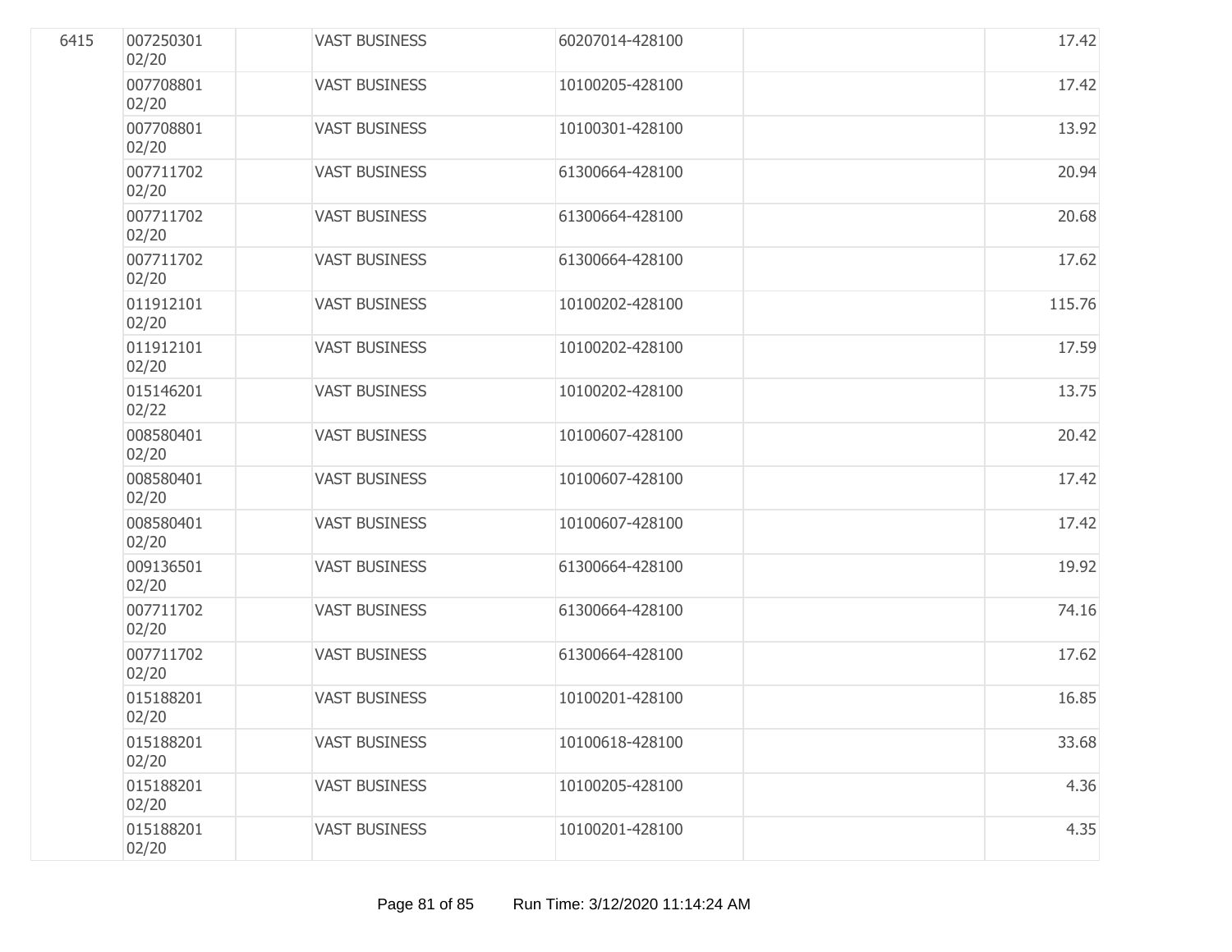| | | | | | | |
|---|---|---|---|---|---|---|
| 6415 | 007250301 02/20 | | VAST BUSINESS | 60207014-428100 | | 17.42 |
| | 007708801 02/20 | | VAST BUSINESS | 10100205-428100 | | 17.42 |
| | 007708801 02/20 | | VAST BUSINESS | 10100301-428100 | | 13.92 |
| | 007711702 02/20 | | VAST BUSINESS | 61300664-428100 | | 20.94 |
| | 007711702 02/20 | | VAST BUSINESS | 61300664-428100 | | 20.68 |
| | 007711702 02/20 | | VAST BUSINESS | 61300664-428100 | | 17.62 |
| | 011912101 02/20 | | VAST BUSINESS | 10100202-428100 | | 115.76 |
| | 011912101 02/20 | | VAST BUSINESS | 10100202-428100 | | 17.59 |
| | 015146201 02/22 | | VAST BUSINESS | 10100202-428100 | | 13.75 |
| | 008580401 02/20 | | VAST BUSINESS | 10100607-428100 | | 20.42 |
| | 008580401 02/20 | | VAST BUSINESS | 10100607-428100 | | 17.42 |
| | 008580401 02/20 | | VAST BUSINESS | 10100607-428100 | | 17.42 |
| | 009136501 02/20 | | VAST BUSINESS | 61300664-428100 | | 19.92 |
| | 007711702 02/20 | | VAST BUSINESS | 61300664-428100 | | 74.16 |
| | 007711702 02/20 | | VAST BUSINESS | 61300664-428100 | | 17.62 |
| | 015188201 02/20 | | VAST BUSINESS | 10100201-428100 | | 16.85 |
| | 015188201 02/20 | | VAST BUSINESS | 10100618-428100 | | 33.68 |
| | 015188201 02/20 | | VAST BUSINESS | 10100205-428100 | | 4.36 |
| | 015188201 02/20 | | VAST BUSINESS | 10100201-428100 | | 4.35 |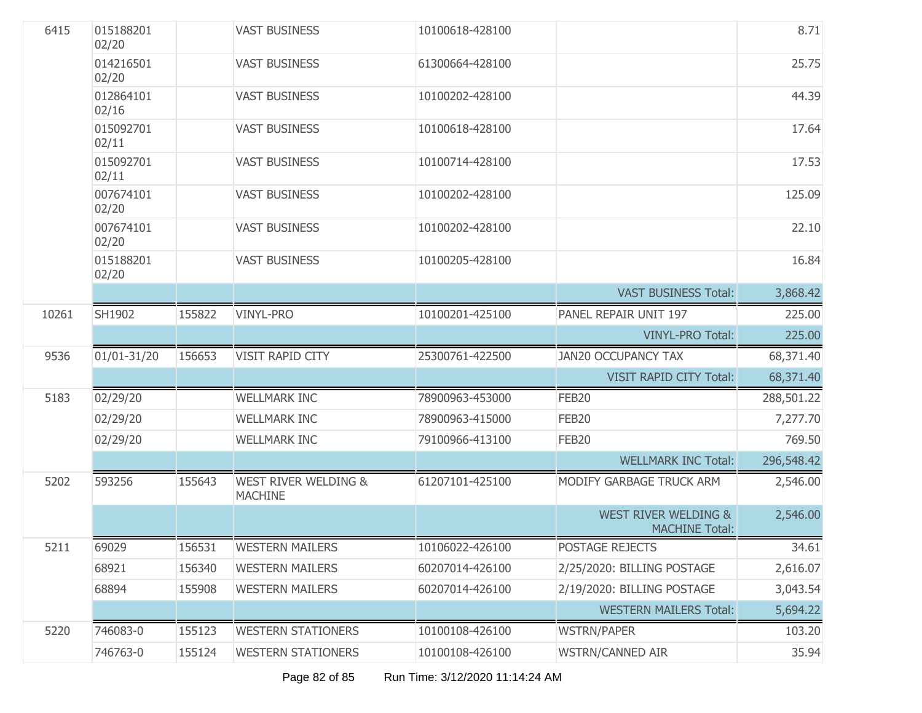| | | | | | | |
|---|---|---|---|---|---|---|
| 6415 | 015188201 02/20 | | VAST BUSINESS | 10100618-428100 | | 8.71 |
| | 014216501 02/20 | | VAST BUSINESS | 61300664-428100 | | 25.75 |
| | 012864101 02/16 | | VAST BUSINESS | 10100202-428100 | | 44.39 |
| | 015092701 02/11 | | VAST BUSINESS | 10100618-428100 | | 17.64 |
| | 015092701 02/11 | | VAST BUSINESS | 10100714-428100 | | 17.53 |
| | 007674101 02/20 | | VAST BUSINESS | 10100202-428100 | | 125.09 |
| | 007674101 02/20 | | VAST BUSINESS | 10100202-428100 | | 22.10 |
| | 015188201 02/20 | | VAST BUSINESS | 10100205-428100 | | 16.84 |
| | | | | | VAST BUSINESS Total: | 3,868.42 |
| 10261 | SH1902 | 155822 | VINYL-PRO | 10100201-425100 | PANEL REPAIR UNIT 197 | 225.00 |
| | | | | | VINYL-PRO Total: | 225.00 |
| 9536 | 01/01-31/20 | 156653 | VISIT RAPID CITY | 25300761-422500 | JAN20 OCCUPANCY TAX | 68,371.40 |
| | | | | | VISIT RAPID CITY Total: | 68,371.40 |
| 5183 | 02/29/20 | | WELLMARK INC | 78900963-453000 | FEB20 | 288,501.22 |
| | 02/29/20 | | WELLMARK INC | 78900963-415000 | FEB20 | 7,277.70 |
| | 02/29/20 | | WELLMARK INC | 79100966-413100 | FEB20 | 769.50 |
| | | | | | WELLMARK INC Total: | 296,548.42 |
| 5202 | 593256 | 155643 | WEST RIVER WELDING & MACHINE | 61207101-425100 | MODIFY GARBAGE TRUCK ARM | 2,546.00 |
| | | | | | WEST RIVER WELDING & MACHINE Total: | 2,546.00 |
| 5211 | 69029 | 156531 | WESTERN MAILERS | 10106022-426100 | POSTAGE REJECTS | 34.61 |
| | 68921 | 156340 | WESTERN MAILERS | 60207014-426100 | 2/25/2020: BILLING POSTAGE | 2,616.07 |
| | 68894 | 155908 | WESTERN MAILERS | 60207014-426100 | 2/19/2020: BILLING POSTAGE | 3,043.54 |
| | | | | | WESTERN MAILERS Total: | 5,694.22 |
| 5220 | 746083-0 | 155123 | WESTERN STATIONERS | 10100108-426100 | WSTRN/PAPER | 103.20 |
| | 746763-0 | 155124 | WESTERN STATIONERS | 10100108-426100 | WSTRN/CANNED AIR | 35.94 |

Run Time: 3/12/2020 11:14:24 AM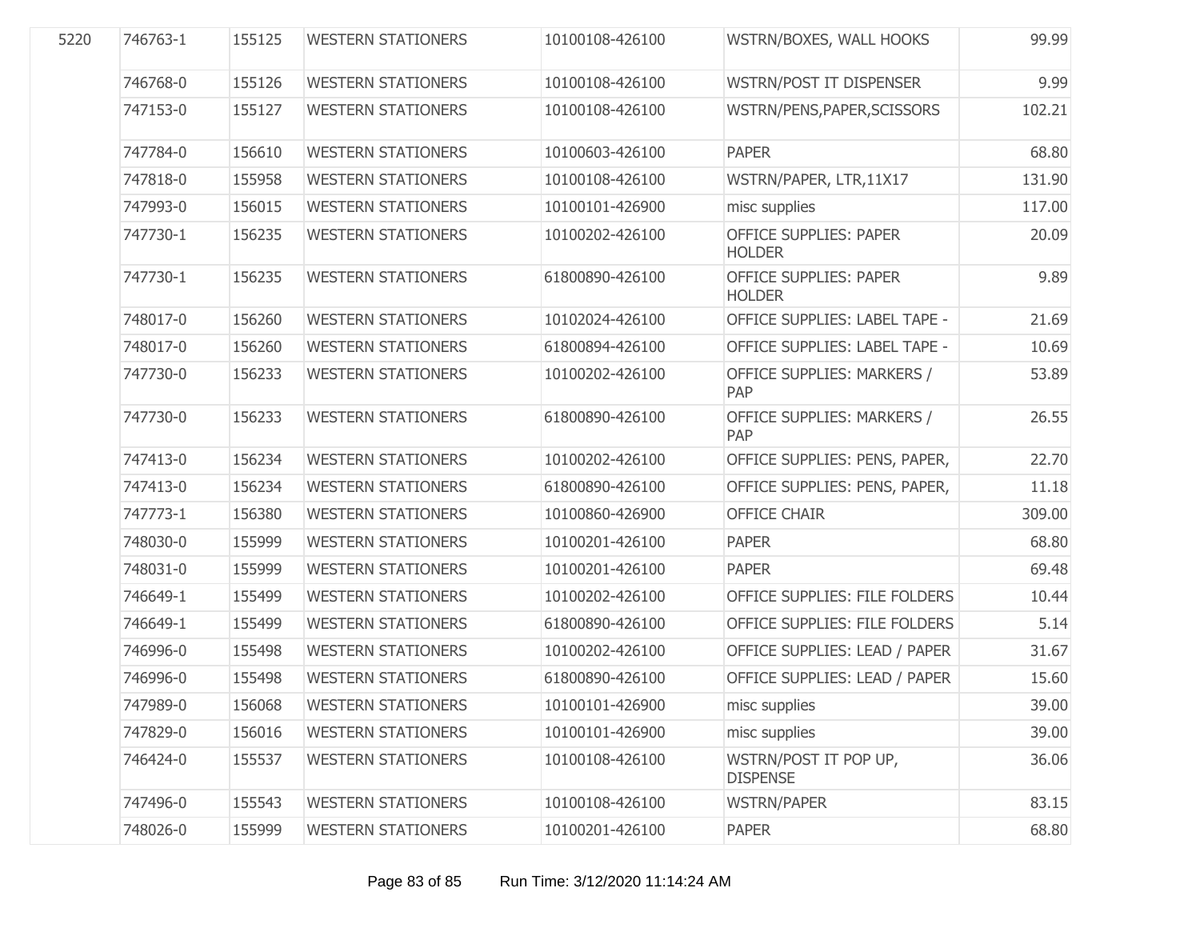| | | | | | | |
|---|---|---|---|---|---|---|
| 5220 | 746763-1 | 155125 | WESTERN STATIONERS | 10100108-426100 | WSTRN/BOXES, WALL HOOKS | 99.99 |
| | 746768-0 | 155126 | WESTERN STATIONERS | 10100108-426100 | WSTRN/POST IT DISPENSER | 9.99 |
| | 747153-0 | 155127 | WESTERN STATIONERS | 10100108-426100 | WSTRN/PENS,PAPER,SCISSORS | 102.21 |
| | 747784-0 | 156610 | WESTERN STATIONERS | 10100603-426100 | PAPER | 68.80 |
| | 747818-0 | 155958 | WESTERN STATIONERS | 10100108-426100 | WSTRN/PAPER, LTR,11X17 | 131.90 |
| | 747993-0 | 156015 | WESTERN STATIONERS | 10100101-426900 | misc supplies | 117.00 |
| | 747730-1 | 156235 | WESTERN STATIONERS | 10100202-426100 | OFFICE SUPPLIES: PAPER HOLDER | 20.09 |
| | 747730-1 | 156235 | WESTERN STATIONERS | 61800890-426100 | OFFICE SUPPLIES: PAPER HOLDER | 9.89 |
| | 748017-0 | 156260 | WESTERN STATIONERS | 10102024-426100 | OFFICE SUPPLIES: LABEL TAPE - | 21.69 |
| | 748017-0 | 156260 | WESTERN STATIONERS | 61800894-426100 | OFFICE SUPPLIES: LABEL TAPE - | 10.69 |
| | 747730-0 | 156233 | WESTERN STATIONERS | 10100202-426100 | OFFICE SUPPLIES: MARKERS / PAP | 53.89 |
| | 747730-0 | 156233 | WESTERN STATIONERS | 61800890-426100 | OFFICE SUPPLIES: MARKERS / PAP | 26.55 |
| | 747413-0 | 156234 | WESTERN STATIONERS | 10100202-426100 | OFFICE SUPPLIES: PENS, PAPER, | 22.70 |
| | 747413-0 | 156234 | WESTERN STATIONERS | 61800890-426100 | OFFICE SUPPLIES: PENS, PAPER, | 11.18 |
| | 747773-1 | 156380 | WESTERN STATIONERS | 10100860-426900 | OFFICE CHAIR | 309.00 |
| | 748030-0 | 155999 | WESTERN STATIONERS | 10100201-426100 | PAPER | 68.80 |
| | 748031-0 | 155999 | WESTERN STATIONERS | 10100201-426100 | PAPER | 69.48 |
| | 746649-1 | 155499 | WESTERN STATIONERS | 10100202-426100 | OFFICE SUPPLIES: FILE FOLDERS | 10.44 |
| | 746649-1 | 155499 | WESTERN STATIONERS | 61800890-426100 | OFFICE SUPPLIES: FILE FOLDERS | 5.14 |
| | 746996-0 | 155498 | WESTERN STATIONERS | 10100202-426100 | OFFICE SUPPLIES: LEAD / PAPER | 31.67 |
| | 746996-0 | 155498 | WESTERN STATIONERS | 61800890-426100 | OFFICE SUPPLIES: LEAD / PAPER | 15.60 |
| | 747989-0 | 156068 | WESTERN STATIONERS | 10100101-426900 | misc supplies | 39.00 |
| | 747829-0 | 156016 | WESTERN STATIONERS | 10100101-426900 | misc supplies | 39.00 |
| | 746424-0 | 155537 | WESTERN STATIONERS | 10100108-426100 | WSTRN/POST IT POP UP, DISPENSE | 36.06 |
| | 747496-0 | 155543 | WESTERN STATIONERS | 10100108-426100 | WSTRN/PAPER | 83.15 |
| | 748026-0 | 155999 | WESTERN STATIONERS | 10100201-426100 | PAPER | 68.80 |

Run Time: 3/12/2020 11:14:24 AM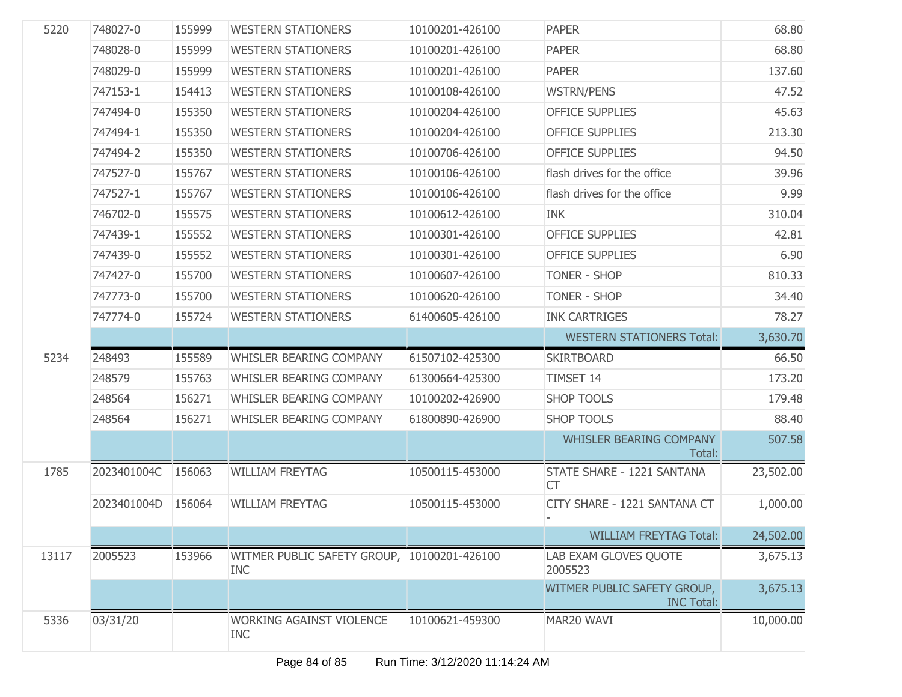| | | | | | | |
|---|---|---|---|---|---|---|
| 5220 | 748027-0 | 155999 | WESTERN STATIONERS | 10100201-426100 | PAPER | 68.80 |
| | 748028-0 | 155999 | WESTERN STATIONERS | 10100201-426100 | PAPER | 68.80 |
| | 748029-0 | 155999 | WESTERN STATIONERS | 10100201-426100 | PAPER | 137.60 |
| | 747153-1 | 154413 | WESTERN STATIONERS | 10100108-426100 | WSTRN/PENS | 47.52 |
| | 747494-0 | 155350 | WESTERN STATIONERS | 10100204-426100 | OFFICE SUPPLIES | 45.63 |
| | 747494-1 | 155350 | WESTERN STATIONERS | 10100204-426100 | OFFICE SUPPLIES | 213.30 |
| | 747494-2 | 155350 | WESTERN STATIONERS | 10100706-426100 | OFFICE SUPPLIES | 94.50 |
| | 747527-0 | 155767 | WESTERN STATIONERS | 10100106-426100 | flash drives for the office | 39.96 |
| | 747527-1 | 155767 | WESTERN STATIONERS | 10100106-426100 | flash drives for the office | 9.99 |
| | 746702-0 | 155575 | WESTERN STATIONERS | 10100612-426100 | INK | 310.04 |
| | 747439-1 | 155552 | WESTERN STATIONERS | 10100301-426100 | OFFICE SUPPLIES | 42.81 |
| | 747439-0 | 155552 | WESTERN STATIONERS | 10100301-426100 | OFFICE SUPPLIES | 6.90 |
| | 747427-0 | 155700 | WESTERN STATIONERS | 10100607-426100 | TONER - SHOP | 810.33 |
| | 747773-0 | 155700 | WESTERN STATIONERS | 10100620-426100 | TONER - SHOP | 34.40 |
| | 747774-0 | 155724 | WESTERN STATIONERS | 61400605-426100 | INK CARTRIGES | 78.27 |
| | | | | | WESTERN STATIONERS Total: | 3,630.70 |
| 5234 | 248493 | 155589 | WHISLER BEARING COMPANY | 61507102-425300 | SKIRTBOARD | 66.50 |
| | 248579 | 155763 | WHISLER BEARING COMPANY | 61300664-425300 | TIMSET 14 | 173.20 |
| | 248564 | 156271 | WHISLER BEARING COMPANY | 10100202-426900 | SHOP TOOLS | 179.48 |
| | 248564 | 156271 | WHISLER BEARING COMPANY | 61800890-426900 | SHOP TOOLS | 88.40 |
| | | | | | WHISLER BEARING COMPANY Total: | 507.58 |
| 1785 | 2023401004C | 156063 | WILLIAM FREYTAG | 10500115-453000 | STATE SHARE - 1221 SANTANA CT | 23,502.00 |
| | 2023401004D | 156064 | WILLIAM FREYTAG | 10500115-453000 | CITY SHARE - 1221 SANTANA CT - | 1,000.00 |
| | | | | | WILLIAM FREYTAG Total: | 24,502.00 |
| 13117 | 2005523 | 153966 | WITMER PUBLIC SAFETY GROUP, INC | 10100201-426100 | LAB EXAM GLOVES QUOTE 2005523 | 3,675.13 |
| | | | | | WITMER PUBLIC SAFETY GROUP, INC Total: | 3,675.13 |
| 5336 | 03/31/20 | | WORKING AGAINST VIOLENCE INC | 10100621-459300 | MAR20 WAVI | 10,000.00 |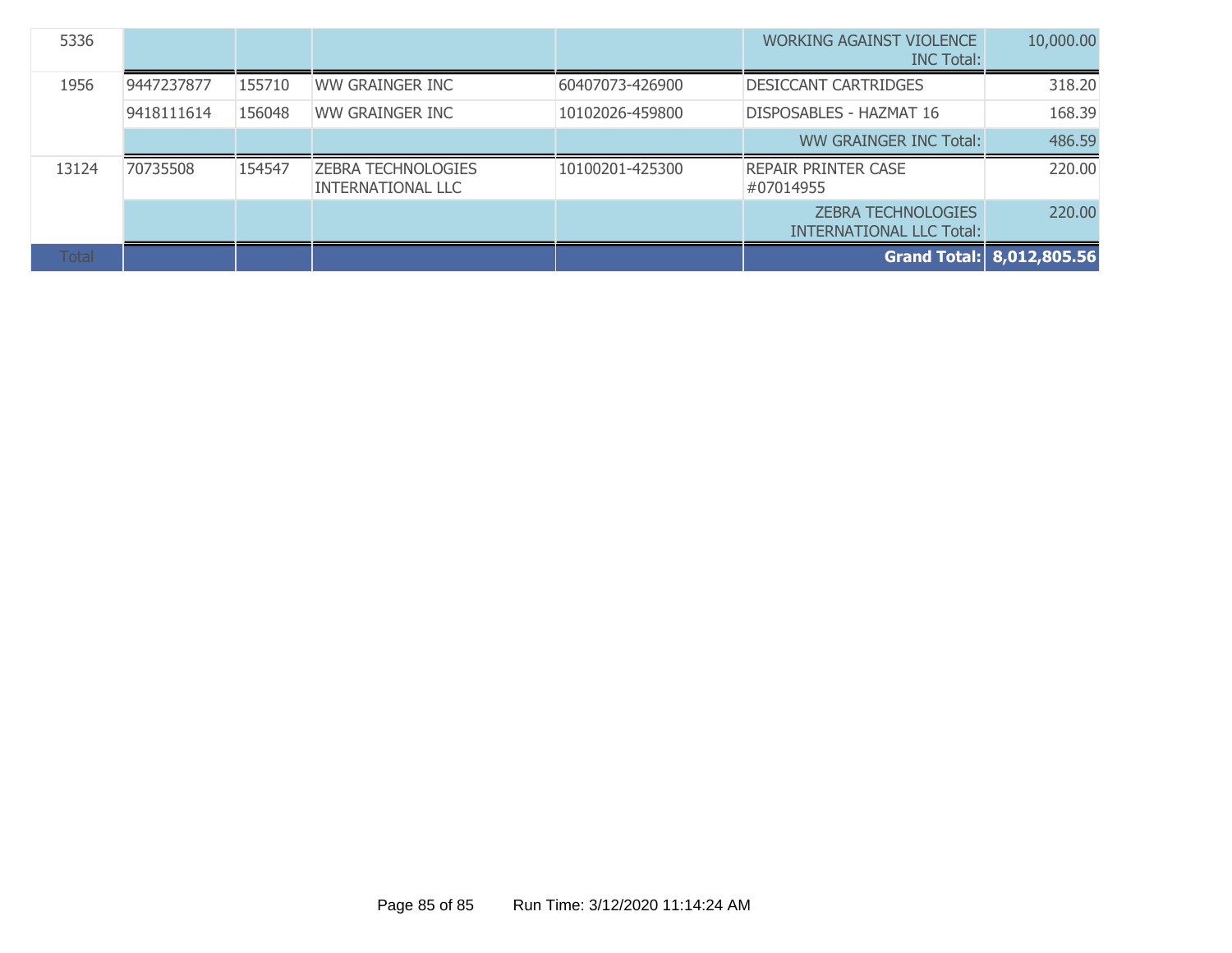| | | | | | | |
|---|---|---|---|---|---|---|
| 5336 | | | | | WORKING AGAINST VIOLENCE INC Total: | 10,000.00 |
| 1956 | 9447237877 | 155710 | WW GRAINGER INC | 60407073-426900 | DESICCANT CARTRIDGES | 318.20 |
| | 9418111614 | 156048 | WW GRAINGER INC | 10102026-459800 | DISPOSABLES - HAZMAT 16 | 168.39 |
| | | | | | WW GRAINGER INC Total: | 486.59 |
| 13124 | 70735508 | 154547 | ZEBRA TECHNOLOGIES INTERNATIONAL LLC | 10100201-425300 | REPAIR PRINTER CASE #07014955 | 220.00 |
| | | | | | ZEBRA TECHNOLOGIES INTERNATIONAL LLC Total: | 220.00 |
| Total | | | | | **Grand Total:** | **8,012,805.56** |

Run Time: 3/12/2020 11:14:24 AM